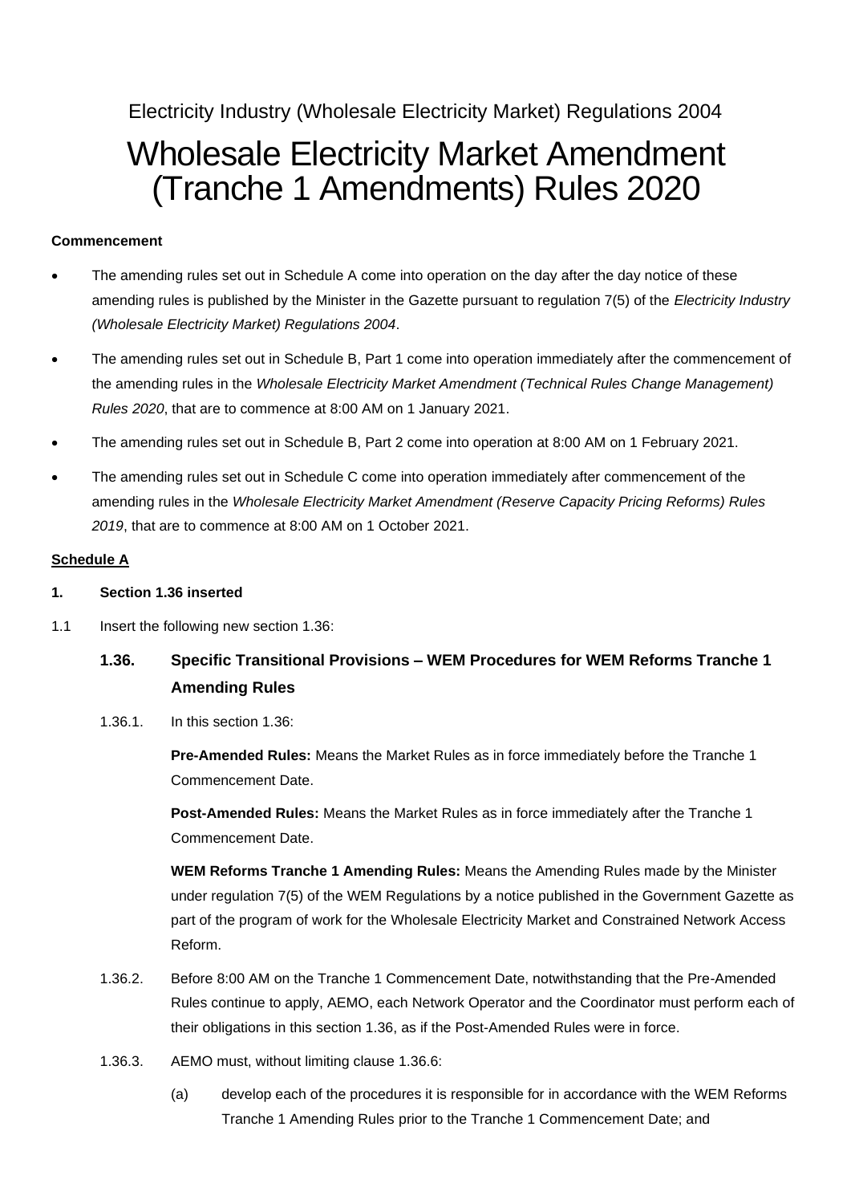Electricity Industry (Wholesale Electricity Market) Regulations 2004

# Wholesale Electricity Market Amendment (Tranche 1 Amendments) Rules 2020

**Commencement**

- The amending rules set out in Schedule A come into operation on the day after the day notice of these amending rules is published by the Minister in the Gazette pursuant to regulation 7(5) of the *Electricity Industry (Wholesale Electricity Market) Regulations 2004*.
- The amending rules set out in Schedule B, Part 1 come into operation immediately after the commencement of the amending rules in the *Wholesale Electricity Market Amendment (Technical Rules Change Management) Rules 2020*, that are to commence at 8:00 AM on 1 January 2021.
- The amending rules set out in Schedule B, Part 2 come into operation at 8:00 AM on 1 February 2021.
- The amending rules set out in Schedule C come into operation immediately after commencement of the amending rules in the *Wholesale Electricity Market Amendment (Reserve Capacity Pricing Reforms) Rules 2019*, that are to commence at 8:00 AM on 1 October 2021.

**Schedule A**

**1. Section 1.36 inserted**

1.1 Insert the following new section 1.36:

### 1.36. Specific Transitional Provisions – WEM Procedures for WEM Reforms Tranche 1 Amending Rules

1.36.1. In this section 1.36:

**Pre-Amended Rules:** Means the Market Rules as in force immediately before the Tranche 1 Commencement Date.

**Post-Amended Rules:** Means the Market Rules as in force immediately after the Tranche 1 Commencement Date.

**WEM Reforms Tranche 1 Amending Rules:** Means the Amending Rules made by the Minister under regulation 7(5) of the WEM Regulations by a notice published in the Government Gazette as part of the program of work for the Wholesale Electricity Market and Constrained Network Access Reform.

1.36.2. Before 8:00 AM on the Tranche 1 Commencement Date, notwithstanding that the Pre-Amended Rules continue to apply, AEMO, each Network Operator and the Coordinator must perform each of their obligations in this section 1.36, as if the Post-Amended Rules were in force.

1.36.3. AEMO must, without limiting clause 1.36.6:

(a) develop each of the procedures it is responsible for in accordance with the WEM Reforms Tranche 1 Amending Rules prior to the Tranche 1 Commencement Date; and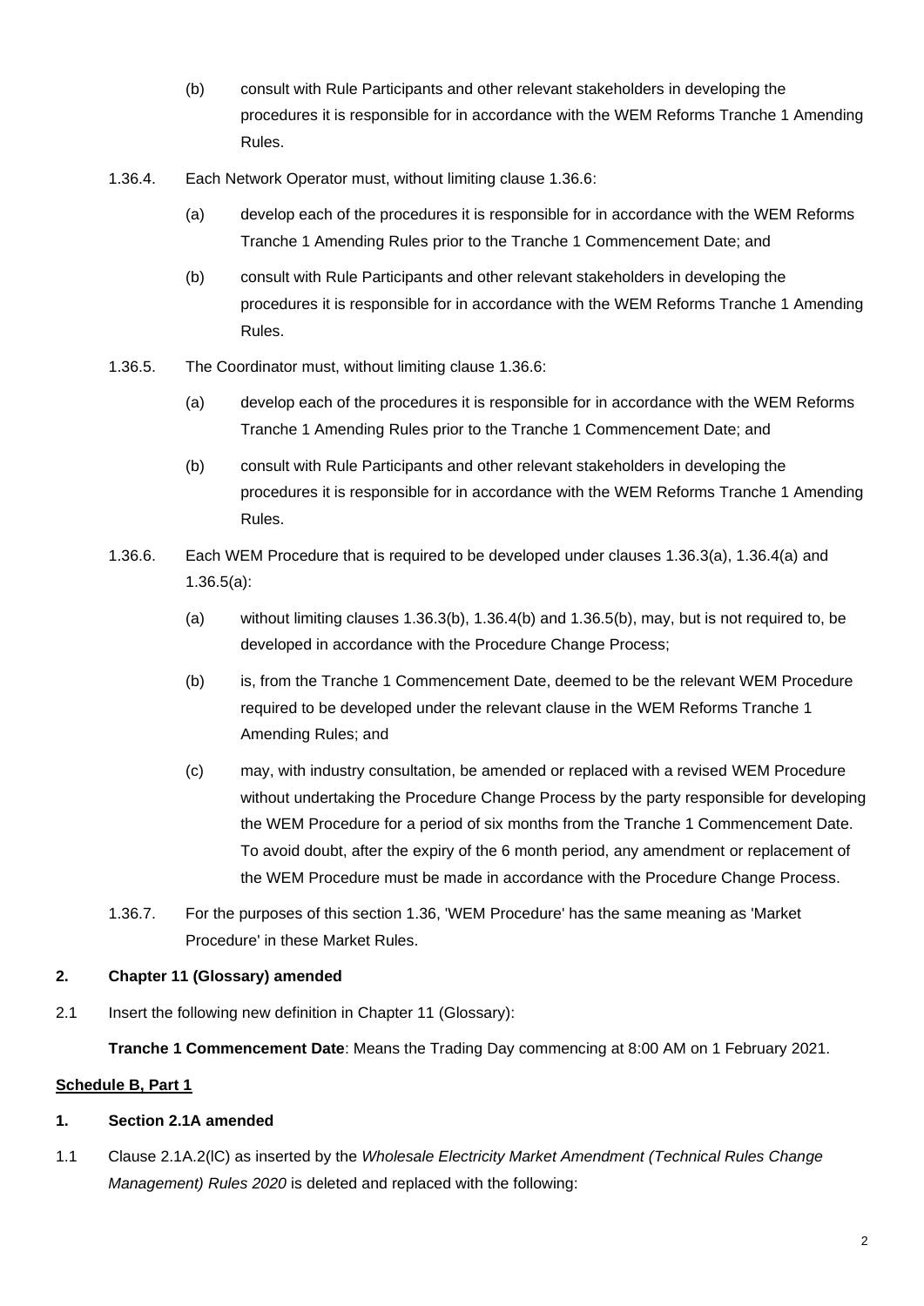(b) consult with Rule Participants and other relevant stakeholders in developing the procedures it is responsible for in accordance with the WEM Reforms Tranche 1 Amending Rules.

1.36.4. Each Network Operator must, without limiting clause 1.36.6:

(a) develop each of the procedures it is responsible for in accordance with the WEM Reforms Tranche 1 Amending Rules prior to the Tranche 1 Commencement Date; and

(b) consult with Rule Participants and other relevant stakeholders in developing the procedures it is responsible for in accordance with the WEM Reforms Tranche 1 Amending Rules.

1.36.5. The Coordinator must, without limiting clause 1.36.6:

(a) develop each of the procedures it is responsible for in accordance with the WEM Reforms Tranche 1 Amending Rules prior to the Tranche 1 Commencement Date; and

(b) consult with Rule Participants and other relevant stakeholders in developing the procedures it is responsible for in accordance with the WEM Reforms Tranche 1 Amending Rules.

1.36.6. Each WEM Procedure that is required to be developed under clauses 1.36.3(a), 1.36.4(a) and 1.36.5(a):

(a) without limiting clauses 1.36.3(b), 1.36.4(b) and 1.36.5(b), may, but is not required to, be developed in accordance with the Procedure Change Process;

(b) is, from the Tranche 1 Commencement Date, deemed to be the relevant WEM Procedure required to be developed under the relevant clause in the WEM Reforms Tranche 1 Amending Rules; and

(c) may, with industry consultation, be amended or replaced with a revised WEM Procedure without undertaking the Procedure Change Process by the party responsible for developing the WEM Procedure for a period of six months from the Tranche 1 Commencement Date. To avoid doubt, after the expiry of the 6 month period, any amendment or replacement of the WEM Procedure must be made in accordance with the Procedure Change Process.

1.36.7. For the purposes of this section 1.36, 'WEM Procedure' has the same meaning as 'Market Procedure' in these Market Rules.

**2. Chapter 11 (Glossary) amended**

2.1 Insert the following new definition in Chapter 11 (Glossary):

**Tranche 1 Commencement Date**: Means the Trading Day commencing at 8:00 AM on 1 February 2021.

**Schedule B, Part 1**

**1. Section 2.1A amended**

1.1 Clause 2.1A.2(lC) as inserted by the *Wholesale Electricity Market Amendment (Technical Rules Change Management) Rules 2020* is deleted and replaced with the following: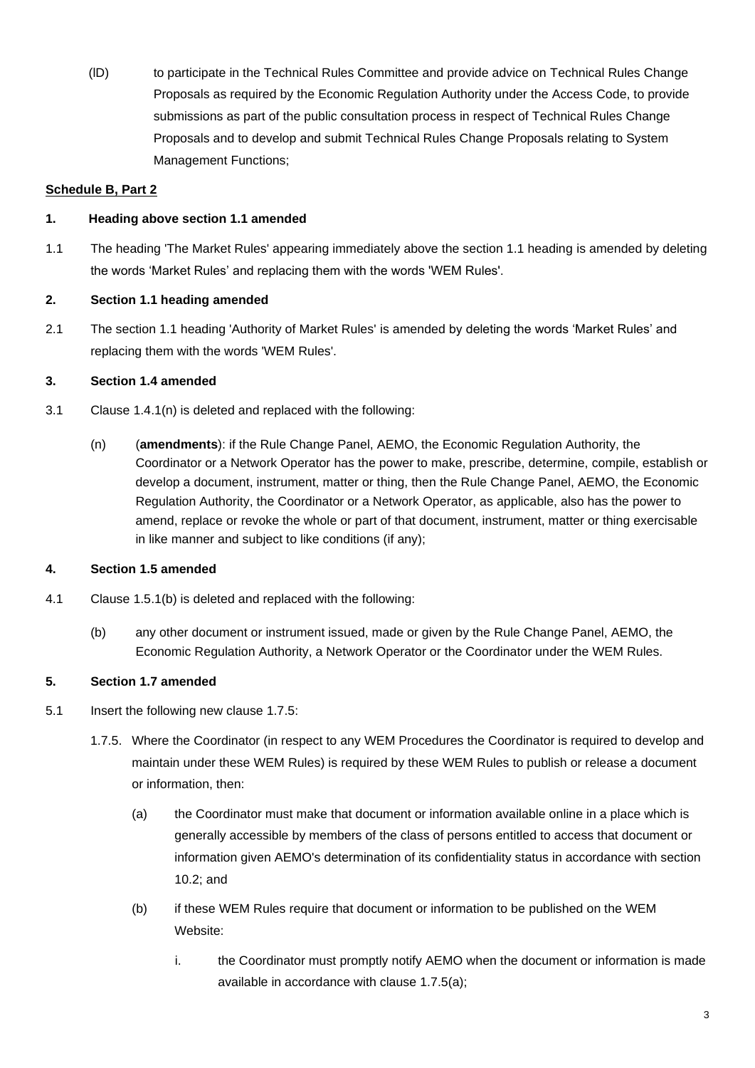(lD) to participate in the Technical Rules Committee and provide advice on Technical Rules Change Proposals as required by the Economic Regulation Authority under the Access Code, to provide submissions as part of the public consultation process in respect of Technical Rules Change Proposals and to develop and submit Technical Rules Change Proposals relating to System Management Functions;

**Schedule B, Part 2**

**1. Heading above section 1.1 amended**

1.1 The heading 'The Market Rules' appearing immediately above the section 1.1 heading is amended by deleting the words 'Market Rules' and replacing them with the words 'WEM Rules'.

**2. Section 1.1 heading amended**

2.1 The section 1.1 heading 'Authority of Market Rules' is amended by deleting the words 'Market Rules' and replacing them with the words 'WEM Rules'.

**3. Section 1.4 amended**

3.1 Clause 1.4.1(n) is deleted and replaced with the following:

(n) (**amendments**): if the Rule Change Panel, AEMO, the Economic Regulation Authority, the Coordinator or a Network Operator has the power to make, prescribe, determine, compile, establish or develop a document, instrument, matter or thing, then the Rule Change Panel, AEMO, the Economic Regulation Authority, the Coordinator or a Network Operator, as applicable, also has the power to amend, replace or revoke the whole or part of that document, instrument, matter or thing exercisable in like manner and subject to like conditions (if any);

**4. Section 1.5 amended**

4.1 Clause 1.5.1(b) is deleted and replaced with the following:

(b) any other document or instrument issued, made or given by the Rule Change Panel, AEMO, the Economic Regulation Authority, a Network Operator or the Coordinator under the WEM Rules.

**5. Section 1.7 amended**

5.1 Insert the following new clause 1.7.5:

1.7.5. Where the Coordinator (in respect to any WEM Procedures the Coordinator is required to develop and maintain under these WEM Rules) is required by these WEM Rules to publish or release a document or information, then:

(a) the Coordinator must make that document or information available online in a place which is generally accessible by members of the class of persons entitled to access that document or information given AEMO's determination of its confidentiality status in accordance with section 10.2; and

(b) if these WEM Rules require that document or information to be published on the WEM Website:

i. the Coordinator must promptly notify AEMO when the document or information is made available in accordance with clause 1.7.5(a);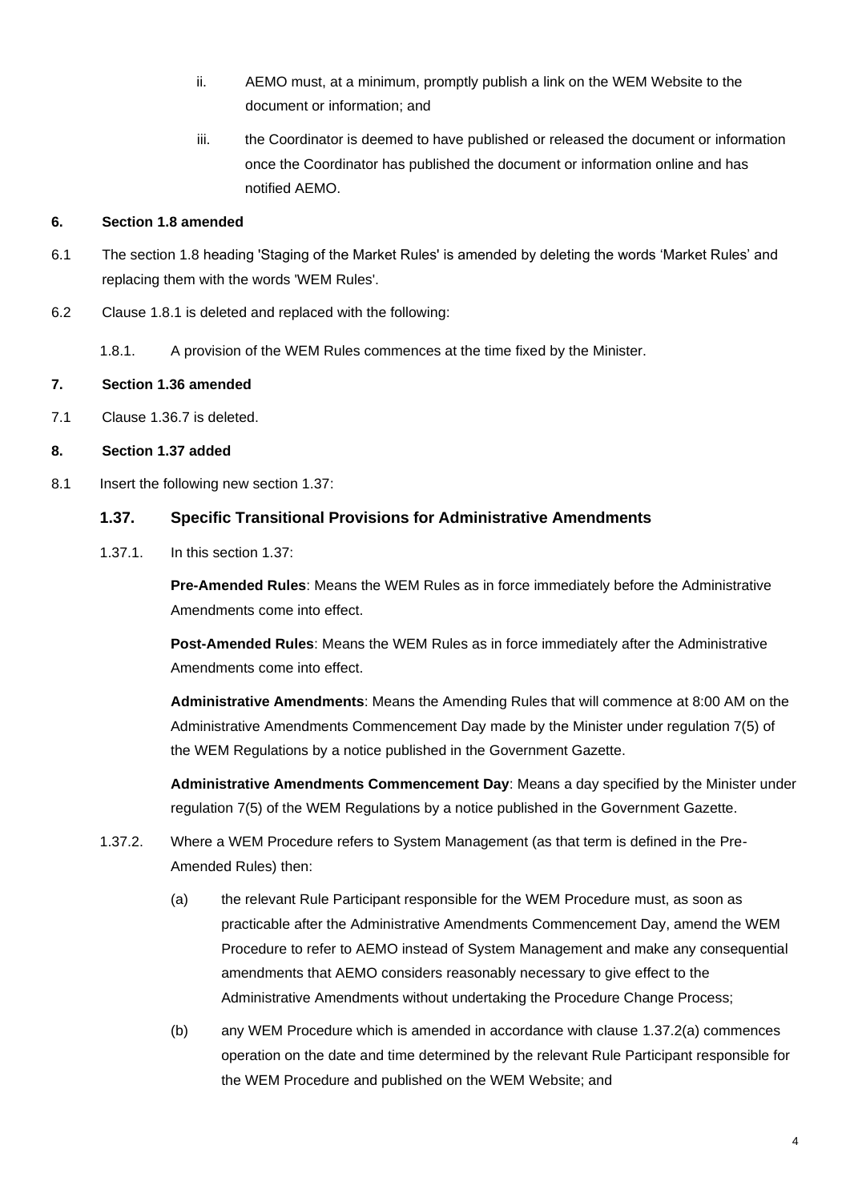ii. AEMO must, at a minimum, promptly publish a link on the WEM Website to the document or information; and

iii. the Coordinator is deemed to have published or released the document or information once the Coordinator has published the document or information online and has notified AEMO.

**6. Section 1.8 amended**

6.1 The section 1.8 heading 'Staging of the Market Rules' is amended by deleting the words 'Market Rules' and replacing them with the words 'WEM Rules'.

6.2 Clause 1.8.1 is deleted and replaced with the following:

1.8.1. A provision of the WEM Rules commences at the time fixed by the Minister.

**7. Section 1.36 amended**

7.1 Clause 1.36.7 is deleted.

**8. Section 1.37 added**

8.1 Insert the following new section 1.37:

### 1.37. Specific Transitional Provisions for Administrative Amendments

1.37.1. In this section 1.37:

**Pre-Amended Rules**: Means the WEM Rules as in force immediately before the Administrative Amendments come into effect.

**Post-Amended Rules**: Means the WEM Rules as in force immediately after the Administrative Amendments come into effect.

**Administrative Amendments**: Means the Amending Rules that will commence at 8:00 AM on the Administrative Amendments Commencement Day made by the Minister under regulation 7(5) of the WEM Regulations by a notice published in the Government Gazette.

**Administrative Amendments Commencement Day**: Means a day specified by the Minister under regulation 7(5) of the WEM Regulations by a notice published in the Government Gazette.

1.37.2. Where a WEM Procedure refers to System Management (as that term is defined in the Pre-Amended Rules) then:

(a) the relevant Rule Participant responsible for the WEM Procedure must, as soon as practicable after the Administrative Amendments Commencement Day, amend the WEM Procedure to refer to AEMO instead of System Management and make any consequential amendments that AEMO considers reasonably necessary to give effect to the Administrative Amendments without undertaking the Procedure Change Process;

(b) any WEM Procedure which is amended in accordance with clause 1.37.2(a) commences operation on the date and time determined by the relevant Rule Participant responsible for the WEM Procedure and published on the WEM Website; and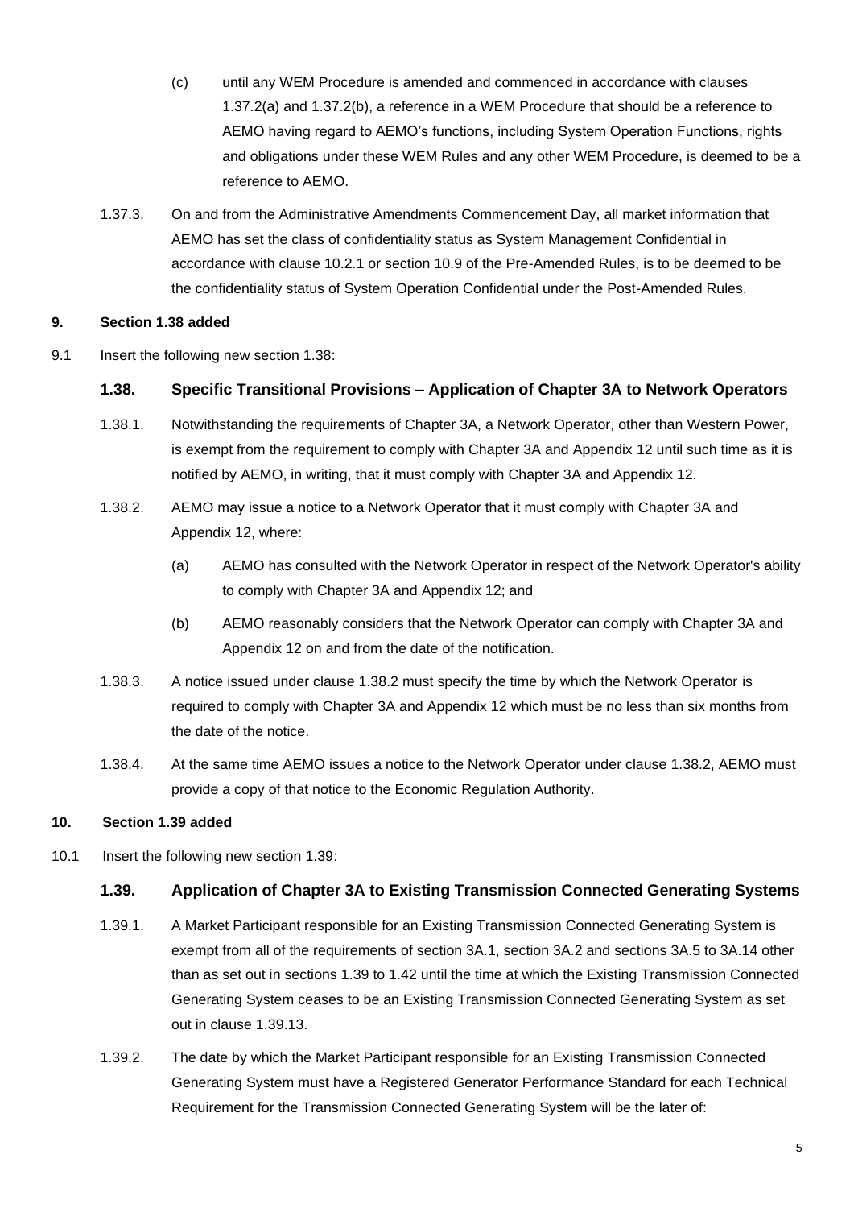(c) until any WEM Procedure is amended and commenced in accordance with clauses 1.37.2(a) and 1.37.2(b), a reference in a WEM Procedure that should be a reference to AEMO having regard to AEMO's functions, including System Operation Functions, rights and obligations under these WEM Rules and any other WEM Procedure, is deemed to be a reference to AEMO.

1.37.3. On and from the Administrative Amendments Commencement Day, all market information that AEMO has set the class of confidentiality status as System Management Confidential in accordance with clause 10.2.1 or section 10.9 of the Pre-Amended Rules, is to be deemed to be the confidentiality status of System Operation Confidential under the Post-Amended Rules.

**9. Section 1.38 added**

9.1 Insert the following new section 1.38:

### 1.38. Specific Transitional Provisions – Application of Chapter 3A to Network Operators

1.38.1. Notwithstanding the requirements of Chapter 3A, a Network Operator, other than Western Power, is exempt from the requirement to comply with Chapter 3A and Appendix 12 until such time as it is notified by AEMO, in writing, that it must comply with Chapter 3A and Appendix 12.

1.38.2. AEMO may issue a notice to a Network Operator that it must comply with Chapter 3A and Appendix 12, where:

(a) AEMO has consulted with the Network Operator in respect of the Network Operator's ability to comply with Chapter 3A and Appendix 12; and

(b) AEMO reasonably considers that the Network Operator can comply with Chapter 3A and Appendix 12 on and from the date of the notification.

1.38.3. A notice issued under clause 1.38.2 must specify the time by which the Network Operator is required to comply with Chapter 3A and Appendix 12 which must be no less than six months from the date of the notice.

1.38.4. At the same time AEMO issues a notice to the Network Operator under clause 1.38.2, AEMO must provide a copy of that notice to the Economic Regulation Authority.

**10. Section 1.39 added**

10.1 Insert the following new section 1.39:

### 1.39. Application of Chapter 3A to Existing Transmission Connected Generating Systems

1.39.1. A Market Participant responsible for an Existing Transmission Connected Generating System is exempt from all of the requirements of section 3A.1, section 3A.2 and sections 3A.5 to 3A.14 other than as set out in sections 1.39 to 1.42 until the time at which the Existing Transmission Connected Generating System ceases to be an Existing Transmission Connected Generating System as set out in clause 1.39.13.

1.39.2. The date by which the Market Participant responsible for an Existing Transmission Connected Generating System must have a Registered Generator Performance Standard for each Technical Requirement for the Transmission Connected Generating System will be the later of: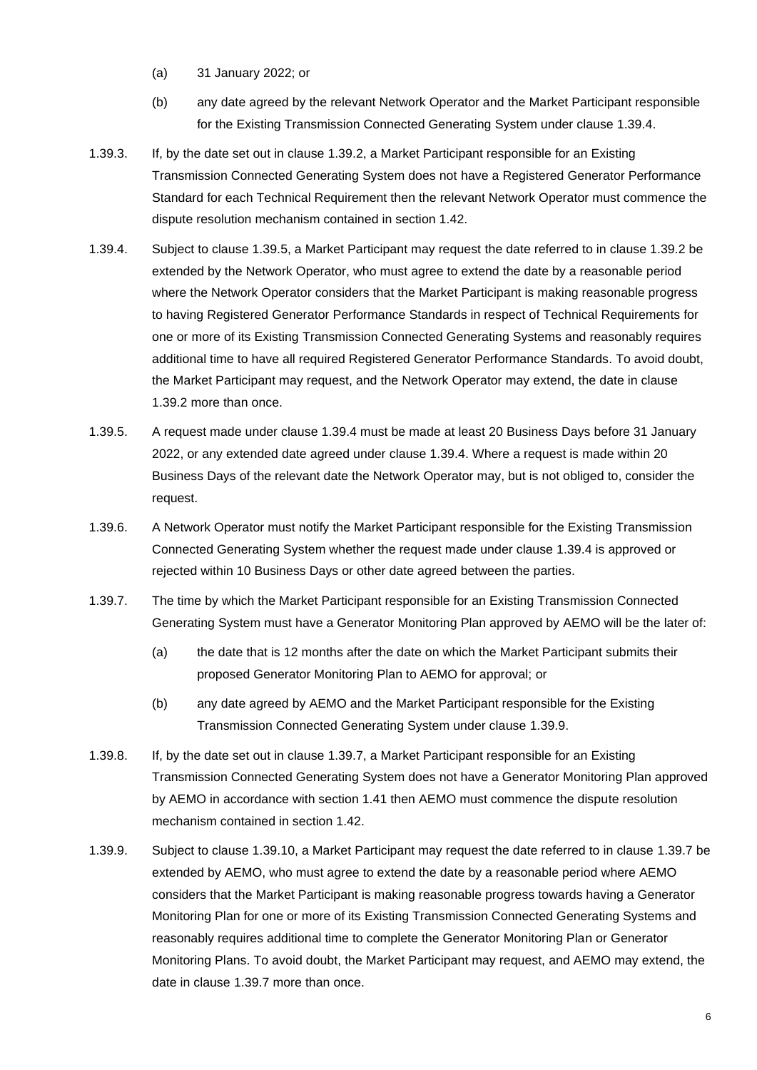(a) 31 January 2022; or

(b) any date agreed by the relevant Network Operator and the Market Participant responsible for the Existing Transmission Connected Generating System under clause 1.39.4.

1.39.3. If, by the date set out in clause 1.39.2, a Market Participant responsible for an Existing Transmission Connected Generating System does not have a Registered Generator Performance Standard for each Technical Requirement then the relevant Network Operator must commence the dispute resolution mechanism contained in section 1.42.

1.39.4. Subject to clause 1.39.5, a Market Participant may request the date referred to in clause 1.39.2 be extended by the Network Operator, who must agree to extend the date by a reasonable period where the Network Operator considers that the Market Participant is making reasonable progress to having Registered Generator Performance Standards in respect of Technical Requirements for one or more of its Existing Transmission Connected Generating Systems and reasonably requires additional time to have all required Registered Generator Performance Standards. To avoid doubt, the Market Participant may request, and the Network Operator may extend, the date in clause 1.39.2 more than once.

1.39.5. A request made under clause 1.39.4 must be made at least 20 Business Days before 31 January 2022, or any extended date agreed under clause 1.39.4. Where a request is made within 20 Business Days of the relevant date the Network Operator may, but is not obliged to, consider the request.

1.39.6. A Network Operator must notify the Market Participant responsible for the Existing Transmission Connected Generating System whether the request made under clause 1.39.4 is approved or rejected within 10 Business Days or other date agreed between the parties.

1.39.7. The time by which the Market Participant responsible for an Existing Transmission Connected Generating System must have a Generator Monitoring Plan approved by AEMO will be the later of:

(a) the date that is 12 months after the date on which the Market Participant submits their proposed Generator Monitoring Plan to AEMO for approval; or

(b) any date agreed by AEMO and the Market Participant responsible for the Existing Transmission Connected Generating System under clause 1.39.9.

1.39.8. If, by the date set out in clause 1.39.7, a Market Participant responsible for an Existing Transmission Connected Generating System does not have a Generator Monitoring Plan approved by AEMO in accordance with section 1.41 then AEMO must commence the dispute resolution mechanism contained in section 1.42.

1.39.9. Subject to clause 1.39.10, a Market Participant may request the date referred to in clause 1.39.7 be extended by AEMO, who must agree to extend the date by a reasonable period where AEMO considers that the Market Participant is making reasonable progress towards having a Generator Monitoring Plan for one or more of its Existing Transmission Connected Generating Systems and reasonably requires additional time to complete the Generator Monitoring Plan or Generator Monitoring Plans. To avoid doubt, the Market Participant may request, and AEMO may extend, the date in clause 1.39.7 more than once.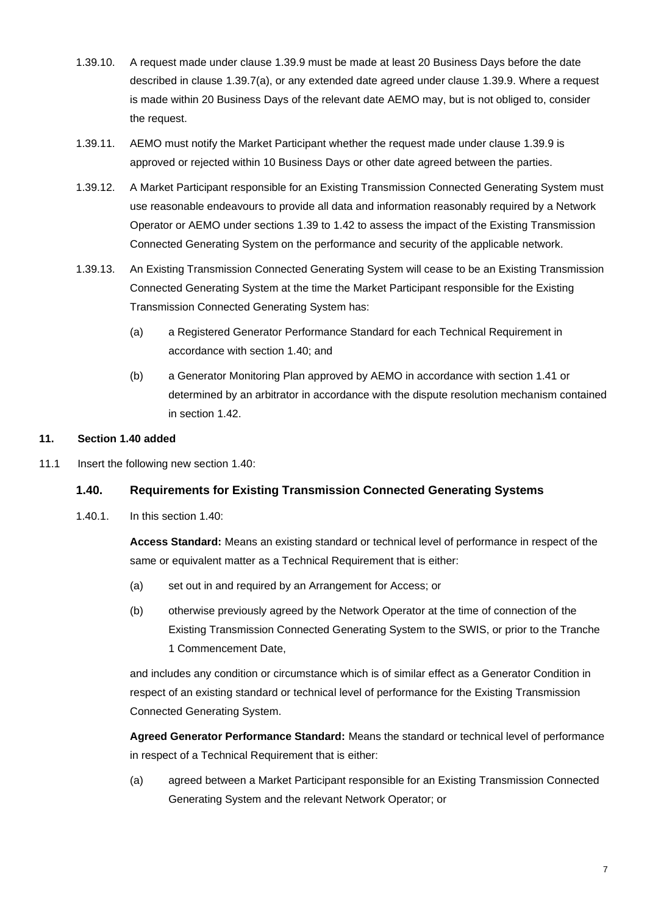1.39.10. A request made under clause 1.39.9 must be made at least 20 Business Days before the date described in clause 1.39.7(a), or any extended date agreed under clause 1.39.9. Where a request is made within 20 Business Days of the relevant date AEMO may, but is not obliged to, consider the request.

1.39.11. AEMO must notify the Market Participant whether the request made under clause 1.39.9 is approved or rejected within 10 Business Days or other date agreed between the parties.

1.39.12. A Market Participant responsible for an Existing Transmission Connected Generating System must use reasonable endeavours to provide all data and information reasonably required by a Network Operator or AEMO under sections 1.39 to 1.42 to assess the impact of the Existing Transmission Connected Generating System on the performance and security of the applicable network.

1.39.13. An Existing Transmission Connected Generating System will cease to be an Existing Transmission Connected Generating System at the time the Market Participant responsible for the Existing Transmission Connected Generating System has:

(a) a Registered Generator Performance Standard for each Technical Requirement in accordance with section 1.40; and

(b) a Generator Monitoring Plan approved by AEMO in accordance with section 1.41 or determined by an arbitrator in accordance with the dispute resolution mechanism contained in section 1.42.

**11. Section 1.40 added**

11.1 Insert the following new section 1.40:

### 1.40. Requirements for Existing Transmission Connected Generating Systems

1.40.1. In this section 1.40:

**Access Standard:** Means an existing standard or technical level of performance in respect of the same or equivalent matter as a Technical Requirement that is either:

(a) set out in and required by an Arrangement for Access; or

(b) otherwise previously agreed by the Network Operator at the time of connection of the Existing Transmission Connected Generating System to the SWIS, or prior to the Tranche 1 Commencement Date,

and includes any condition or circumstance which is of similar effect as a Generator Condition in respect of an existing standard or technical level of performance for the Existing Transmission Connected Generating System.

**Agreed Generator Performance Standard:** Means the standard or technical level of performance in respect of a Technical Requirement that is either:

(a) agreed between a Market Participant responsible for an Existing Transmission Connected Generating System and the relevant Network Operator; or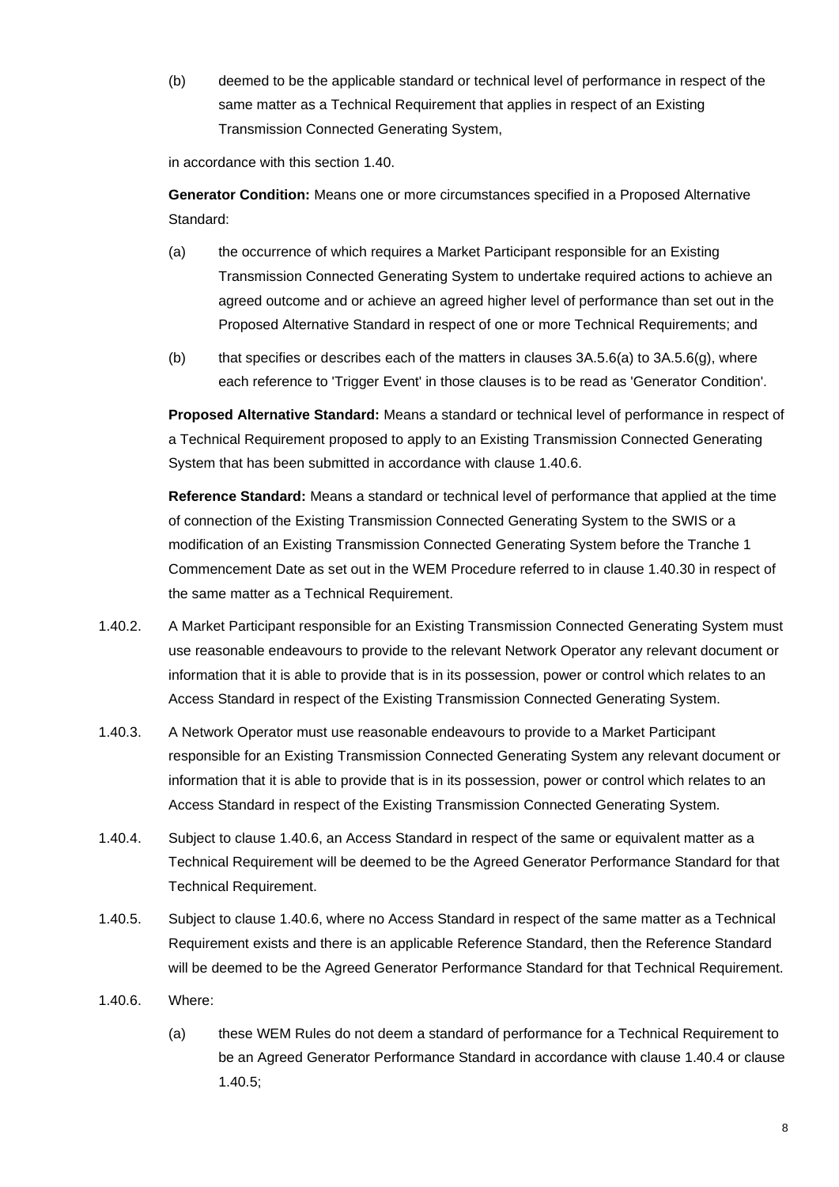(b) deemed to be the applicable standard or technical level of performance in respect of the same matter as a Technical Requirement that applies in respect of an Existing Transmission Connected Generating System,

in accordance with this section 1.40.

**Generator Condition:** Means one or more circumstances specified in a Proposed Alternative Standard:

(a) the occurrence of which requires a Market Participant responsible for an Existing Transmission Connected Generating System to undertake required actions to achieve an agreed outcome and or achieve an agreed higher level of performance than set out in the Proposed Alternative Standard in respect of one or more Technical Requirements; and

(b) that specifies or describes each of the matters in clauses 3A.5.6(a) to 3A.5.6(g), where each reference to 'Trigger Event' in those clauses is to be read as 'Generator Condition'.

**Proposed Alternative Standard:** Means a standard or technical level of performance in respect of a Technical Requirement proposed to apply to an Existing Transmission Connected Generating System that has been submitted in accordance with clause 1.40.6.

**Reference Standard:** Means a standard or technical level of performance that applied at the time of connection of the Existing Transmission Connected Generating System to the SWIS or a modification of an Existing Transmission Connected Generating System before the Tranche 1 Commencement Date as set out in the WEM Procedure referred to in clause 1.40.30 in respect of the same matter as a Technical Requirement.

1.40.2. A Market Participant responsible for an Existing Transmission Connected Generating System must use reasonable endeavours to provide to the relevant Network Operator any relevant document or information that it is able to provide that is in its possession, power or control which relates to an Access Standard in respect of the Existing Transmission Connected Generating System.

1.40.3. A Network Operator must use reasonable endeavours to provide to a Market Participant responsible for an Existing Transmission Connected Generating System any relevant document or information that it is able to provide that is in its possession, power or control which relates to an Access Standard in respect of the Existing Transmission Connected Generating System.

1.40.4. Subject to clause 1.40.6, an Access Standard in respect of the same or equivalent matter as a Technical Requirement will be deemed to be the Agreed Generator Performance Standard for that Technical Requirement.

1.40.5. Subject to clause 1.40.6, where no Access Standard in respect of the same matter as a Technical Requirement exists and there is an applicable Reference Standard, then the Reference Standard will be deemed to be the Agreed Generator Performance Standard for that Technical Requirement.

1.40.6. Where:

(a) these WEM Rules do not deem a standard of performance for a Technical Requirement to be an Agreed Generator Performance Standard in accordance with clause 1.40.4 or clause 1.40.5;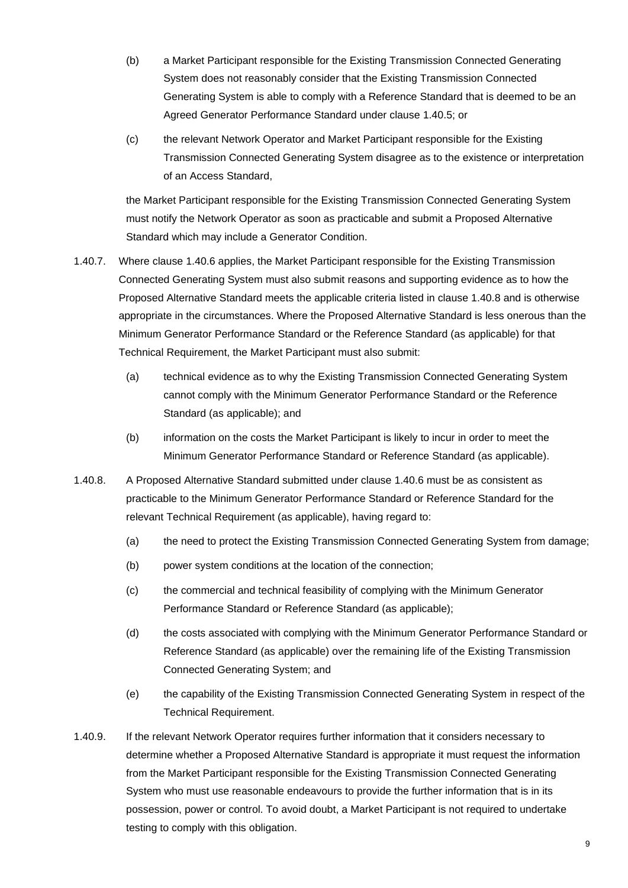(b) a Market Participant responsible for the Existing Transmission Connected Generating System does not reasonably consider that the Existing Transmission Connected Generating System is able to comply with a Reference Standard that is deemed to be an Agreed Generator Performance Standard under clause 1.40.5; or

(c) the relevant Network Operator and Market Participant responsible for the Existing Transmission Connected Generating System disagree as to the existence or interpretation of an Access Standard,

the Market Participant responsible for the Existing Transmission Connected Generating System must notify the Network Operator as soon as practicable and submit a Proposed Alternative Standard which may include a Generator Condition.

1.40.7. Where clause 1.40.6 applies, the Market Participant responsible for the Existing Transmission Connected Generating System must also submit reasons and supporting evidence as to how the Proposed Alternative Standard meets the applicable criteria listed in clause 1.40.8 and is otherwise appropriate in the circumstances. Where the Proposed Alternative Standard is less onerous than the Minimum Generator Performance Standard or the Reference Standard (as applicable) for that Technical Requirement, the Market Participant must also submit:

(a) technical evidence as to why the Existing Transmission Connected Generating System cannot comply with the Minimum Generator Performance Standard or the Reference Standard (as applicable); and

(b) information on the costs the Market Participant is likely to incur in order to meet the Minimum Generator Performance Standard or Reference Standard (as applicable).

1.40.8. A Proposed Alternative Standard submitted under clause 1.40.6 must be as consistent as practicable to the Minimum Generator Performance Standard or Reference Standard for the relevant Technical Requirement (as applicable), having regard to:

(a) the need to protect the Existing Transmission Connected Generating System from damage;

(b) power system conditions at the location of the connection;

(c) the commercial and technical feasibility of complying with the Minimum Generator Performance Standard or Reference Standard (as applicable);

(d) the costs associated with complying with the Minimum Generator Performance Standard or Reference Standard (as applicable) over the remaining life of the Existing Transmission Connected Generating System; and

(e) the capability of the Existing Transmission Connected Generating System in respect of the Technical Requirement.

1.40.9. If the relevant Network Operator requires further information that it considers necessary to determine whether a Proposed Alternative Standard is appropriate it must request the information from the Market Participant responsible for the Existing Transmission Connected Generating System who must use reasonable endeavours to provide the further information that is in its possession, power or control. To avoid doubt, a Market Participant is not required to undertake testing to comply with this obligation.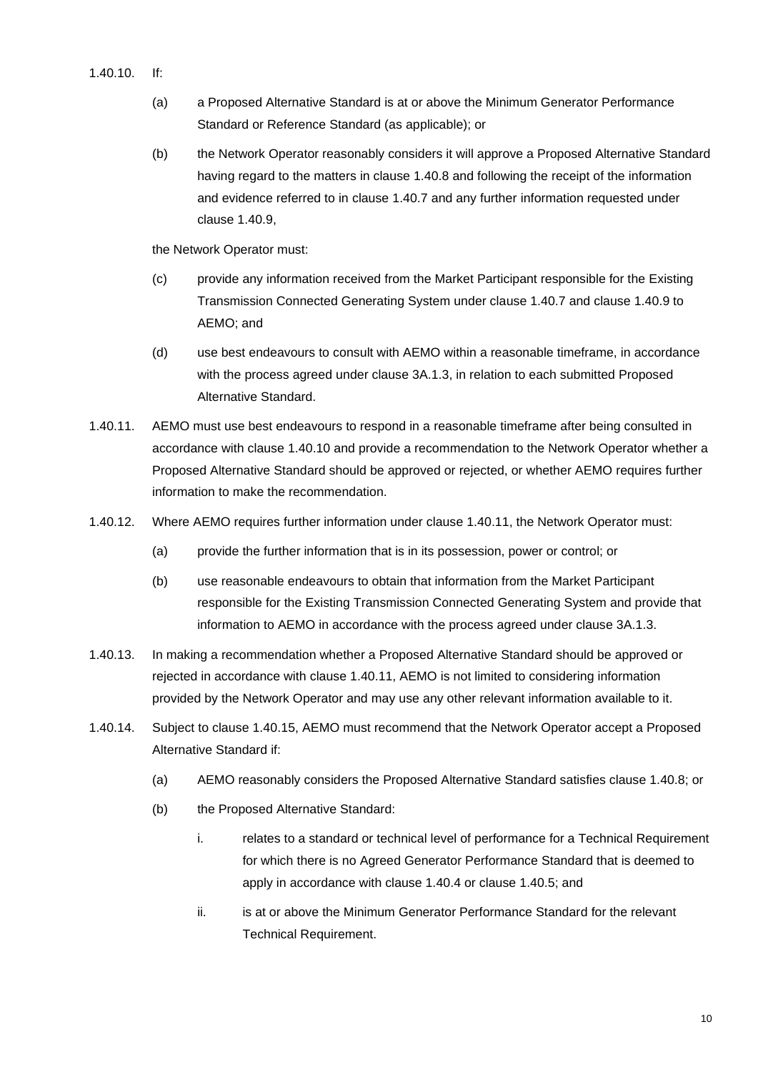1.40.10. If:

(a) a Proposed Alternative Standard is at or above the Minimum Generator Performance Standard or Reference Standard (as applicable); or

(b) the Network Operator reasonably considers it will approve a Proposed Alternative Standard having regard to the matters in clause 1.40.8 and following the receipt of the information and evidence referred to in clause 1.40.7 and any further information requested under clause 1.40.9,

the Network Operator must:

(c) provide any information received from the Market Participant responsible for the Existing Transmission Connected Generating System under clause 1.40.7 and clause 1.40.9 to AEMO; and

(d) use best endeavours to consult with AEMO within a reasonable timeframe, in accordance with the process agreed under clause 3A.1.3, in relation to each submitted Proposed Alternative Standard.

1.40.11. AEMO must use best endeavours to respond in a reasonable timeframe after being consulted in accordance with clause 1.40.10 and provide a recommendation to the Network Operator whether a Proposed Alternative Standard should be approved or rejected, or whether AEMO requires further information to make the recommendation.

1.40.12. Where AEMO requires further information under clause 1.40.11, the Network Operator must:

(a) provide the further information that is in its possession, power or control; or

(b) use reasonable endeavours to obtain that information from the Market Participant responsible for the Existing Transmission Connected Generating System and provide that information to AEMO in accordance with the process agreed under clause 3A.1.3.

1.40.13. In making a recommendation whether a Proposed Alternative Standard should be approved or rejected in accordance with clause 1.40.11, AEMO is not limited to considering information provided by the Network Operator and may use any other relevant information available to it.

1.40.14. Subject to clause 1.40.15, AEMO must recommend that the Network Operator accept a Proposed Alternative Standard if:

(a) AEMO reasonably considers the Proposed Alternative Standard satisfies clause 1.40.8; or

(b) the Proposed Alternative Standard:

i. relates to a standard or technical level of performance for a Technical Requirement for which there is no Agreed Generator Performance Standard that is deemed to apply in accordance with clause 1.40.4 or clause 1.40.5; and

ii. is at or above the Minimum Generator Performance Standard for the relevant Technical Requirement.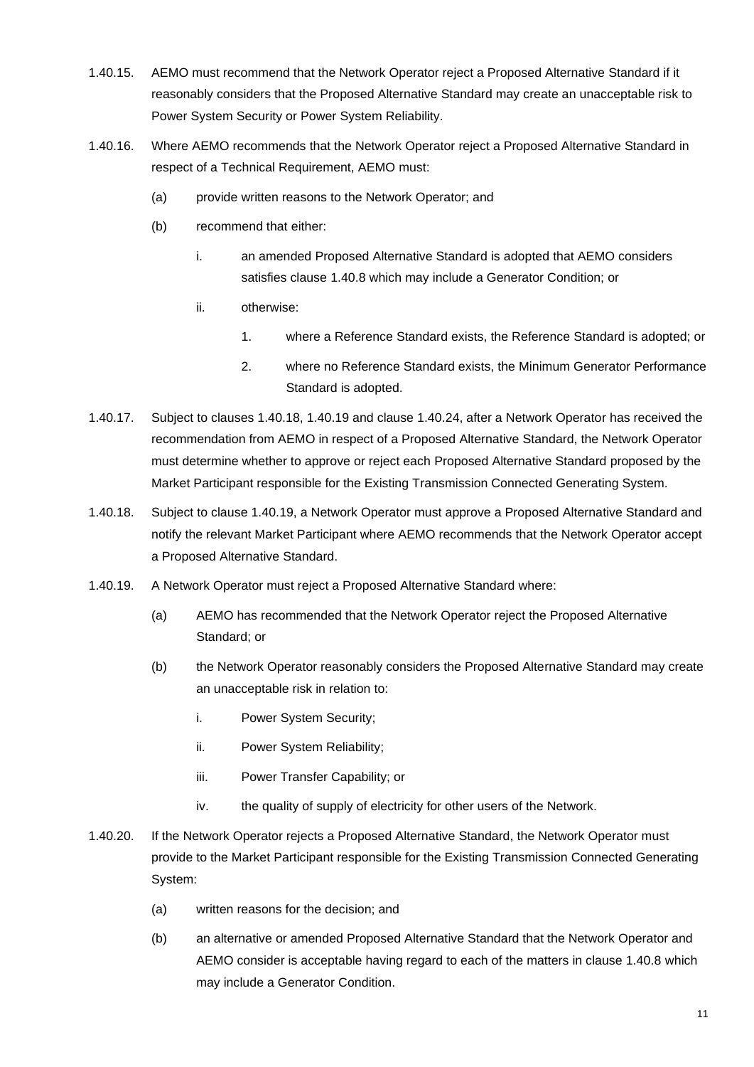1.40.15. AEMO must recommend that the Network Operator reject a Proposed Alternative Standard if it reasonably considers that the Proposed Alternative Standard may create an unacceptable risk to Power System Security or Power System Reliability.

1.40.16. Where AEMO recommends that the Network Operator reject a Proposed Alternative Standard in respect of a Technical Requirement, AEMO must:

- (a) provide written reasons to the Network Operator; and
- (b) recommend that either:
  - i. an amended Proposed Alternative Standard is adopted that AEMO considers satisfies clause 1.40.8 which may include a Generator Condition; or
  - ii. otherwise:
    1. where a Reference Standard exists, the Reference Standard is adopted; or
    2. where no Reference Standard exists, the Minimum Generator Performance Standard is adopted.

1.40.17. Subject to clauses 1.40.18, 1.40.19 and clause 1.40.24, after a Network Operator has received the recommendation from AEMO in respect of a Proposed Alternative Standard, the Network Operator must determine whether to approve or reject each Proposed Alternative Standard proposed by the Market Participant responsible for the Existing Transmission Connected Generating System.

1.40.18. Subject to clause 1.40.19, a Network Operator must approve a Proposed Alternative Standard and notify the relevant Market Participant where AEMO recommends that the Network Operator accept a Proposed Alternative Standard.

1.40.19. A Network Operator must reject a Proposed Alternative Standard where:

- (a) AEMO has recommended that the Network Operator reject the Proposed Alternative Standard; or
- (b) the Network Operator reasonably considers the Proposed Alternative Standard may create an unacceptable risk in relation to:
  - i. Power System Security;
  - ii. Power System Reliability;
  - iii. Power Transfer Capability; or
  - iv. the quality of supply of electricity for other users of the Network.

1.40.20. If the Network Operator rejects a Proposed Alternative Standard, the Network Operator must provide to the Market Participant responsible for the Existing Transmission Connected Generating System:

- (a) written reasons for the decision; and
- (b) an alternative or amended Proposed Alternative Standard that the Network Operator and AEMO consider is acceptable having regard to each of the matters in clause 1.40.8 which may include a Generator Condition.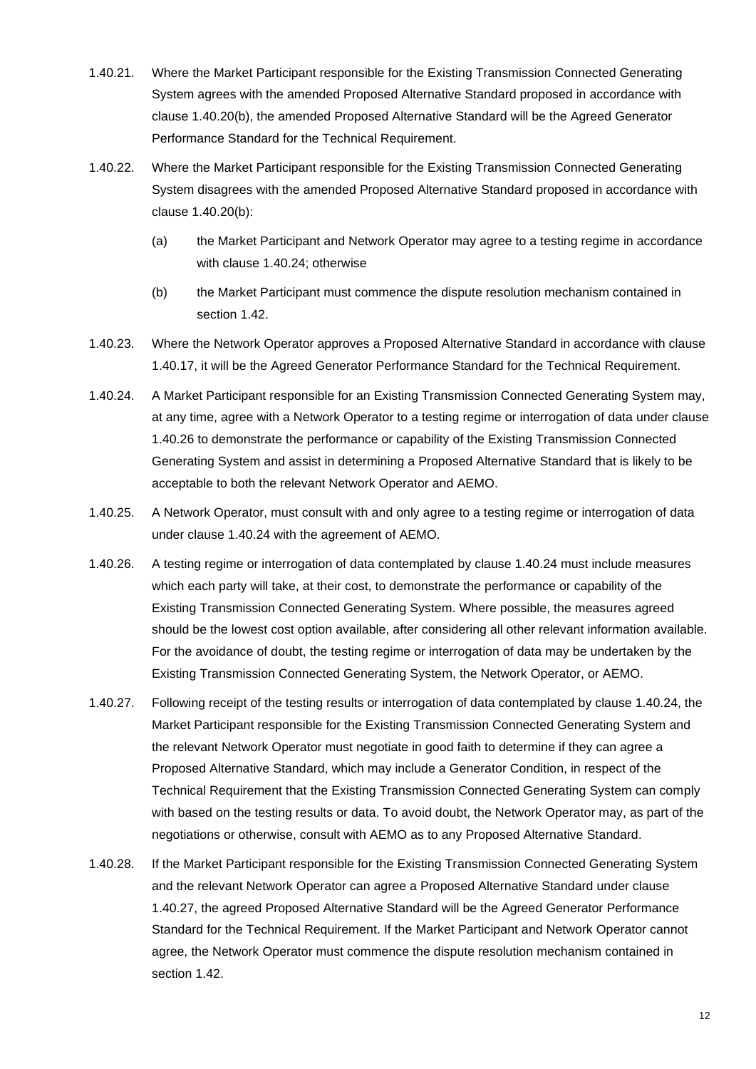1.40.21. Where the Market Participant responsible for the Existing Transmission Connected Generating System agrees with the amended Proposed Alternative Standard proposed in accordance with clause 1.40.20(b), the amended Proposed Alternative Standard will be the Agreed Generator Performance Standard for the Technical Requirement.

1.40.22. Where the Market Participant responsible for the Existing Transmission Connected Generating System disagrees with the amended Proposed Alternative Standard proposed in accordance with clause 1.40.20(b):

(a) the Market Participant and Network Operator may agree to a testing regime in accordance with clause 1.40.24; otherwise

(b) the Market Participant must commence the dispute resolution mechanism contained in section 1.42.

1.40.23. Where the Network Operator approves a Proposed Alternative Standard in accordance with clause 1.40.17, it will be the Agreed Generator Performance Standard for the Technical Requirement.

1.40.24. A Market Participant responsible for an Existing Transmission Connected Generating System may, at any time, agree with a Network Operator to a testing regime or interrogation of data under clause 1.40.26 to demonstrate the performance or capability of the Existing Transmission Connected Generating System and assist in determining a Proposed Alternative Standard that is likely to be acceptable to both the relevant Network Operator and AEMO.

1.40.25. A Network Operator, must consult with and only agree to a testing regime or interrogation of data under clause 1.40.24 with the agreement of AEMO.

1.40.26. A testing regime or interrogation of data contemplated by clause 1.40.24 must include measures which each party will take, at their cost, to demonstrate the performance or capability of the Existing Transmission Connected Generating System. Where possible, the measures agreed should be the lowest cost option available, after considering all other relevant information available. For the avoidance of doubt, the testing regime or interrogation of data may be undertaken by the Existing Transmission Connected Generating System, the Network Operator, or AEMO.

1.40.27. Following receipt of the testing results or interrogation of data contemplated by clause 1.40.24, the Market Participant responsible for the Existing Transmission Connected Generating System and the relevant Network Operator must negotiate in good faith to determine if they can agree a Proposed Alternative Standard, which may include a Generator Condition, in respect of the Technical Requirement that the Existing Transmission Connected Generating System can comply with based on the testing results or data. To avoid doubt, the Network Operator may, as part of the negotiations or otherwise, consult with AEMO as to any Proposed Alternative Standard.

1.40.28. If the Market Participant responsible for the Existing Transmission Connected Generating System and the relevant Network Operator can agree a Proposed Alternative Standard under clause 1.40.27, the agreed Proposed Alternative Standard will be the Agreed Generator Performance Standard for the Technical Requirement. If the Market Participant and Network Operator cannot agree, the Network Operator must commence the dispute resolution mechanism contained in section 1.42.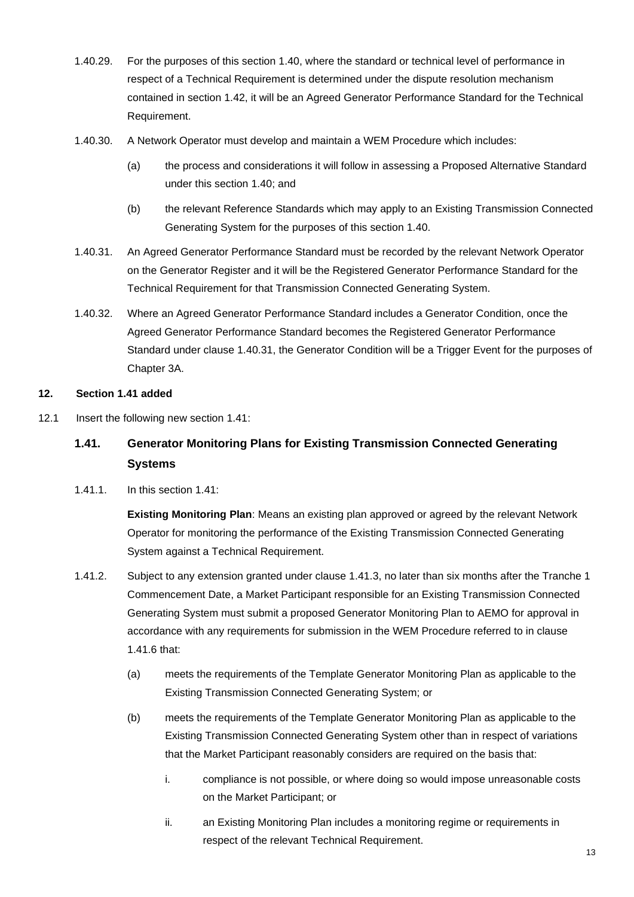1.40.29. For the purposes of this section 1.40, where the standard or technical level of performance in respect of a Technical Requirement is determined under the dispute resolution mechanism contained in section 1.42, it will be an Agreed Generator Performance Standard for the Technical Requirement.

1.40.30. A Network Operator must develop and maintain a WEM Procedure which includes:

(a) the process and considerations it will follow in assessing a Proposed Alternative Standard under this section 1.40; and

(b) the relevant Reference Standards which may apply to an Existing Transmission Connected Generating System for the purposes of this section 1.40.

1.40.31. An Agreed Generator Performance Standard must be recorded by the relevant Network Operator on the Generator Register and it will be the Registered Generator Performance Standard for the Technical Requirement for that Transmission Connected Generating System.

1.40.32. Where an Agreed Generator Performance Standard includes a Generator Condition, once the Agreed Generator Performance Standard becomes the Registered Generator Performance Standard under clause 1.40.31, the Generator Condition will be a Trigger Event for the purposes of Chapter 3A.

**12. Section 1.41 added**

12.1 Insert the following new section 1.41:

### 1.41. Generator Monitoring Plans for Existing Transmission Connected Generating Systems

1.41.1. In this section 1.41:

**Existing Monitoring Plan**: Means an existing plan approved or agreed by the relevant Network Operator for monitoring the performance of the Existing Transmission Connected Generating System against a Technical Requirement.

1.41.2. Subject to any extension granted under clause 1.41.3, no later than six months after the Tranche 1 Commencement Date, a Market Participant responsible for an Existing Transmission Connected Generating System must submit a proposed Generator Monitoring Plan to AEMO for approval in accordance with any requirements for submission in the WEM Procedure referred to in clause 1.41.6 that:

(a) meets the requirements of the Template Generator Monitoring Plan as applicable to the Existing Transmission Connected Generating System; or

(b) meets the requirements of the Template Generator Monitoring Plan as applicable to the Existing Transmission Connected Generating System other than in respect of variations that the Market Participant reasonably considers are required on the basis that:

i. compliance is not possible, or where doing so would impose unreasonable costs on the Market Participant; or

ii. an Existing Monitoring Plan includes a monitoring regime or requirements in respect of the relevant Technical Requirement.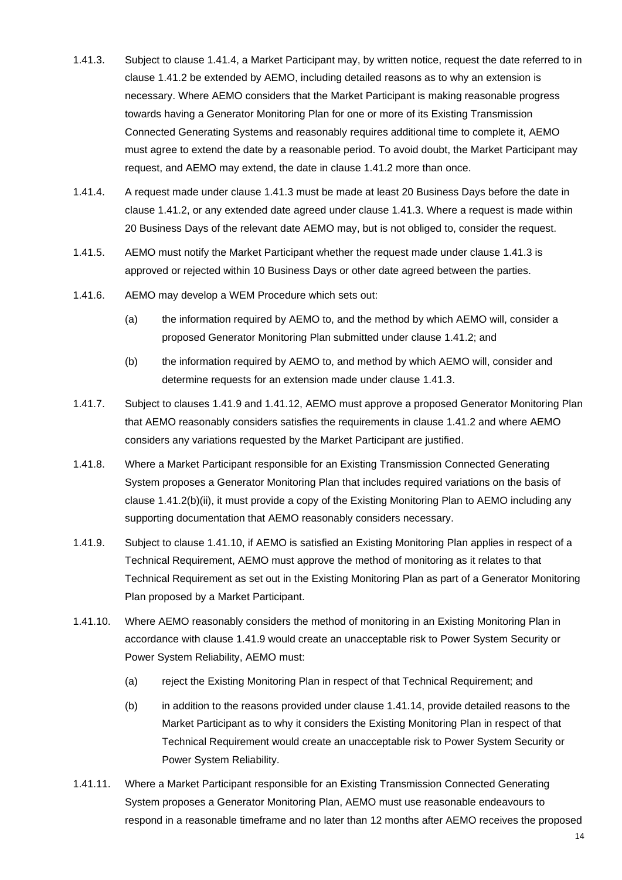1.41.3. Subject to clause 1.41.4, a Market Participant may, by written notice, request the date referred to in clause 1.41.2 be extended by AEMO, including detailed reasons as to why an extension is necessary. Where AEMO considers that the Market Participant is making reasonable progress towards having a Generator Monitoring Plan for one or more of its Existing Transmission Connected Generating Systems and reasonably requires additional time to complete it, AEMO must agree to extend the date by a reasonable period. To avoid doubt, the Market Participant may request, and AEMO may extend, the date in clause 1.41.2 more than once.

1.41.4. A request made under clause 1.41.3 must be made at least 20 Business Days before the date in clause 1.41.2, or any extended date agreed under clause 1.41.3. Where a request is made within 20 Business Days of the relevant date AEMO may, but is not obliged to, consider the request.

1.41.5. AEMO must notify the Market Participant whether the request made under clause 1.41.3 is approved or rejected within 10 Business Days or other date agreed between the parties.

1.41.6. AEMO may develop a WEM Procedure which sets out:

(a) the information required by AEMO to, and the method by which AEMO will, consider a proposed Generator Monitoring Plan submitted under clause 1.41.2; and

(b) the information required by AEMO to, and method by which AEMO will, consider and determine requests for an extension made under clause 1.41.3.

1.41.7. Subject to clauses 1.41.9 and 1.41.12, AEMO must approve a proposed Generator Monitoring Plan that AEMO reasonably considers satisfies the requirements in clause 1.41.2 and where AEMO considers any variations requested by the Market Participant are justified.

1.41.8. Where a Market Participant responsible for an Existing Transmission Connected Generating System proposes a Generator Monitoring Plan that includes required variations on the basis of clause 1.41.2(b)(ii), it must provide a copy of the Existing Monitoring Plan to AEMO including any supporting documentation that AEMO reasonably considers necessary.

1.41.9. Subject to clause 1.41.10, if AEMO is satisfied an Existing Monitoring Plan applies in respect of a Technical Requirement, AEMO must approve the method of monitoring as it relates to that Technical Requirement as set out in the Existing Monitoring Plan as part of a Generator Monitoring Plan proposed by a Market Participant.

1.41.10. Where AEMO reasonably considers the method of monitoring in an Existing Monitoring Plan in accordance with clause 1.41.9 would create an unacceptable risk to Power System Security or Power System Reliability, AEMO must:

(a) reject the Existing Monitoring Plan in respect of that Technical Requirement; and

(b) in addition to the reasons provided under clause 1.41.14, provide detailed reasons to the Market Participant as to why it considers the Existing Monitoring Plan in respect of that Technical Requirement would create an unacceptable risk to Power System Security or Power System Reliability.

1.41.11. Where a Market Participant responsible for an Existing Transmission Connected Generating System proposes a Generator Monitoring Plan, AEMO must use reasonable endeavours to respond in a reasonable timeframe and no later than 12 months after AEMO receives the proposed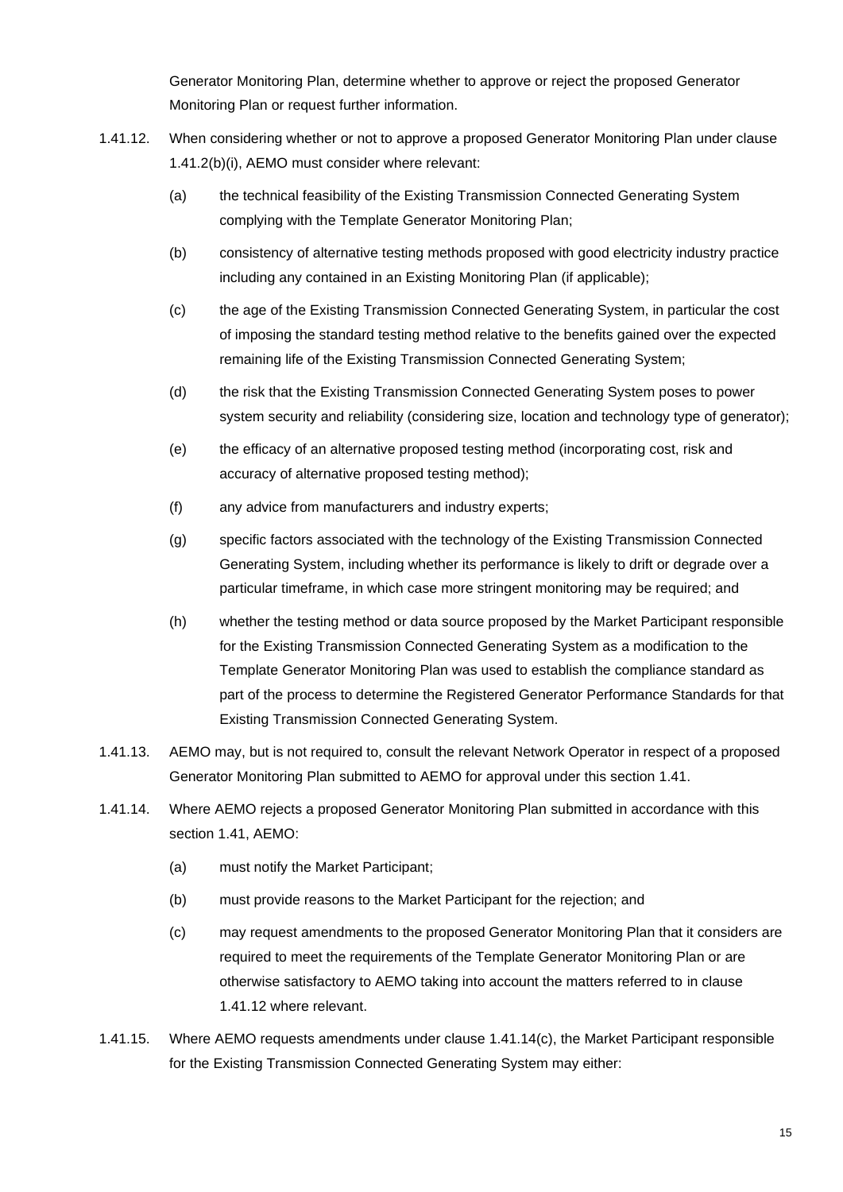Generator Monitoring Plan, determine whether to approve or reject the proposed Generator Monitoring Plan or request further information.

1.41.12. When considering whether or not to approve a proposed Generator Monitoring Plan under clause 1.41.2(b)(i), AEMO must consider where relevant:

(a) the technical feasibility of the Existing Transmission Connected Generating System complying with the Template Generator Monitoring Plan;

(b) consistency of alternative testing methods proposed with good electricity industry practice including any contained in an Existing Monitoring Plan (if applicable);

(c) the age of the Existing Transmission Connected Generating System, in particular the cost of imposing the standard testing method relative to the benefits gained over the expected remaining life of the Existing Transmission Connected Generating System;

(d) the risk that the Existing Transmission Connected Generating System poses to power system security and reliability (considering size, location and technology type of generator);

(e) the efficacy of an alternative proposed testing method (incorporating cost, risk and accuracy of alternative proposed testing method);

(f) any advice from manufacturers and industry experts;

(g) specific factors associated with the technology of the Existing Transmission Connected Generating System, including whether its performance is likely to drift or degrade over a particular timeframe, in which case more stringent monitoring may be required; and

(h) whether the testing method or data source proposed by the Market Participant responsible for the Existing Transmission Connected Generating System as a modification to the Template Generator Monitoring Plan was used to establish the compliance standard as part of the process to determine the Registered Generator Performance Standards for that Existing Transmission Connected Generating System.

1.41.13. AEMO may, but is not required to, consult the relevant Network Operator in respect of a proposed Generator Monitoring Plan submitted to AEMO for approval under this section 1.41.

1.41.14. Where AEMO rejects a proposed Generator Monitoring Plan submitted in accordance with this section 1.41, AEMO:

(a) must notify the Market Participant;

(b) must provide reasons to the Market Participant for the rejection; and

(c) may request amendments to the proposed Generator Monitoring Plan that it considers are required to meet the requirements of the Template Generator Monitoring Plan or are otherwise satisfactory to AEMO taking into account the matters referred to in clause 1.41.12 where relevant.

1.41.15. Where AEMO requests amendments under clause 1.41.14(c), the Market Participant responsible for the Existing Transmission Connected Generating System may either: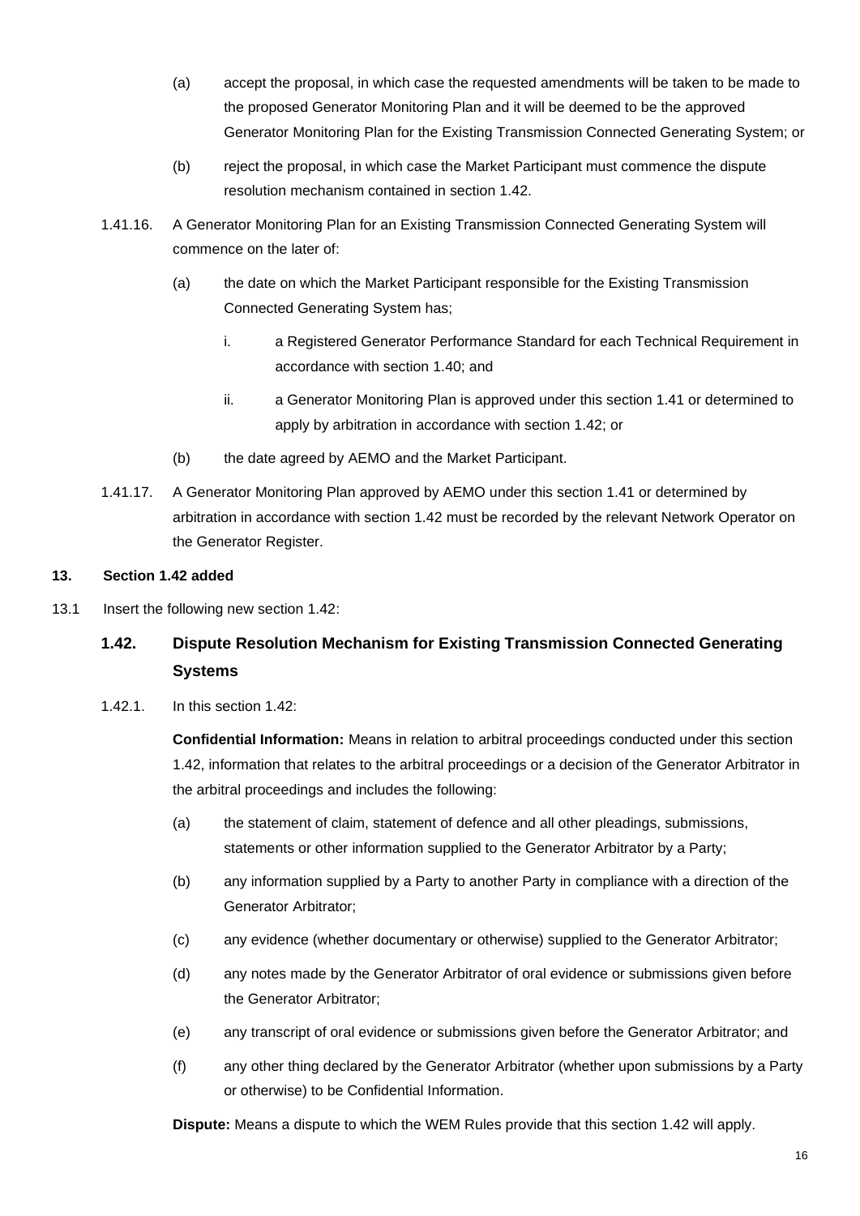(a) accept the proposal, in which case the requested amendments will be taken to be made to the proposed Generator Monitoring Plan and it will be deemed to be the approved Generator Monitoring Plan for the Existing Transmission Connected Generating System; or

(b) reject the proposal, in which case the Market Participant must commence the dispute resolution mechanism contained in section 1.42.

1.41.16. A Generator Monitoring Plan for an Existing Transmission Connected Generating System will commence on the later of:

(a) the date on which the Market Participant responsible for the Existing Transmission Connected Generating System has;

i. a Registered Generator Performance Standard for each Technical Requirement in accordance with section 1.40; and

ii. a Generator Monitoring Plan is approved under this section 1.41 or determined to apply by arbitration in accordance with section 1.42; or

(b) the date agreed by AEMO and the Market Participant.

1.41.17. A Generator Monitoring Plan approved by AEMO under this section 1.41 or determined by arbitration in accordance with section 1.42 must be recorded by the relevant Network Operator on the Generator Register.

**13. Section 1.42 added**

13.1 Insert the following new section 1.42:

## 1.42. Dispute Resolution Mechanism for Existing Transmission Connected Generating Systems

1.42.1. In this section 1.42:

**Confidential Information:** Means in relation to arbitral proceedings conducted under this section 1.42, information that relates to the arbitral proceedings or a decision of the Generator Arbitrator in the arbitral proceedings and includes the following:

(a) the statement of claim, statement of defence and all other pleadings, submissions, statements or other information supplied to the Generator Arbitrator by a Party;

(b) any information supplied by a Party to another Party in compliance with a direction of the Generator Arbitrator;

(c) any evidence (whether documentary or otherwise) supplied to the Generator Arbitrator;

(d) any notes made by the Generator Arbitrator of oral evidence or submissions given before the Generator Arbitrator;

(e) any transcript of oral evidence or submissions given before the Generator Arbitrator; and

(f) any other thing declared by the Generator Arbitrator (whether upon submissions by a Party or otherwise) to be Confidential Information.

**Dispute:** Means a dispute to which the WEM Rules provide that this section 1.42 will apply.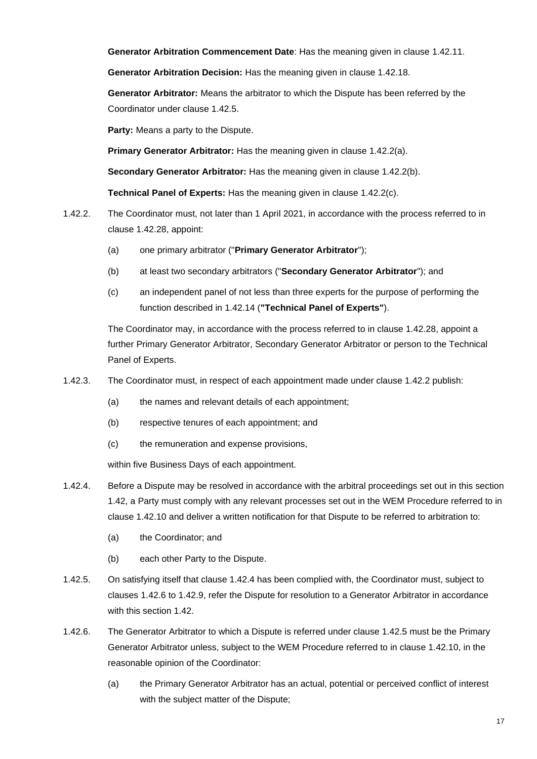**Generator Arbitration Commencement Date**: Has the meaning given in clause 1.42.11.

**Generator Arbitration Decision:** Has the meaning given in clause 1.42.18.

**Generator Arbitrator:** Means the arbitrator to which the Dispute has been referred by the Coordinator under clause 1.42.5.

**Party:** Means a party to the Dispute.

**Primary Generator Arbitrator:** Has the meaning given in clause 1.42.2(a).

**Secondary Generator Arbitrator:** Has the meaning given in clause 1.42.2(b).

**Technical Panel of Experts:** Has the meaning given in clause 1.42.2(c).

1.42.2. The Coordinator must, not later than 1 April 2021, in accordance with the process referred to in clause 1.42.28, appoint:

(a) one primary arbitrator ("**Primary Generator Arbitrator**");

(b) at least two secondary arbitrators ("**Secondary Generator Arbitrator**"); and

(c) an independent panel of not less than three experts for the purpose of performing the function described in 1.42.14 (**"Technical Panel of Experts"**).

The Coordinator may, in accordance with the process referred to in clause 1.42.28, appoint a further Primary Generator Arbitrator, Secondary Generator Arbitrator or person to the Technical Panel of Experts.

1.42.3. The Coordinator must, in respect of each appointment made under clause 1.42.2 publish:

(a) the names and relevant details of each appointment;

(b) respective tenures of each appointment; and

(c) the remuneration and expense provisions,

within five Business Days of each appointment.

1.42.4. Before a Dispute may be resolved in accordance with the arbitral proceedings set out in this section 1.42, a Party must comply with any relevant processes set out in the WEM Procedure referred to in clause 1.42.10 and deliver a written notification for that Dispute to be referred to arbitration to:

(a) the Coordinator; and

(b) each other Party to the Dispute.

1.42.5. On satisfying itself that clause 1.42.4 has been complied with, the Coordinator must, subject to clauses 1.42.6 to 1.42.9, refer the Dispute for resolution to a Generator Arbitrator in accordance with this section 1.42.

1.42.6. The Generator Arbitrator to which a Dispute is referred under clause 1.42.5 must be the Primary Generator Arbitrator unless, subject to the WEM Procedure referred to in clause 1.42.10, in the reasonable opinion of the Coordinator:

(a) the Primary Generator Arbitrator has an actual, potential or perceived conflict of interest with the subject matter of the Dispute;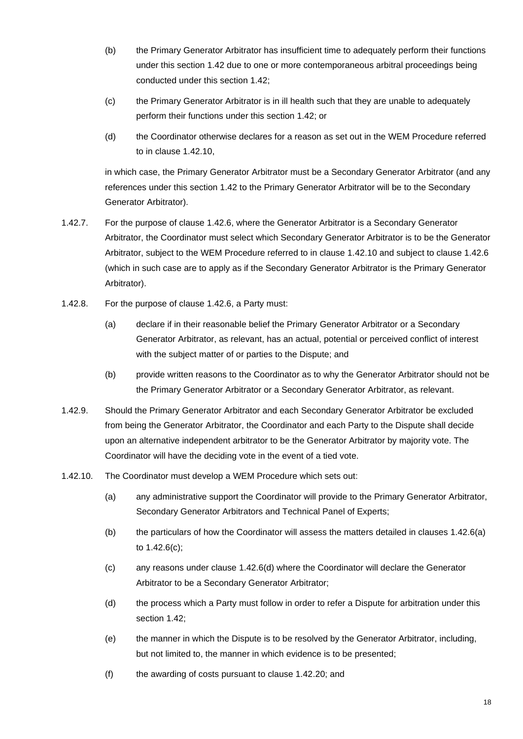(b) the Primary Generator Arbitrator has insufficient time to adequately perform their functions under this section 1.42 due to one or more contemporaneous arbitral proceedings being conducted under this section 1.42;

(c) the Primary Generator Arbitrator is in ill health such that they are unable to adequately perform their functions under this section 1.42; or

(d) the Coordinator otherwise declares for a reason as set out in the WEM Procedure referred to in clause 1.42.10,

in which case, the Primary Generator Arbitrator must be a Secondary Generator Arbitrator (and any references under this section 1.42 to the Primary Generator Arbitrator will be to the Secondary Generator Arbitrator).

1.42.7. For the purpose of clause 1.42.6, where the Generator Arbitrator is a Secondary Generator Arbitrator, the Coordinator must select which Secondary Generator Arbitrator is to be the Generator Arbitrator, subject to the WEM Procedure referred to in clause 1.42.10 and subject to clause 1.42.6 (which in such case are to apply as if the Secondary Generator Arbitrator is the Primary Generator Arbitrator).

1.42.8. For the purpose of clause 1.42.6, a Party must:

(a) declare if in their reasonable belief the Primary Generator Arbitrator or a Secondary Generator Arbitrator, as relevant, has an actual, potential or perceived conflict of interest with the subject matter of or parties to the Dispute; and

(b) provide written reasons to the Coordinator as to why the Generator Arbitrator should not be the Primary Generator Arbitrator or a Secondary Generator Arbitrator, as relevant.

1.42.9. Should the Primary Generator Arbitrator and each Secondary Generator Arbitrator be excluded from being the Generator Arbitrator, the Coordinator and each Party to the Dispute shall decide upon an alternative independent arbitrator to be the Generator Arbitrator by majority vote. The Coordinator will have the deciding vote in the event of a tied vote.

1.42.10. The Coordinator must develop a WEM Procedure which sets out:

(a) any administrative support the Coordinator will provide to the Primary Generator Arbitrator, Secondary Generator Arbitrators and Technical Panel of Experts;

(b) the particulars of how the Coordinator will assess the matters detailed in clauses 1.42.6(a) to 1.42.6(c);

(c) any reasons under clause 1.42.6(d) where the Coordinator will declare the Generator Arbitrator to be a Secondary Generator Arbitrator;

(d) the process which a Party must follow in order to refer a Dispute for arbitration under this section 1.42;

(e) the manner in which the Dispute is to be resolved by the Generator Arbitrator, including, but not limited to, the manner in which evidence is to be presented;

(f) the awarding of costs pursuant to clause 1.42.20; and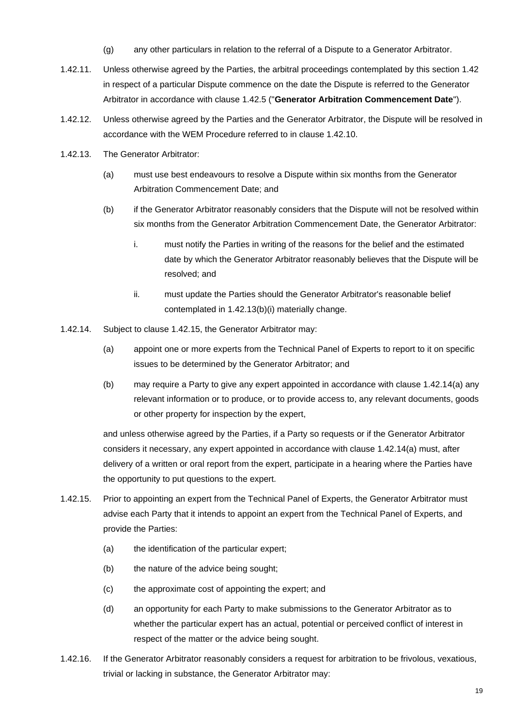(g) any other particulars in relation to the referral of a Dispute to a Generator Arbitrator.

1.42.11. Unless otherwise agreed by the Parties, the arbitral proceedings contemplated by this section 1.42 in respect of a particular Dispute commence on the date the Dispute is referred to the Generator Arbitrator in accordance with clause 1.42.5 ("**Generator Arbitration Commencement Date**").

1.42.12. Unless otherwise agreed by the Parties and the Generator Arbitrator, the Dispute will be resolved in accordance with the WEM Procedure referred to in clause 1.42.10.

1.42.13. The Generator Arbitrator:

(a) must use best endeavours to resolve a Dispute within six months from the Generator Arbitration Commencement Date; and

(b) if the Generator Arbitrator reasonably considers that the Dispute will not be resolved within six months from the Generator Arbitration Commencement Date, the Generator Arbitrator:

i. must notify the Parties in writing of the reasons for the belief and the estimated date by which the Generator Arbitrator reasonably believes that the Dispute will be resolved; and

ii. must update the Parties should the Generator Arbitrator's reasonable belief contemplated in 1.42.13(b)(i) materially change.

1.42.14. Subject to clause 1.42.15, the Generator Arbitrator may:

(a) appoint one or more experts from the Technical Panel of Experts to report to it on specific issues to be determined by the Generator Arbitrator; and

(b) may require a Party to give any expert appointed in accordance with clause 1.42.14(a) any relevant information or to produce, or to provide access to, any relevant documents, goods or other property for inspection by the expert,

and unless otherwise agreed by the Parties, if a Party so requests or if the Generator Arbitrator considers it necessary, any expert appointed in accordance with clause 1.42.14(a) must, after delivery of a written or oral report from the expert, participate in a hearing where the Parties have the opportunity to put questions to the expert.

1.42.15. Prior to appointing an expert from the Technical Panel of Experts, the Generator Arbitrator must advise each Party that it intends to appoint an expert from the Technical Panel of Experts, and provide the Parties:

(a) the identification of the particular expert;

(b) the nature of the advice being sought;

(c) the approximate cost of appointing the expert; and

(d) an opportunity for each Party to make submissions to the Generator Arbitrator as to whether the particular expert has an actual, potential or perceived conflict of interest in respect of the matter or the advice being sought.

1.42.16. If the Generator Arbitrator reasonably considers a request for arbitration to be frivolous, vexatious, trivial or lacking in substance, the Generator Arbitrator may: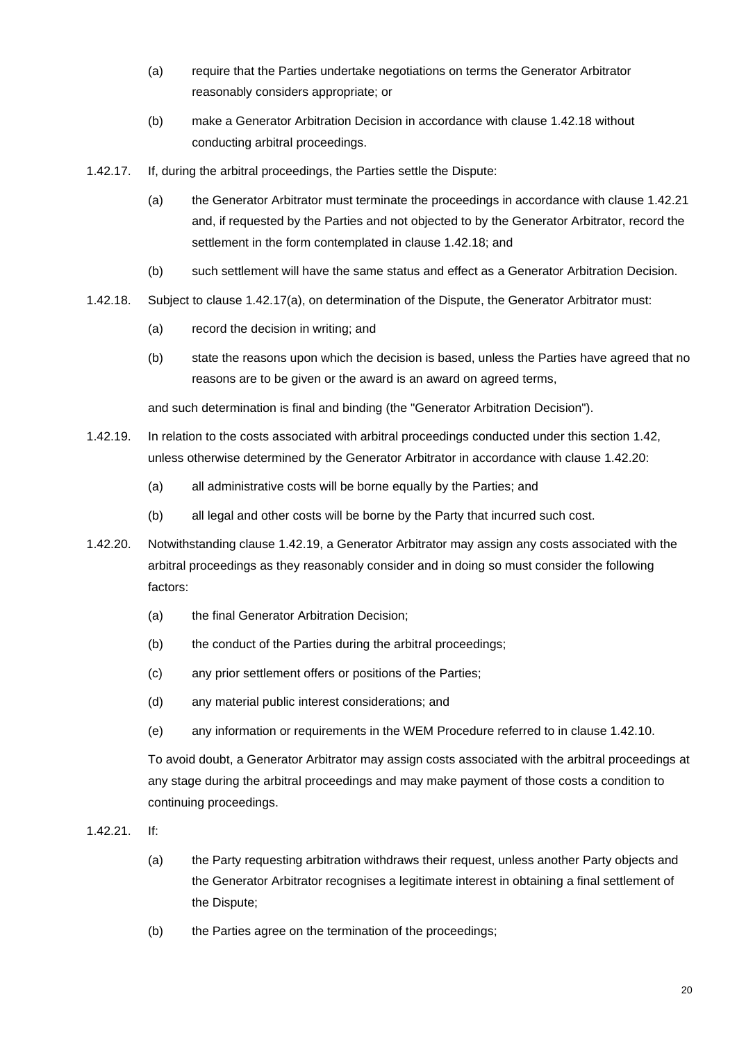(a) require that the Parties undertake negotiations on terms the Generator Arbitrator reasonably considers appropriate; or

(b) make a Generator Arbitration Decision in accordance with clause 1.42.18 without conducting arbitral proceedings.

1.42.17. If, during the arbitral proceedings, the Parties settle the Dispute:

(a) the Generator Arbitrator must terminate the proceedings in accordance with clause 1.42.21 and, if requested by the Parties and not objected to by the Generator Arbitrator, record the settlement in the form contemplated in clause 1.42.18; and

(b) such settlement will have the same status and effect as a Generator Arbitration Decision.

1.42.18. Subject to clause 1.42.17(a), on determination of the Dispute, the Generator Arbitrator must:

(a) record the decision in writing; and

(b) state the reasons upon which the decision is based, unless the Parties have agreed that no reasons are to be given or the award is an award on agreed terms,

and such determination is final and binding (the "Generator Arbitration Decision").

1.42.19. In relation to the costs associated with arbitral proceedings conducted under this section 1.42, unless otherwise determined by the Generator Arbitrator in accordance with clause 1.42.20:

(a) all administrative costs will be borne equally by the Parties; and

(b) all legal and other costs will be borne by the Party that incurred such cost.

1.42.20. Notwithstanding clause 1.42.19, a Generator Arbitrator may assign any costs associated with the arbitral proceedings as they reasonably consider and in doing so must consider the following factors:

(a) the final Generator Arbitration Decision;

(b) the conduct of the Parties during the arbitral proceedings;

(c) any prior settlement offers or positions of the Parties;

(d) any material public interest considerations; and

(e) any information or requirements in the WEM Procedure referred to in clause 1.42.10.

To avoid doubt, a Generator Arbitrator may assign costs associated with the arbitral proceedings at any stage during the arbitral proceedings and may make payment of those costs a condition to continuing proceedings.

1.42.21. If:

(a) the Party requesting arbitration withdraws their request, unless another Party objects and the Generator Arbitrator recognises a legitimate interest in obtaining a final settlement of the Dispute;

(b) the Parties agree on the termination of the proceedings;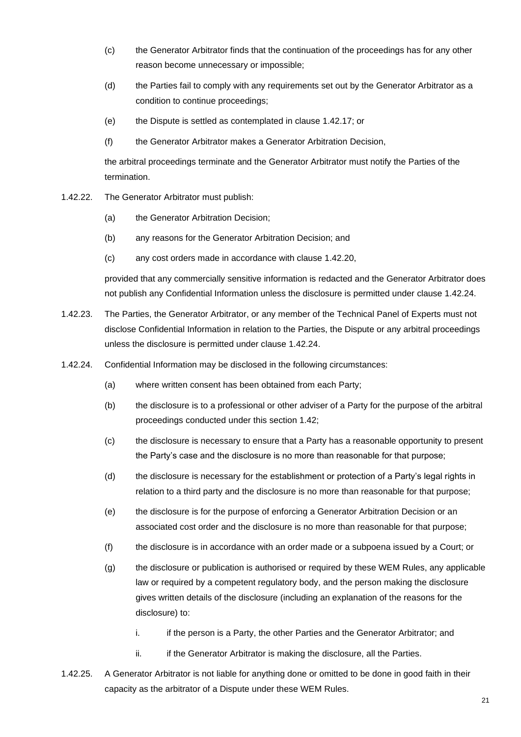(c) the Generator Arbitrator finds that the continuation of the proceedings has for any other reason become unnecessary or impossible;

(d) the Parties fail to comply with any requirements set out by the Generator Arbitrator as a condition to continue proceedings;

(e) the Dispute is settled as contemplated in clause 1.42.17; or

(f) the Generator Arbitrator makes a Generator Arbitration Decision,

the arbitral proceedings terminate and the Generator Arbitrator must notify the Parties of the termination.

1.42.22. The Generator Arbitrator must publish:

(a) the Generator Arbitration Decision;

(b) any reasons for the Generator Arbitration Decision; and

(c) any cost orders made in accordance with clause 1.42.20,

provided that any commercially sensitive information is redacted and the Generator Arbitrator does not publish any Confidential Information unless the disclosure is permitted under clause 1.42.24.

1.42.23. The Parties, the Generator Arbitrator, or any member of the Technical Panel of Experts must not disclose Confidential Information in relation to the Parties, the Dispute or any arbitral proceedings unless the disclosure is permitted under clause 1.42.24.

1.42.24. Confidential Information may be disclosed in the following circumstances:

(a) where written consent has been obtained from each Party;

(b) the disclosure is to a professional or other adviser of a Party for the purpose of the arbitral proceedings conducted under this section 1.42;

(c) the disclosure is necessary to ensure that a Party has a reasonable opportunity to present the Party's case and the disclosure is no more than reasonable for that purpose;

(d) the disclosure is necessary for the establishment or protection of a Party's legal rights in relation to a third party and the disclosure is no more than reasonable for that purpose;

(e) the disclosure is for the purpose of enforcing a Generator Arbitration Decision or an associated cost order and the disclosure is no more than reasonable for that purpose;

(f) the disclosure is in accordance with an order made or a subpoena issued by a Court; or

(g) the disclosure or publication is authorised or required by these WEM Rules, any applicable law or required by a competent regulatory body, and the person making the disclosure gives written details of the disclosure (including an explanation of the reasons for the disclosure) to:

i. if the person is a Party, the other Parties and the Generator Arbitrator; and

ii. if the Generator Arbitrator is making the disclosure, all the Parties.

1.42.25. A Generator Arbitrator is not liable for anything done or omitted to be done in good faith in their capacity as the arbitrator of a Dispute under these WEM Rules.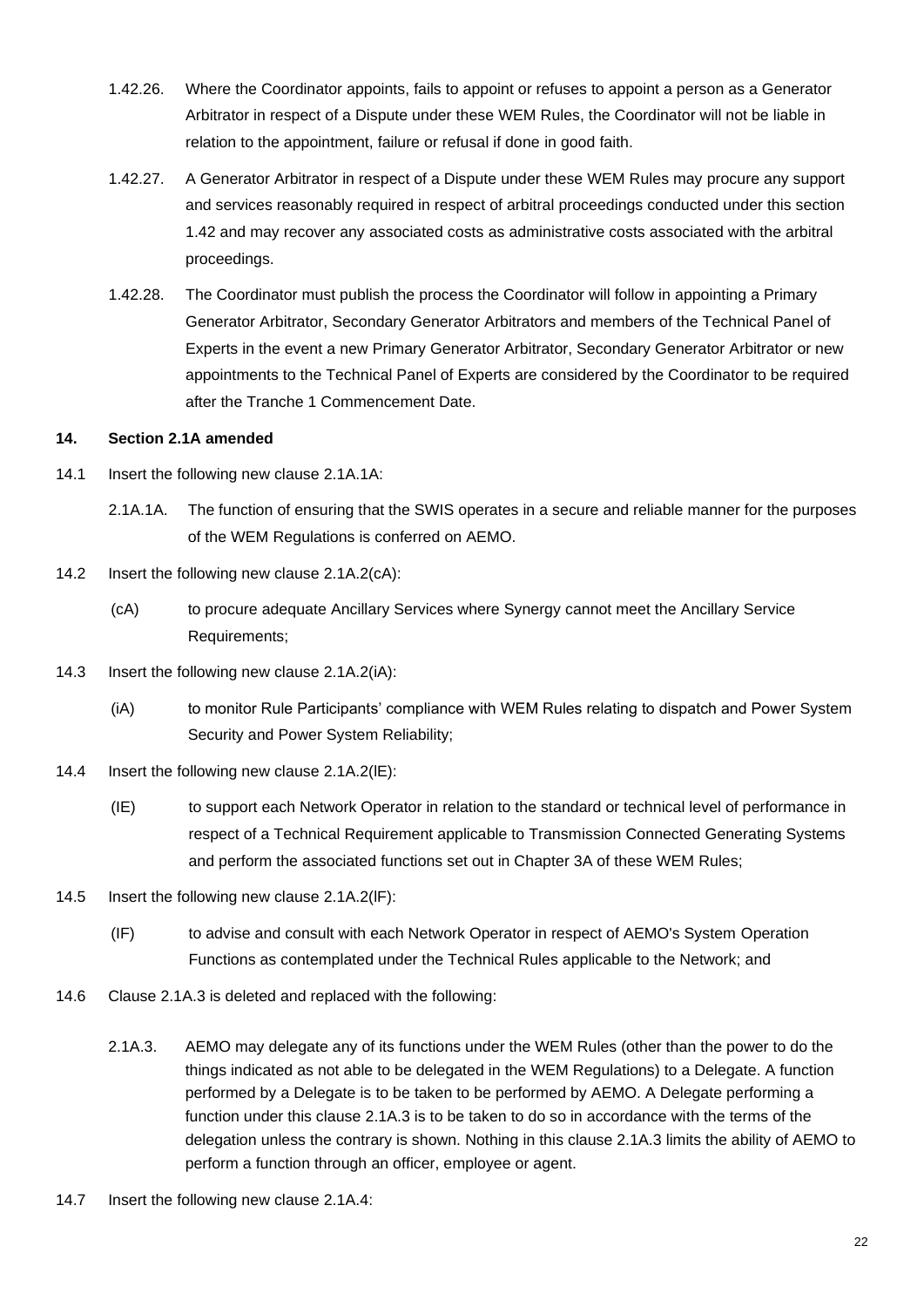1.42.26. Where the Coordinator appoints, fails to appoint or refuses to appoint a person as a Generator Arbitrator in respect of a Dispute under these WEM Rules, the Coordinator will not be liable in relation to the appointment, failure or refusal if done in good faith.

1.42.27. A Generator Arbitrator in respect of a Dispute under these WEM Rules may procure any support and services reasonably required in respect of arbitral proceedings conducted under this section 1.42 and may recover any associated costs as administrative costs associated with the arbitral proceedings.

1.42.28. The Coordinator must publish the process the Coordinator will follow in appointing a Primary Generator Arbitrator, Secondary Generator Arbitrators and members of the Technical Panel of Experts in the event a new Primary Generator Arbitrator, Secondary Generator Arbitrator or new appointments to the Technical Panel of Experts are considered by the Coordinator to be required after the Tranche 1 Commencement Date.

**14. Section 2.1A amended**

14.1 Insert the following new clause 2.1A.1A:

2.1A.1A. The function of ensuring that the SWIS operates in a secure and reliable manner for the purposes of the WEM Regulations is conferred on AEMO.

14.2 Insert the following new clause 2.1A.2(cA):

(cA) to procure adequate Ancillary Services where Synergy cannot meet the Ancillary Service Requirements;

14.3 Insert the following new clause 2.1A.2(iA):

(iA) to monitor Rule Participants' compliance with WEM Rules relating to dispatch and Power System Security and Power System Reliability;

14.4 Insert the following new clause 2.1A.2(lE):

(lE) to support each Network Operator in relation to the standard or technical level of performance in respect of a Technical Requirement applicable to Transmission Connected Generating Systems and perform the associated functions set out in Chapter 3A of these WEM Rules;

14.5 Insert the following new clause 2.1A.2(lF):

(lF) to advise and consult with each Network Operator in respect of AEMO's System Operation Functions as contemplated under the Technical Rules applicable to the Network; and

14.6 Clause 2.1A.3 is deleted and replaced with the following:

2.1A.3. AEMO may delegate any of its functions under the WEM Rules (other than the power to do the things indicated as not able to be delegated in the WEM Regulations) to a Delegate. A function performed by a Delegate is to be taken to be performed by AEMO. A Delegate performing a function under this clause 2.1A.3 is to be taken to do so in accordance with the terms of the delegation unless the contrary is shown. Nothing in this clause 2.1A.3 limits the ability of AEMO to perform a function through an officer, employee or agent.

14.7 Insert the following new clause 2.1A.4: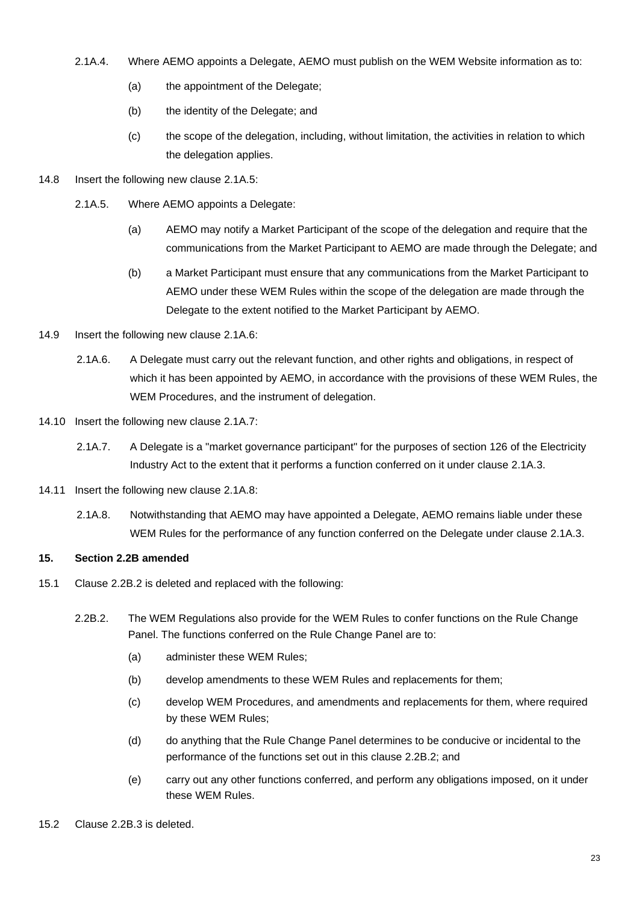2.1A.4. Where AEMO appoints a Delegate, AEMO must publish on the WEM Website information as to:

(a) the appointment of the Delegate;

(b) the identity of the Delegate; and

(c) the scope of the delegation, including, without limitation, the activities in relation to which the delegation applies.

14.8 Insert the following new clause 2.1A.5:

2.1A.5. Where AEMO appoints a Delegate:

(a) AEMO may notify a Market Participant of the scope of the delegation and require that the communications from the Market Participant to AEMO are made through the Delegate; and

(b) a Market Participant must ensure that any communications from the Market Participant to AEMO under these WEM Rules within the scope of the delegation are made through the Delegate to the extent notified to the Market Participant by AEMO.

14.9 Insert the following new clause 2.1A.6:

2.1A.6. A Delegate must carry out the relevant function, and other rights and obligations, in respect of which it has been appointed by AEMO, in accordance with the provisions of these WEM Rules, the WEM Procedures, and the instrument of delegation.

14.10 Insert the following new clause 2.1A.7:

2.1A.7. A Delegate is a "market governance participant" for the purposes of section 126 of the Electricity Industry Act to the extent that it performs a function conferred on it under clause 2.1A.3.

14.11 Insert the following new clause 2.1A.8:

2.1A.8. Notwithstanding that AEMO may have appointed a Delegate, AEMO remains liable under these WEM Rules for the performance of any function conferred on the Delegate under clause 2.1A.3.

**15. Section 2.2B amended**

15.1 Clause 2.2B.2 is deleted and replaced with the following:

2.2B.2. The WEM Regulations also provide for the WEM Rules to confer functions on the Rule Change Panel. The functions conferred on the Rule Change Panel are to:

(a) administer these WEM Rules;

(b) develop amendments to these WEM Rules and replacements for them;

(c) develop WEM Procedures, and amendments and replacements for them, where required by these WEM Rules;

(d) do anything that the Rule Change Panel determines to be conducive or incidental to the performance of the functions set out in this clause 2.2B.2; and

(e) carry out any other functions conferred, and perform any obligations imposed, on it under these WEM Rules.

15.2 Clause 2.2B.3 is deleted.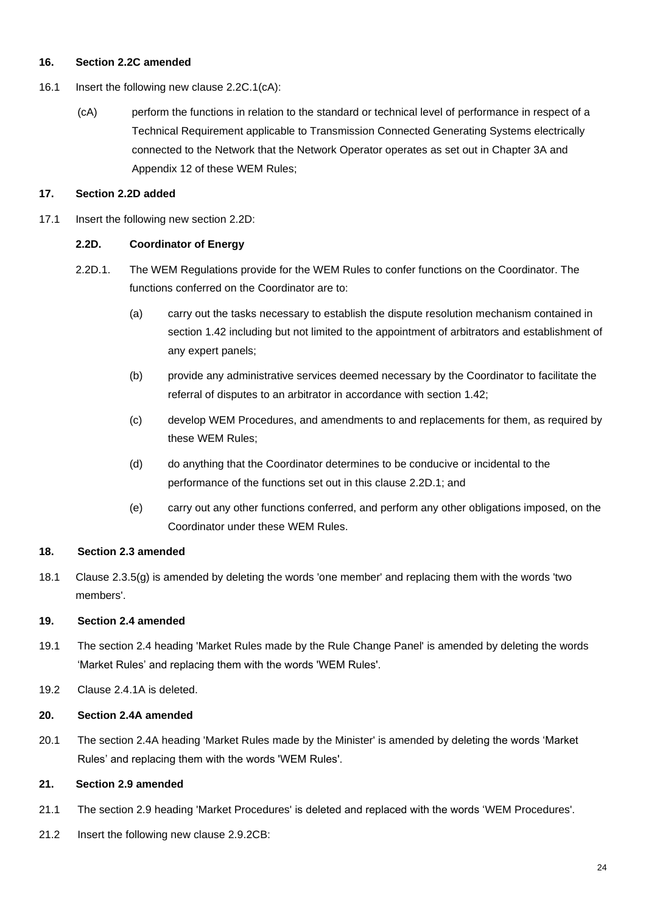**16. Section 2.2C amended**

16.1 Insert the following new clause 2.2C.1(cA):

(cA) perform the functions in relation to the standard or technical level of performance in respect of a Technical Requirement applicable to Transmission Connected Generating Systems electrically connected to the Network that the Network Operator operates as set out in Chapter 3A and Appendix 12 of these WEM Rules;

**17. Section 2.2D added**

17.1 Insert the following new section 2.2D:

**2.2D. Coordinator of Energy**

2.2D.1. The WEM Regulations provide for the WEM Rules to confer functions on the Coordinator. The functions conferred on the Coordinator are to:

(a) carry out the tasks necessary to establish the dispute resolution mechanism contained in section 1.42 including but not limited to the appointment of arbitrators and establishment of any expert panels;

(b) provide any administrative services deemed necessary by the Coordinator to facilitate the referral of disputes to an arbitrator in accordance with section 1.42;

(c) develop WEM Procedures, and amendments to and replacements for them, as required by these WEM Rules;

(d) do anything that the Coordinator determines to be conducive or incidental to the performance of the functions set out in this clause 2.2D.1; and

(e) carry out any other functions conferred, and perform any other obligations imposed, on the Coordinator under these WEM Rules.

**18. Section 2.3 amended**

18.1 Clause 2.3.5(g) is amended by deleting the words 'one member' and replacing them with the words 'two members'.

**19. Section 2.4 amended**

19.1 The section 2.4 heading 'Market Rules made by the Rule Change Panel' is amended by deleting the words 'Market Rules' and replacing them with the words 'WEM Rules'.

19.2 Clause 2.4.1A is deleted.

**20. Section 2.4A amended**

20.1 The section 2.4A heading 'Market Rules made by the Minister' is amended by deleting the words 'Market Rules' and replacing them with the words 'WEM Rules'.

**21. Section 2.9 amended**

21.1 The section 2.9 heading 'Market Procedures' is deleted and replaced with the words 'WEM Procedures'.

21.2 Insert the following new clause 2.9.2CB: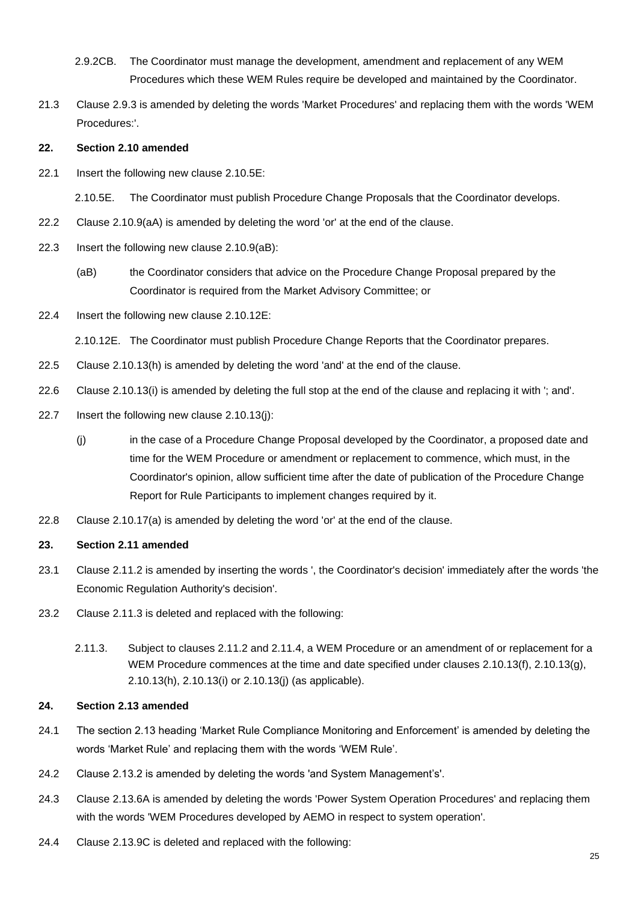2.9.2CB. The Coordinator must manage the development, amendment and replacement of any WEM Procedures which these WEM Rules require be developed and maintained by the Coordinator.

21.3 Clause 2.9.3 is amended by deleting the words 'Market Procedures' and replacing them with the words 'WEM Procedures:'.

**22. Section 2.10 amended**

22.1 Insert the following new clause 2.10.5E:

2.10.5E. The Coordinator must publish Procedure Change Proposals that the Coordinator develops.

22.2 Clause 2.10.9(aA) is amended by deleting the word 'or' at the end of the clause.

22.3 Insert the following new clause 2.10.9(aB):

(aB) the Coordinator considers that advice on the Procedure Change Proposal prepared by the Coordinator is required from the Market Advisory Committee; or

22.4 Insert the following new clause 2.10.12E:

2.10.12E. The Coordinator must publish Procedure Change Reports that the Coordinator prepares.

22.5 Clause 2.10.13(h) is amended by deleting the word 'and' at the end of the clause.

22.6 Clause 2.10.13(i) is amended by deleting the full stop at the end of the clause and replacing it with '; and'.

22.7 Insert the following new clause 2.10.13(j):

(j) in the case of a Procedure Change Proposal developed by the Coordinator, a proposed date and time for the WEM Procedure or amendment or replacement to commence, which must, in the Coordinator's opinion, allow sufficient time after the date of publication of the Procedure Change Report for Rule Participants to implement changes required by it.

22.8 Clause 2.10.17(a) is amended by deleting the word 'or' at the end of the clause.

**23. Section 2.11 amended**

23.1 Clause 2.11.2 is amended by inserting the words ', the Coordinator's decision' immediately after the words 'the Economic Regulation Authority's decision'.

23.2 Clause 2.11.3 is deleted and replaced with the following:

2.11.3. Subject to clauses 2.11.2 and 2.11.4, a WEM Procedure or an amendment of or replacement for a WEM Procedure commences at the time and date specified under clauses 2.10.13(f), 2.10.13(g), 2.10.13(h), 2.10.13(i) or 2.10.13(j) (as applicable).

**24. Section 2.13 amended**

24.1 The section 2.13 heading 'Market Rule Compliance Monitoring and Enforcement' is amended by deleting the words 'Market Rule' and replacing them with the words 'WEM Rule'.

24.2 Clause 2.13.2 is amended by deleting the words 'and System Management's'.

24.3 Clause 2.13.6A is amended by deleting the words 'Power System Operation Procedures' and replacing them with the words 'WEM Procedures developed by AEMO in respect to system operation'.

24.4 Clause 2.13.9C is deleted and replaced with the following: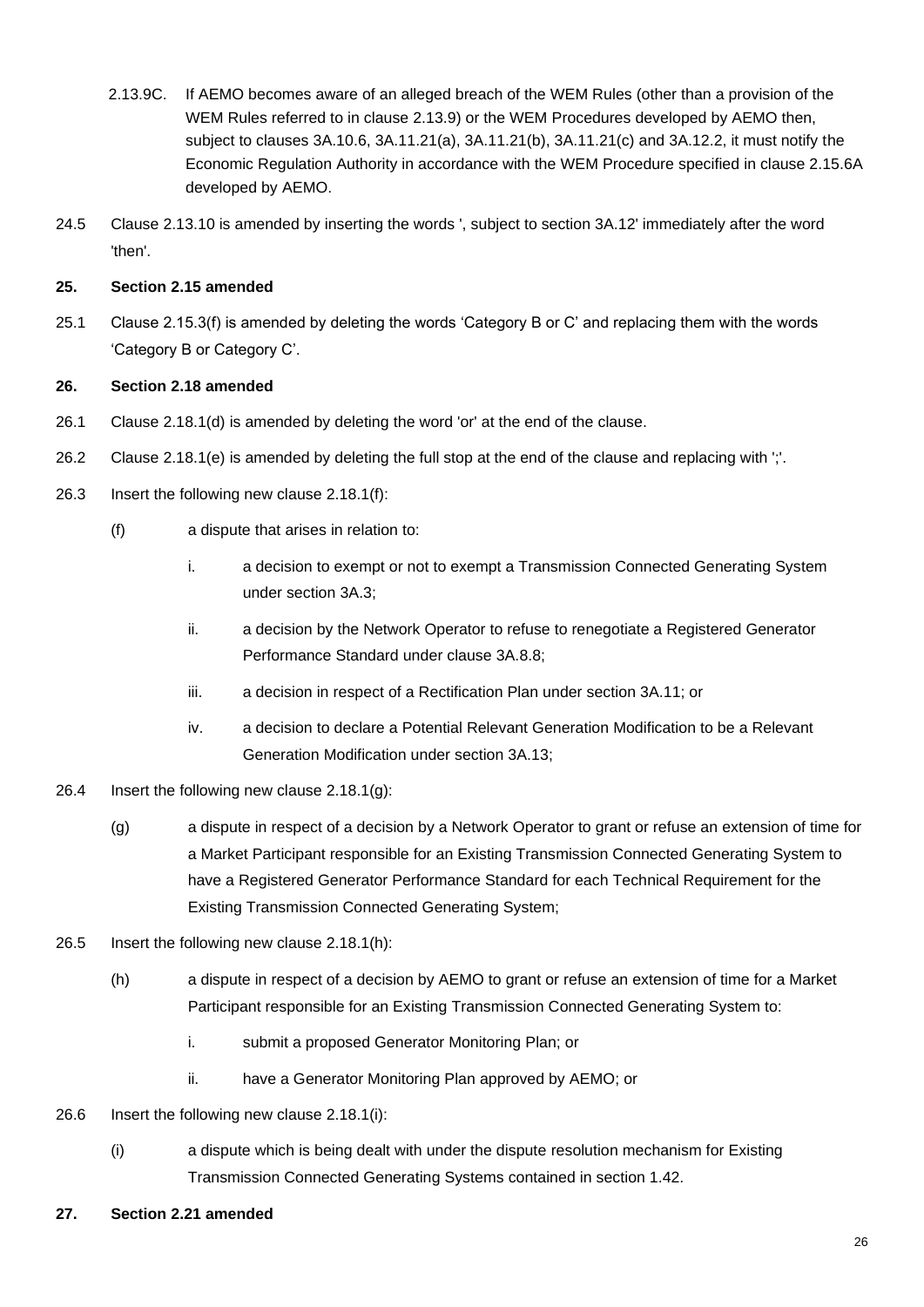2.13.9C. If AEMO becomes aware of an alleged breach of the WEM Rules (other than a provision of the WEM Rules referred to in clause 2.13.9) or the WEM Procedures developed by AEMO then, subject to clauses 3A.10.6, 3A.11.21(a), 3A.11.21(b), 3A.11.21(c) and 3A.12.2, it must notify the Economic Regulation Authority in accordance with the WEM Procedure specified in clause 2.15.6A developed by AEMO.

24.5 Clause 2.13.10 is amended by inserting the words ', subject to section 3A.12' immediately after the word 'then'.

**25. Section 2.15 amended**

25.1 Clause 2.15.3(f) is amended by deleting the words 'Category B or C' and replacing them with the words 'Category B or Category C'.

**26. Section 2.18 amended**

26.1 Clause 2.18.1(d) is amended by deleting the word 'or' at the end of the clause.

26.2 Clause 2.18.1(e) is amended by deleting the full stop at the end of the clause and replacing with ';'.

26.3 Insert the following new clause 2.18.1(f):

(f) a dispute that arises in relation to:

i. a decision to exempt or not to exempt a Transmission Connected Generating System under section 3A.3;

ii. a decision by the Network Operator to refuse to renegotiate a Registered Generator Performance Standard under clause 3A.8.8;

iii. a decision in respect of a Rectification Plan under section 3A.11; or

iv. a decision to declare a Potential Relevant Generation Modification to be a Relevant Generation Modification under section 3A.13;

26.4 Insert the following new clause 2.18.1(g):

(g) a dispute in respect of a decision by a Network Operator to grant or refuse an extension of time for a Market Participant responsible for an Existing Transmission Connected Generating System to have a Registered Generator Performance Standard for each Technical Requirement for the Existing Transmission Connected Generating System;

26.5 Insert the following new clause 2.18.1(h):

(h) a dispute in respect of a decision by AEMO to grant or refuse an extension of time for a Market Participant responsible for an Existing Transmission Connected Generating System to:

i. submit a proposed Generator Monitoring Plan; or

ii. have a Generator Monitoring Plan approved by AEMO; or

26.6 Insert the following new clause 2.18.1(i):

(i) a dispute which is being dealt with under the dispute resolution mechanism for Existing Transmission Connected Generating Systems contained in section 1.42.

**27. Section 2.21 amended**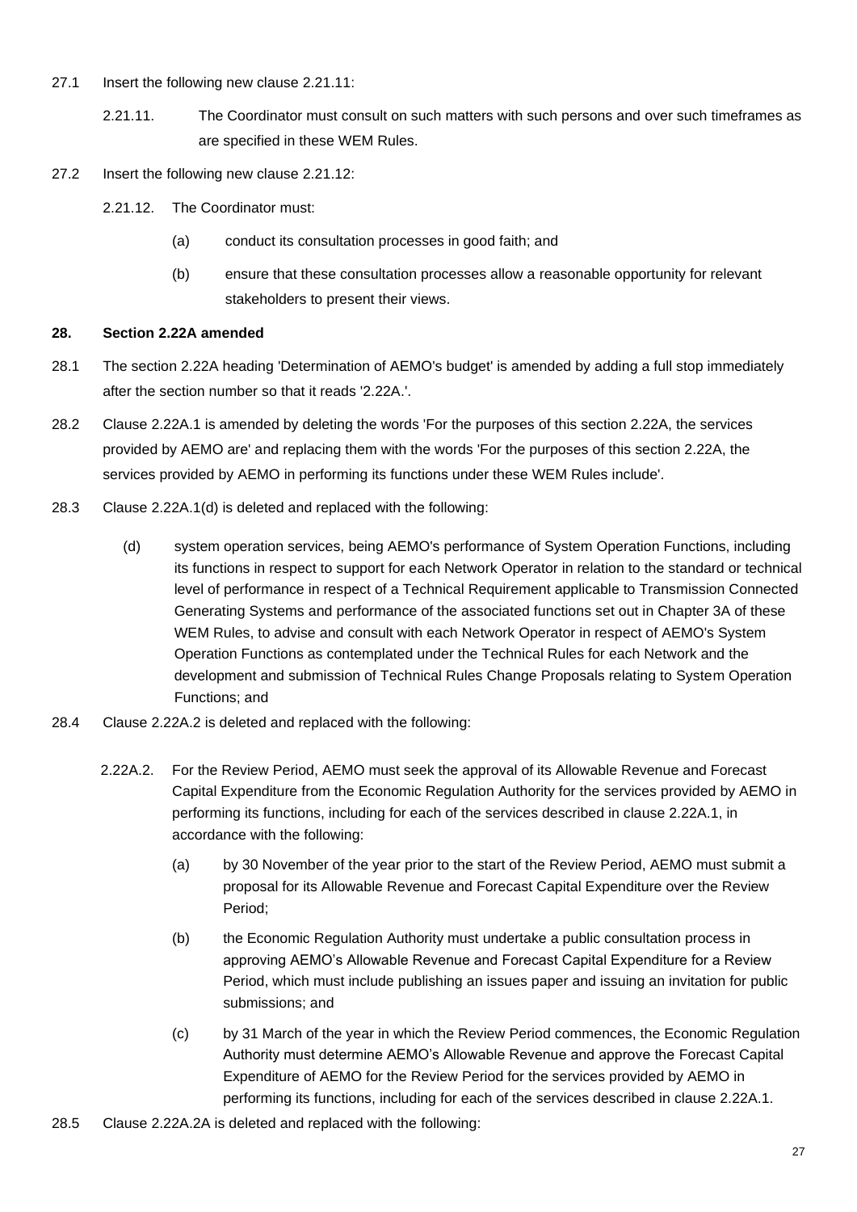27.1 Insert the following new clause 2.21.11:

> 2.21.11. The Coordinator must consult on such matters with such persons and over such timeframes as are specified in these WEM Rules.

27.2 Insert the following new clause 2.21.12:

> 2.21.12. The Coordinator must:
>
> (a) conduct its consultation processes in good faith; and
>
> (b) ensure that these consultation processes allow a reasonable opportunity for relevant stakeholders to present their views.

**28. Section 2.22A amended**

28.1 The section 2.22A heading 'Determination of AEMO's budget' is amended by adding a full stop immediately after the section number so that it reads '2.22A.'.

28.2 Clause 2.22A.1 is amended by deleting the words 'For the purposes of this section 2.22A, the services provided by AEMO are' and replacing them with the words 'For the purposes of this section 2.22A, the services provided by AEMO in performing its functions under these WEM Rules include'.

28.3 Clause 2.22A.1(d) is deleted and replaced with the following:

> (d) system operation services, being AEMO's performance of System Operation Functions, including its functions in respect to support for each Network Operator in relation to the standard or technical level of performance in respect of a Technical Requirement applicable to Transmission Connected Generating Systems and performance of the associated functions set out in Chapter 3A of these WEM Rules, to advise and consult with each Network Operator in respect of AEMO's System Operation Functions as contemplated under the Technical Rules for each Network and the development and submission of Technical Rules Change Proposals relating to System Operation Functions; and

28.4 Clause 2.22A.2 is deleted and replaced with the following:

> 2.22A.2. For the Review Period, AEMO must seek the approval of its Allowable Revenue and Forecast Capital Expenditure from the Economic Regulation Authority for the services provided by AEMO in performing its functions, including for each of the services described in clause 2.22A.1, in accordance with the following:
>
> (a) by 30 November of the year prior to the start of the Review Period, AEMO must submit a proposal for its Allowable Revenue and Forecast Capital Expenditure over the Review Period;
>
> (b) the Economic Regulation Authority must undertake a public consultation process in approving AEMO's Allowable Revenue and Forecast Capital Expenditure for a Review Period, which must include publishing an issues paper and issuing an invitation for public submissions; and
>
> (c) by 31 March of the year in which the Review Period commences, the Economic Regulation Authority must determine AEMO's Allowable Revenue and approve the Forecast Capital Expenditure of AEMO for the Review Period for the services provided by AEMO in performing its functions, including for each of the services described in clause 2.22A.1.

28.5 Clause 2.22A.2A is deleted and replaced with the following: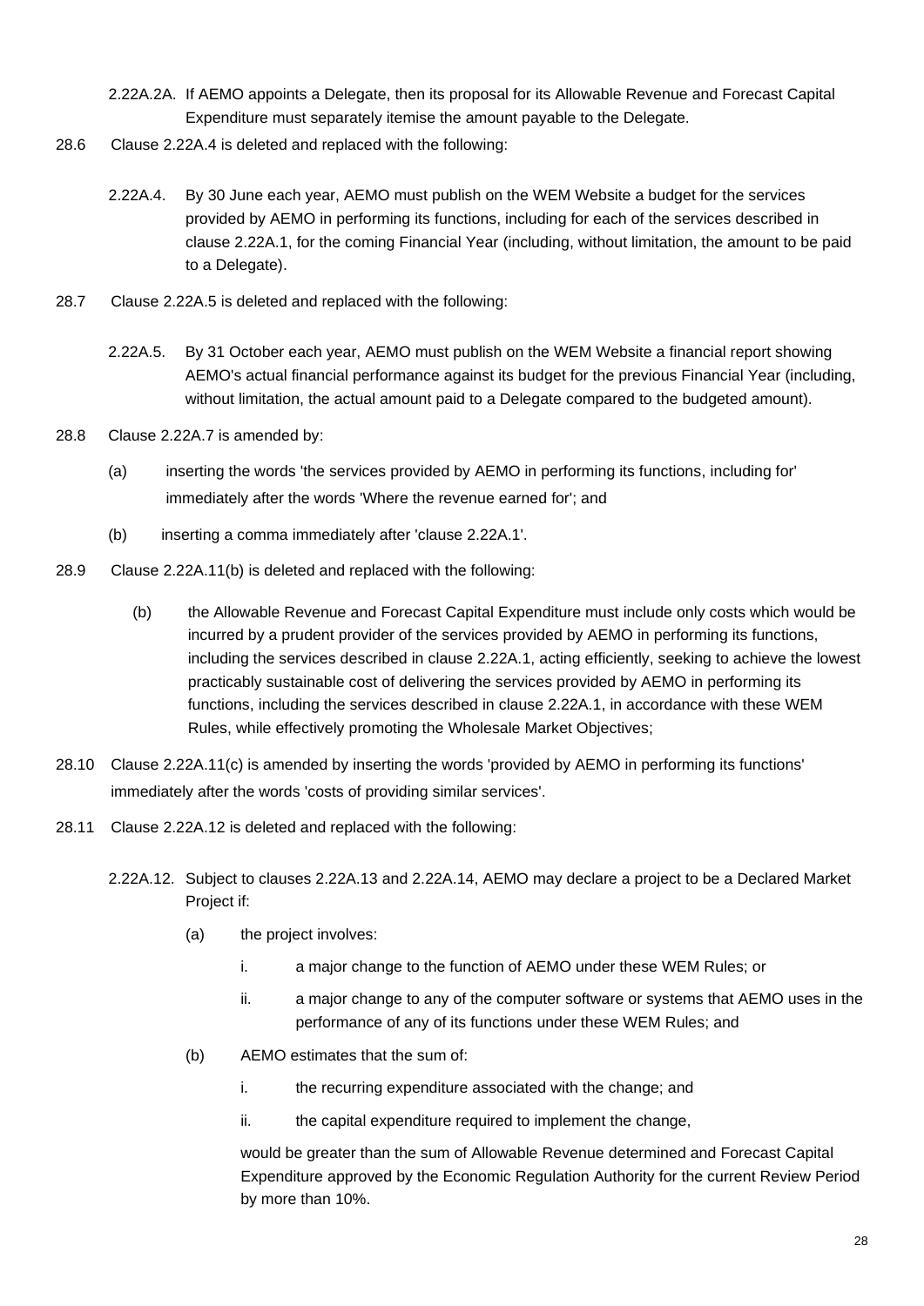2.22A.2A. If AEMO appoints a Delegate, then its proposal for its Allowable Revenue and Forecast Capital Expenditure must separately itemise the amount payable to the Delegate.

28.6 Clause 2.22A.4 is deleted and replaced with the following:

2.22A.4. By 30 June each year, AEMO must publish on the WEM Website a budget for the services provided by AEMO in performing its functions, including for each of the services described in clause 2.22A.1, for the coming Financial Year (including, without limitation, the amount to be paid to a Delegate).

28.7 Clause 2.22A.5 is deleted and replaced with the following:

2.22A.5. By 31 October each year, AEMO must publish on the WEM Website a financial report showing AEMO's actual financial performance against its budget for the previous Financial Year (including, without limitation, the actual amount paid to a Delegate compared to the budgeted amount).

28.8 Clause 2.22A.7 is amended by:

(a) inserting the words 'the services provided by AEMO in performing its functions, including for' immediately after the words 'Where the revenue earned for'; and

(b) inserting a comma immediately after 'clause 2.22A.1'.

28.9 Clause 2.22A.11(b) is deleted and replaced with the following:

(b) the Allowable Revenue and Forecast Capital Expenditure must include only costs which would be incurred by a prudent provider of the services provided by AEMO in performing its functions, including the services described in clause 2.22A.1, acting efficiently, seeking to achieve the lowest practicably sustainable cost of delivering the services provided by AEMO in performing its functions, including the services described in clause 2.22A.1, in accordance with these WEM Rules, while effectively promoting the Wholesale Market Objectives;

28.10 Clause 2.22A.11(c) is amended by inserting the words 'provided by AEMO in performing its functions' immediately after the words 'costs of providing similar services'.

28.11 Clause 2.22A.12 is deleted and replaced with the following:

2.22A.12. Subject to clauses 2.22A.13 and 2.22A.14, AEMO may declare a project to be a Declared Market Project if:

(a) the project involves:

i. a major change to the function of AEMO under these WEM Rules; or

ii. a major change to any of the computer software or systems that AEMO uses in the performance of any of its functions under these WEM Rules; and

(b) AEMO estimates that the sum of:

i. the recurring expenditure associated with the change; and

ii. the capital expenditure required to implement the change,

would be greater than the sum of Allowable Revenue determined and Forecast Capital Expenditure approved by the Economic Regulation Authority for the current Review Period by more than 10%.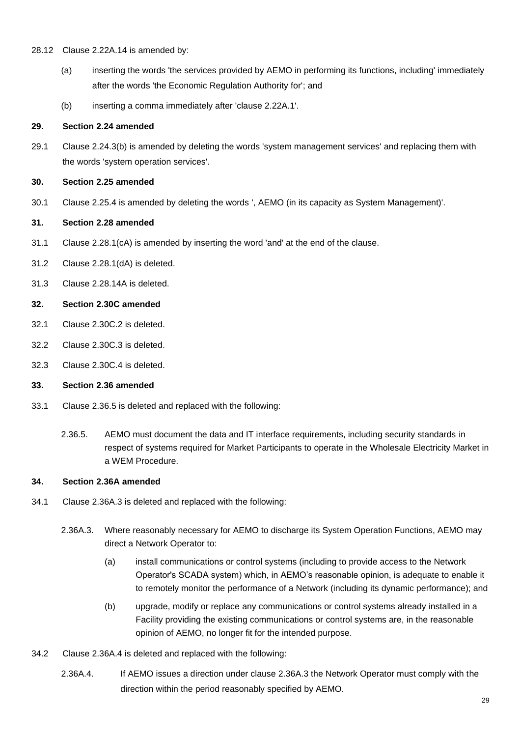28.12 Clause 2.22A.14 is amended by:

(a) inserting the words 'the services provided by AEMO in performing its functions, including' immediately after the words 'the Economic Regulation Authority for'; and

(b) inserting a comma immediately after 'clause 2.22A.1'.

**29. Section 2.24 amended**

29.1 Clause 2.24.3(b) is amended by deleting the words 'system management services' and replacing them with the words 'system operation services'.

**30. Section 2.25 amended**

30.1 Clause 2.25.4 is amended by deleting the words ', AEMO (in its capacity as System Management)'.

**31. Section 2.28 amended**

31.1 Clause 2.28.1(cA) is amended by inserting the word 'and' at the end of the clause.

31.2 Clause 2.28.1(dA) is deleted.

31.3 Clause 2.28.14A is deleted.

**32. Section 2.30C amended**

32.1 Clause 2.30C.2 is deleted.

32.2 Clause 2.30C.3 is deleted.

32.3 Clause 2.30C.4 is deleted.

**33. Section 2.36 amended**

33.1 Clause 2.36.5 is deleted and replaced with the following:

> 2.36.5. AEMO must document the data and IT interface requirements, including security standards in respect of systems required for Market Participants to operate in the Wholesale Electricity Market in a WEM Procedure.

**34. Section 2.36A amended**

34.1 Clause 2.36A.3 is deleted and replaced with the following:

> 2.36A.3. Where reasonably necessary for AEMO to discharge its System Operation Functions, AEMO may direct a Network Operator to:
>
> (a) install communications or control systems (including to provide access to the Network Operator's SCADA system) which, in AEMO's reasonable opinion, is adequate to enable it to remotely monitor the performance of a Network (including its dynamic performance); and
>
> (b) upgrade, modify or replace any communications or control systems already installed in a Facility providing the existing communications or control systems are, in the reasonable opinion of AEMO, no longer fit for the intended purpose.

34.2 Clause 2.36A.4 is deleted and replaced with the following:

> 2.36A.4. If AEMO issues a direction under clause 2.36A.3 the Network Operator must comply with the direction within the period reasonably specified by AEMO.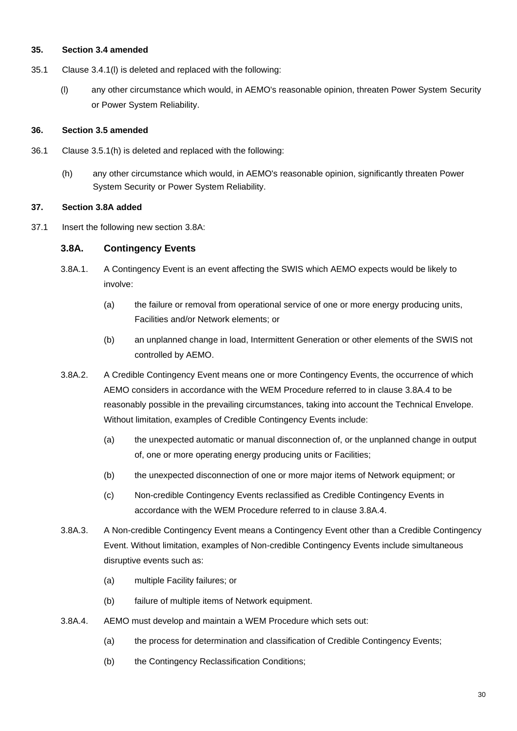**35. Section 3.4 amended**

35.1 Clause 3.4.1(l) is deleted and replaced with the following:

(l) any other circumstance which would, in AEMO's reasonable opinion, threaten Power System Security or Power System Reliability.

**36. Section 3.5 amended**

36.1 Clause 3.5.1(h) is deleted and replaced with the following:

(h) any other circumstance which would, in AEMO's reasonable opinion, significantly threaten Power System Security or Power System Reliability.

**37. Section 3.8A added**

37.1 Insert the following new section 3.8A:

### 3.8A. Contingency Events

3.8A.1. A Contingency Event is an event affecting the SWIS which AEMO expects would be likely to involve:

(a) the failure or removal from operational service of one or more energy producing units, Facilities and/or Network elements; or

(b) an unplanned change in load, Intermittent Generation or other elements of the SWIS not controlled by AEMO.

3.8A.2. A Credible Contingency Event means one or more Contingency Events, the occurrence of which AEMO considers in accordance with the WEM Procedure referred to in clause 3.8A.4 to be reasonably possible in the prevailing circumstances, taking into account the Technical Envelope. Without limitation, examples of Credible Contingency Events include:

(a) the unexpected automatic or manual disconnection of, or the unplanned change in output of, one or more operating energy producing units or Facilities;

(b) the unexpected disconnection of one or more major items of Network equipment; or

(c) Non-credible Contingency Events reclassified as Credible Contingency Events in accordance with the WEM Procedure referred to in clause 3.8A.4.

3.8A.3. A Non-credible Contingency Event means a Contingency Event other than a Credible Contingency Event. Without limitation, examples of Non-credible Contingency Events include simultaneous disruptive events such as:

(a) multiple Facility failures; or

(b) failure of multiple items of Network equipment.

3.8A.4. AEMO must develop and maintain a WEM Procedure which sets out:

(a) the process for determination and classification of Credible Contingency Events;

(b) the Contingency Reclassification Conditions;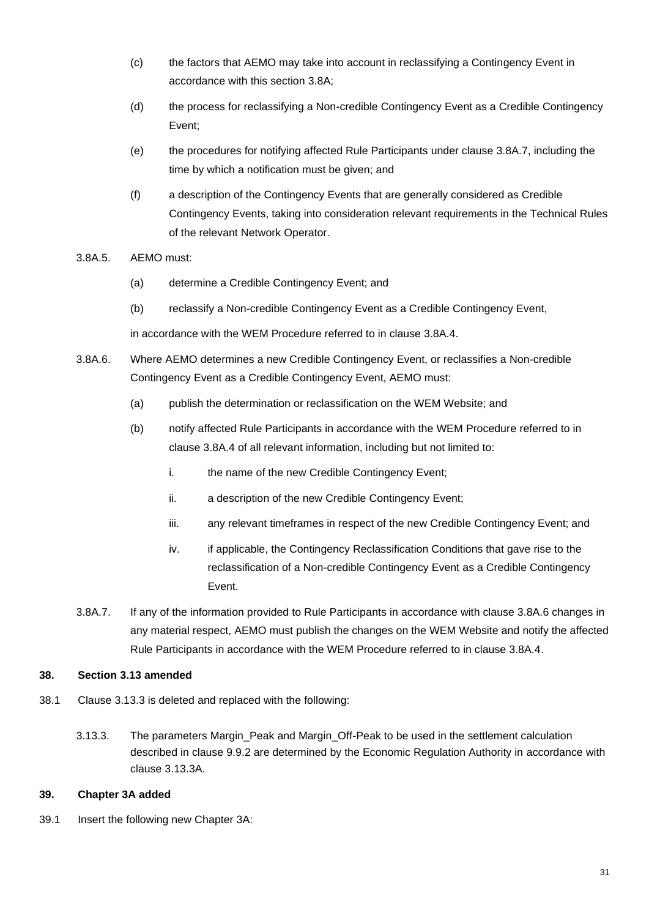(c) the factors that AEMO may take into account in reclassifying a Contingency Event in accordance with this section 3.8A;

(d) the process for reclassifying a Non-credible Contingency Event as a Credible Contingency Event;

(e) the procedures for notifying affected Rule Participants under clause 3.8A.7, including the time by which a notification must be given; and

(f) a description of the Contingency Events that are generally considered as Credible Contingency Events, taking into consideration relevant requirements in the Technical Rules of the relevant Network Operator.

3.8A.5. AEMO must:

(a) determine a Credible Contingency Event; and

(b) reclassify a Non-credible Contingency Event as a Credible Contingency Event,

in accordance with the WEM Procedure referred to in clause 3.8A.4.

3.8A.6. Where AEMO determines a new Credible Contingency Event, or reclassifies a Non-credible Contingency Event as a Credible Contingency Event, AEMO must:

(a) publish the determination or reclassification on the WEM Website; and

(b) notify affected Rule Participants in accordance with the WEM Procedure referred to in clause 3.8A.4 of all relevant information, including but not limited to:

i. the name of the new Credible Contingency Event;

ii. a description of the new Credible Contingency Event;

iii. any relevant timeframes in respect of the new Credible Contingency Event; and

iv. if applicable, the Contingency Reclassification Conditions that gave rise to the reclassification of a Non-credible Contingency Event as a Credible Contingency Event.

3.8A.7. If any of the information provided to Rule Participants in accordance with clause 3.8A.6 changes in any material respect, AEMO must publish the changes on the WEM Website and notify the affected Rule Participants in accordance with the WEM Procedure referred to in clause 3.8A.4.

**38. Section 3.13 amended**

38.1 Clause 3.13.3 is deleted and replaced with the following:

3.13.3. The parameters Margin_Peak and Margin_Off-Peak to be used in the settlement calculation described in clause 9.9.2 are determined by the Economic Regulation Authority in accordance with clause 3.13.3A.

**39. Chapter 3A added**

39.1 Insert the following new Chapter 3A: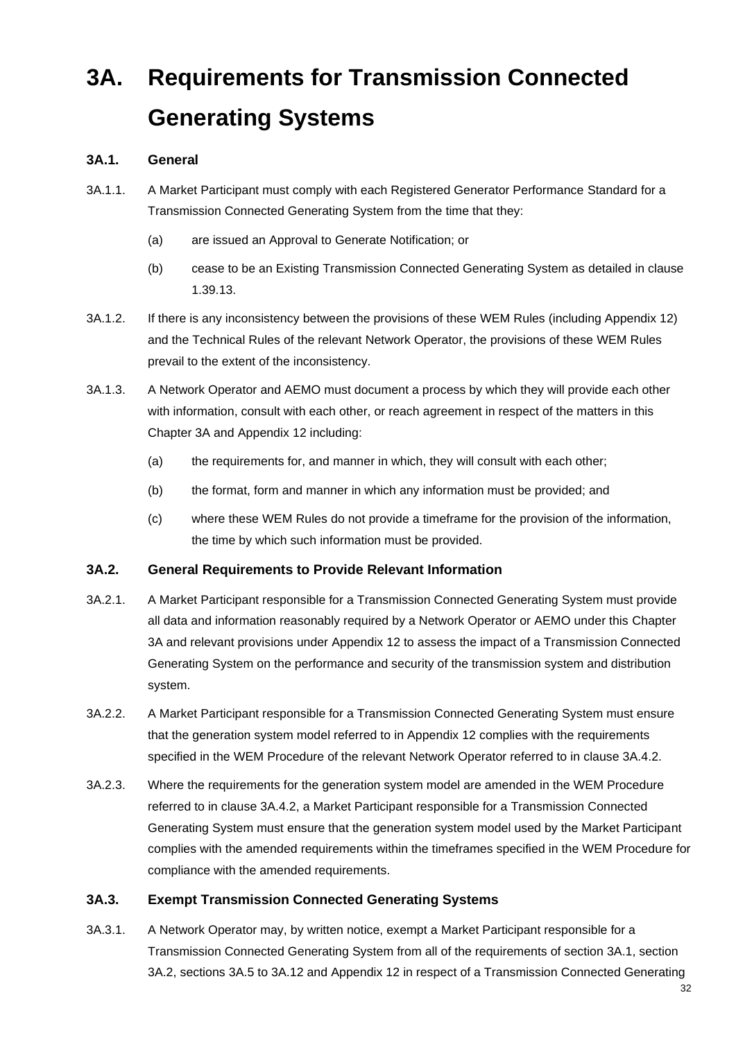# 3A. Requirements for Transmission Connected Generating Systems

## 3A.1. General

3A.1.1. A Market Participant must comply with each Registered Generator Performance Standard for a Transmission Connected Generating System from the time that they:

(a) are issued an Approval to Generate Notification; or

(b) cease to be an Existing Transmission Connected Generating System as detailed in clause 1.39.13.

3A.1.2. If there is any inconsistency between the provisions of these WEM Rules (including Appendix 12) and the Technical Rules of the relevant Network Operator, the provisions of these WEM Rules prevail to the extent of the inconsistency.

3A.1.3. A Network Operator and AEMO must document a process by which they will provide each other with information, consult with each other, or reach agreement in respect of the matters in this Chapter 3A and Appendix 12 including:

(a) the requirements for, and manner in which, they will consult with each other;

(b) the format, form and manner in which any information must be provided; and

(c) where these WEM Rules do not provide a timeframe for the provision of the information, the time by which such information must be provided.

## 3A.2. General Requirements to Provide Relevant Information

3A.2.1. A Market Participant responsible for a Transmission Connected Generating System must provide all data and information reasonably required by a Network Operator or AEMO under this Chapter 3A and relevant provisions under Appendix 12 to assess the impact of a Transmission Connected Generating System on the performance and security of the transmission system and distribution system.

3A.2.2. A Market Participant responsible for a Transmission Connected Generating System must ensure that the generation system model referred to in Appendix 12 complies with the requirements specified in the WEM Procedure of the relevant Network Operator referred to in clause 3A.4.2.

3A.2.3. Where the requirements for the generation system model are amended in the WEM Procedure referred to in clause 3A.4.2, a Market Participant responsible for a Transmission Connected Generating System must ensure that the generation system model used by the Market Participant complies with the amended requirements within the timeframes specified in the WEM Procedure for compliance with the amended requirements.

## 3A.3. Exempt Transmission Connected Generating Systems

3A.3.1. A Network Operator may, by written notice, exempt a Market Participant responsible for a Transmission Connected Generating System from all of the requirements of section 3A.1, section 3A.2, sections 3A.5 to 3A.12 and Appendix 12 in respect of a Transmission Connected Generating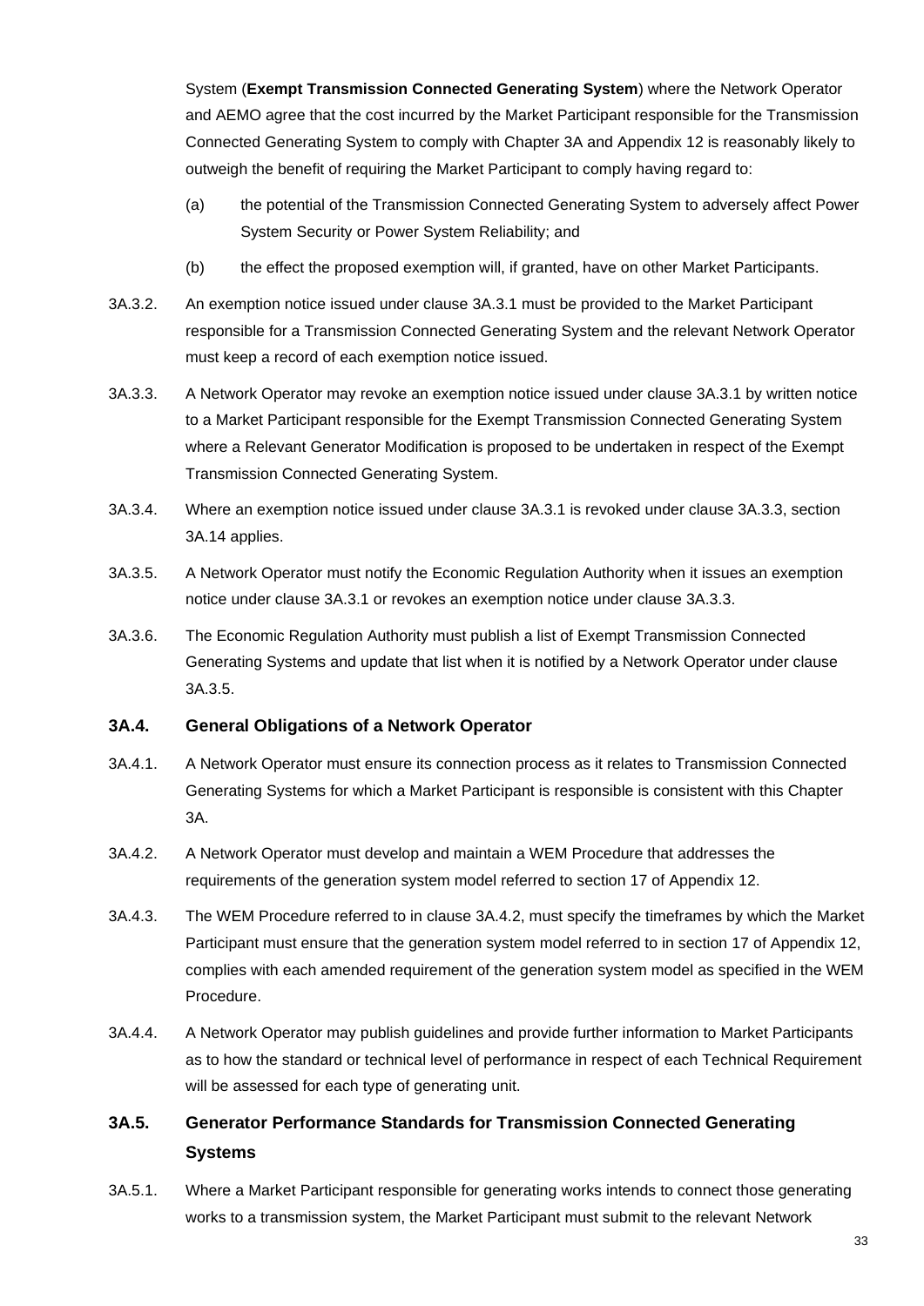System (**Exempt Transmission Connected Generating System**) where the Network Operator and AEMO agree that the cost incurred by the Market Participant responsible for the Transmission Connected Generating System to comply with Chapter 3A and Appendix 12 is reasonably likely to outweigh the benefit of requiring the Market Participant to comply having regard to:

(a) the potential of the Transmission Connected Generating System to adversely affect Power System Security or Power System Reliability; and

(b) the effect the proposed exemption will, if granted, have on other Market Participants.

3A.3.2. An exemption notice issued under clause 3A.3.1 must be provided to the Market Participant responsible for a Transmission Connected Generating System and the relevant Network Operator must keep a record of each exemption notice issued.

3A.3.3. A Network Operator may revoke an exemption notice issued under clause 3A.3.1 by written notice to a Market Participant responsible for the Exempt Transmission Connected Generating System where a Relevant Generator Modification is proposed to be undertaken in respect of the Exempt Transmission Connected Generating System.

3A.3.4. Where an exemption notice issued under clause 3A.3.1 is revoked under clause 3A.3.3, section 3A.14 applies.

3A.3.5. A Network Operator must notify the Economic Regulation Authority when it issues an exemption notice under clause 3A.3.1 or revokes an exemption notice under clause 3A.3.3.

3A.3.6. The Economic Regulation Authority must publish a list of Exempt Transmission Connected Generating Systems and update that list when it is notified by a Network Operator under clause 3A.3.5.

## 3A.4. General Obligations of a Network Operator

3A.4.1. A Network Operator must ensure its connection process as it relates to Transmission Connected Generating Systems for which a Market Participant is responsible is consistent with this Chapter 3A.

3A.4.2. A Network Operator must develop and maintain a WEM Procedure that addresses the requirements of the generation system model referred to section 17 of Appendix 12.

3A.4.3. The WEM Procedure referred to in clause 3A.4.2, must specify the timeframes by which the Market Participant must ensure that the generation system model referred to in section 17 of Appendix 12, complies with each amended requirement of the generation system model as specified in the WEM Procedure.

3A.4.4. A Network Operator may publish guidelines and provide further information to Market Participants as to how the standard or technical level of performance in respect of each Technical Requirement will be assessed for each type of generating unit.

## 3A.5. Generator Performance Standards for Transmission Connected Generating Systems

3A.5.1. Where a Market Participant responsible for generating works intends to connect those generating works to a transmission system, the Market Participant must submit to the relevant Network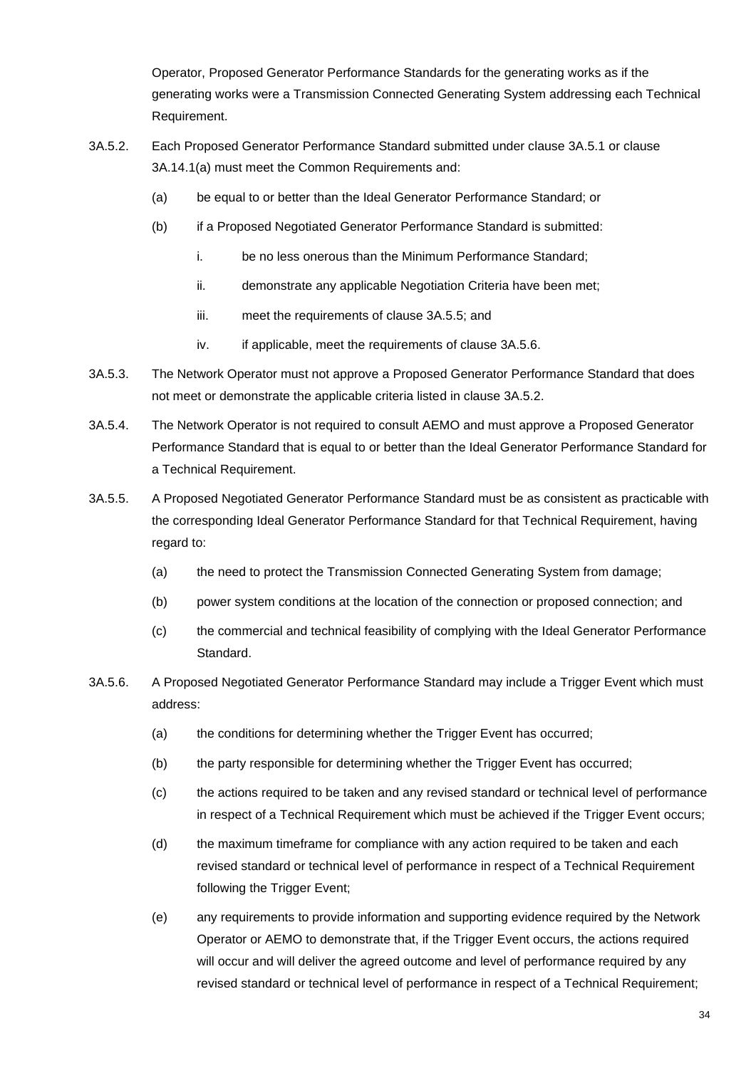Operator, Proposed Generator Performance Standards for the generating works as if the generating works were a Transmission Connected Generating System addressing each Technical Requirement.

3A.5.2. Each Proposed Generator Performance Standard submitted under clause 3A.5.1 or clause 3A.14.1(a) must meet the Common Requirements and:

(a) be equal to or better than the Ideal Generator Performance Standard; or

(b) if a Proposed Negotiated Generator Performance Standard is submitted:

i. be no less onerous than the Minimum Performance Standard;

ii. demonstrate any applicable Negotiation Criteria have been met;

iii. meet the requirements of clause 3A.5.5; and

iv. if applicable, meet the requirements of clause 3A.5.6.

3A.5.3. The Network Operator must not approve a Proposed Generator Performance Standard that does not meet or demonstrate the applicable criteria listed in clause 3A.5.2.

3A.5.4. The Network Operator is not required to consult AEMO and must approve a Proposed Generator Performance Standard that is equal to or better than the Ideal Generator Performance Standard for a Technical Requirement.

3A.5.5. A Proposed Negotiated Generator Performance Standard must be as consistent as practicable with the corresponding Ideal Generator Performance Standard for that Technical Requirement, having regard to:

(a) the need to protect the Transmission Connected Generating System from damage;

(b) power system conditions at the location of the connection or proposed connection; and

(c) the commercial and technical feasibility of complying with the Ideal Generator Performance Standard.

3A.5.6. A Proposed Negotiated Generator Performance Standard may include a Trigger Event which must address:

(a) the conditions for determining whether the Trigger Event has occurred;

(b) the party responsible for determining whether the Trigger Event has occurred;

(c) the actions required to be taken and any revised standard or technical level of performance in respect of a Technical Requirement which must be achieved if the Trigger Event occurs;

(d) the maximum timeframe for compliance with any action required to be taken and each revised standard or technical level of performance in respect of a Technical Requirement following the Trigger Event;

(e) any requirements to provide information and supporting evidence required by the Network Operator or AEMO to demonstrate that, if the Trigger Event occurs, the actions required will occur and will deliver the agreed outcome and level of performance required by any revised standard or technical level of performance in respect of a Technical Requirement;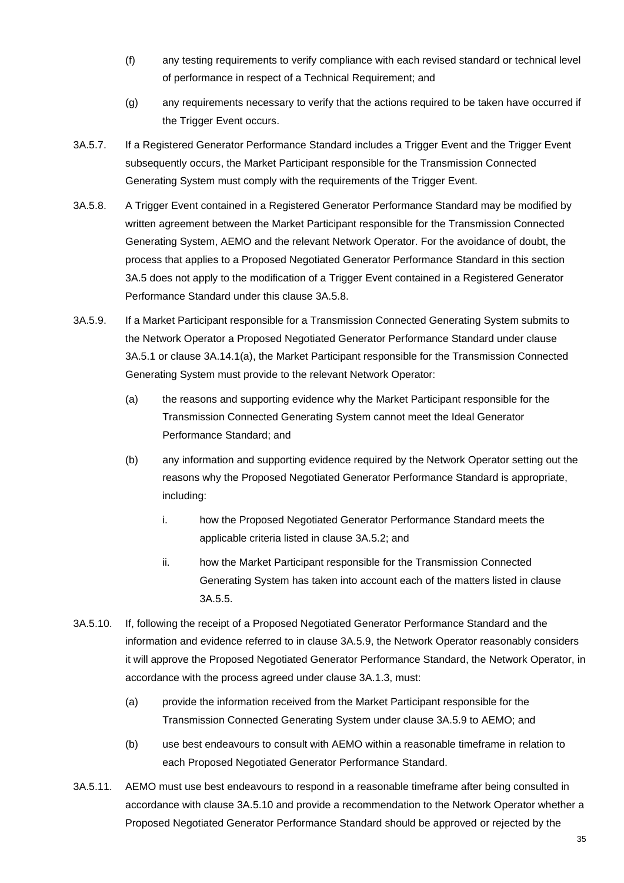(f) any testing requirements to verify compliance with each revised standard or technical level of performance in respect of a Technical Requirement; and

(g) any requirements necessary to verify that the actions required to be taken have occurred if the Trigger Event occurs.

3A.5.7. If a Registered Generator Performance Standard includes a Trigger Event and the Trigger Event subsequently occurs, the Market Participant responsible for the Transmission Connected Generating System must comply with the requirements of the Trigger Event.

3A.5.8. A Trigger Event contained in a Registered Generator Performance Standard may be modified by written agreement between the Market Participant responsible for the Transmission Connected Generating System, AEMO and the relevant Network Operator. For the avoidance of doubt, the process that applies to a Proposed Negotiated Generator Performance Standard in this section 3A.5 does not apply to the modification of a Trigger Event contained in a Registered Generator Performance Standard under this clause 3A.5.8.

3A.5.9. If a Market Participant responsible for a Transmission Connected Generating System submits to the Network Operator a Proposed Negotiated Generator Performance Standard under clause 3A.5.1 or clause 3A.14.1(a), the Market Participant responsible for the Transmission Connected Generating System must provide to the relevant Network Operator:

(a) the reasons and supporting evidence why the Market Participant responsible for the Transmission Connected Generating System cannot meet the Ideal Generator Performance Standard; and

(b) any information and supporting evidence required by the Network Operator setting out the reasons why the Proposed Negotiated Generator Performance Standard is appropriate, including:

i. how the Proposed Negotiated Generator Performance Standard meets the applicable criteria listed in clause 3A.5.2; and

ii. how the Market Participant responsible for the Transmission Connected Generating System has taken into account each of the matters listed in clause 3A.5.5.

3A.5.10. If, following the receipt of a Proposed Negotiated Generator Performance Standard and the information and evidence referred to in clause 3A.5.9, the Network Operator reasonably considers it will approve the Proposed Negotiated Generator Performance Standard, the Network Operator, in accordance with the process agreed under clause 3A.1.3, must:

(a) provide the information received from the Market Participant responsible for the Transmission Connected Generating System under clause 3A.5.9 to AEMO; and

(b) use best endeavours to consult with AEMO within a reasonable timeframe in relation to each Proposed Negotiated Generator Performance Standard.

3A.5.11. AEMO must use best endeavours to respond in a reasonable timeframe after being consulted in accordance with clause 3A.5.10 and provide a recommendation to the Network Operator whether a Proposed Negotiated Generator Performance Standard should be approved or rejected by the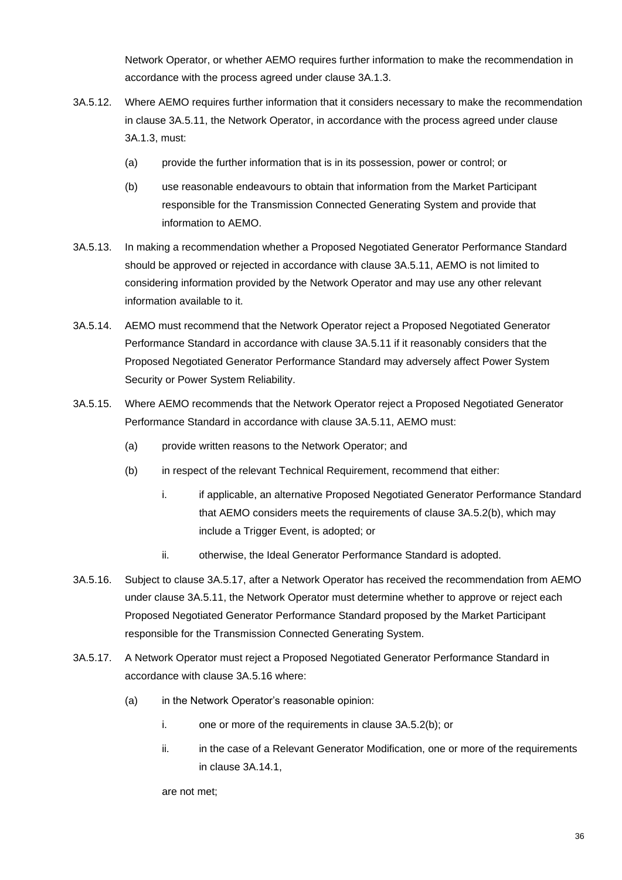Network Operator, or whether AEMO requires further information to make the recommendation in accordance with the process agreed under clause 3A.1.3.

3A.5.12. Where AEMO requires further information that it considers necessary to make the recommendation in clause 3A.5.11, the Network Operator, in accordance with the process agreed under clause 3A.1.3, must:

(a) provide the further information that is in its possession, power or control; or

(b) use reasonable endeavours to obtain that information from the Market Participant responsible for the Transmission Connected Generating System and provide that information to AEMO.

3A.5.13. In making a recommendation whether a Proposed Negotiated Generator Performance Standard should be approved or rejected in accordance with clause 3A.5.11, AEMO is not limited to considering information provided by the Network Operator and may use any other relevant information available to it.

3A.5.14. AEMO must recommend that the Network Operator reject a Proposed Negotiated Generator Performance Standard in accordance with clause 3A.5.11 if it reasonably considers that the Proposed Negotiated Generator Performance Standard may adversely affect Power System Security or Power System Reliability.

3A.5.15. Where AEMO recommends that the Network Operator reject a Proposed Negotiated Generator Performance Standard in accordance with clause 3A.5.11, AEMO must:

(a) provide written reasons to the Network Operator; and

(b) in respect of the relevant Technical Requirement, recommend that either:

i. if applicable, an alternative Proposed Negotiated Generator Performance Standard that AEMO considers meets the requirements of clause 3A.5.2(b), which may include a Trigger Event, is adopted; or

ii. otherwise, the Ideal Generator Performance Standard is adopted.

3A.5.16. Subject to clause 3A.5.17, after a Network Operator has received the recommendation from AEMO under clause 3A.5.11, the Network Operator must determine whether to approve or reject each Proposed Negotiated Generator Performance Standard proposed by the Market Participant responsible for the Transmission Connected Generating System.

3A.5.17. A Network Operator must reject a Proposed Negotiated Generator Performance Standard in accordance with clause 3A.5.16 where:

(a) in the Network Operator's reasonable opinion:

i. one or more of the requirements in clause 3A.5.2(b); or

ii. in the case of a Relevant Generator Modification, one or more of the requirements in clause 3A.14.1,

are not met;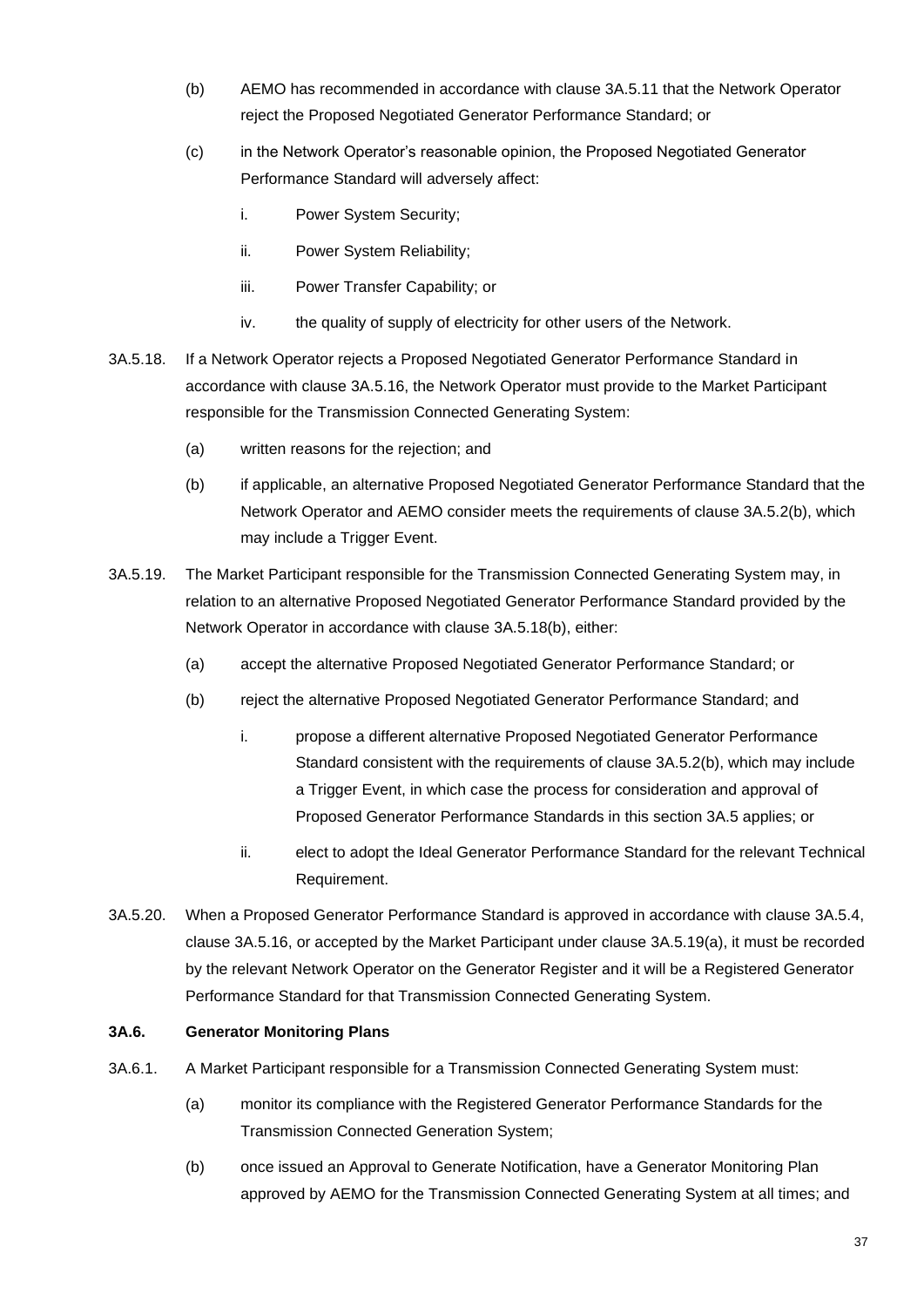(b) AEMO has recommended in accordance with clause 3A.5.11 that the Network Operator reject the Proposed Negotiated Generator Performance Standard; or

(c) in the Network Operator's reasonable opinion, the Proposed Negotiated Generator Performance Standard will adversely affect:

  i. Power System Security;

  ii. Power System Reliability;

  iii. Power Transfer Capability; or

  iv. the quality of supply of electricity for other users of the Network.

3A.5.18. If a Network Operator rejects a Proposed Negotiated Generator Performance Standard in accordance with clause 3A.5.16, the Network Operator must provide to the Market Participant responsible for the Transmission Connected Generating System:

(a) written reasons for the rejection; and

(b) if applicable, an alternative Proposed Negotiated Generator Performance Standard that the Network Operator and AEMO consider meets the requirements of clause 3A.5.2(b), which may include a Trigger Event.

3A.5.19. The Market Participant responsible for the Transmission Connected Generating System may, in relation to an alternative Proposed Negotiated Generator Performance Standard provided by the Network Operator in accordance with clause 3A.5.18(b), either:

(a) accept the alternative Proposed Negotiated Generator Performance Standard; or

(b) reject the alternative Proposed Negotiated Generator Performance Standard; and

  i. propose a different alternative Proposed Negotiated Generator Performance Standard consistent with the requirements of clause 3A.5.2(b), which may include a Trigger Event, in which case the process for consideration and approval of Proposed Generator Performance Standards in this section 3A.5 applies; or

  ii. elect to adopt the Ideal Generator Performance Standard for the relevant Technical Requirement.

3A.5.20. When a Proposed Generator Performance Standard is approved in accordance with clause 3A.5.4, clause 3A.5.16, or accepted by the Market Participant under clause 3A.5.19(a), it must be recorded by the relevant Network Operator on the Generator Register and it will be a Registered Generator Performance Standard for that Transmission Connected Generating System.

### 3A.6. Generator Monitoring Plans

3A.6.1. A Market Participant responsible for a Transmission Connected Generating System must:

(a) monitor its compliance with the Registered Generator Performance Standards for the Transmission Connected Generation System;

(b) once issued an Approval to Generate Notification, have a Generator Monitoring Plan approved by AEMO for the Transmission Connected Generating System at all times; and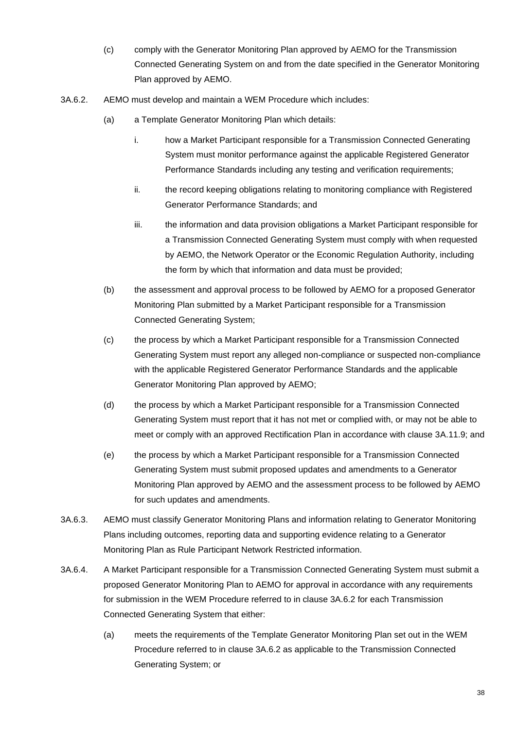(c) comply with the Generator Monitoring Plan approved by AEMO for the Transmission Connected Generating System on and from the date specified in the Generator Monitoring Plan approved by AEMO.

3A.6.2. AEMO must develop and maintain a WEM Procedure which includes:

(a) a Template Generator Monitoring Plan which details:

i. how a Market Participant responsible for a Transmission Connected Generating System must monitor performance against the applicable Registered Generator Performance Standards including any testing and verification requirements;

ii. the record keeping obligations relating to monitoring compliance with Registered Generator Performance Standards; and

iii. the information and data provision obligations a Market Participant responsible for a Transmission Connected Generating System must comply with when requested by AEMO, the Network Operator or the Economic Regulation Authority, including the form by which that information and data must be provided;

(b) the assessment and approval process to be followed by AEMO for a proposed Generator Monitoring Plan submitted by a Market Participant responsible for a Transmission Connected Generating System;

(c) the process by which a Market Participant responsible for a Transmission Connected Generating System must report any alleged non-compliance or suspected non-compliance with the applicable Registered Generator Performance Standards and the applicable Generator Monitoring Plan approved by AEMO;

(d) the process by which a Market Participant responsible for a Transmission Connected Generating System must report that it has not met or complied with, or may not be able to meet or comply with an approved Rectification Plan in accordance with clause 3A.11.9; and

(e) the process by which a Market Participant responsible for a Transmission Connected Generating System must submit proposed updates and amendments to a Generator Monitoring Plan approved by AEMO and the assessment process to be followed by AEMO for such updates and amendments.

3A.6.3. AEMO must classify Generator Monitoring Plans and information relating to Generator Monitoring Plans including outcomes, reporting data and supporting evidence relating to a Generator Monitoring Plan as Rule Participant Network Restricted information.

3A.6.4. A Market Participant responsible for a Transmission Connected Generating System must submit a proposed Generator Monitoring Plan to AEMO for approval in accordance with any requirements for submission in the WEM Procedure referred to in clause 3A.6.2 for each Transmission Connected Generating System that either:

(a) meets the requirements of the Template Generator Monitoring Plan set out in the WEM Procedure referred to in clause 3A.6.2 as applicable to the Transmission Connected Generating System; or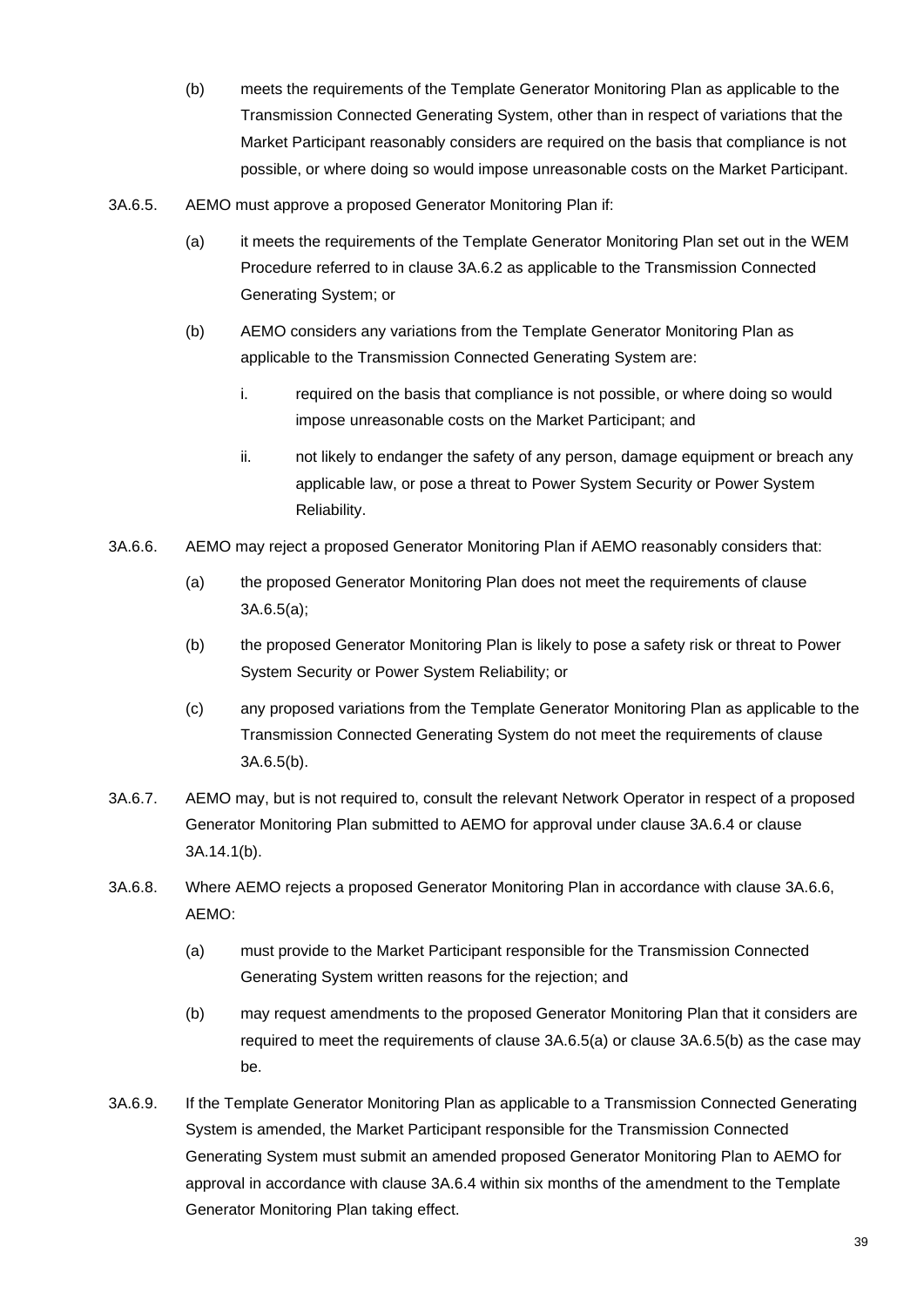(b) meets the requirements of the Template Generator Monitoring Plan as applicable to the Transmission Connected Generating System, other than in respect of variations that the Market Participant reasonably considers are required on the basis that compliance is not possible, or where doing so would impose unreasonable costs on the Market Participant.

3A.6.5. AEMO must approve a proposed Generator Monitoring Plan if:

(a) it meets the requirements of the Template Generator Monitoring Plan set out in the WEM Procedure referred to in clause 3A.6.2 as applicable to the Transmission Connected Generating System; or

(b) AEMO considers any variations from the Template Generator Monitoring Plan as applicable to the Transmission Connected Generating System are:

i. required on the basis that compliance is not possible, or where doing so would impose unreasonable costs on the Market Participant; and

ii. not likely to endanger the safety of any person, damage equipment or breach any applicable law, or pose a threat to Power System Security or Power System Reliability.

3A.6.6. AEMO may reject a proposed Generator Monitoring Plan if AEMO reasonably considers that:

(a) the proposed Generator Monitoring Plan does not meet the requirements of clause 3A.6.5(a);

(b) the proposed Generator Monitoring Plan is likely to pose a safety risk or threat to Power System Security or Power System Reliability; or

(c) any proposed variations from the Template Generator Monitoring Plan as applicable to the Transmission Connected Generating System do not meet the requirements of clause 3A.6.5(b).

3A.6.7. AEMO may, but is not required to, consult the relevant Network Operator in respect of a proposed Generator Monitoring Plan submitted to AEMO for approval under clause 3A.6.4 or clause 3A.14.1(b).

3A.6.8. Where AEMO rejects a proposed Generator Monitoring Plan in accordance with clause 3A.6.6, AEMO:

(a) must provide to the Market Participant responsible for the Transmission Connected Generating System written reasons for the rejection; and

(b) may request amendments to the proposed Generator Monitoring Plan that it considers are required to meet the requirements of clause 3A.6.5(a) or clause 3A.6.5(b) as the case may be.

3A.6.9. If the Template Generator Monitoring Plan as applicable to a Transmission Connected Generating System is amended, the Market Participant responsible for the Transmission Connected Generating System must submit an amended proposed Generator Monitoring Plan to AEMO for approval in accordance with clause 3A.6.4 within six months of the amendment to the Template Generator Monitoring Plan taking effect.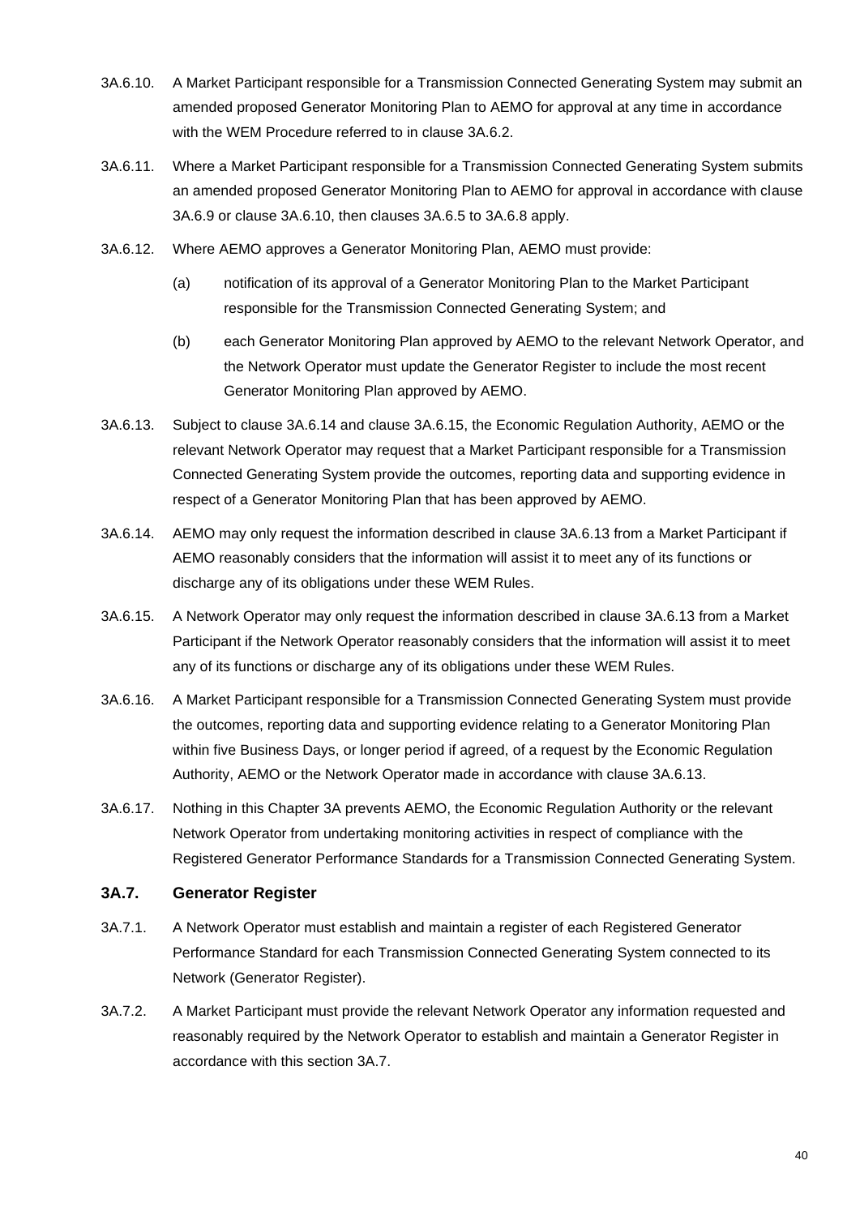3A.6.10. A Market Participant responsible for a Transmission Connected Generating System may submit an amended proposed Generator Monitoring Plan to AEMO for approval at any time in accordance with the WEM Procedure referred to in clause 3A.6.2.

3A.6.11. Where a Market Participant responsible for a Transmission Connected Generating System submits an amended proposed Generator Monitoring Plan to AEMO for approval in accordance with clause 3A.6.9 or clause 3A.6.10, then clauses 3A.6.5 to 3A.6.8 apply.

3A.6.12. Where AEMO approves a Generator Monitoring Plan, AEMO must provide:

(a) notification of its approval of a Generator Monitoring Plan to the Market Participant responsible for the Transmission Connected Generating System; and

(b) each Generator Monitoring Plan approved by AEMO to the relevant Network Operator, and the Network Operator must update the Generator Register to include the most recent Generator Monitoring Plan approved by AEMO.

3A.6.13. Subject to clause 3A.6.14 and clause 3A.6.15, the Economic Regulation Authority, AEMO or the relevant Network Operator may request that a Market Participant responsible for a Transmission Connected Generating System provide the outcomes, reporting data and supporting evidence in respect of a Generator Monitoring Plan that has been approved by AEMO.

3A.6.14. AEMO may only request the information described in clause 3A.6.13 from a Market Participant if AEMO reasonably considers that the information will assist it to meet any of its functions or discharge any of its obligations under these WEM Rules.

3A.6.15. A Network Operator may only request the information described in clause 3A.6.13 from a Market Participant if the Network Operator reasonably considers that the information will assist it to meet any of its functions or discharge any of its obligations under these WEM Rules.

3A.6.16. A Market Participant responsible for a Transmission Connected Generating System must provide the outcomes, reporting data and supporting evidence relating to a Generator Monitoring Plan within five Business Days, or longer period if agreed, of a request by the Economic Regulation Authority, AEMO or the Network Operator made in accordance with clause 3A.6.13.

3A.6.17. Nothing in this Chapter 3A prevents AEMO, the Economic Regulation Authority or the relevant Network Operator from undertaking monitoring activities in respect of compliance with the Registered Generator Performance Standards for a Transmission Connected Generating System.

### 3A.7. Generator Register

3A.7.1. A Network Operator must establish and maintain a register of each Registered Generator Performance Standard for each Transmission Connected Generating System connected to its Network (Generator Register).

3A.7.2. A Market Participant must provide the relevant Network Operator any information requested and reasonably required by the Network Operator to establish and maintain a Generator Register in accordance with this section 3A.7.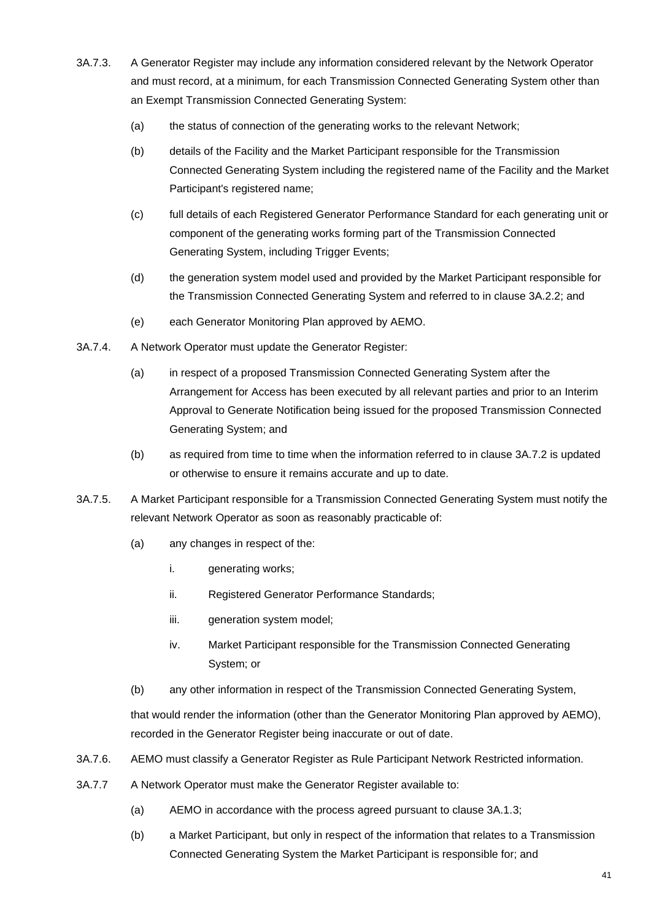3A.7.3. A Generator Register may include any information considered relevant by the Network Operator and must record, at a minimum, for each Transmission Connected Generating System other than an Exempt Transmission Connected Generating System:

(a) the status of connection of the generating works to the relevant Network;

(b) details of the Facility and the Market Participant responsible for the Transmission Connected Generating System including the registered name of the Facility and the Market Participant's registered name;

(c) full details of each Registered Generator Performance Standard for each generating unit or component of the generating works forming part of the Transmission Connected Generating System, including Trigger Events;

(d) the generation system model used and provided by the Market Participant responsible for the Transmission Connected Generating System and referred to in clause 3A.2.2; and

(e) each Generator Monitoring Plan approved by AEMO.

3A.7.4. A Network Operator must update the Generator Register:

(a) in respect of a proposed Transmission Connected Generating System after the Arrangement for Access has been executed by all relevant parties and prior to an Interim Approval to Generate Notification being issued for the proposed Transmission Connected Generating System; and

(b) as required from time to time when the information referred to in clause 3A.7.2 is updated or otherwise to ensure it remains accurate and up to date.

3A.7.5. A Market Participant responsible for a Transmission Connected Generating System must notify the relevant Network Operator as soon as reasonably practicable of:

(a) any changes in respect of the:

i. generating works;

ii. Registered Generator Performance Standards;

iii. generation system model;

iv. Market Participant responsible for the Transmission Connected Generating System; or

(b) any other information in respect of the Transmission Connected Generating System,

that would render the information (other than the Generator Monitoring Plan approved by AEMO), recorded in the Generator Register being inaccurate or out of date.

3A.7.6. AEMO must classify a Generator Register as Rule Participant Network Restricted information.

3A.7.7 A Network Operator must make the Generator Register available to:

(a) AEMO in accordance with the process agreed pursuant to clause 3A.1.3;

(b) a Market Participant, but only in respect of the information that relates to a Transmission Connected Generating System the Market Participant is responsible for; and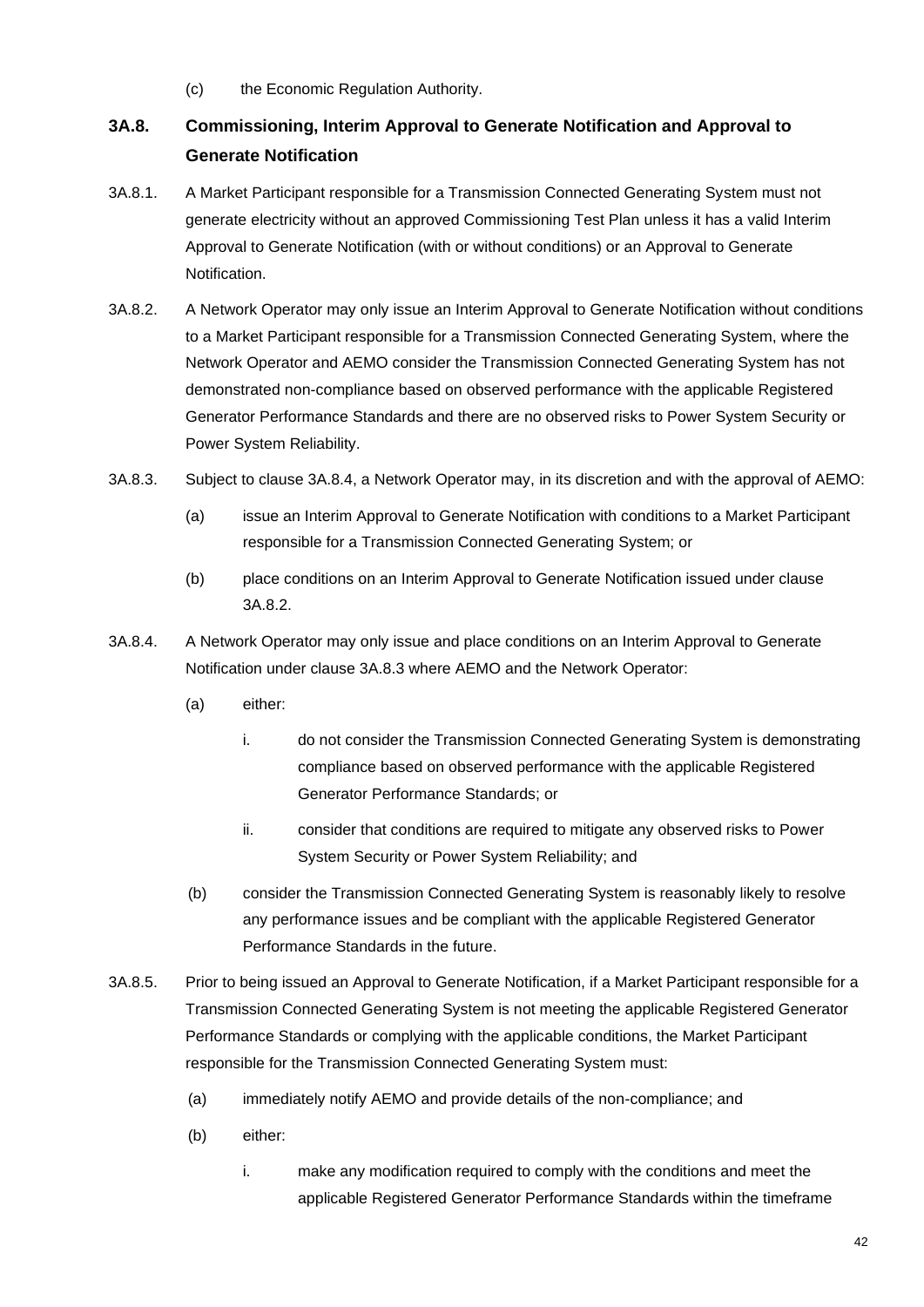(c) the Economic Regulation Authority.

## 3A.8. Commissioning, Interim Approval to Generate Notification and Approval to Generate Notification

3A.8.1. A Market Participant responsible for a Transmission Connected Generating System must not generate electricity without an approved Commissioning Test Plan unless it has a valid Interim Approval to Generate Notification (with or without conditions) or an Approval to Generate Notification.

3A.8.2. A Network Operator may only issue an Interim Approval to Generate Notification without conditions to a Market Participant responsible for a Transmission Connected Generating System, where the Network Operator and AEMO consider the Transmission Connected Generating System has not demonstrated non-compliance based on observed performance with the applicable Registered Generator Performance Standards and there are no observed risks to Power System Security or Power System Reliability.

3A.8.3. Subject to clause 3A.8.4, a Network Operator may, in its discretion and with the approval of AEMO:

(a) issue an Interim Approval to Generate Notification with conditions to a Market Participant responsible for a Transmission Connected Generating System; or

(b) place conditions on an Interim Approval to Generate Notification issued under clause 3A.8.2.

3A.8.4. A Network Operator may only issue and place conditions on an Interim Approval to Generate Notification under clause 3A.8.3 where AEMO and the Network Operator:

(a) either:

i. do not consider the Transmission Connected Generating System is demonstrating compliance based on observed performance with the applicable Registered Generator Performance Standards; or

ii. consider that conditions are required to mitigate any observed risks to Power System Security or Power System Reliability; and

(b) consider the Transmission Connected Generating System is reasonably likely to resolve any performance issues and be compliant with the applicable Registered Generator Performance Standards in the future.

3A.8.5. Prior to being issued an Approval to Generate Notification, if a Market Participant responsible for a Transmission Connected Generating System is not meeting the applicable Registered Generator Performance Standards or complying with the applicable conditions, the Market Participant responsible for the Transmission Connected Generating System must:

(a) immediately notify AEMO and provide details of the non-compliance; and

(b) either:

i. make any modification required to comply with the conditions and meet the applicable Registered Generator Performance Standards within the timeframe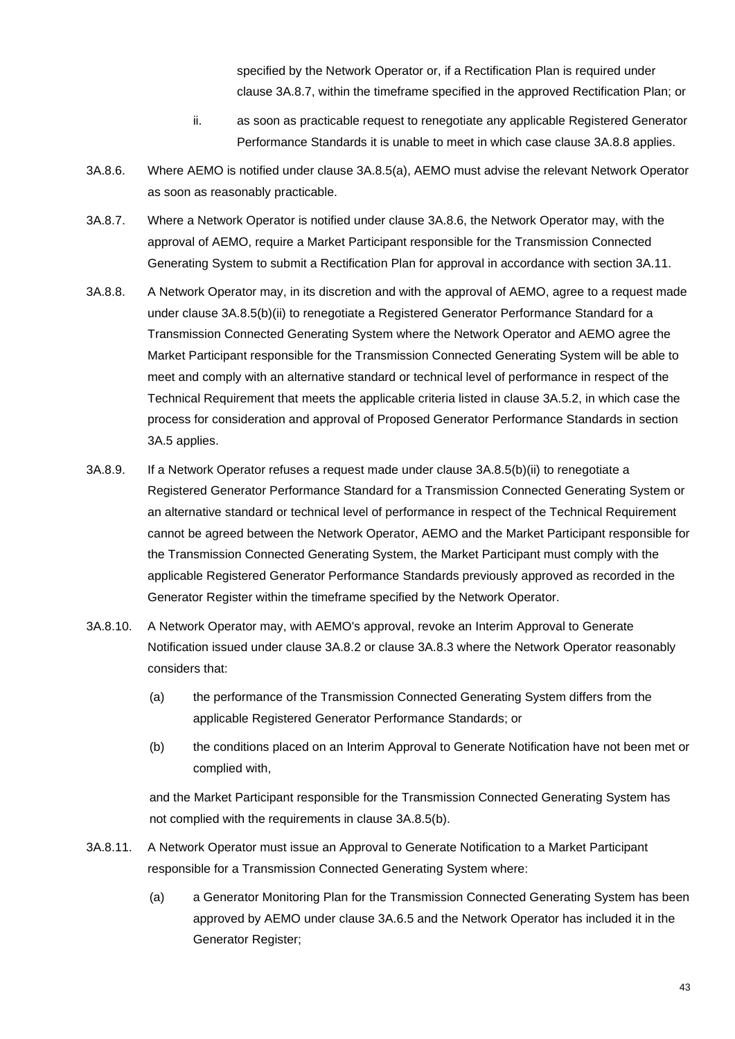specified by the Network Operator or, if a Rectification Plan is required under clause 3A.8.7, within the timeframe specified in the approved Rectification Plan; or

ii. as soon as practicable request to renegotiate any applicable Registered Generator Performance Standards it is unable to meet in which case clause 3A.8.8 applies.

3A.8.6. Where AEMO is notified under clause 3A.8.5(a), AEMO must advise the relevant Network Operator as soon as reasonably practicable.

3A.8.7. Where a Network Operator is notified under clause 3A.8.6, the Network Operator may, with the approval of AEMO, require a Market Participant responsible for the Transmission Connected Generating System to submit a Rectification Plan for approval in accordance with section 3A.11.

3A.8.8. A Network Operator may, in its discretion and with the approval of AEMO, agree to a request made under clause 3A.8.5(b)(ii) to renegotiate a Registered Generator Performance Standard for a Transmission Connected Generating System where the Network Operator and AEMO agree the Market Participant responsible for the Transmission Connected Generating System will be able to meet and comply with an alternative standard or technical level of performance in respect of the Technical Requirement that meets the applicable criteria listed in clause 3A.5.2, in which case the process for consideration and approval of Proposed Generator Performance Standards in section 3A.5 applies.

3A.8.9. If a Network Operator refuses a request made under clause 3A.8.5(b)(ii) to renegotiate a Registered Generator Performance Standard for a Transmission Connected Generating System or an alternative standard or technical level of performance in respect of the Technical Requirement cannot be agreed between the Network Operator, AEMO and the Market Participant responsible for the Transmission Connected Generating System, the Market Participant must comply with the applicable Registered Generator Performance Standards previously approved as recorded in the Generator Register within the timeframe specified by the Network Operator.

3A.8.10. A Network Operator may, with AEMO's approval, revoke an Interim Approval to Generate Notification issued under clause 3A.8.2 or clause 3A.8.3 where the Network Operator reasonably considers that:

(a) the performance of the Transmission Connected Generating System differs from the applicable Registered Generator Performance Standards; or

(b) the conditions placed on an Interim Approval to Generate Notification have not been met or complied with,

and the Market Participant responsible for the Transmission Connected Generating System has not complied with the requirements in clause 3A.8.5(b).

3A.8.11. A Network Operator must issue an Approval to Generate Notification to a Market Participant responsible for a Transmission Connected Generating System where:

(a) a Generator Monitoring Plan for the Transmission Connected Generating System has been approved by AEMO under clause 3A.6.5 and the Network Operator has included it in the Generator Register;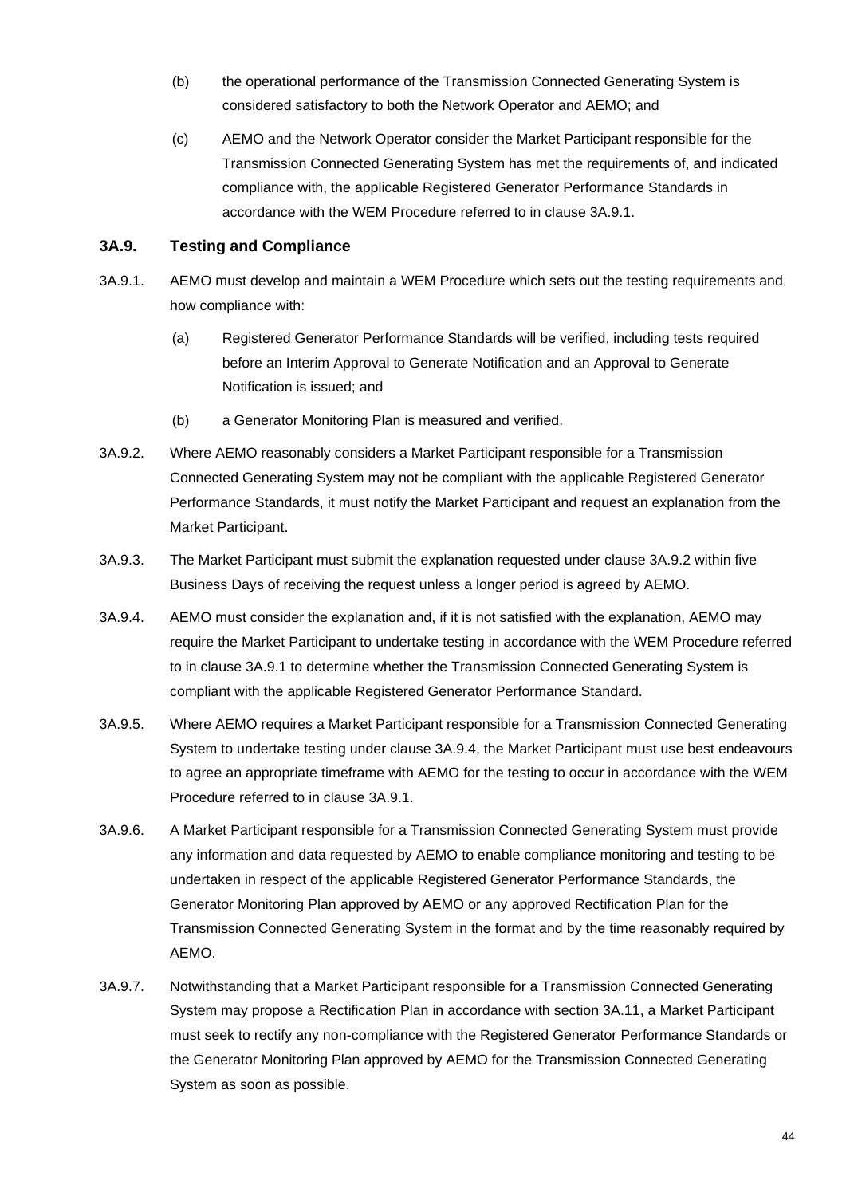(b) the operational performance of the Transmission Connected Generating System is considered satisfactory to both the Network Operator and AEMO; and

(c) AEMO and the Network Operator consider the Market Participant responsible for the Transmission Connected Generating System has met the requirements of, and indicated compliance with, the applicable Registered Generator Performance Standards in accordance with the WEM Procedure referred to in clause 3A.9.1.

### 3A.9. Testing and Compliance

3A.9.1. AEMO must develop and maintain a WEM Procedure which sets out the testing requirements and how compliance with:

(a) Registered Generator Performance Standards will be verified, including tests required before an Interim Approval to Generate Notification and an Approval to Generate Notification is issued; and

(b) a Generator Monitoring Plan is measured and verified.

3A.9.2. Where AEMO reasonably considers a Market Participant responsible for a Transmission Connected Generating System may not be compliant with the applicable Registered Generator Performance Standards, it must notify the Market Participant and request an explanation from the Market Participant.

3A.9.3. The Market Participant must submit the explanation requested under clause 3A.9.2 within five Business Days of receiving the request unless a longer period is agreed by AEMO.

3A.9.4. AEMO must consider the explanation and, if it is not satisfied with the explanation, AEMO may require the Market Participant to undertake testing in accordance with the WEM Procedure referred to in clause 3A.9.1 to determine whether the Transmission Connected Generating System is compliant with the applicable Registered Generator Performance Standard.

3A.9.5. Where AEMO requires a Market Participant responsible for a Transmission Connected Generating System to undertake testing under clause 3A.9.4, the Market Participant must use best endeavours to agree an appropriate timeframe with AEMO for the testing to occur in accordance with the WEM Procedure referred to in clause 3A.9.1.

3A.9.6. A Market Participant responsible for a Transmission Connected Generating System must provide any information and data requested by AEMO to enable compliance monitoring and testing to be undertaken in respect of the applicable Registered Generator Performance Standards, the Generator Monitoring Plan approved by AEMO or any approved Rectification Plan for the Transmission Connected Generating System in the format and by the time reasonably required by AEMO.

3A.9.7. Notwithstanding that a Market Participant responsible for a Transmission Connected Generating System may propose a Rectification Plan in accordance with section 3A.11, a Market Participant must seek to rectify any non-compliance with the Registered Generator Performance Standards or the Generator Monitoring Plan approved by AEMO for the Transmission Connected Generating System as soon as possible.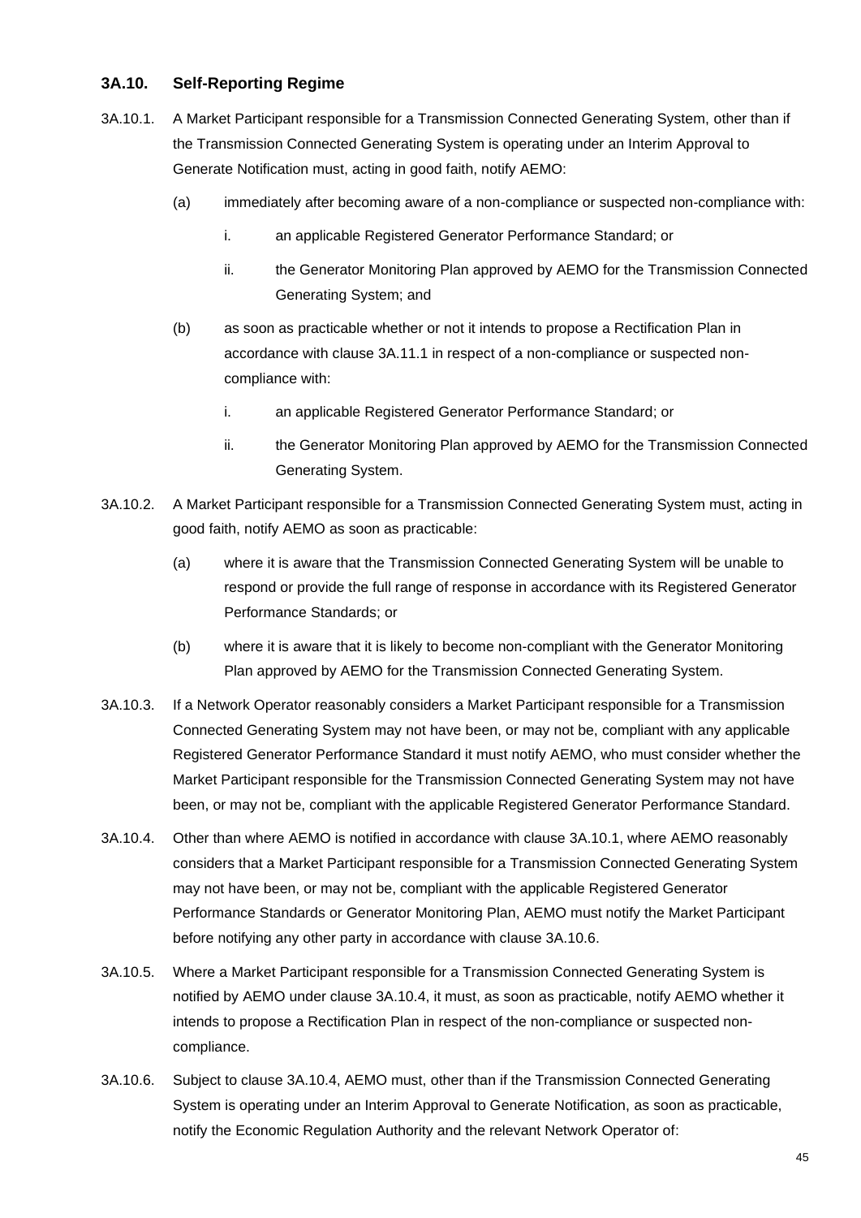### 3A.10. Self-Reporting Regime

3A.10.1. A Market Participant responsible for a Transmission Connected Generating System, other than if the Transmission Connected Generating System is operating under an Interim Approval to Generate Notification must, acting in good faith, notify AEMO:

(a) immediately after becoming aware of a non-compliance or suspected non-compliance with:

i. an applicable Registered Generator Performance Standard; or

ii. the Generator Monitoring Plan approved by AEMO for the Transmission Connected Generating System; and

(b) as soon as practicable whether or not it intends to propose a Rectification Plan in accordance with clause 3A.11.1 in respect of a non-compliance or suspected non-compliance with:

i. an applicable Registered Generator Performance Standard; or

ii. the Generator Monitoring Plan approved by AEMO for the Transmission Connected Generating System.

3A.10.2. A Market Participant responsible for a Transmission Connected Generating System must, acting in good faith, notify AEMO as soon as practicable:

(a) where it is aware that the Transmission Connected Generating System will be unable to respond or provide the full range of response in accordance with its Registered Generator Performance Standards; or

(b) where it is aware that it is likely to become non-compliant with the Generator Monitoring Plan approved by AEMO for the Transmission Connected Generating System.

3A.10.3. If a Network Operator reasonably considers a Market Participant responsible for a Transmission Connected Generating System may not have been, or may not be, compliant with any applicable Registered Generator Performance Standard it must notify AEMO, who must consider whether the Market Participant responsible for the Transmission Connected Generating System may not have been, or may not be, compliant with the applicable Registered Generator Performance Standard.

3A.10.4. Other than where AEMO is notified in accordance with clause 3A.10.1, where AEMO reasonably considers that a Market Participant responsible for a Transmission Connected Generating System may not have been, or may not be, compliant with the applicable Registered Generator Performance Standards or Generator Monitoring Plan, AEMO must notify the Market Participant before notifying any other party in accordance with clause 3A.10.6.

3A.10.5. Where a Market Participant responsible for a Transmission Connected Generating System is notified by AEMO under clause 3A.10.4, it must, as soon as practicable, notify AEMO whether it intends to propose a Rectification Plan in respect of the non-compliance or suspected non-compliance.

3A.10.6. Subject to clause 3A.10.4, AEMO must, other than if the Transmission Connected Generating System is operating under an Interim Approval to Generate Notification, as soon as practicable, notify the Economic Regulation Authority and the relevant Network Operator of: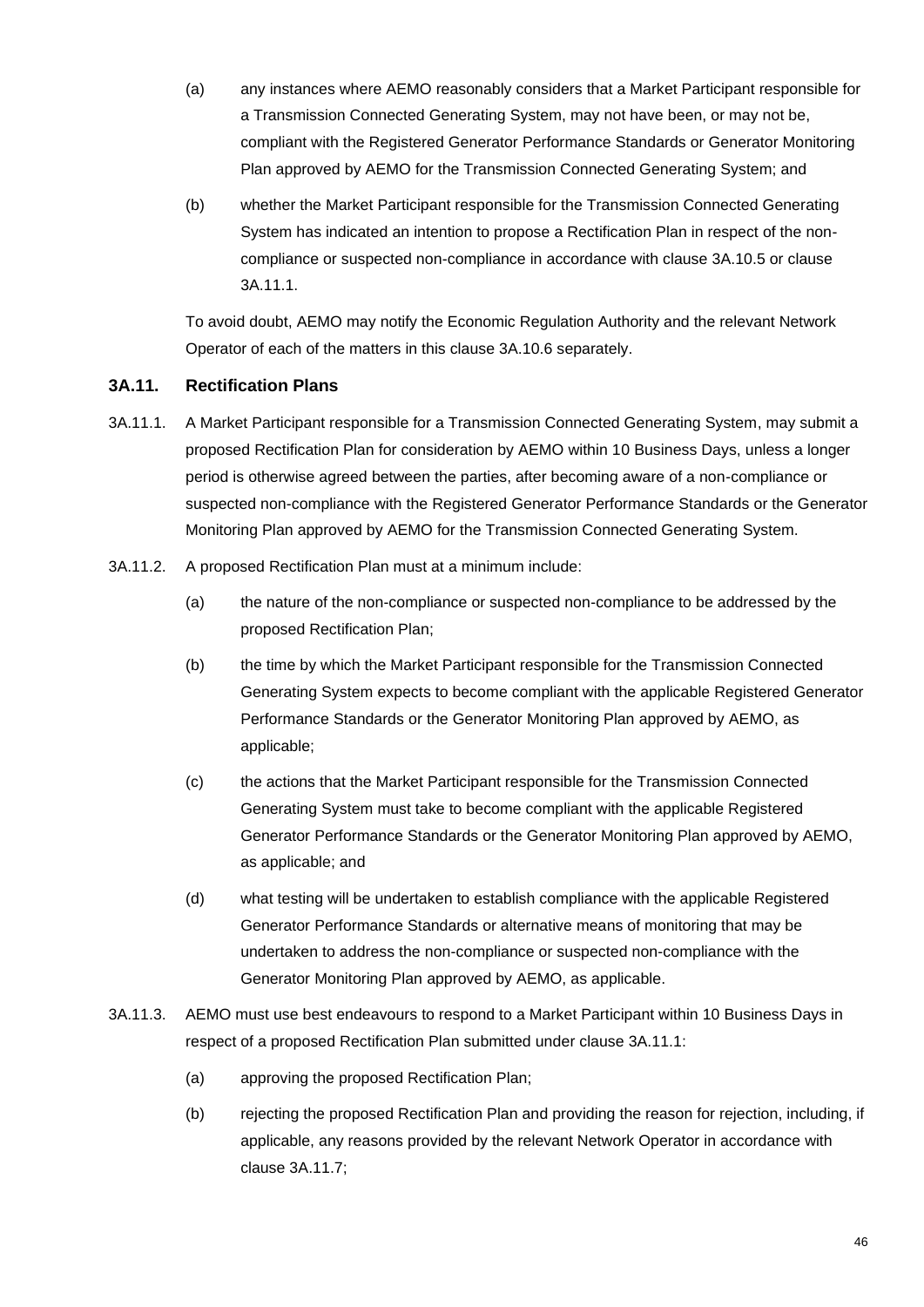(a) any instances where AEMO reasonably considers that a Market Participant responsible for a Transmission Connected Generating System, may not have been, or may not be, compliant with the Registered Generator Performance Standards or Generator Monitoring Plan approved by AEMO for the Transmission Connected Generating System; and

(b) whether the Market Participant responsible for the Transmission Connected Generating System has indicated an intention to propose a Rectification Plan in respect of the non-compliance or suspected non-compliance in accordance with clause 3A.10.5 or clause 3A.11.1.

To avoid doubt, AEMO may notify the Economic Regulation Authority and the relevant Network Operator of each of the matters in this clause 3A.10.6 separately.

### 3A.11. Rectification Plans

3A.11.1. A Market Participant responsible for a Transmission Connected Generating System, may submit a proposed Rectification Plan for consideration by AEMO within 10 Business Days, unless a longer period is otherwise agreed between the parties, after becoming aware of a non-compliance or suspected non-compliance with the Registered Generator Performance Standards or the Generator Monitoring Plan approved by AEMO for the Transmission Connected Generating System.

3A.11.2. A proposed Rectification Plan must at a minimum include:

(a) the nature of the non-compliance or suspected non-compliance to be addressed by the proposed Rectification Plan;

(b) the time by which the Market Participant responsible for the Transmission Connected Generating System expects to become compliant with the applicable Registered Generator Performance Standards or the Generator Monitoring Plan approved by AEMO, as applicable;

(c) the actions that the Market Participant responsible for the Transmission Connected Generating System must take to become compliant with the applicable Registered Generator Performance Standards or the Generator Monitoring Plan approved by AEMO, as applicable; and

(d) what testing will be undertaken to establish compliance with the applicable Registered Generator Performance Standards or alternative means of monitoring that may be undertaken to address the non-compliance or suspected non-compliance with the Generator Monitoring Plan approved by AEMO, as applicable.

3A.11.3. AEMO must use best endeavours to respond to a Market Participant within 10 Business Days in respect of a proposed Rectification Plan submitted under clause 3A.11.1:

(a) approving the proposed Rectification Plan;

(b) rejecting the proposed Rectification Plan and providing the reason for rejection, including, if applicable, any reasons provided by the relevant Network Operator in accordance with clause 3A.11.7;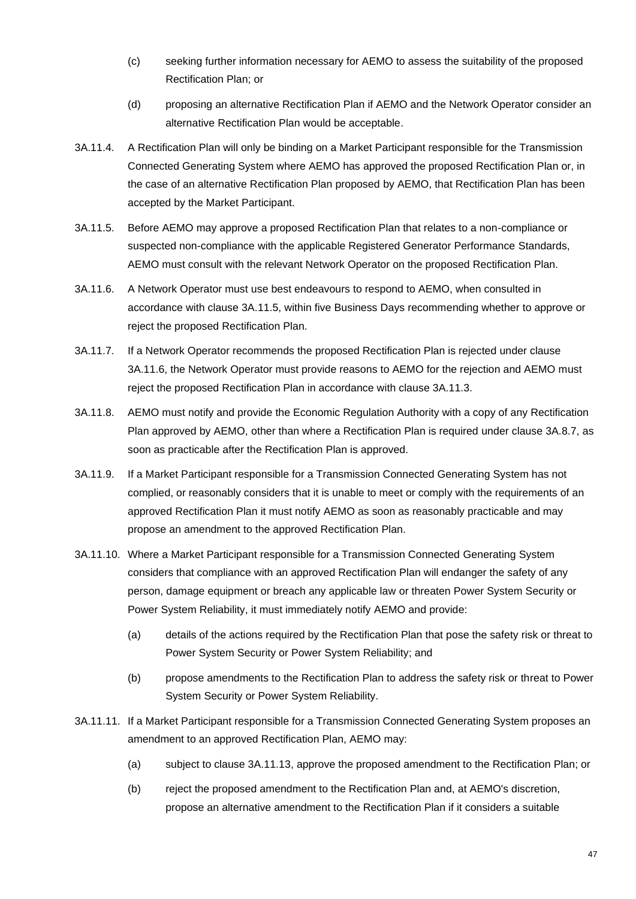(c) seeking further information necessary for AEMO to assess the suitability of the proposed Rectification Plan; or

(d) proposing an alternative Rectification Plan if AEMO and the Network Operator consider an alternative Rectification Plan would be acceptable.

3A.11.4. A Rectification Plan will only be binding on a Market Participant responsible for the Transmission Connected Generating System where AEMO has approved the proposed Rectification Plan or, in the case of an alternative Rectification Plan proposed by AEMO, that Rectification Plan has been accepted by the Market Participant.

3A.11.5. Before AEMO may approve a proposed Rectification Plan that relates to a non-compliance or suspected non-compliance with the applicable Registered Generator Performance Standards, AEMO must consult with the relevant Network Operator on the proposed Rectification Plan.

3A.11.6. A Network Operator must use best endeavours to respond to AEMO, when consulted in accordance with clause 3A.11.5, within five Business Days recommending whether to approve or reject the proposed Rectification Plan.

3A.11.7. If a Network Operator recommends the proposed Rectification Plan is rejected under clause 3A.11.6, the Network Operator must provide reasons to AEMO for the rejection and AEMO must reject the proposed Rectification Plan in accordance with clause 3A.11.3.

3A.11.8. AEMO must notify and provide the Economic Regulation Authority with a copy of any Rectification Plan approved by AEMO, other than where a Rectification Plan is required under clause 3A.8.7, as soon as practicable after the Rectification Plan is approved.

3A.11.9. If a Market Participant responsible for a Transmission Connected Generating System has not complied, or reasonably considers that it is unable to meet or comply with the requirements of an approved Rectification Plan it must notify AEMO as soon as reasonably practicable and may propose an amendment to the approved Rectification Plan.

3A.11.10. Where a Market Participant responsible for a Transmission Connected Generating System considers that compliance with an approved Rectification Plan will endanger the safety of any person, damage equipment or breach any applicable law or threaten Power System Security or Power System Reliability, it must immediately notify AEMO and provide:

(a) details of the actions required by the Rectification Plan that pose the safety risk or threat to Power System Security or Power System Reliability; and

(b) propose amendments to the Rectification Plan to address the safety risk or threat to Power System Security or Power System Reliability.

3A.11.11. If a Market Participant responsible for a Transmission Connected Generating System proposes an amendment to an approved Rectification Plan, AEMO may:

(a) subject to clause 3A.11.13, approve the proposed amendment to the Rectification Plan; or

(b) reject the proposed amendment to the Rectification Plan and, at AEMO's discretion, propose an alternative amendment to the Rectification Plan if it considers a suitable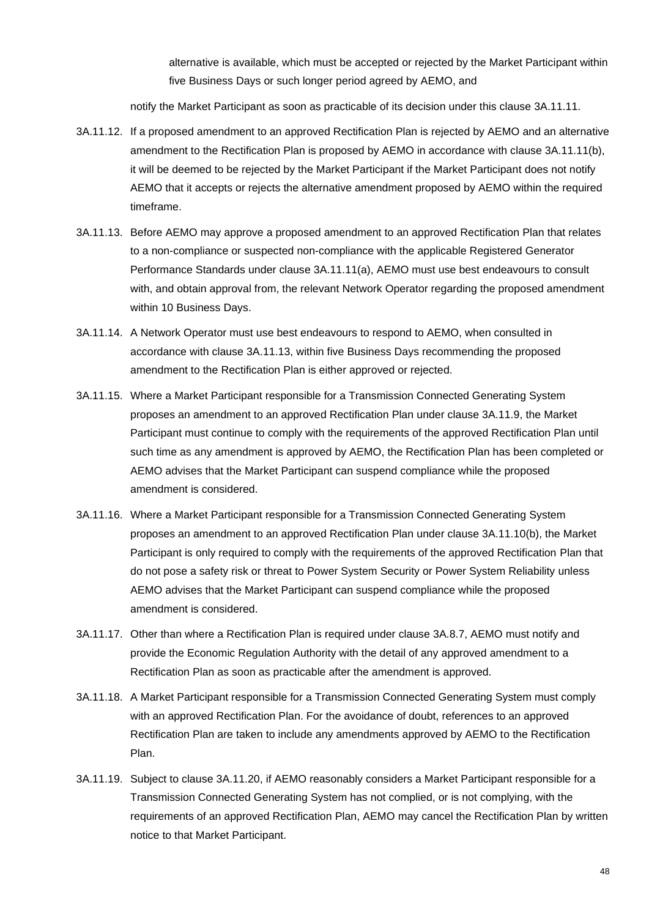alternative is available, which must be accepted or rejected by the Market Participant within five Business Days or such longer period agreed by AEMO, and

notify the Market Participant as soon as practicable of its decision under this clause 3A.11.11.

3A.11.12. If a proposed amendment to an approved Rectification Plan is rejected by AEMO and an alternative amendment to the Rectification Plan is proposed by AEMO in accordance with clause 3A.11.11(b), it will be deemed to be rejected by the Market Participant if the Market Participant does not notify AEMO that it accepts or rejects the alternative amendment proposed by AEMO within the required timeframe.

3A.11.13. Before AEMO may approve a proposed amendment to an approved Rectification Plan that relates to a non-compliance or suspected non-compliance with the applicable Registered Generator Performance Standards under clause 3A.11.11(a), AEMO must use best endeavours to consult with, and obtain approval from, the relevant Network Operator regarding the proposed amendment within 10 Business Days.

3A.11.14. A Network Operator must use best endeavours to respond to AEMO, when consulted in accordance with clause 3A.11.13, within five Business Days recommending the proposed amendment to the Rectification Plan is either approved or rejected.

3A.11.15. Where a Market Participant responsible for a Transmission Connected Generating System proposes an amendment to an approved Rectification Plan under clause 3A.11.9, the Market Participant must continue to comply with the requirements of the approved Rectification Plan until such time as any amendment is approved by AEMO, the Rectification Plan has been completed or AEMO advises that the Market Participant can suspend compliance while the proposed amendment is considered.

3A.11.16. Where a Market Participant responsible for a Transmission Connected Generating System proposes an amendment to an approved Rectification Plan under clause 3A.11.10(b), the Market Participant is only required to comply with the requirements of the approved Rectification Plan that do not pose a safety risk or threat to Power System Security or Power System Reliability unless AEMO advises that the Market Participant can suspend compliance while the proposed amendment is considered.

3A.11.17. Other than where a Rectification Plan is required under clause 3A.8.7, AEMO must notify and provide the Economic Regulation Authority with the detail of any approved amendment to a Rectification Plan as soon as practicable after the amendment is approved.

3A.11.18. A Market Participant responsible for a Transmission Connected Generating System must comply with an approved Rectification Plan. For the avoidance of doubt, references to an approved Rectification Plan are taken to include any amendments approved by AEMO to the Rectification Plan.

3A.11.19. Subject to clause 3A.11.20, if AEMO reasonably considers a Market Participant responsible for a Transmission Connected Generating System has not complied, or is not complying, with the requirements of an approved Rectification Plan, AEMO may cancel the Rectification Plan by written notice to that Market Participant.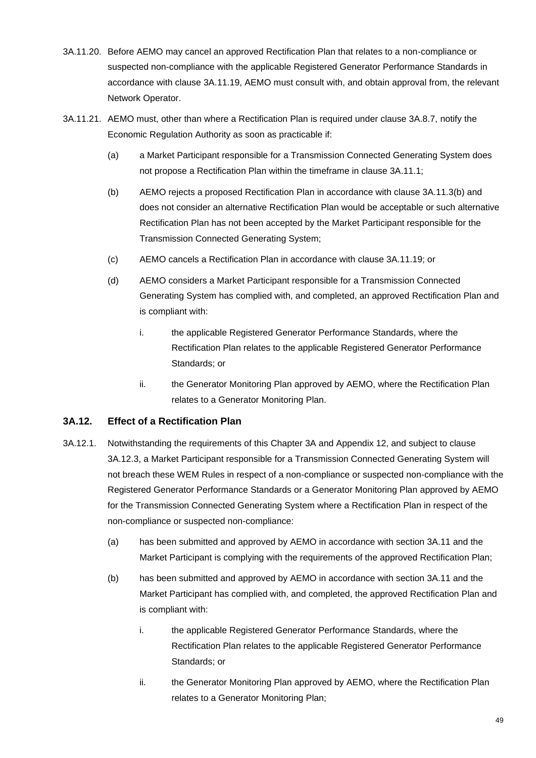3A.11.20. Before AEMO may cancel an approved Rectification Plan that relates to a non-compliance or suspected non-compliance with the applicable Registered Generator Performance Standards in accordance with clause 3A.11.19, AEMO must consult with, and obtain approval from, the relevant Network Operator.

3A.11.21. AEMO must, other than where a Rectification Plan is required under clause 3A.8.7, notify the Economic Regulation Authority as soon as practicable if:

(a) a Market Participant responsible for a Transmission Connected Generating System does not propose a Rectification Plan within the timeframe in clause 3A.11.1;

(b) AEMO rejects a proposed Rectification Plan in accordance with clause 3A.11.3(b) and does not consider an alternative Rectification Plan would be acceptable or such alternative Rectification Plan has not been accepted by the Market Participant responsible for the Transmission Connected Generating System;

(c) AEMO cancels a Rectification Plan in accordance with clause 3A.11.19; or

(d) AEMO considers a Market Participant responsible for a Transmission Connected Generating System has complied with, and completed, an approved Rectification Plan and is compliant with:

i. the applicable Registered Generator Performance Standards, where the Rectification Plan relates to the applicable Registered Generator Performance Standards; or

ii. the Generator Monitoring Plan approved by AEMO, where the Rectification Plan relates to a Generator Monitoring Plan.

### 3A.12. Effect of a Rectification Plan

3A.12.1. Notwithstanding the requirements of this Chapter 3A and Appendix 12, and subject to clause 3A.12.3, a Market Participant responsible for a Transmission Connected Generating System will not breach these WEM Rules in respect of a non-compliance or suspected non-compliance with the Registered Generator Performance Standards or a Generator Monitoring Plan approved by AEMO for the Transmission Connected Generating System where a Rectification Plan in respect of the non-compliance or suspected non-compliance:

(a) has been submitted and approved by AEMO in accordance with section 3A.11 and the Market Participant is complying with the requirements of the approved Rectification Plan;

(b) has been submitted and approved by AEMO in accordance with section 3A.11 and the Market Participant has complied with, and completed, the approved Rectification Plan and is compliant with:

i. the applicable Registered Generator Performance Standards, where the Rectification Plan relates to the applicable Registered Generator Performance Standards; or

ii. the Generator Monitoring Plan approved by AEMO, where the Rectification Plan relates to a Generator Monitoring Plan;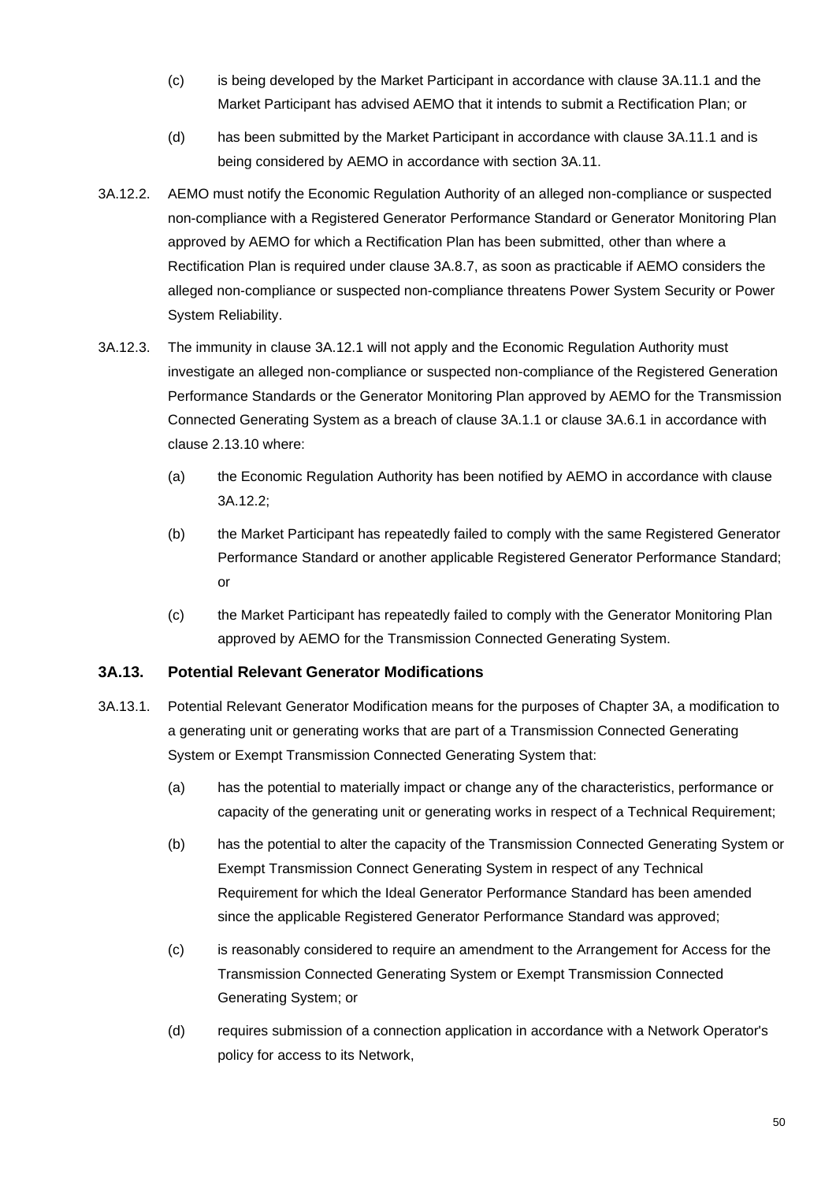(c) is being developed by the Market Participant in accordance with clause 3A.11.1 and the Market Participant has advised AEMO that it intends to submit a Rectification Plan; or

(d) has been submitted by the Market Participant in accordance with clause 3A.11.1 and is being considered by AEMO in accordance with section 3A.11.

3A.12.2. AEMO must notify the Economic Regulation Authority of an alleged non-compliance or suspected non-compliance with a Registered Generator Performance Standard or Generator Monitoring Plan approved by AEMO for which a Rectification Plan has been submitted, other than where a Rectification Plan is required under clause 3A.8.7, as soon as practicable if AEMO considers the alleged non-compliance or suspected non-compliance threatens Power System Security or Power System Reliability.

3A.12.3. The immunity in clause 3A.12.1 will not apply and the Economic Regulation Authority must investigate an alleged non-compliance or suspected non-compliance of the Registered Generation Performance Standards or the Generator Monitoring Plan approved by AEMO for the Transmission Connected Generating System as a breach of clause 3A.1.1 or clause 3A.6.1 in accordance with clause 2.13.10 where:

(a) the Economic Regulation Authority has been notified by AEMO in accordance with clause 3A.12.2;

(b) the Market Participant has repeatedly failed to comply with the same Registered Generator Performance Standard or another applicable Registered Generator Performance Standard; or

(c) the Market Participant has repeatedly failed to comply with the Generator Monitoring Plan approved by AEMO for the Transmission Connected Generating System.

### 3A.13. Potential Relevant Generator Modifications

3A.13.1. Potential Relevant Generator Modification means for the purposes of Chapter 3A, a modification to a generating unit or generating works that are part of a Transmission Connected Generating System or Exempt Transmission Connected Generating System that:

(a) has the potential to materially impact or change any of the characteristics, performance or capacity of the generating unit or generating works in respect of a Technical Requirement;

(b) has the potential to alter the capacity of the Transmission Connected Generating System or Exempt Transmission Connect Generating System in respect of any Technical Requirement for which the Ideal Generator Performance Standard has been amended since the applicable Registered Generator Performance Standard was approved;

(c) is reasonably considered to require an amendment to the Arrangement for Access for the Transmission Connected Generating System or Exempt Transmission Connected Generating System; or

(d) requires submission of a connection application in accordance with a Network Operator's policy for access to its Network,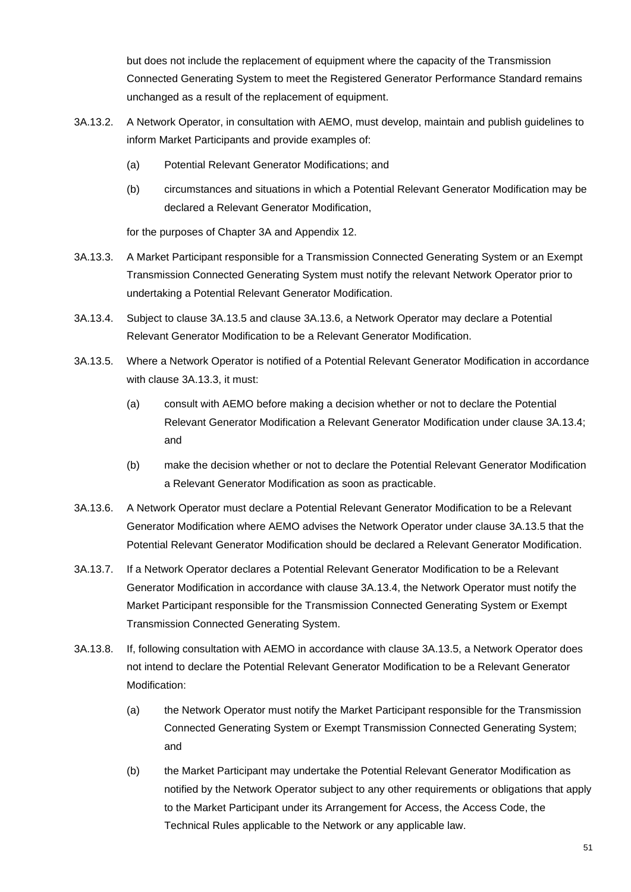but does not include the replacement of equipment where the capacity of the Transmission Connected Generating System to meet the Registered Generator Performance Standard remains unchanged as a result of the replacement of equipment.

3A.13.2. A Network Operator, in consultation with AEMO, must develop, maintain and publish guidelines to inform Market Participants and provide examples of:

(a) Potential Relevant Generator Modifications; and

(b) circumstances and situations in which a Potential Relevant Generator Modification may be declared a Relevant Generator Modification,

for the purposes of Chapter 3A and Appendix 12.

3A.13.3. A Market Participant responsible for a Transmission Connected Generating System or an Exempt Transmission Connected Generating System must notify the relevant Network Operator prior to undertaking a Potential Relevant Generator Modification.

3A.13.4. Subject to clause 3A.13.5 and clause 3A.13.6, a Network Operator may declare a Potential Relevant Generator Modification to be a Relevant Generator Modification.

3A.13.5. Where a Network Operator is notified of a Potential Relevant Generator Modification in accordance with clause 3A.13.3, it must:

(a) consult with AEMO before making a decision whether or not to declare the Potential Relevant Generator Modification a Relevant Generator Modification under clause 3A.13.4; and

(b) make the decision whether or not to declare the Potential Relevant Generator Modification a Relevant Generator Modification as soon as practicable.

3A.13.6. A Network Operator must declare a Potential Relevant Generator Modification to be a Relevant Generator Modification where AEMO advises the Network Operator under clause 3A.13.5 that the Potential Relevant Generator Modification should be declared a Relevant Generator Modification.

3A.13.7. If a Network Operator declares a Potential Relevant Generator Modification to be a Relevant Generator Modification in accordance with clause 3A.13.4, the Network Operator must notify the Market Participant responsible for the Transmission Connected Generating System or Exempt Transmission Connected Generating System.

3A.13.8. If, following consultation with AEMO in accordance with clause 3A.13.5, a Network Operator does not intend to declare the Potential Relevant Generator Modification to be a Relevant Generator Modification:

(a) the Network Operator must notify the Market Participant responsible for the Transmission Connected Generating System or Exempt Transmission Connected Generating System; and

(b) the Market Participant may undertake the Potential Relevant Generator Modification as notified by the Network Operator subject to any other requirements or obligations that apply to the Market Participant under its Arrangement for Access, the Access Code, the Technical Rules applicable to the Network or any applicable law.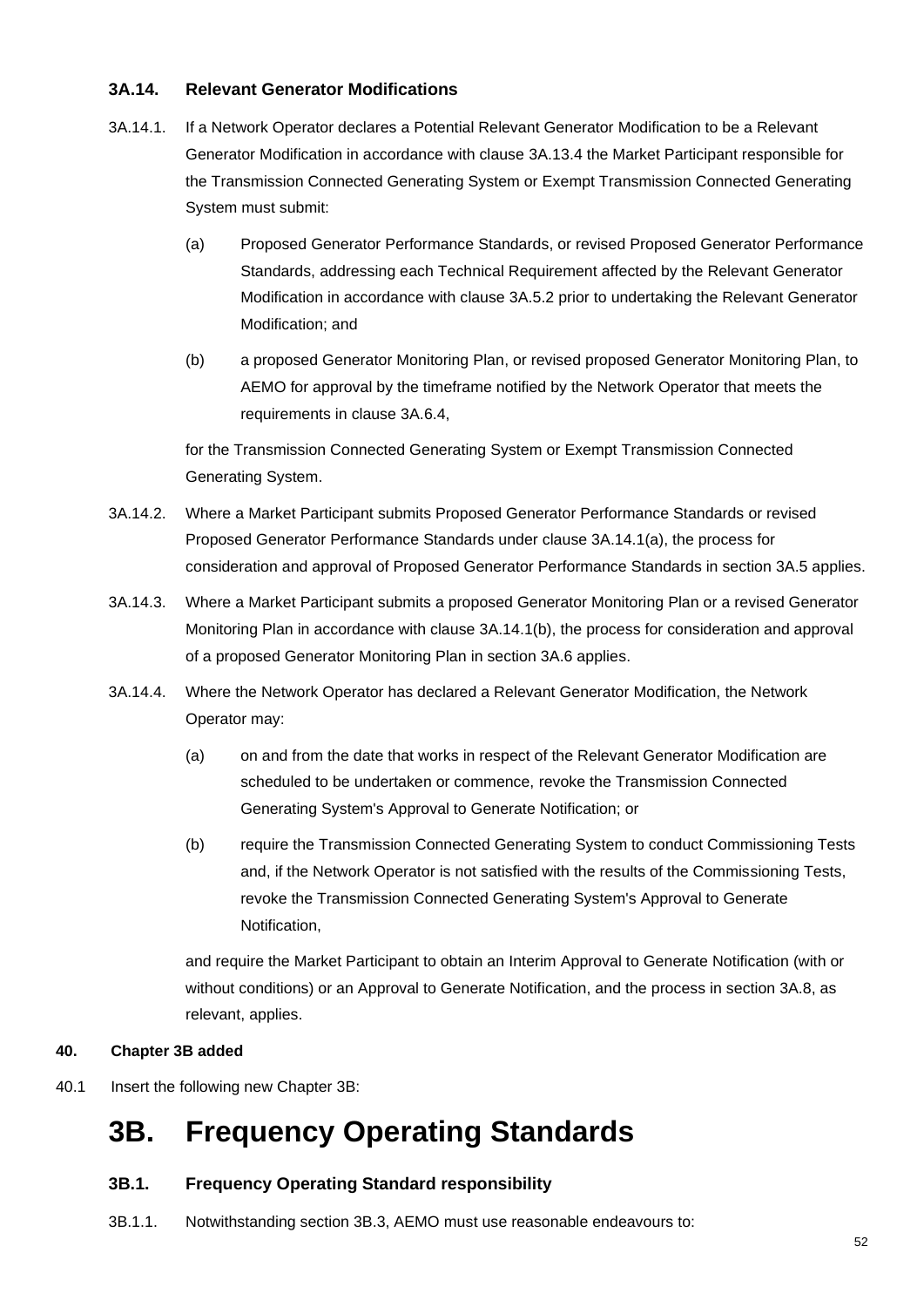### 3A.14. Relevant Generator Modifications

3A.14.1. If a Network Operator declares a Potential Relevant Generator Modification to be a Relevant Generator Modification in accordance with clause 3A.13.4 the Market Participant responsible for the Transmission Connected Generating System or Exempt Transmission Connected Generating System must submit:

(a) Proposed Generator Performance Standards, or revised Proposed Generator Performance Standards, addressing each Technical Requirement affected by the Relevant Generator Modification in accordance with clause 3A.5.2 prior to undertaking the Relevant Generator Modification; and

(b) a proposed Generator Monitoring Plan, or revised proposed Generator Monitoring Plan, to AEMO for approval by the timeframe notified by the Network Operator that meets the requirements in clause 3A.6.4,

for the Transmission Connected Generating System or Exempt Transmission Connected Generating System.

3A.14.2. Where a Market Participant submits Proposed Generator Performance Standards or revised Proposed Generator Performance Standards under clause 3A.14.1(a), the process for consideration and approval of Proposed Generator Performance Standards in section 3A.5 applies.

3A.14.3. Where a Market Participant submits a proposed Generator Monitoring Plan or a revised Generator Monitoring Plan in accordance with clause 3A.14.1(b), the process for consideration and approval of a proposed Generator Monitoring Plan in section 3A.6 applies.

3A.14.4. Where the Network Operator has declared a Relevant Generator Modification, the Network Operator may:

(a) on and from the date that works in respect of the Relevant Generator Modification are scheduled to be undertaken or commence, revoke the Transmission Connected Generating System's Approval to Generate Notification; or

(b) require the Transmission Connected Generating System to conduct Commissioning Tests and, if the Network Operator is not satisfied with the results of the Commissioning Tests, revoke the Transmission Connected Generating System's Approval to Generate Notification,

and require the Market Participant to obtain an Interim Approval to Generate Notification (with or without conditions) or an Approval to Generate Notification, and the process in section 3A.8, as relevant, applies.

**40. Chapter 3B added**

40.1 Insert the following new Chapter 3B:

# 3B. Frequency Operating Standards

### 3B.1. Frequency Operating Standard responsibility

3B.1.1. Notwithstanding section 3B.3, AEMO must use reasonable endeavours to: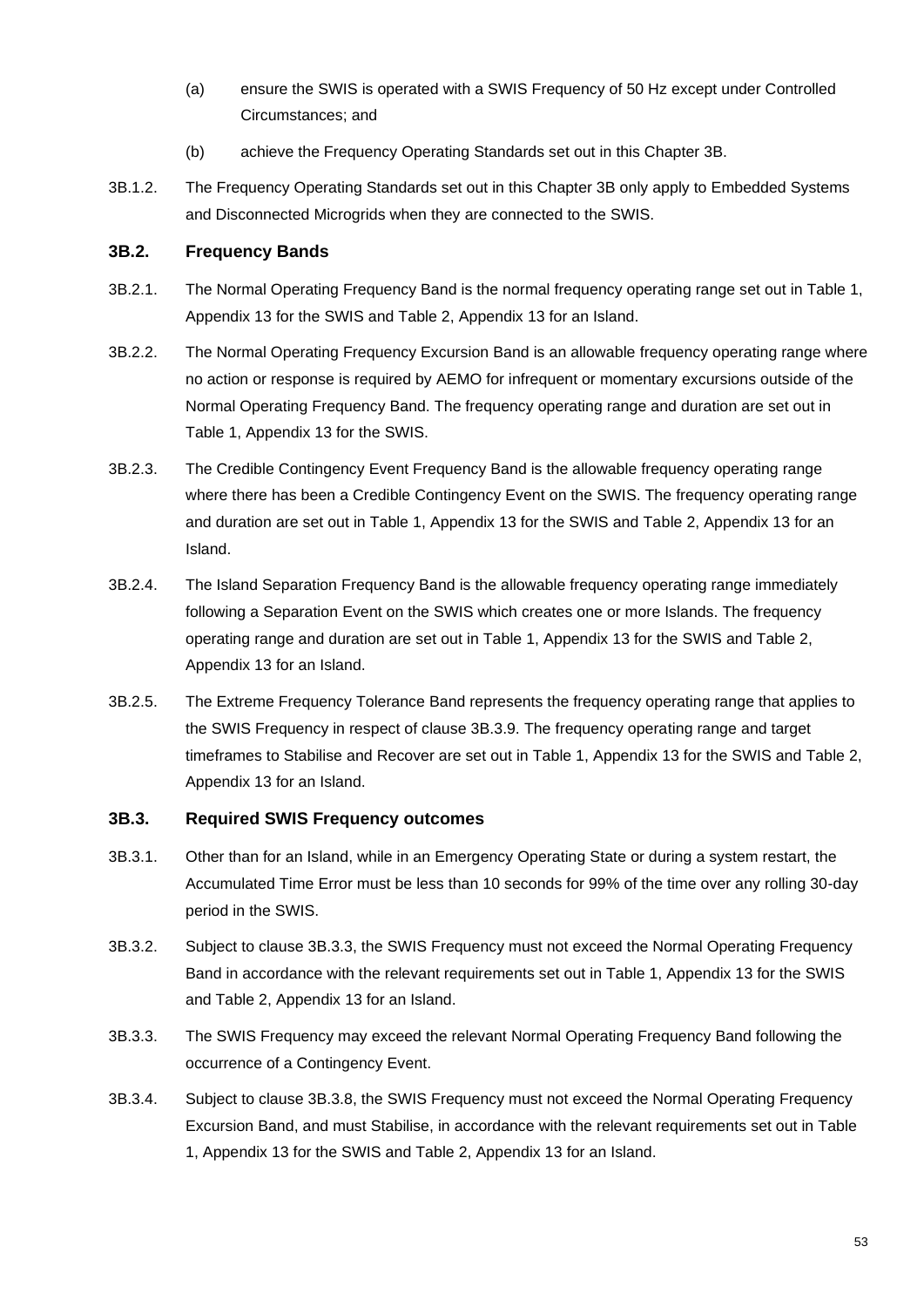(a) ensure the SWIS is operated with a SWIS Frequency of 50 Hz except under Controlled Circumstances; and

(b) achieve the Frequency Operating Standards set out in this Chapter 3B.

3B.1.2. The Frequency Operating Standards set out in this Chapter 3B only apply to Embedded Systems and Disconnected Microgrids when they are connected to the SWIS.

### 3B.2. Frequency Bands

3B.2.1. The Normal Operating Frequency Band is the normal frequency operating range set out in Table 1, Appendix 13 for the SWIS and Table 2, Appendix 13 for an Island.

3B.2.2. The Normal Operating Frequency Excursion Band is an allowable frequency operating range where no action or response is required by AEMO for infrequent or momentary excursions outside of the Normal Operating Frequency Band. The frequency operating range and duration are set out in Table 1, Appendix 13 for the SWIS.

3B.2.3. The Credible Contingency Event Frequency Band is the allowable frequency operating range where there has been a Credible Contingency Event on the SWIS. The frequency operating range and duration are set out in Table 1, Appendix 13 for the SWIS and Table 2, Appendix 13 for an Island.

3B.2.4. The Island Separation Frequency Band is the allowable frequency operating range immediately following a Separation Event on the SWIS which creates one or more Islands. The frequency operating range and duration are set out in Table 1, Appendix 13 for the SWIS and Table 2, Appendix 13 for an Island.

3B.2.5. The Extreme Frequency Tolerance Band represents the frequency operating range that applies to the SWIS Frequency in respect of clause 3B.3.9. The frequency operating range and target timeframes to Stabilise and Recover are set out in Table 1, Appendix 13 for the SWIS and Table 2, Appendix 13 for an Island.

### 3B.3. Required SWIS Frequency outcomes

3B.3.1. Other than for an Island, while in an Emergency Operating State or during a system restart, the Accumulated Time Error must be less than 10 seconds for 99% of the time over any rolling 30-day period in the SWIS.

3B.3.2. Subject to clause 3B.3.3, the SWIS Frequency must not exceed the Normal Operating Frequency Band in accordance with the relevant requirements set out in Table 1, Appendix 13 for the SWIS and Table 2, Appendix 13 for an Island.

3B.3.3. The SWIS Frequency may exceed the relevant Normal Operating Frequency Band following the occurrence of a Contingency Event.

3B.3.4. Subject to clause 3B.3.8, the SWIS Frequency must not exceed the Normal Operating Frequency Excursion Band, and must Stabilise, in accordance with the relevant requirements set out in Table 1, Appendix 13 for the SWIS and Table 2, Appendix 13 for an Island.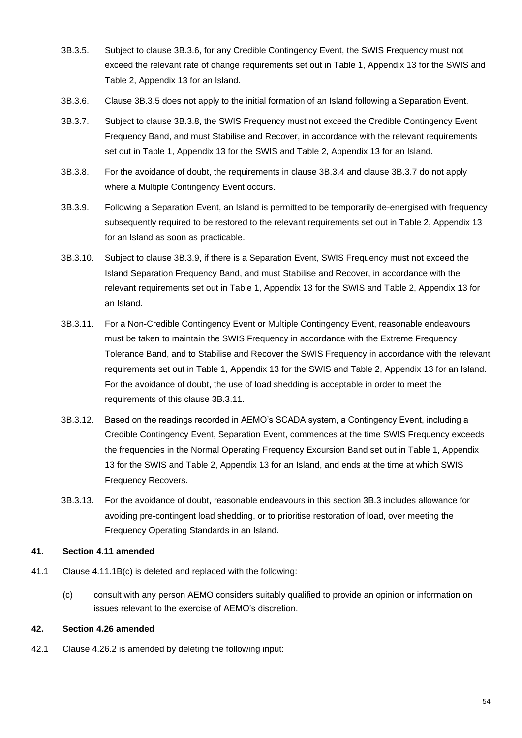3B.3.5. Subject to clause 3B.3.6, for any Credible Contingency Event, the SWIS Frequency must not exceed the relevant rate of change requirements set out in Table 1, Appendix 13 for the SWIS and Table 2, Appendix 13 for an Island.

3B.3.6. Clause 3B.3.5 does not apply to the initial formation of an Island following a Separation Event.

3B.3.7. Subject to clause 3B.3.8, the SWIS Frequency must not exceed the Credible Contingency Event Frequency Band, and must Stabilise and Recover, in accordance with the relevant requirements set out in Table 1, Appendix 13 for the SWIS and Table 2, Appendix 13 for an Island.

3B.3.8. For the avoidance of doubt, the requirements in clause 3B.3.4 and clause 3B.3.7 do not apply where a Multiple Contingency Event occurs.

3B.3.9. Following a Separation Event, an Island is permitted to be temporarily de-energised with frequency subsequently required to be restored to the relevant requirements set out in Table 2, Appendix 13 for an Island as soon as practicable.

3B.3.10. Subject to clause 3B.3.9, if there is a Separation Event, SWIS Frequency must not exceed the Island Separation Frequency Band, and must Stabilise and Recover, in accordance with the relevant requirements set out in Table 1, Appendix 13 for the SWIS and Table 2, Appendix 13 for an Island.

3B.3.11. For a Non-Credible Contingency Event or Multiple Contingency Event, reasonable endeavours must be taken to maintain the SWIS Frequency in accordance with the Extreme Frequency Tolerance Band, and to Stabilise and Recover the SWIS Frequency in accordance with the relevant requirements set out in Table 1, Appendix 13 for the SWIS and Table 2, Appendix 13 for an Island. For the avoidance of doubt, the use of load shedding is acceptable in order to meet the requirements of this clause 3B.3.11.

3B.3.12. Based on the readings recorded in AEMO's SCADA system, a Contingency Event, including a Credible Contingency Event, Separation Event, commences at the time SWIS Frequency exceeds the frequencies in the Normal Operating Frequency Excursion Band set out in Table 1, Appendix 13 for the SWIS and Table 2, Appendix 13 for an Island, and ends at the time at which SWIS Frequency Recovers.

3B.3.13. For the avoidance of doubt, reasonable endeavours in this section 3B.3 includes allowance for avoiding pre-contingent load shedding, or to prioritise restoration of load, over meeting the Frequency Operating Standards in an Island.

## 41. Section 4.11 amended

41.1 Clause 4.11.1B(c) is deleted and replaced with the following:

(c) consult with any person AEMO considers suitably qualified to provide an opinion or information on issues relevant to the exercise of AEMO's discretion.

## 42. Section 4.26 amended

42.1 Clause 4.26.2 is amended by deleting the following input: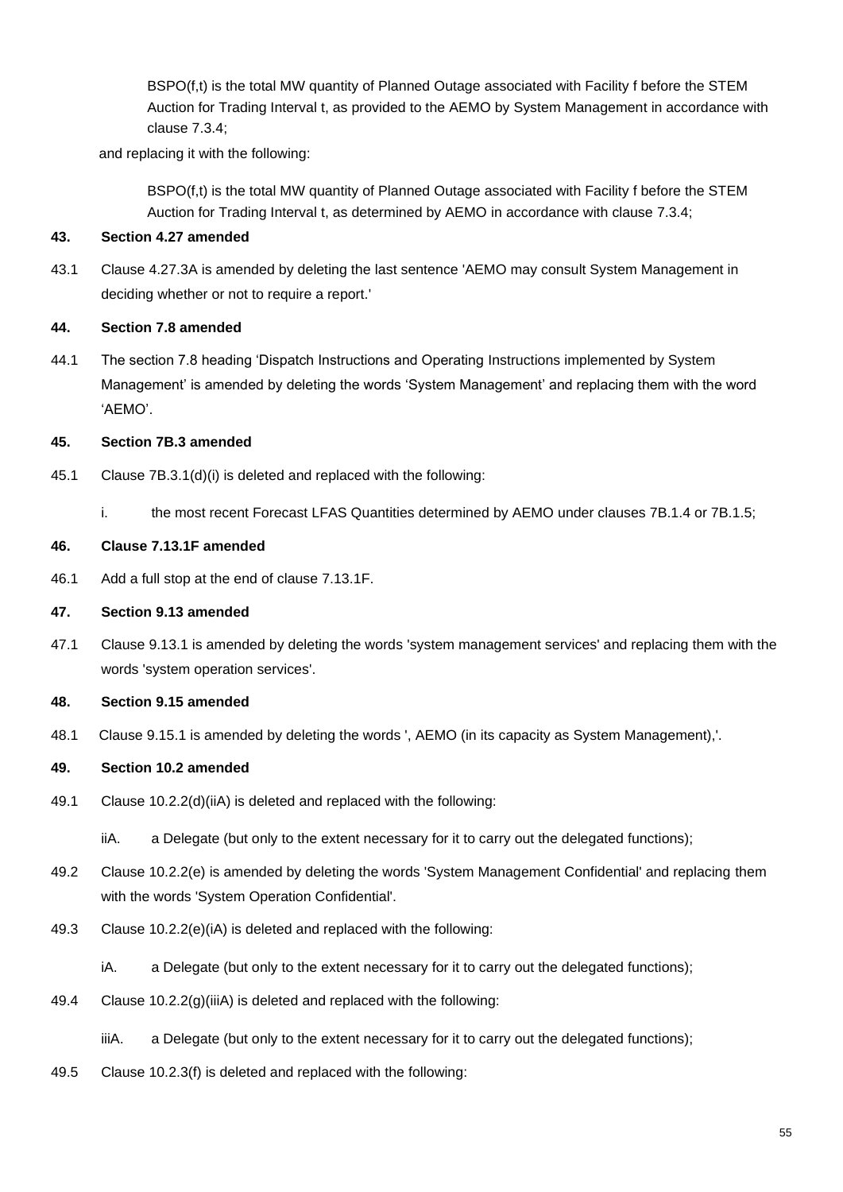BSPO(f,t) is the total MW quantity of Planned Outage associated with Facility f before the STEM Auction for Trading Interval t, as provided to the AEMO by System Management in accordance with clause 7.3.4;

and replacing it with the following:

BSPO(f,t) is the total MW quantity of Planned Outage associated with Facility f before the STEM Auction for Trading Interval t, as determined by AEMO in accordance with clause 7.3.4;

**43. Section 4.27 amended**

43.1 Clause 4.27.3A is amended by deleting the last sentence 'AEMO may consult System Management in deciding whether or not to require a report.'

**44. Section 7.8 amended**

44.1 The section 7.8 heading 'Dispatch Instructions and Operating Instructions implemented by System Management' is amended by deleting the words 'System Management' and replacing them with the word 'AEMO'.

**45. Section 7B.3 amended**

45.1 Clause 7B.3.1(d)(i) is deleted and replaced with the following:

i. the most recent Forecast LFAS Quantities determined by AEMO under clauses 7B.1.4 or 7B.1.5;

**46. Clause 7.13.1F amended**

46.1 Add a full stop at the end of clause 7.13.1F.

**47. Section 9.13 amended**

47.1 Clause 9.13.1 is amended by deleting the words 'system management services' and replacing them with the words 'system operation services'.

**48. Section 9.15 amended**

48.1 Clause 9.15.1 is amended by deleting the words ', AEMO (in its capacity as System Management),'.

**49. Section 10.2 amended**

49.1 Clause 10.2.2(d)(iiA) is deleted and replaced with the following:

iiA. a Delegate (but only to the extent necessary for it to carry out the delegated functions);

49.2 Clause 10.2.2(e) is amended by deleting the words 'System Management Confidential' and replacing them with the words 'System Operation Confidential'.

49.3 Clause 10.2.2(e)(iA) is deleted and replaced with the following:

iA. a Delegate (but only to the extent necessary for it to carry out the delegated functions);

49.4 Clause 10.2.2(g)(iiiA) is deleted and replaced with the following:

iiiA. a Delegate (but only to the extent necessary for it to carry out the delegated functions);

49.5 Clause 10.2.3(f) is deleted and replaced with the following: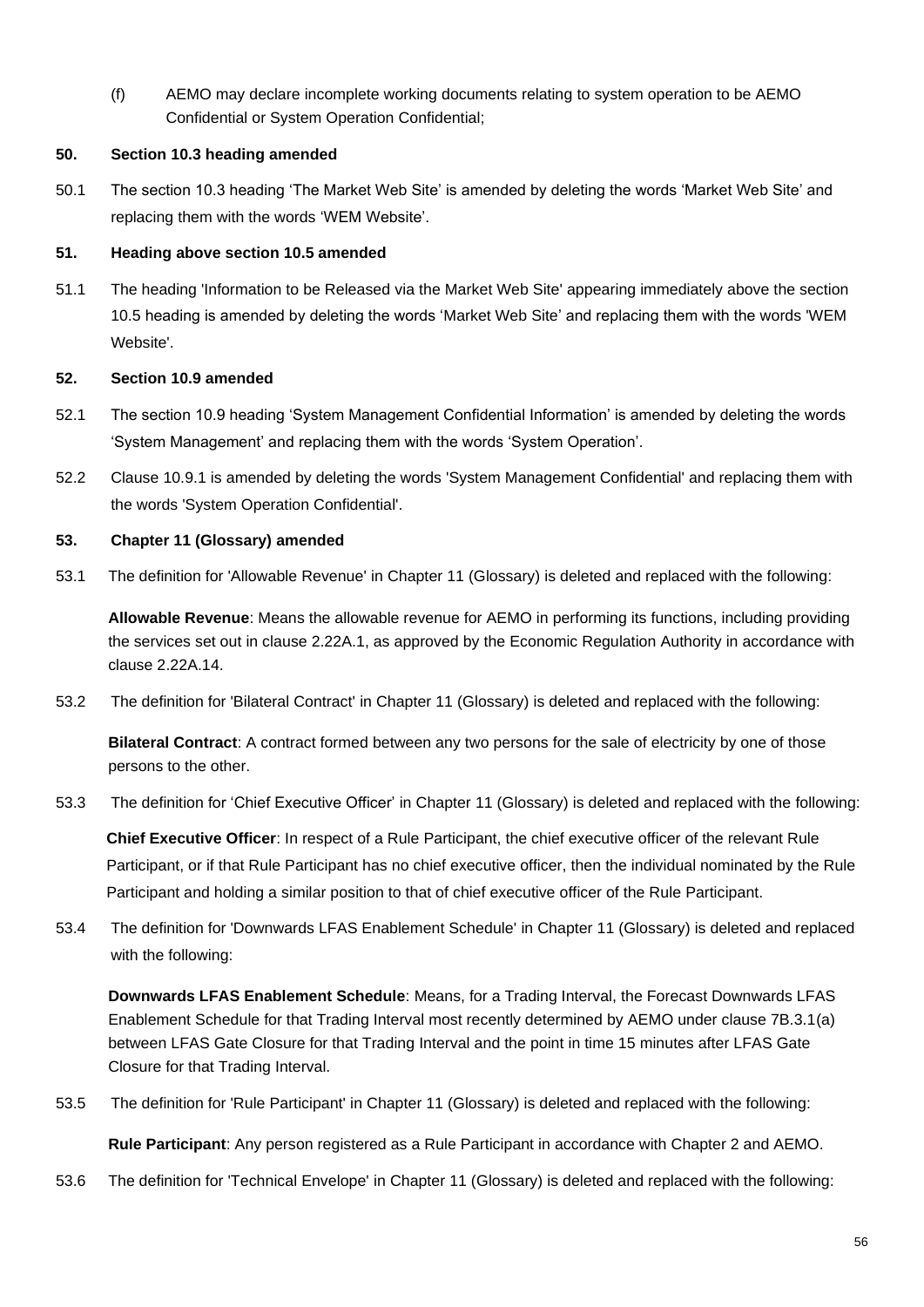(f) AEMO may declare incomplete working documents relating to system operation to be AEMO Confidential or System Operation Confidential;

**50. Section 10.3 heading amended**

50.1 The section 10.3 heading 'The Market Web Site' is amended by deleting the words 'Market Web Site' and replacing them with the words 'WEM Website'.

**51. Heading above section 10.5 amended**

51.1 The heading 'Information to be Released via the Market Web Site' appearing immediately above the section 10.5 heading is amended by deleting the words 'Market Web Site' and replacing them with the words 'WEM Website'.

**52. Section 10.9 amended**

52.1 The section 10.9 heading 'System Management Confidential Information' is amended by deleting the words 'System Management' and replacing them with the words 'System Operation'.

52.2 Clause 10.9.1 is amended by deleting the words 'System Management Confidential' and replacing them with the words 'System Operation Confidential'.

**53. Chapter 11 (Glossary) amended**

53.1 The definition for 'Allowable Revenue' in Chapter 11 (Glossary) is deleted and replaced with the following:

**Allowable Revenue**: Means the allowable revenue for AEMO in performing its functions, including providing the services set out in clause 2.22A.1, as approved by the Economic Regulation Authority in accordance with clause 2.22A.14.

53.2 The definition for 'Bilateral Contract' in Chapter 11 (Glossary) is deleted and replaced with the following:

**Bilateral Contract**: A contract formed between any two persons for the sale of electricity by one of those persons to the other.

53.3 The definition for 'Chief Executive Officer' in Chapter 11 (Glossary) is deleted and replaced with the following:

**Chief Executive Officer**: In respect of a Rule Participant, the chief executive officer of the relevant Rule Participant, or if that Rule Participant has no chief executive officer, then the individual nominated by the Rule Participant and holding a similar position to that of chief executive officer of the Rule Participant.

53.4 The definition for 'Downwards LFAS Enablement Schedule' in Chapter 11 (Glossary) is deleted and replaced with the following:

**Downwards LFAS Enablement Schedule**: Means, for a Trading Interval, the Forecast Downwards LFAS Enablement Schedule for that Trading Interval most recently determined by AEMO under clause 7B.3.1(a) between LFAS Gate Closure for that Trading Interval and the point in time 15 minutes after LFAS Gate Closure for that Trading Interval.

53.5 The definition for 'Rule Participant' in Chapter 11 (Glossary) is deleted and replaced with the following:

**Rule Participant**: Any person registered as a Rule Participant in accordance with Chapter 2 and AEMO.

53.6 The definition for 'Technical Envelope' in Chapter 11 (Glossary) is deleted and replaced with the following: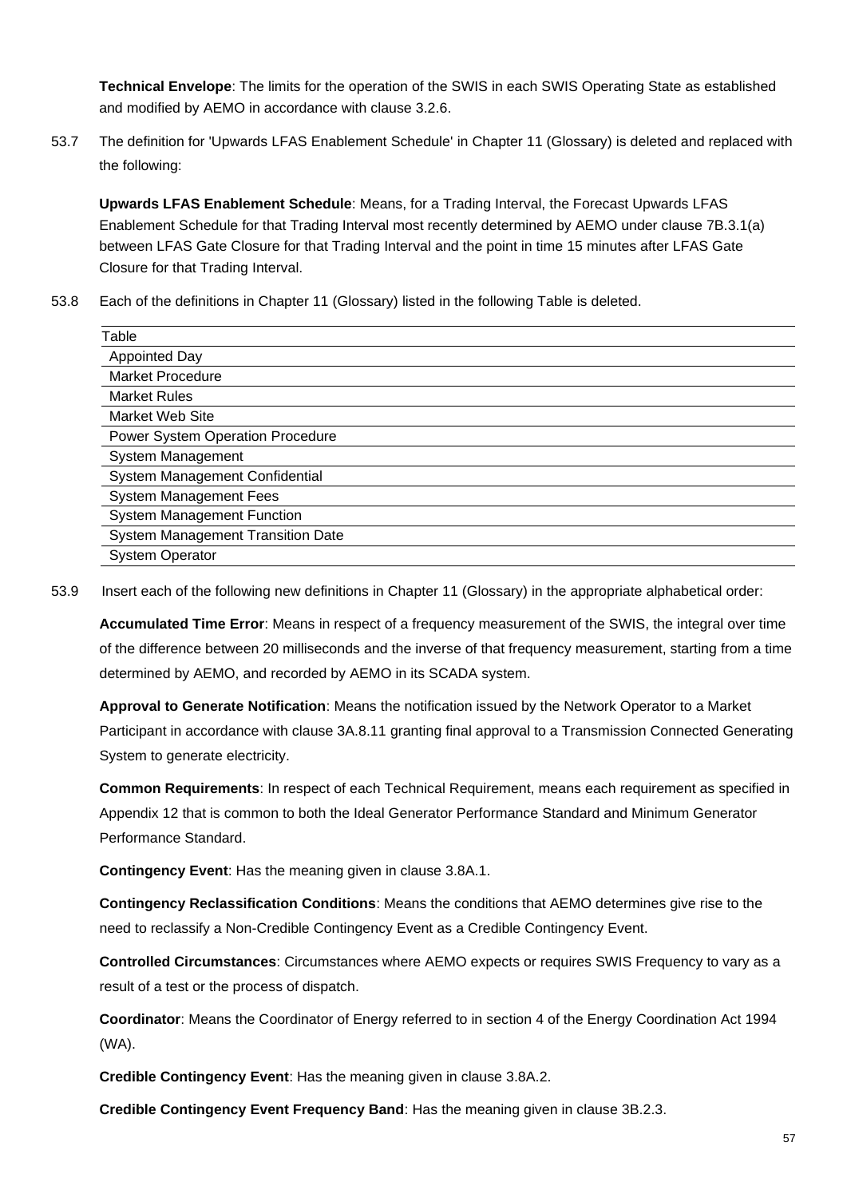**Technical Envelope**: The limits for the operation of the SWIS in each SWIS Operating State as established and modified by AEMO in accordance with clause 3.2.6.

53.7 The definition for 'Upwards LFAS Enablement Schedule' in Chapter 11 (Glossary) is deleted and replaced with the following:

**Upwards LFAS Enablement Schedule**: Means, for a Trading Interval, the Forecast Upwards LFAS Enablement Schedule for that Trading Interval most recently determined by AEMO under clause 7B.3.1(a) between LFAS Gate Closure for that Trading Interval and the point in time 15 minutes after LFAS Gate Closure for that Trading Interval.

53.8 Each of the definitions in Chapter 11 (Glossary) listed in the following Table is deleted.

| Table |
|---|
| Appointed Day |
| Market Procedure |
| Market Rules |
| Market Web Site |
| Power System Operation Procedure |
| System Management |
| System Management Confidential |
| System Management Fees |
| System Management Function |
| System Management Transition Date |
| System Operator |

53.9 Insert each of the following new definitions in Chapter 11 (Glossary) in the appropriate alphabetical order:

**Accumulated Time Error**: Means in respect of a frequency measurement of the SWIS, the integral over time of the difference between 20 milliseconds and the inverse of that frequency measurement, starting from a time determined by AEMO, and recorded by AEMO in its SCADA system.

**Approval to Generate Notification**: Means the notification issued by the Network Operator to a Market Participant in accordance with clause 3A.8.11 granting final approval to a Transmission Connected Generating System to generate electricity.

**Common Requirements**: In respect of each Technical Requirement, means each requirement as specified in Appendix 12 that is common to both the Ideal Generator Performance Standard and Minimum Generator Performance Standard.

**Contingency Event**: Has the meaning given in clause 3.8A.1.

**Contingency Reclassification Conditions**: Means the conditions that AEMO determines give rise to the need to reclassify a Non-Credible Contingency Event as a Credible Contingency Event.

**Controlled Circumstances**: Circumstances where AEMO expects or requires SWIS Frequency to vary as a result of a test or the process of dispatch.

**Coordinator**: Means the Coordinator of Energy referred to in section 4 of the Energy Coordination Act 1994 (WA).

**Credible Contingency Event**: Has the meaning given in clause 3.8A.2.

**Credible Contingency Event Frequency Band**: Has the meaning given in clause 3B.2.3.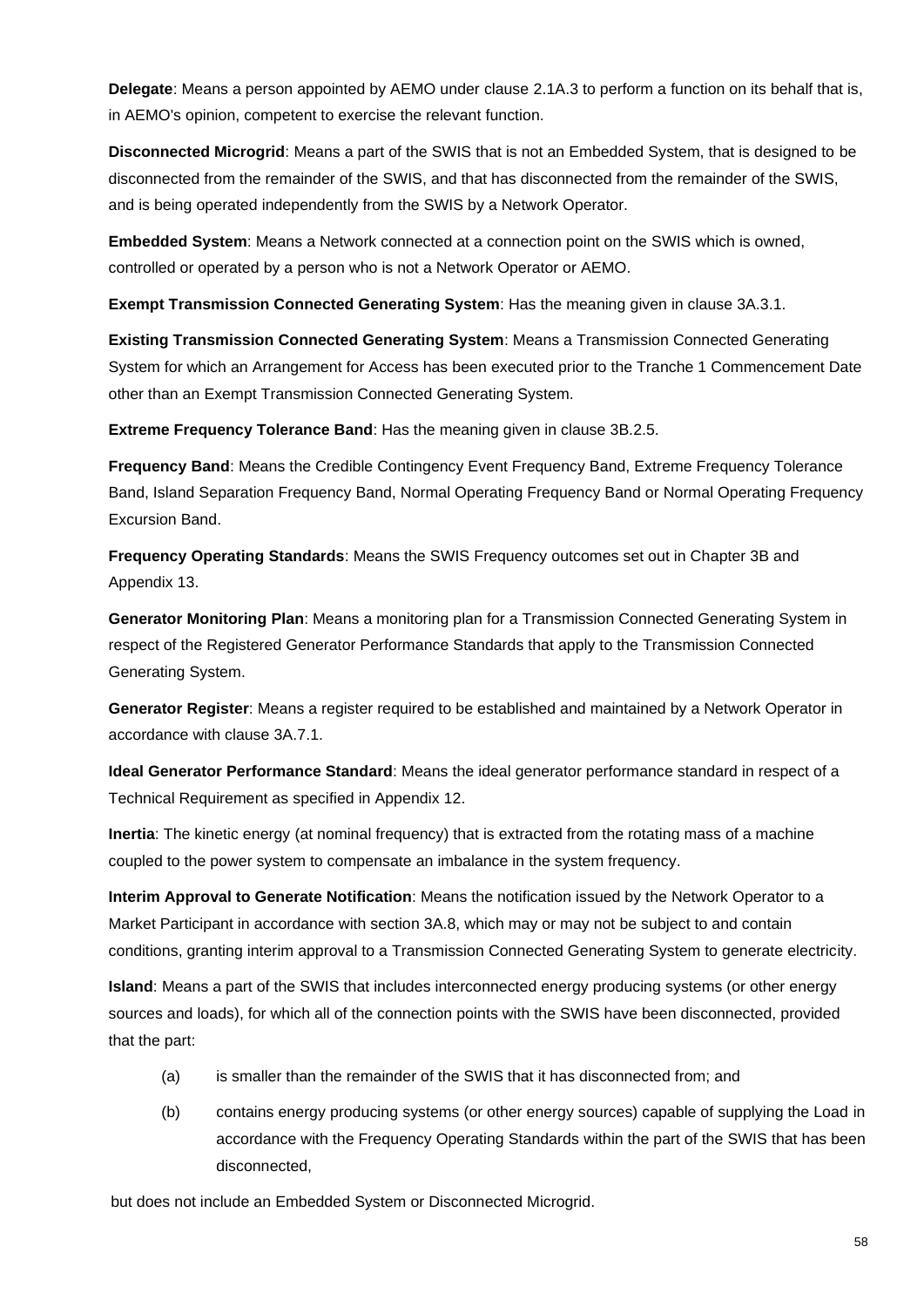**Delegate**: Means a person appointed by AEMO under clause 2.1A.3 to perform a function on its behalf that is, in AEMO's opinion, competent to exercise the relevant function.

**Disconnected Microgrid**: Means a part of the SWIS that is not an Embedded System, that is designed to be disconnected from the remainder of the SWIS, and that has disconnected from the remainder of the SWIS, and is being operated independently from the SWIS by a Network Operator.

**Embedded System**: Means a Network connected at a connection point on the SWIS which is owned, controlled or operated by a person who is not a Network Operator or AEMO.

**Exempt Transmission Connected Generating System**: Has the meaning given in clause 3A.3.1.

**Existing Transmission Connected Generating System**: Means a Transmission Connected Generating System for which an Arrangement for Access has been executed prior to the Tranche 1 Commencement Date other than an Exempt Transmission Connected Generating System.

**Extreme Frequency Tolerance Band**: Has the meaning given in clause 3B.2.5.

**Frequency Band**: Means the Credible Contingency Event Frequency Band, Extreme Frequency Tolerance Band, Island Separation Frequency Band, Normal Operating Frequency Band or Normal Operating Frequency Excursion Band.

**Frequency Operating Standards**: Means the SWIS Frequency outcomes set out in Chapter 3B and Appendix 13.

**Generator Monitoring Plan**: Means a monitoring plan for a Transmission Connected Generating System in respect of the Registered Generator Performance Standards that apply to the Transmission Connected Generating System.

**Generator Register**: Means a register required to be established and maintained by a Network Operator in accordance with clause 3A.7.1.

**Ideal Generator Performance Standard**: Means the ideal generator performance standard in respect of a Technical Requirement as specified in Appendix 12.

**Inertia**: The kinetic energy (at nominal frequency) that is extracted from the rotating mass of a machine coupled to the power system to compensate an imbalance in the system frequency.

**Interim Approval to Generate Notification**: Means the notification issued by the Network Operator to a Market Participant in accordance with section 3A.8, which may or may not be subject to and contain conditions, granting interim approval to a Transmission Connected Generating System to generate electricity.

**Island**: Means a part of the SWIS that includes interconnected energy producing systems (or other energy sources and loads), for which all of the connection points with the SWIS have been disconnected, provided that the part:

(a) is smaller than the remainder of the SWIS that it has disconnected from; and

(b) contains energy producing systems (or other energy sources) capable of supplying the Load in accordance with the Frequency Operating Standards within the part of the SWIS that has been disconnected,

but does not include an Embedded System or Disconnected Microgrid.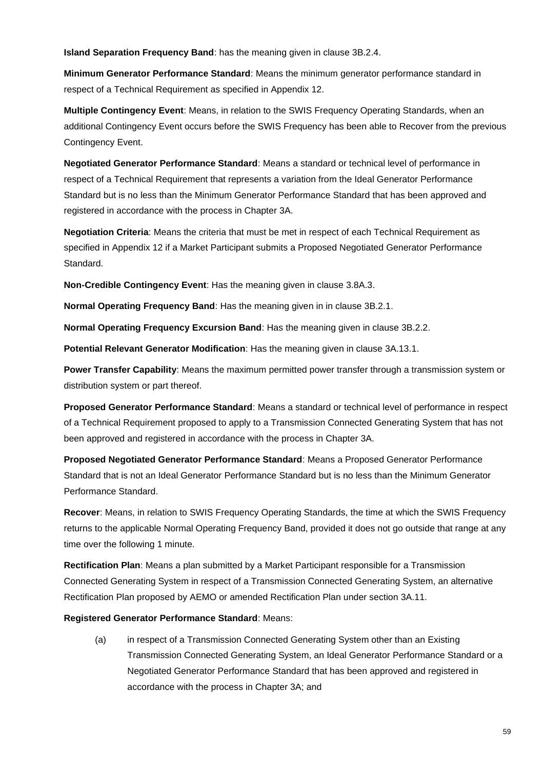**Island Separation Frequency Band**: has the meaning given in clause 3B.2.4.

**Minimum Generator Performance Standard**: Means the minimum generator performance standard in respect of a Technical Requirement as specified in Appendix 12.

**Multiple Contingency Event**: Means, in relation to the SWIS Frequency Operating Standards, when an additional Contingency Event occurs before the SWIS Frequency has been able to Recover from the previous Contingency Event.

**Negotiated Generator Performance Standard**: Means a standard or technical level of performance in respect of a Technical Requirement that represents a variation from the Ideal Generator Performance Standard but is no less than the Minimum Generator Performance Standard that has been approved and registered in accordance with the process in Chapter 3A.

**Negotiation Criteria**: Means the criteria that must be met in respect of each Technical Requirement as specified in Appendix 12 if a Market Participant submits a Proposed Negotiated Generator Performance Standard.

**Non-Credible Contingency Event**: Has the meaning given in clause 3.8A.3.

**Normal Operating Frequency Band**: Has the meaning given in in clause 3B.2.1.

**Normal Operating Frequency Excursion Band**: Has the meaning given in clause 3B.2.2.

**Potential Relevant Generator Modification**: Has the meaning given in clause 3A.13.1.

**Power Transfer Capability**: Means the maximum permitted power transfer through a transmission system or distribution system or part thereof.

**Proposed Generator Performance Standard**: Means a standard or technical level of performance in respect of a Technical Requirement proposed to apply to a Transmission Connected Generating System that has not been approved and registered in accordance with the process in Chapter 3A.

**Proposed Negotiated Generator Performance Standard**: Means a Proposed Generator Performance Standard that is not an Ideal Generator Performance Standard but is no less than the Minimum Generator Performance Standard.

**Recover**: Means, in relation to SWIS Frequency Operating Standards, the time at which the SWIS Frequency returns to the applicable Normal Operating Frequency Band, provided it does not go outside that range at any time over the following 1 minute.

**Rectification Plan**: Means a plan submitted by a Market Participant responsible for a Transmission Connected Generating System in respect of a Transmission Connected Generating System, an alternative Rectification Plan proposed by AEMO or amended Rectification Plan under section 3A.11.

**Registered Generator Performance Standard**: Means:

(a) in respect of a Transmission Connected Generating System other than an Existing Transmission Connected Generating System, an Ideal Generator Performance Standard or a Negotiated Generator Performance Standard that has been approved and registered in accordance with the process in Chapter 3A; and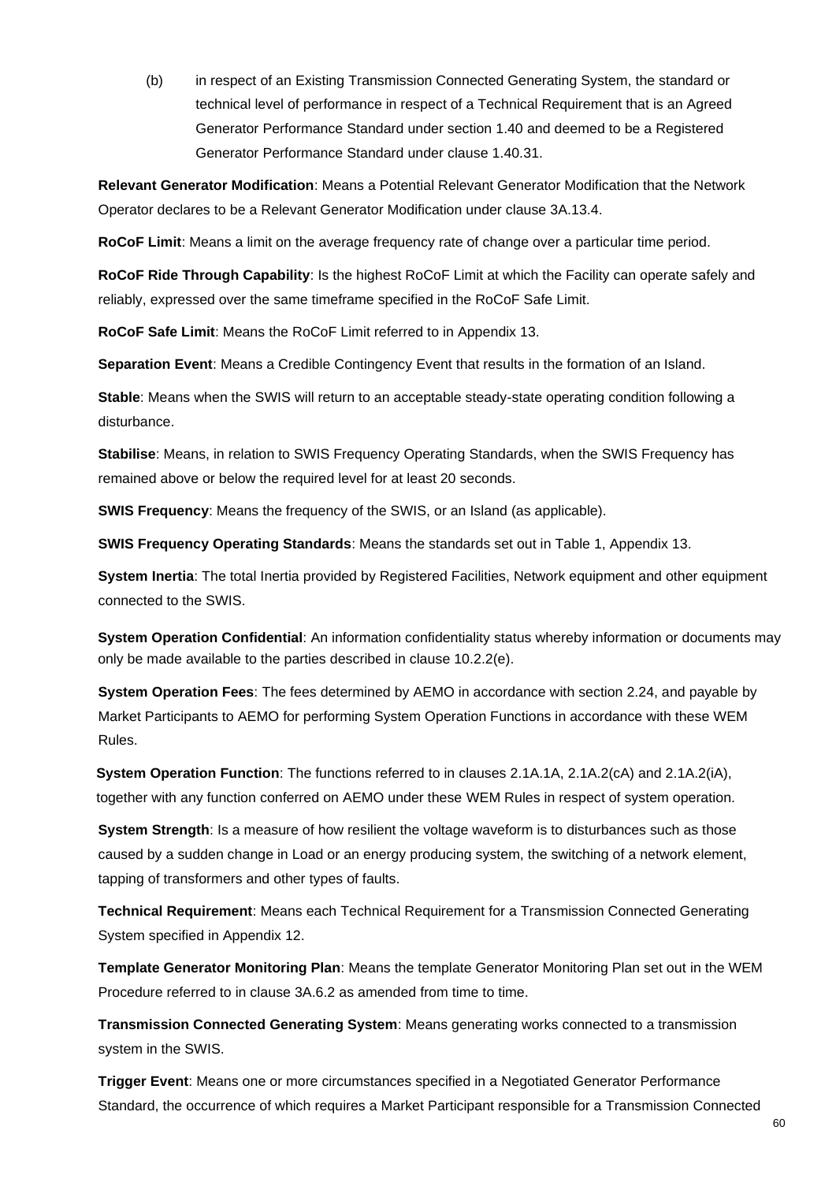(b) in respect of an Existing Transmission Connected Generating System, the standard or technical level of performance in respect of a Technical Requirement that is an Agreed Generator Performance Standard under section 1.40 and deemed to be a Registered Generator Performance Standard under clause 1.40.31.

**Relevant Generator Modification**: Means a Potential Relevant Generator Modification that the Network Operator declares to be a Relevant Generator Modification under clause 3A.13.4.

**RoCoF Limit**: Means a limit on the average frequency rate of change over a particular time period.

**RoCoF Ride Through Capability**: Is the highest RoCoF Limit at which the Facility can operate safely and reliably, expressed over the same timeframe specified in the RoCoF Safe Limit.

**RoCoF Safe Limit**: Means the RoCoF Limit referred to in Appendix 13.

**Separation Event**: Means a Credible Contingency Event that results in the formation of an Island.

**Stable**: Means when the SWIS will return to an acceptable steady-state operating condition following a disturbance.

**Stabilise**: Means, in relation to SWIS Frequency Operating Standards, when the SWIS Frequency has remained above or below the required level for at least 20 seconds.

**SWIS Frequency**: Means the frequency of the SWIS, or an Island (as applicable).

**SWIS Frequency Operating Standards**: Means the standards set out in Table 1, Appendix 13.

**System Inertia**: The total Inertia provided by Registered Facilities, Network equipment and other equipment connected to the SWIS.

**System Operation Confidential**: An information confidentiality status whereby information or documents may only be made available to the parties described in clause 10.2.2(e).

**System Operation Fees**: The fees determined by AEMO in accordance with section 2.24, and payable by Market Participants to AEMO for performing System Operation Functions in accordance with these WEM Rules.

**System Operation Function**: The functions referred to in clauses 2.1A.1A, 2.1A.2(cA) and 2.1A.2(iA), together with any function conferred on AEMO under these WEM Rules in respect of system operation.

**System Strength**: Is a measure of how resilient the voltage waveform is to disturbances such as those caused by a sudden change in Load or an energy producing system, the switching of a network element, tapping of transformers and other types of faults.

**Technical Requirement**: Means each Technical Requirement for a Transmission Connected Generating System specified in Appendix 12.

**Template Generator Monitoring Plan**: Means the template Generator Monitoring Plan set out in the WEM Procedure referred to in clause 3A.6.2 as amended from time to time.

**Transmission Connected Generating System**: Means generating works connected to a transmission system in the SWIS.

**Trigger Event**: Means one or more circumstances specified in a Negotiated Generator Performance Standard, the occurrence of which requires a Market Participant responsible for a Transmission Connected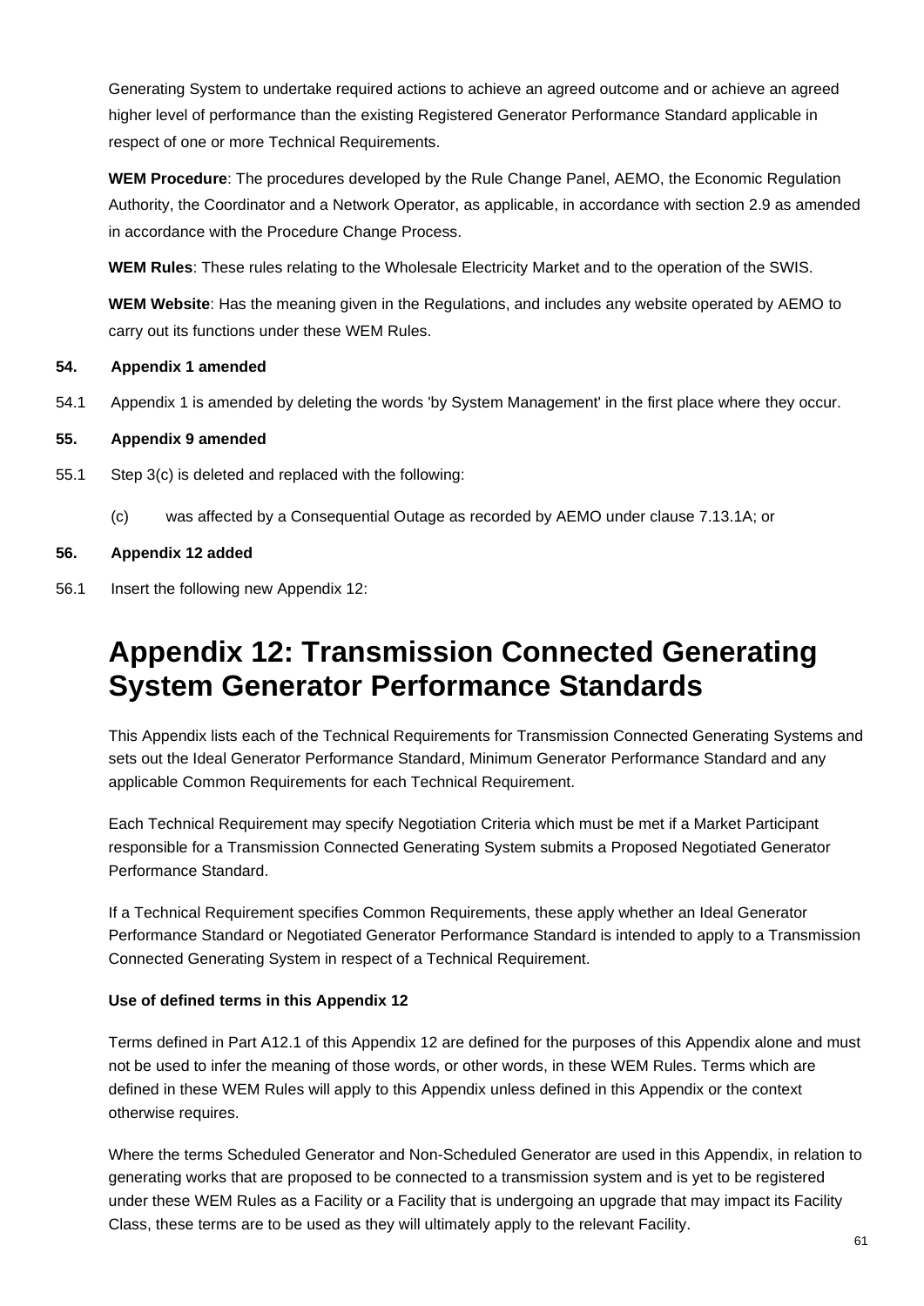Generating System to undertake required actions to achieve an agreed outcome and or achieve an agreed higher level of performance than the existing Registered Generator Performance Standard applicable in respect of one or more Technical Requirements.

**WEM Procedure**: The procedures developed by the Rule Change Panel, AEMO, the Economic Regulation Authority, the Coordinator and a Network Operator, as applicable, in accordance with section 2.9 as amended in accordance with the Procedure Change Process.

**WEM Rules**: These rules relating to the Wholesale Electricity Market and to the operation of the SWIS.

**WEM Website**: Has the meaning given in the Regulations, and includes any website operated by AEMO to carry out its functions under these WEM Rules.

**54. Appendix 1 amended**

54.1 Appendix 1 is amended by deleting the words 'by System Management' in the first place where they occur.

**55. Appendix 9 amended**

55.1 Step 3(c) is deleted and replaced with the following:

(c) was affected by a Consequential Outage as recorded by AEMO under clause 7.13.1A; or

**56. Appendix 12 added**

56.1 Insert the following new Appendix 12:

# Appendix 12: Transmission Connected Generating System Generator Performance Standards

This Appendix lists each of the Technical Requirements for Transmission Connected Generating Systems and sets out the Ideal Generator Performance Standard, Minimum Generator Performance Standard and any applicable Common Requirements for each Technical Requirement.

Each Technical Requirement may specify Negotiation Criteria which must be met if a Market Participant responsible for a Transmission Connected Generating System submits a Proposed Negotiated Generator Performance Standard.

If a Technical Requirement specifies Common Requirements, these apply whether an Ideal Generator Performance Standard or Negotiated Generator Performance Standard is intended to apply to a Transmission Connected Generating System in respect of a Technical Requirement.

**Use of defined terms in this Appendix 12**

Terms defined in Part A12.1 of this Appendix 12 are defined for the purposes of this Appendix alone and must not be used to infer the meaning of those words, or other words, in these WEM Rules. Terms which are defined in these WEM Rules will apply to this Appendix unless defined in this Appendix or the context otherwise requires.

Where the terms Scheduled Generator and Non-Scheduled Generator are used in this Appendix, in relation to generating works that are proposed to be connected to a transmission system and is yet to be registered under these WEM Rules as a Facility or a Facility that is undergoing an upgrade that may impact its Facility Class, these terms are to be used as they will ultimately apply to the relevant Facility.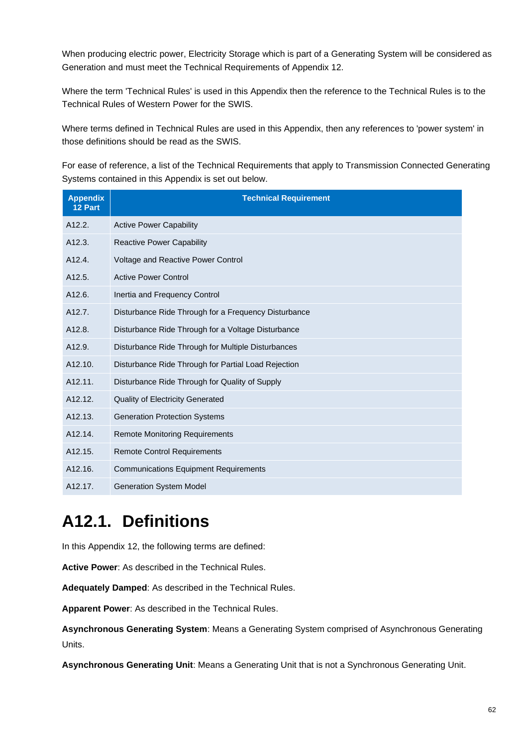When producing electric power, Electricity Storage which is part of a Generating System will be considered as Generation and must meet the Technical Requirements of Appendix 12.

Where the term 'Technical Rules' is used in this Appendix then the reference to the Technical Rules is to the Technical Rules of Western Power for the SWIS.

Where terms defined in Technical Rules are used in this Appendix, then any references to 'power system' in those definitions should be read as the SWIS.

For ease of reference, a list of the Technical Requirements that apply to Transmission Connected Generating Systems contained in this Appendix is set out below.

| Appendix 12 Part | Technical Requirement |
|---|---|
| A12.2. | Active Power Capability |
| A12.3. | Reactive Power Capability |
| A12.4. | Voltage and Reactive Power Control |
| A12.5. | Active Power Control |
| A12.6. | Inertia and Frequency Control |
| A12.7. | Disturbance Ride Through for a Frequency Disturbance |
| A12.8. | Disturbance Ride Through for a Voltage Disturbance |
| A12.9. | Disturbance Ride Through for Multiple Disturbances |
| A12.10. | Disturbance Ride Through for Partial Load Rejection |
| A12.11. | Disturbance Ride Through for Quality of Supply |
| A12.12. | Quality of Electricity Generated |
| A12.13. | Generation Protection Systems |
| A12.14. | Remote Monitoring Requirements |
| A12.15. | Remote Control Requirements |
| A12.16. | Communications Equipment Requirements |
| A12.17. | Generation System Model |

# A12.1. Definitions

In this Appendix 12, the following terms are defined:

**Active Power**: As described in the Technical Rules.

**Adequately Damped**: As described in the Technical Rules.

**Apparent Power**: As described in the Technical Rules.

**Asynchronous Generating System**: Means a Generating System comprised of Asynchronous Generating Units.

**Asynchronous Generating Unit**: Means a Generating Unit that is not a Synchronous Generating Unit.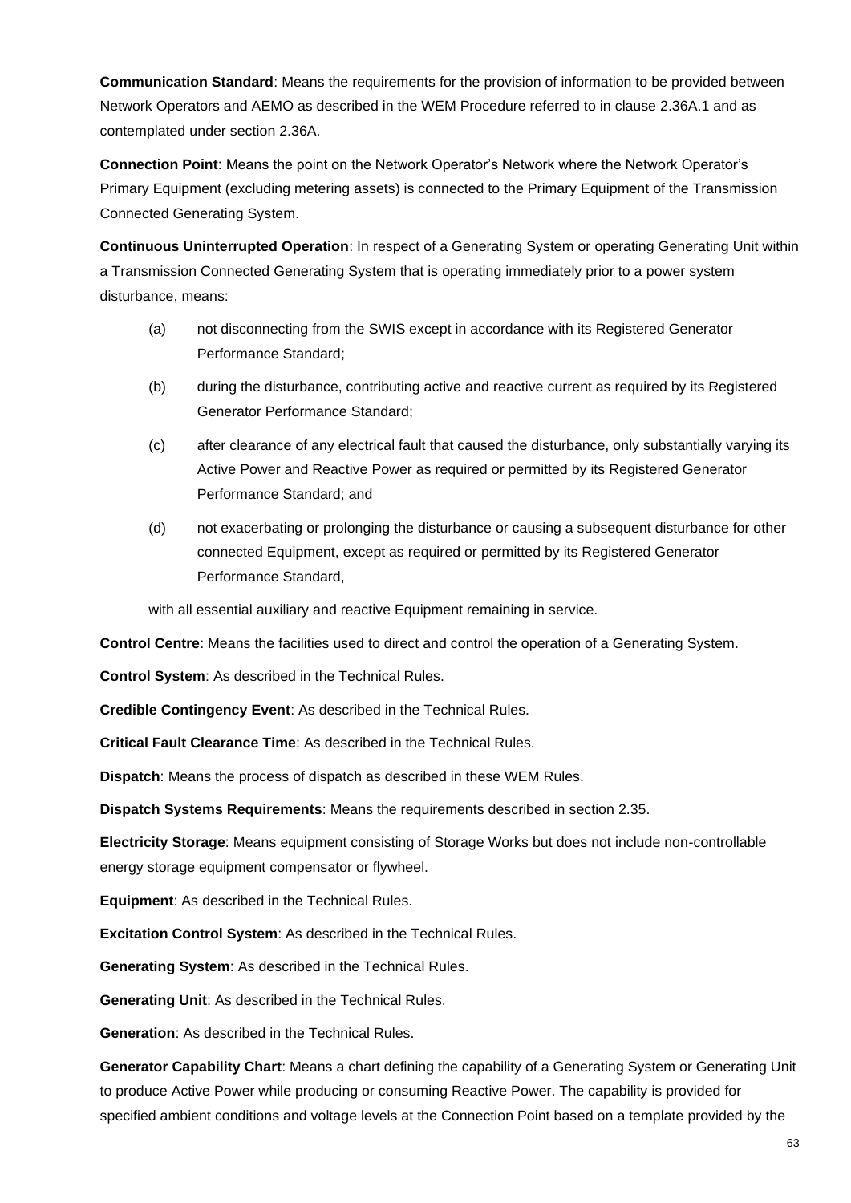**Communication Standard**: Means the requirements for the provision of information to be provided between Network Operators and AEMO as described in the WEM Procedure referred to in clause 2.36A.1 and as contemplated under section 2.36A.

**Connection Point**: Means the point on the Network Operator's Network where the Network Operator's Primary Equipment (excluding metering assets) is connected to the Primary Equipment of the Transmission Connected Generating System.

**Continuous Uninterrupted Operation**: In respect of a Generating System or operating Generating Unit within a Transmission Connected Generating System that is operating immediately prior to a power system disturbance, means:

(a) not disconnecting from the SWIS except in accordance with its Registered Generator Performance Standard;

(b) during the disturbance, contributing active and reactive current as required by its Registered Generator Performance Standard;

(c) after clearance of any electrical fault that caused the disturbance, only substantially varying its Active Power and Reactive Power as required or permitted by its Registered Generator Performance Standard; and

(d) not exacerbating or prolonging the disturbance or causing a subsequent disturbance for other connected Equipment, except as required or permitted by its Registered Generator Performance Standard,

with all essential auxiliary and reactive Equipment remaining in service.

**Control Centre**: Means the facilities used to direct and control the operation of a Generating System.

**Control System**: As described in the Technical Rules.

**Credible Contingency Event**: As described in the Technical Rules.

**Critical Fault Clearance Time**: As described in the Technical Rules.

**Dispatch**: Means the process of dispatch as described in these WEM Rules.

**Dispatch Systems Requirements**: Means the requirements described in section 2.35.

**Electricity Storage**: Means equipment consisting of Storage Works but does not include non-controllable energy storage equipment compensator or flywheel.

**Equipment**: As described in the Technical Rules.

**Excitation Control System**: As described in the Technical Rules.

**Generating System**: As described in the Technical Rules.

**Generating Unit**: As described in the Technical Rules.

**Generation**: As described in the Technical Rules.

**Generator Capability Chart**: Means a chart defining the capability of a Generating System or Generating Unit to produce Active Power while producing or consuming Reactive Power. The capability is provided for specified ambient conditions and voltage levels at the Connection Point based on a template provided by the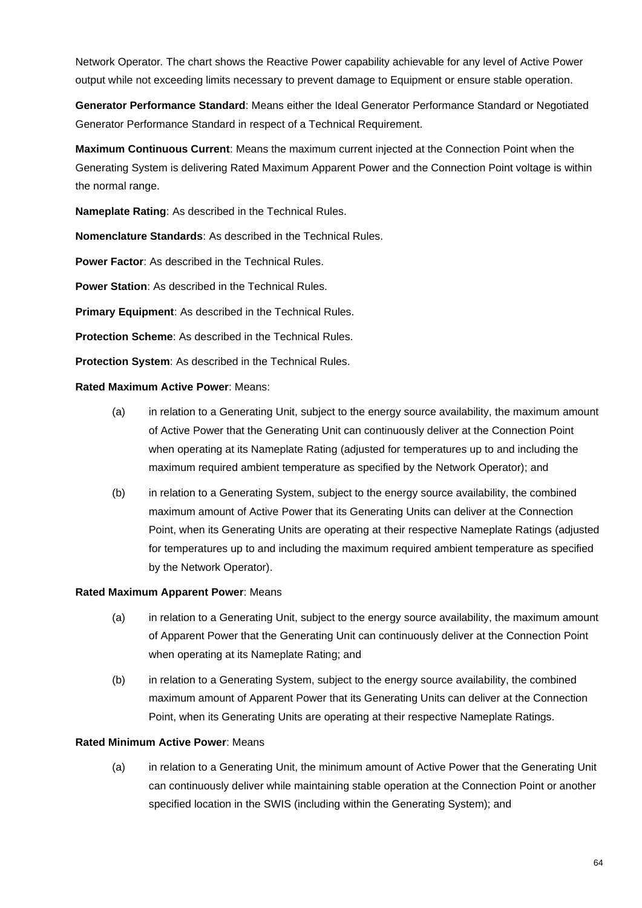Network Operator. The chart shows the Reactive Power capability achievable for any level of Active Power output while not exceeding limits necessary to prevent damage to Equipment or ensure stable operation.

**Generator Performance Standard**: Means either the Ideal Generator Performance Standard or Negotiated Generator Performance Standard in respect of a Technical Requirement.

**Maximum Continuous Current**: Means the maximum current injected at the Connection Point when the Generating System is delivering Rated Maximum Apparent Power and the Connection Point voltage is within the normal range.

**Nameplate Rating**: As described in the Technical Rules.

**Nomenclature Standards**: As described in the Technical Rules.

**Power Factor**: As described in the Technical Rules.

**Power Station**: As described in the Technical Rules.

**Primary Equipment**: As described in the Technical Rules.

**Protection Scheme**: As described in the Technical Rules.

**Protection System**: As described in the Technical Rules.

**Rated Maximum Active Power**: Means:

(a) in relation to a Generating Unit, subject to the energy source availability, the maximum amount of Active Power that the Generating Unit can continuously deliver at the Connection Point when operating at its Nameplate Rating (adjusted for temperatures up to and including the maximum required ambient temperature as specified by the Network Operator); and

(b) in relation to a Generating System, subject to the energy source availability, the combined maximum amount of Active Power that its Generating Units can deliver at the Connection Point, when its Generating Units are operating at their respective Nameplate Ratings (adjusted for temperatures up to and including the maximum required ambient temperature as specified by the Network Operator).

**Rated Maximum Apparent Power**: Means

(a) in relation to a Generating Unit, subject to the energy source availability, the maximum amount of Apparent Power that the Generating Unit can continuously deliver at the Connection Point when operating at its Nameplate Rating; and

(b) in relation to a Generating System, subject to the energy source availability, the combined maximum amount of Apparent Power that its Generating Units can deliver at the Connection Point, when its Generating Units are operating at their respective Nameplate Ratings.

**Rated Minimum Active Power**: Means

(a) in relation to a Generating Unit, the minimum amount of Active Power that the Generating Unit can continuously deliver while maintaining stable operation at the Connection Point or another specified location in the SWIS (including within the Generating System); and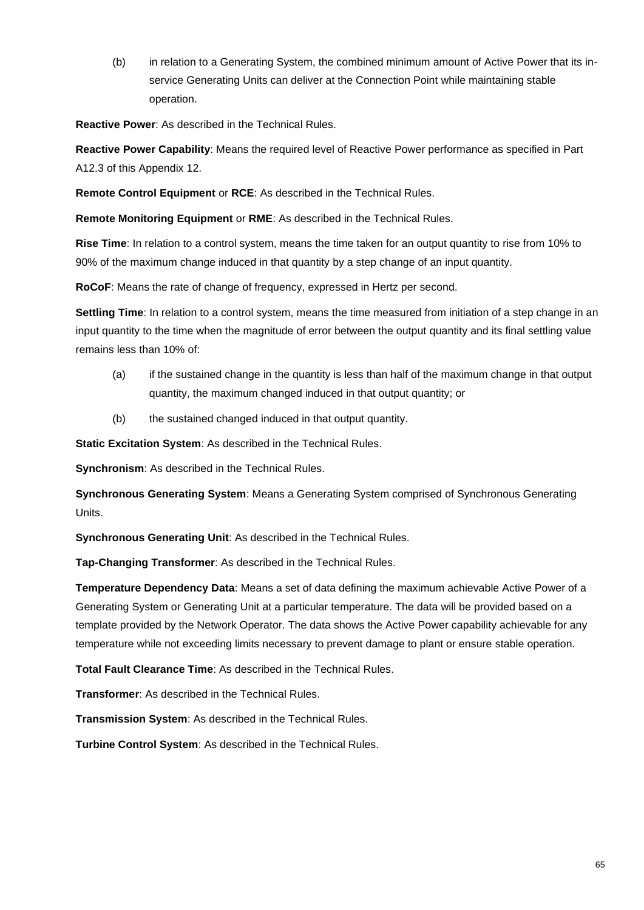(b) in relation to a Generating System, the combined minimum amount of Active Power that its in-service Generating Units can deliver at the Connection Point while maintaining stable operation.

**Reactive Power**: As described in the Technical Rules.

**Reactive Power Capability**: Means the required level of Reactive Power performance as specified in Part A12.3 of this Appendix 12.

**Remote Control Equipment** or **RCE**: As described in the Technical Rules.

**Remote Monitoring Equipment** or **RME**: As described in the Technical Rules.

**Rise Time**: In relation to a control system, means the time taken for an output quantity to rise from 10% to 90% of the maximum change induced in that quantity by a step change of an input quantity.

**RoCoF**: Means the rate of change of frequency, expressed in Hertz per second.

**Settling Time**: In relation to a control system, means the time measured from initiation of a step change in an input quantity to the time when the magnitude of error between the output quantity and its final settling value remains less than 10% of:

(a) if the sustained change in the quantity is less than half of the maximum change in that output quantity, the maximum changed induced in that output quantity; or

(b) the sustained changed induced in that output quantity.

**Static Excitation System**: As described in the Technical Rules.

**Synchronism**: As described in the Technical Rules.

**Synchronous Generating System**: Means a Generating System comprised of Synchronous Generating Units.

**Synchronous Generating Unit**: As described in the Technical Rules.

**Tap-Changing Transformer**: As described in the Technical Rules.

**Temperature Dependency Data**: Means a set of data defining the maximum achievable Active Power of a Generating System or Generating Unit at a particular temperature. The data will be provided based on a template provided by the Network Operator. The data shows the Active Power capability achievable for any temperature while not exceeding limits necessary to prevent damage to plant or ensure stable operation.

**Total Fault Clearance Time**: As described in the Technical Rules.

**Transformer**: As described in the Technical Rules.

**Transmission System**: As described in the Technical Rules.

**Turbine Control System**: As described in the Technical Rules.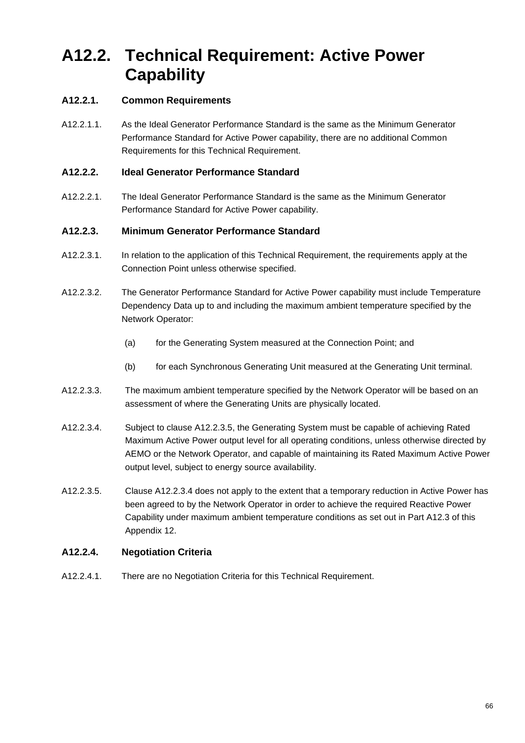# A12.2. Technical Requirement: Active Power Capability

### A12.2.1. Common Requirements

A12.2.1.1. As the Ideal Generator Performance Standard is the same as the Minimum Generator Performance Standard for Active Power capability, there are no additional Common Requirements for this Technical Requirement.

### A12.2.2. Ideal Generator Performance Standard

A12.2.2.1. The Ideal Generator Performance Standard is the same as the Minimum Generator Performance Standard for Active Power capability.

### A12.2.3. Minimum Generator Performance Standard

A12.2.3.1. In relation to the application of this Technical Requirement, the requirements apply at the Connection Point unless otherwise specified.

A12.2.3.2. The Generator Performance Standard for Active Power capability must include Temperature Dependency Data up to and including the maximum ambient temperature specified by the Network Operator:

(a) for the Generating System measured at the Connection Point; and

(b) for each Synchronous Generating Unit measured at the Generating Unit terminal.

A12.2.3.3. The maximum ambient temperature specified by the Network Operator will be based on an assessment of where the Generating Units are physically located.

A12.2.3.4. Subject to clause A12.2.3.5, the Generating System must be capable of achieving Rated Maximum Active Power output level for all operating conditions, unless otherwise directed by AEMO or the Network Operator, and capable of maintaining its Rated Maximum Active Power output level, subject to energy source availability.

A12.2.3.5. Clause A12.2.3.4 does not apply to the extent that a temporary reduction in Active Power has been agreed to by the Network Operator in order to achieve the required Reactive Power Capability under maximum ambient temperature conditions as set out in Part A12.3 of this Appendix 12.

### A12.2.4. Negotiation Criteria

A12.2.4.1. There are no Negotiation Criteria for this Technical Requirement.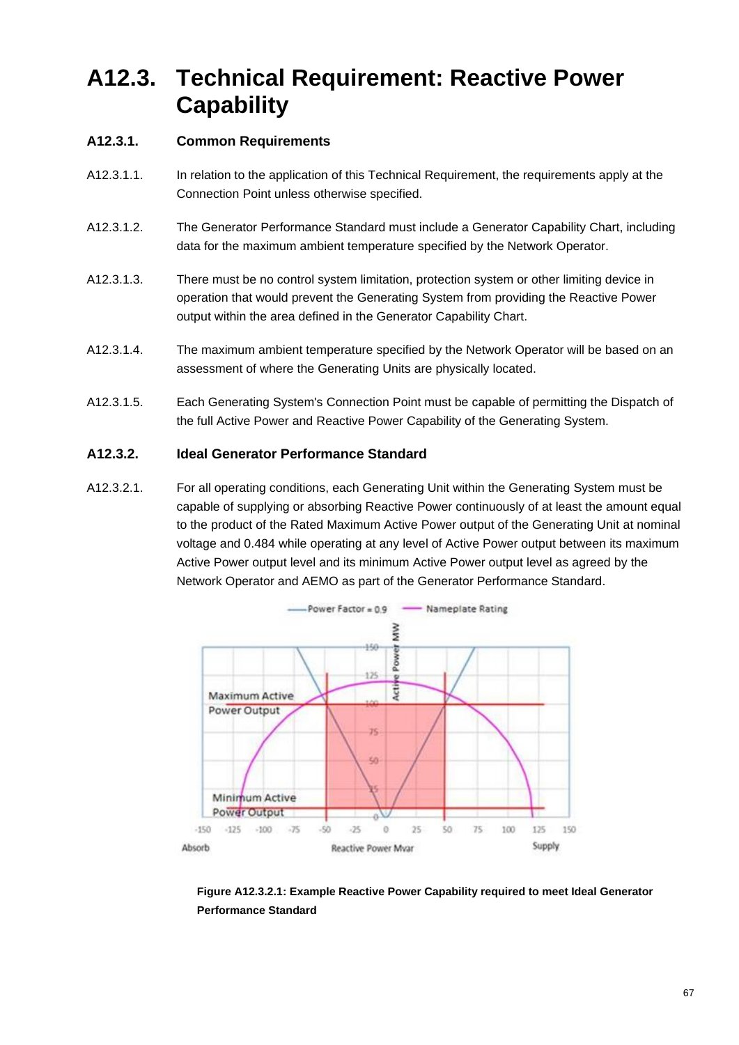# A12.3. Technical Requirement: Reactive Power Capability

## A12.3.1. Common Requirements

A12.3.1.1. In relation to the application of this Technical Requirement, the requirements apply at the Connection Point unless otherwise specified.

A12.3.1.2. The Generator Performance Standard must include a Generator Capability Chart, including data for the maximum ambient temperature specified by the Network Operator.

A12.3.1.3. There must be no control system limitation, protection system or other limiting device in operation that would prevent the Generating System from providing the Reactive Power output within the area defined in the Generator Capability Chart.

A12.3.1.4. The maximum ambient temperature specified by the Network Operator will be based on an assessment of where the Generating Units are physically located.

A12.3.1.5. Each Generating System's Connection Point must be capable of permitting the Dispatch of the full Active Power and Reactive Power Capability of the Generating System.

## A12.3.2. Ideal Generator Performance Standard

A12.3.2.1. For all operating conditions, each Generating Unit within the Generating System must be capable of supplying or absorbing Reactive Power continuously of at least the amount equal to the product of the Rated Maximum Active Power output of the Generating Unit at nominal voltage and 0.484 while operating at any level of Active Power output between its maximum Active Power output level and its minimum Active Power output level as agreed by the Network Operator and AEMO as part of the Generator Performance Standard.

**Figure A12.3.2.1: Example Reactive Power Capability required to meet Ideal Generator Performance Standard**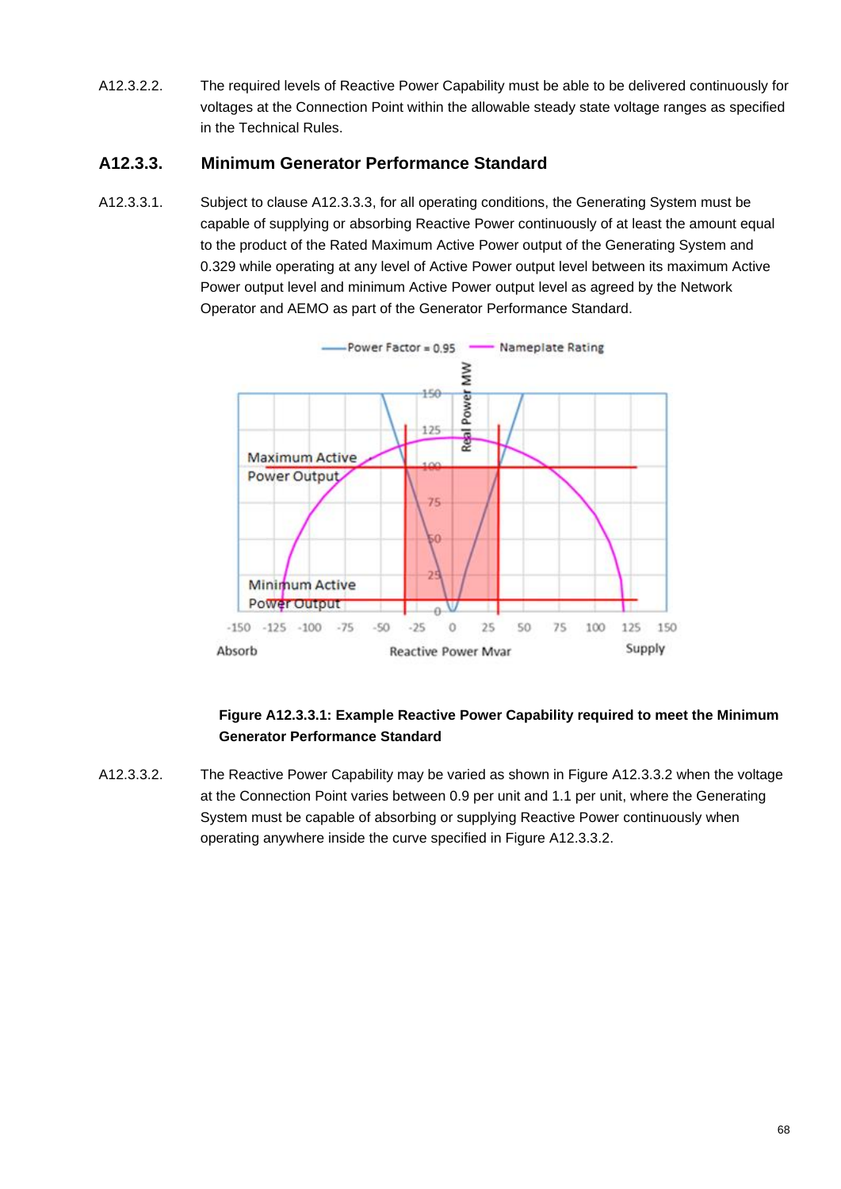A12.3.2.2. The required levels of Reactive Power Capability must be able to be delivered continuously for voltages at the Connection Point within the allowable steady state voltage ranges as specified in the Technical Rules.

### A12.3.3. Minimum Generator Performance Standard

A12.3.3.1. Subject to clause A12.3.3.3, for all operating conditions, the Generating System must be capable of supplying or absorbing Reactive Power continuously of at least the amount equal to the product of the Rated Maximum Active Power output of the Generating System and 0.329 while operating at any level of Active Power output level between its maximum Active Power output level and minimum Active Power output level as agreed by the Network Operator and AEMO as part of the Generator Performance Standard.

**Figure A12.3.3.1: Example Reactive Power Capability required to meet the Minimum Generator Performance Standard**

A12.3.3.2. The Reactive Power Capability may be varied as shown in Figure A12.3.3.2 when the voltage at the Connection Point varies between 0.9 per unit and 1.1 per unit, where the Generating System must be capable of absorbing or supplying Reactive Power continuously when operating anywhere inside the curve specified in Figure A12.3.3.2.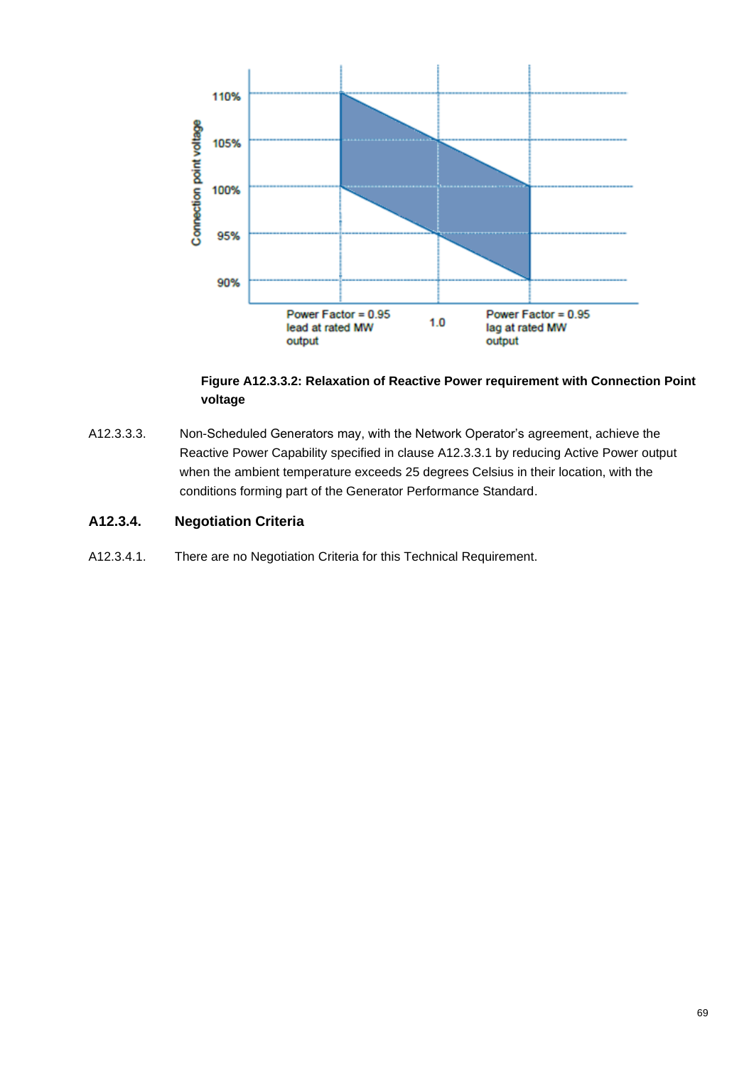**Figure A12.3.3.2: Relaxation of Reactive Power requirement with Connection Point voltage**

A12.3.3.3. Non-Scheduled Generators may, with the Network Operator's agreement, achieve the Reactive Power Capability specified in clause A12.3.3.1 by reducing Active Power output when the ambient temperature exceeds 25 degrees Celsius in their location, with the conditions forming part of the Generator Performance Standard.

### A12.3.4. Negotiation Criteria

A12.3.4.1. There are no Negotiation Criteria for this Technical Requirement.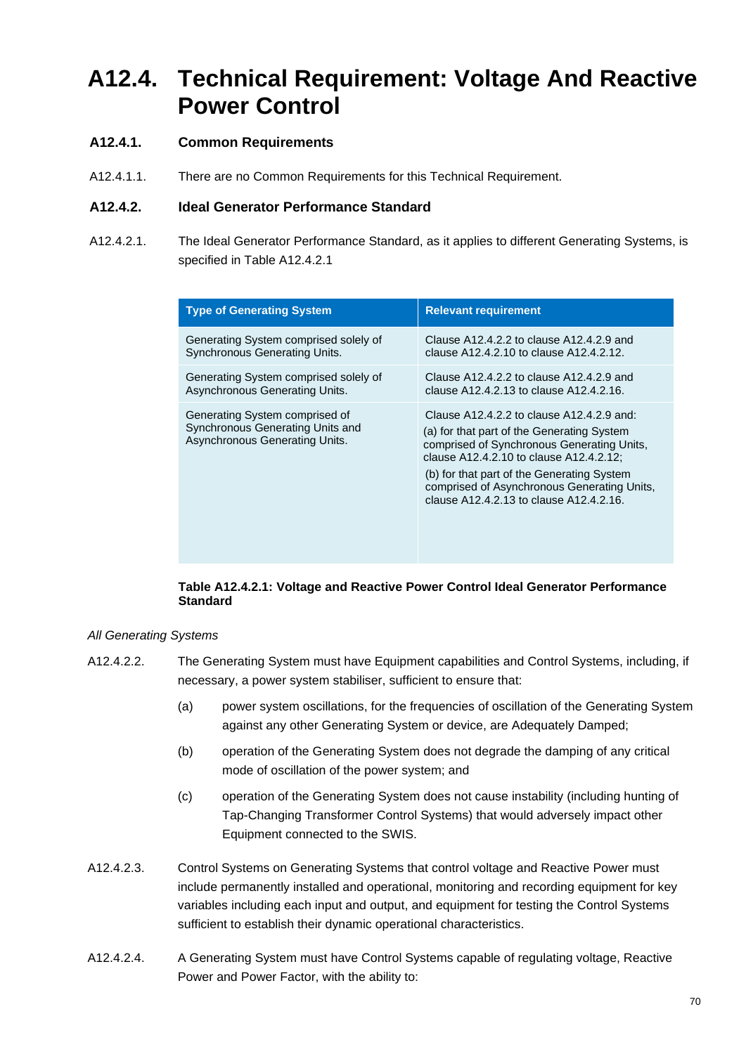# A12.4. Technical Requirement: Voltage And Reactive Power Control

## A12.4.1. Common Requirements

A12.4.1.1. There are no Common Requirements for this Technical Requirement.

## A12.4.2. Ideal Generator Performance Standard

A12.4.2.1. The Ideal Generator Performance Standard, as it applies to different Generating Systems, is specified in Table A12.4.2.1

| Type of Generating System | Relevant requirement |
|---|---|
| Generating System comprised solely of Synchronous Generating Units. | Clause A12.4.2.2 to clause A12.4.2.9 and clause A12.4.2.10 to clause A12.4.2.12. |
| Generating System comprised solely of Asynchronous Generating Units. | Clause A12.4.2.2 to clause A12.4.2.9 and clause A12.4.2.13 to clause A12.4.2.16. |
| Generating System comprised of Synchronous Generating Units and Asynchronous Generating Units. | Clause A12.4.2.2 to clause A12.4.2.9 and: (a) for that part of the Generating System comprised of Synchronous Generating Units, clause A12.4.2.10 to clause A12.4.2.12; (b) for that part of the Generating System comprised of Asynchronous Generating Units, clause A12.4.2.13 to clause A12.4.2.16. |

**Table A12.4.2.1: Voltage and Reactive Power Control Ideal Generator Performance Standard**

*All Generating Systems*

A12.4.2.2. The Generating System must have Equipment capabilities and Control Systems, including, if necessary, a power system stabiliser, sufficient to ensure that:

(a) power system oscillations, for the frequencies of oscillation of the Generating System against any other Generating System or device, are Adequately Damped;

(b) operation of the Generating System does not degrade the damping of any critical mode of oscillation of the power system; and

(c) operation of the Generating System does not cause instability (including hunting of Tap-Changing Transformer Control Systems) that would adversely impact other Equipment connected to the SWIS.

A12.4.2.3. Control Systems on Generating Systems that control voltage and Reactive Power must include permanently installed and operational, monitoring and recording equipment for key variables including each input and output, and equipment for testing the Control Systems sufficient to establish their dynamic operational characteristics.

A12.4.2.4. A Generating System must have Control Systems capable of regulating voltage, Reactive Power and Power Factor, with the ability to: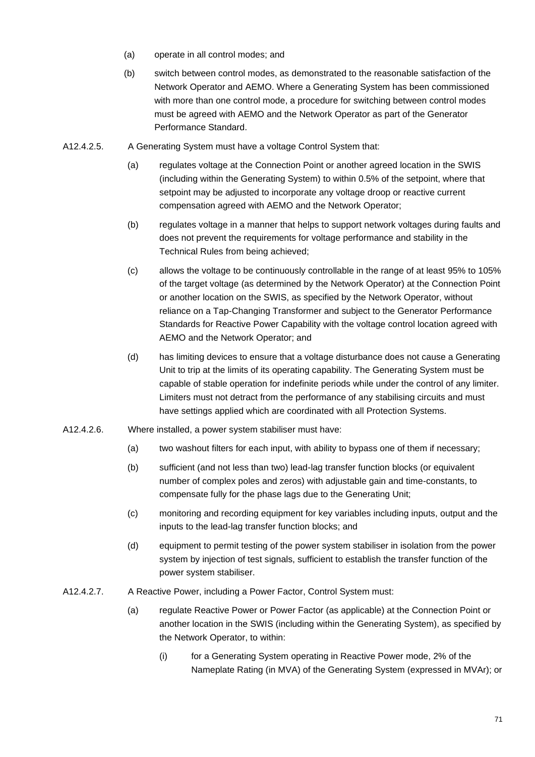(a) operate in all control modes; and

(b) switch between control modes, as demonstrated to the reasonable satisfaction of the Network Operator and AEMO. Where a Generating System has been commissioned with more than one control mode, a procedure for switching between control modes must be agreed with AEMO and the Network Operator as part of the Generator Performance Standard.

A12.4.2.5. A Generating System must have a voltage Control System that:

(a) regulates voltage at the Connection Point or another agreed location in the SWIS (including within the Generating System) to within 0.5% of the setpoint, where that setpoint may be adjusted to incorporate any voltage droop or reactive current compensation agreed with AEMO and the Network Operator;

(b) regulates voltage in a manner that helps to support network voltages during faults and does not prevent the requirements for voltage performance and stability in the Technical Rules from being achieved;

(c) allows the voltage to be continuously controllable in the range of at least 95% to 105% of the target voltage (as determined by the Network Operator) at the Connection Point or another location on the SWIS, as specified by the Network Operator, without reliance on a Tap-Changing Transformer and subject to the Generator Performance Standards for Reactive Power Capability with the voltage control location agreed with AEMO and the Network Operator; and

(d) has limiting devices to ensure that a voltage disturbance does not cause a Generating Unit to trip at the limits of its operating capability. The Generating System must be capable of stable operation for indefinite periods while under the control of any limiter. Limiters must not detract from the performance of any stabilising circuits and must have settings applied which are coordinated with all Protection Systems.

A12.4.2.6. Where installed, a power system stabiliser must have:

(a) two washout filters for each input, with ability to bypass one of them if necessary;

(b) sufficient (and not less than two) lead-lag transfer function blocks (or equivalent number of complex poles and zeros) with adjustable gain and time-constants, to compensate fully for the phase lags due to the Generating Unit;

(c) monitoring and recording equipment for key variables including inputs, output and the inputs to the lead-lag transfer function blocks; and

(d) equipment to permit testing of the power system stabiliser in isolation from the power system by injection of test signals, sufficient to establish the transfer function of the power system stabiliser.

A12.4.2.7. A Reactive Power, including a Power Factor, Control System must:

(a) regulate Reactive Power or Power Factor (as applicable) at the Connection Point or another location in the SWIS (including within the Generating System), as specified by the Network Operator, to within:

(i) for a Generating System operating in Reactive Power mode, 2% of the Nameplate Rating (in MVA) of the Generating System (expressed in MVAr); or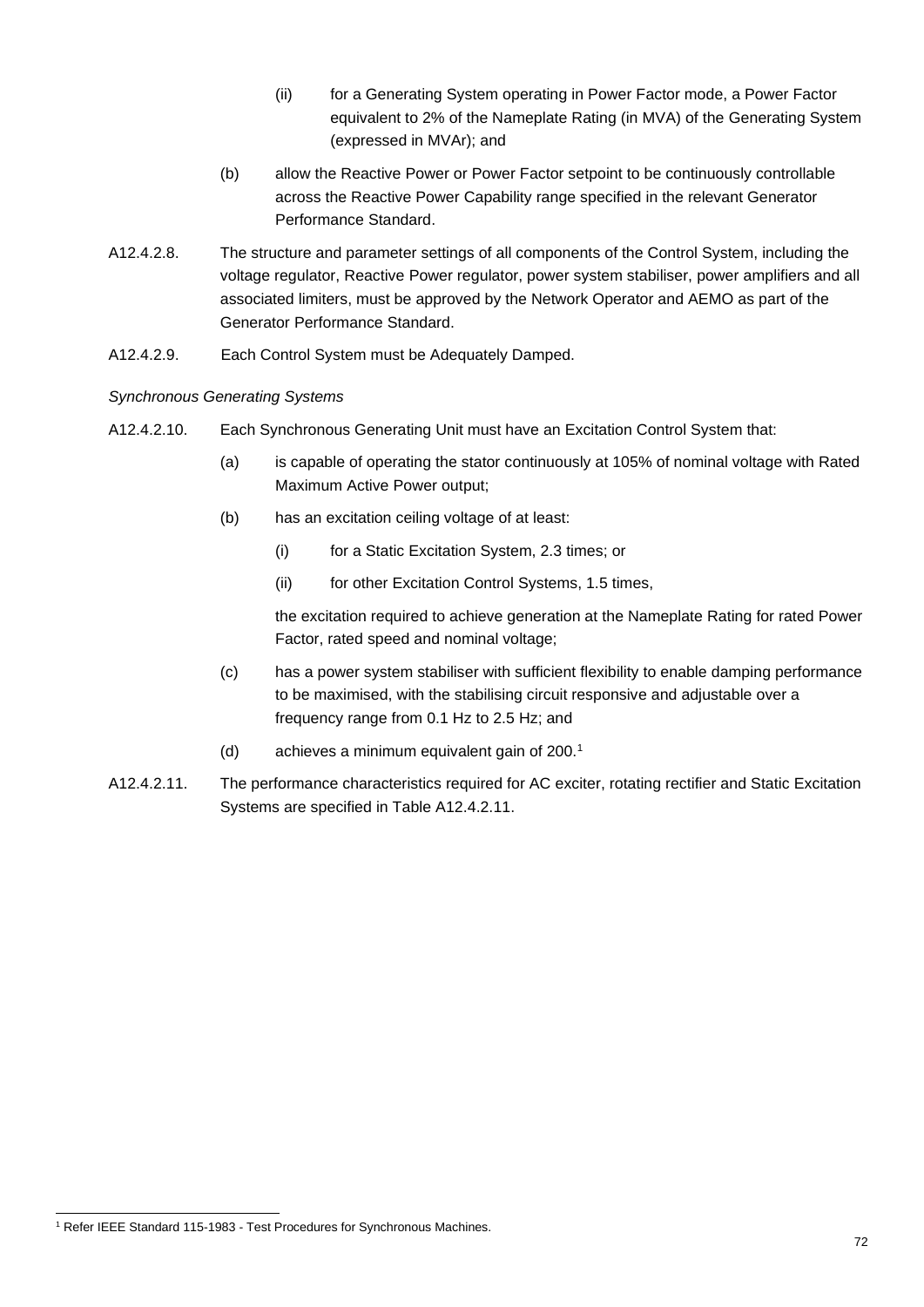(ii) for a Generating System operating in Power Factor mode, a Power Factor equivalent to 2% of the Nameplate Rating (in MVA) of the Generating System (expressed in MVAr); and

(b) allow the Reactive Power or Power Factor setpoint to be continuously controllable across the Reactive Power Capability range specified in the relevant Generator Performance Standard.

A12.4.2.8. The structure and parameter settings of all components of the Control System, including the voltage regulator, Reactive Power regulator, power system stabiliser, power amplifiers and all associated limiters, must be approved by the Network Operator and AEMO as part of the Generator Performance Standard.

A12.4.2.9. Each Control System must be Adequately Damped.

*Synchronous Generating Systems*

A12.4.2.10. Each Synchronous Generating Unit must have an Excitation Control System that:

(a) is capable of operating the stator continuously at 105% of nominal voltage with Rated Maximum Active Power output;

(b) has an excitation ceiling voltage of at least:

(i) for a Static Excitation System, 2.3 times; or

(ii) for other Excitation Control Systems, 1.5 times,

the excitation required to achieve generation at the Nameplate Rating for rated Power Factor, rated speed and nominal voltage;

(c) has a power system stabiliser with sufficient flexibility to enable damping performance to be maximised, with the stabilising circuit responsive and adjustable over a frequency range from 0.1 Hz to 2.5 Hz; and

(d) achieves a minimum equivalent gain of 200.[1]

A12.4.2.11. The performance characteristics required for AC exciter, rotating rectifier and Static Excitation Systems are specified in Table A12.4.2.11.

[1] Refer IEEE Standard 115-1983 - Test Procedures for Synchronous Machines.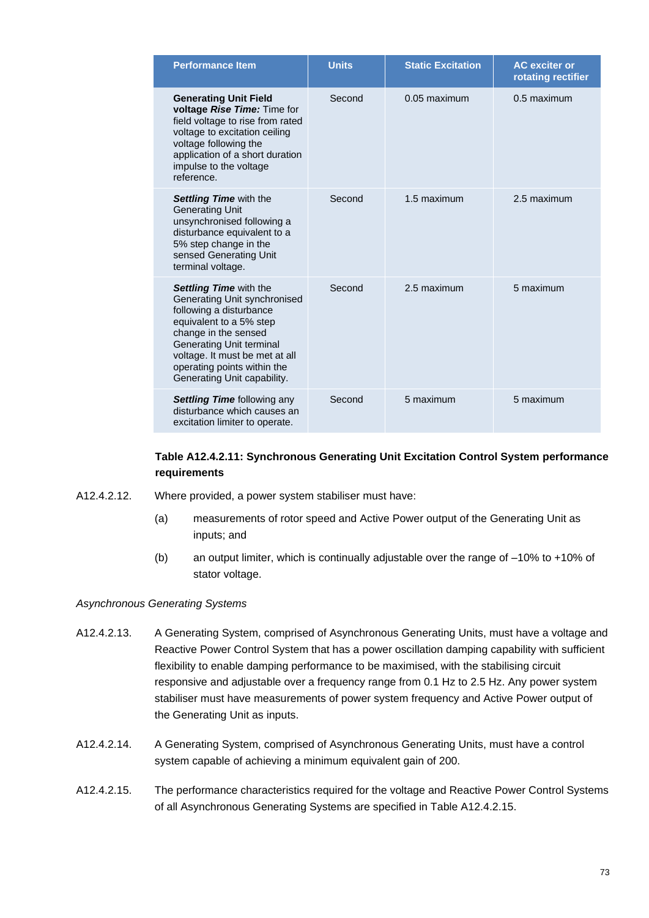| Performance Item | Units | Static Excitation | AC exciter or rotating rectifier |
| --- | --- | --- | --- |
| **Generating Unit Field voltage *Rise Time:*** Time for field voltage to rise from rated voltage to excitation ceiling voltage following the application of a short duration impulse to the voltage reference. | Second | 0.05 maximum | 0.5 maximum |
| ***Settling Time*** with the Generating Unit unsynchronised following a disturbance equivalent to a 5% step change in the sensed Generating Unit terminal voltage. | Second | 1.5 maximum | 2.5 maximum |
| ***Settling Time*** with the Generating Unit synchronised following a disturbance equivalent to a 5% step change in the sensed Generating Unit terminal voltage. It must be met at all operating points within the Generating Unit capability. | Second | 2.5 maximum | 5 maximum |
| ***Settling Time*** following any disturbance which causes an excitation limiter to operate. | Second | 5 maximum | 5 maximum |

**Table A12.4.2.11: Synchronous Generating Unit Excitation Control System performance requirements**

A12.4.2.12. Where provided, a power system stabiliser must have:

(a) measurements of rotor speed and Active Power output of the Generating Unit as inputs; and

(b) an output limiter, which is continually adjustable over the range of –10% to +10% of stator voltage.

*Asynchronous Generating Systems*

A12.4.2.13. A Generating System, comprised of Asynchronous Generating Units, must have a voltage and Reactive Power Control System that has a power oscillation damping capability with sufficient flexibility to enable damping performance to be maximised, with the stabilising circuit responsive and adjustable over a frequency range from 0.1 Hz to 2.5 Hz. Any power system stabiliser must have measurements of power system frequency and Active Power output of the Generating Unit as inputs.

A12.4.2.14. A Generating System, comprised of Asynchronous Generating Units, must have a control system capable of achieving a minimum equivalent gain of 200.

A12.4.2.15. The performance characteristics required for the voltage and Reactive Power Control Systems of all Asynchronous Generating Systems are specified in Table A12.4.2.15.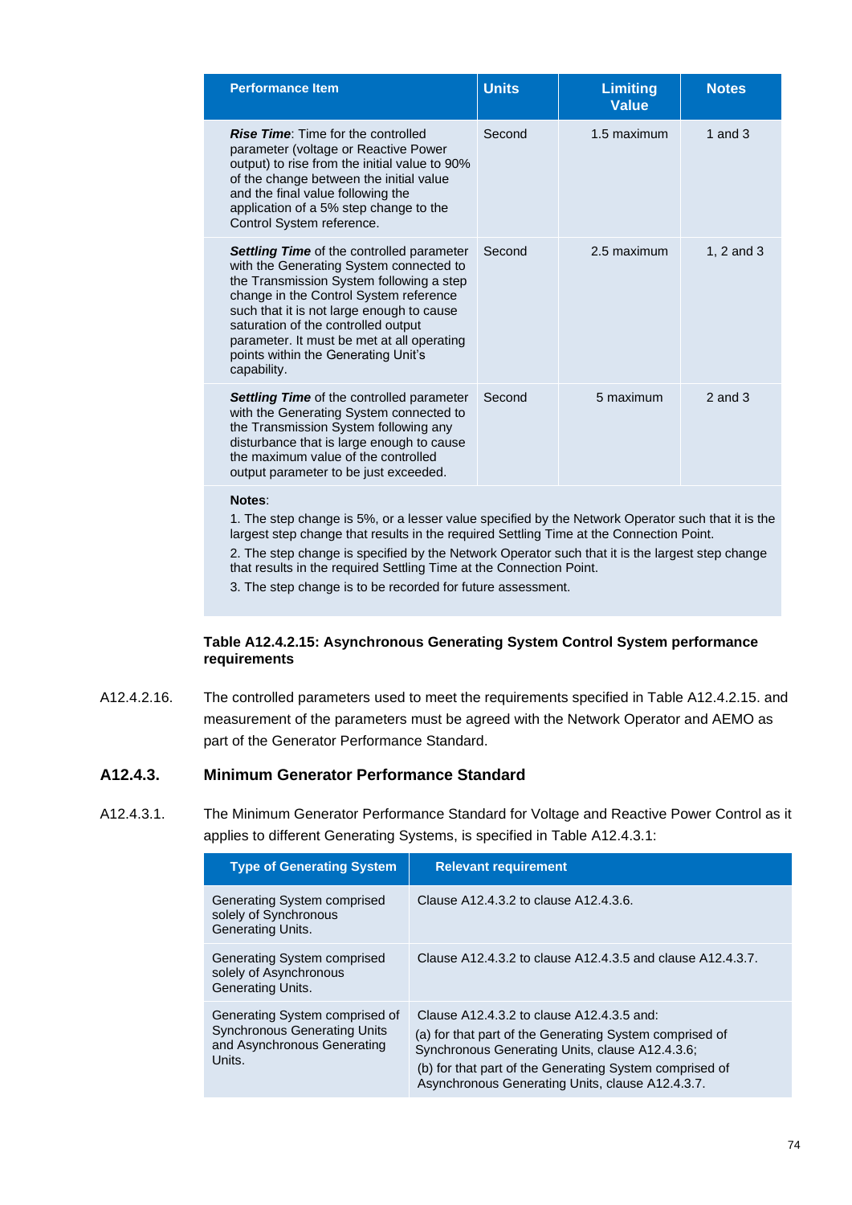| Performance Item | Units | Limiting Value | Notes |
|---|---|---|---|
| ***Rise Time***: Time for the controlled parameter (voltage or Reactive Power output) to rise from the initial value to 90% of the change between the initial value and the final value following the application of a 5% step change to the Control System reference. | Second | 1.5 maximum | 1 and 3 |
| ***Settling Time*** of the controlled parameter with the Generating System connected to the Transmission System following a step change in the Control System reference such that it is not large enough to cause saturation of the controlled output parameter. It must be met at all operating points within the Generating Unit's capability. | Second | 2.5 maximum | 1, 2 and 3 |
| ***Settling Time*** of the controlled parameter with the Generating System connected to the Transmission System following any disturbance that is large enough to cause the maximum value of the controlled output parameter to be just exceeded. | Second | 5 maximum | 2 and 3 |

**Notes**:

1. The step change is 5%, or a lesser value specified by the Network Operator such that it is the largest step change that results in the required Settling Time at the Connection Point.
2. The step change is specified by the Network Operator such that it is the largest step change that results in the required Settling Time at the Connection Point.
3. The step change is to be recorded for future assessment.

**Table A12.4.2.15: Asynchronous Generating System Control System performance requirements**

A12.4.2.16. The controlled parameters used to meet the requirements specified in Table A12.4.2.15. and measurement of the parameters must be agreed with the Network Operator and AEMO as part of the Generator Performance Standard.

### A12.4.3. Minimum Generator Performance Standard

A12.4.3.1. The Minimum Generator Performance Standard for Voltage and Reactive Power Control as it applies to different Generating Systems, is specified in Table A12.4.3.1:

| Type of Generating System | Relevant requirement |
|---|---|
| Generating System comprised solely of Synchronous Generating Units. | Clause A12.4.3.2 to clause A12.4.3.6. |
| Generating System comprised solely of Asynchronous Generating Units. | Clause A12.4.3.2 to clause A12.4.3.5 and clause A12.4.3.7. |
| Generating System comprised of Synchronous Generating Units and Asynchronous Generating Units. | Clause A12.4.3.2 to clause A12.4.3.5 and:<br>(a) for that part of the Generating System comprised of Synchronous Generating Units, clause A12.4.3.6;<br>(b) for that part of the Generating System comprised of Asynchronous Generating Units, clause A12.4.3.7. |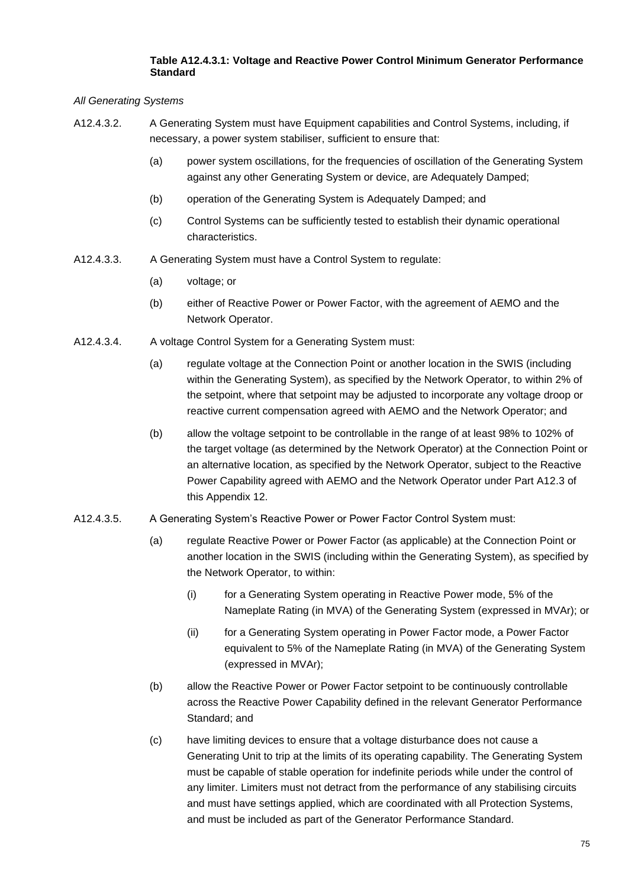**Table A12.4.3.1: Voltage and Reactive Power Control Minimum Generator Performance Standard**

*All Generating Systems*

A12.4.3.2. A Generating System must have Equipment capabilities and Control Systems, including, if necessary, a power system stabiliser, sufficient to ensure that:

(a) power system oscillations, for the frequencies of oscillation of the Generating System against any other Generating System or device, are Adequately Damped;

(b) operation of the Generating System is Adequately Damped; and

(c) Control Systems can be sufficiently tested to establish their dynamic operational characteristics.

A12.4.3.3. A Generating System must have a Control System to regulate:

(a) voltage; or

(b) either of Reactive Power or Power Factor, with the agreement of AEMO and the Network Operator.

A12.4.3.4. A voltage Control System for a Generating System must:

(a) regulate voltage at the Connection Point or another location in the SWIS (including within the Generating System), as specified by the Network Operator, to within 2% of the setpoint, where that setpoint may be adjusted to incorporate any voltage droop or reactive current compensation agreed with AEMO and the Network Operator; and

(b) allow the voltage setpoint to be controllable in the range of at least 98% to 102% of the target voltage (as determined by the Network Operator) at the Connection Point or an alternative location, as specified by the Network Operator, subject to the Reactive Power Capability agreed with AEMO and the Network Operator under Part A12.3 of this Appendix 12.

A12.4.3.5. A Generating System's Reactive Power or Power Factor Control System must:

(a) regulate Reactive Power or Power Factor (as applicable) at the Connection Point or another location in the SWIS (including within the Generating System), as specified by the Network Operator, to within:

(i) for a Generating System operating in Reactive Power mode, 5% of the Nameplate Rating (in MVA) of the Generating System (expressed in MVAr); or

(ii) for a Generating System operating in Power Factor mode, a Power Factor equivalent to 5% of the Nameplate Rating (in MVA) of the Generating System (expressed in MVAr);

(b) allow the Reactive Power or Power Factor setpoint to be continuously controllable across the Reactive Power Capability defined in the relevant Generator Performance Standard; and

(c) have limiting devices to ensure that a voltage disturbance does not cause a Generating Unit to trip at the limits of its operating capability. The Generating System must be capable of stable operation for indefinite periods while under the control of any limiter. Limiters must not detract from the performance of any stabilising circuits and must have settings applied, which are coordinated with all Protection Systems, and must be included as part of the Generator Performance Standard.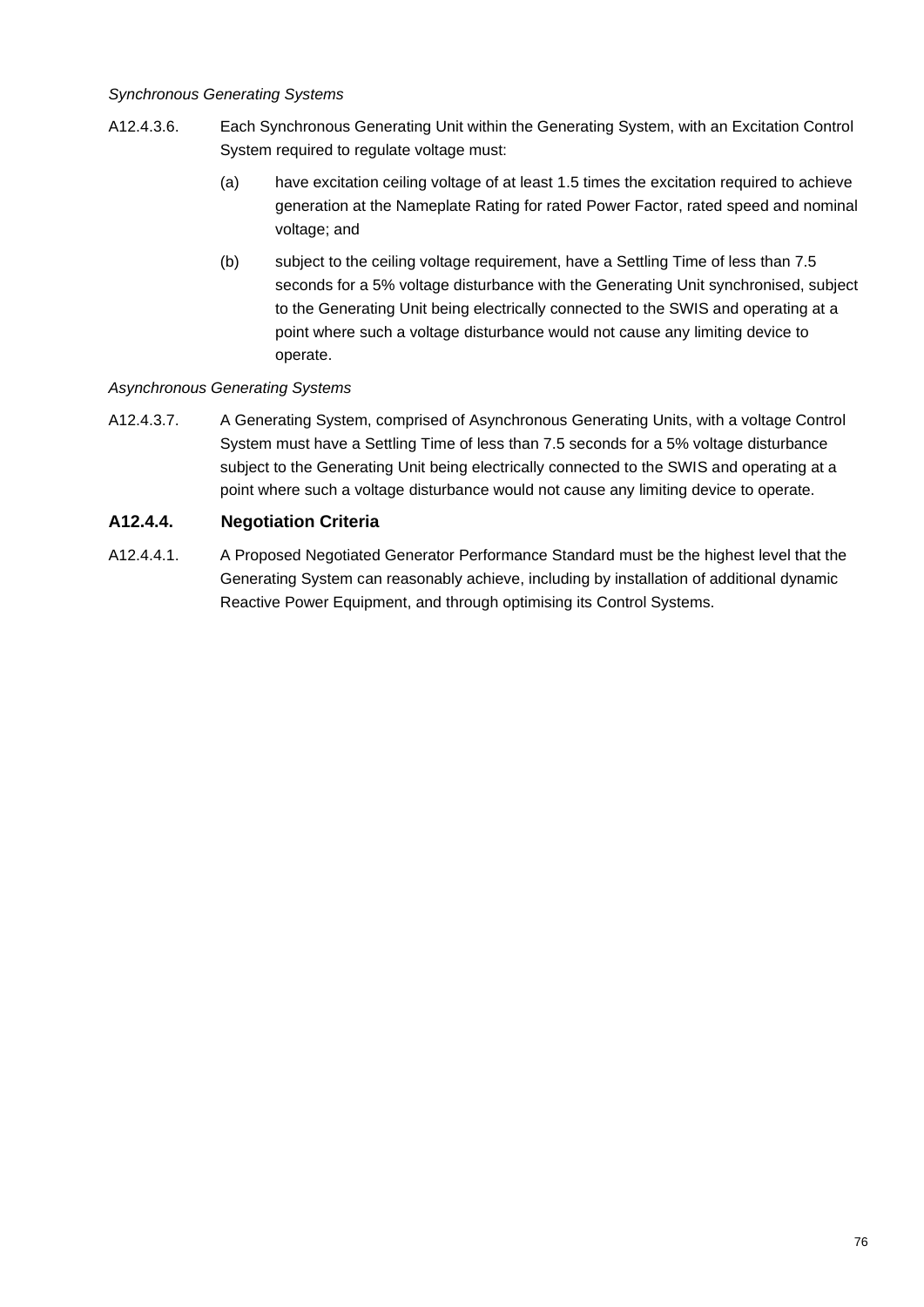*Synchronous Generating Systems*

A12.4.3.6. Each Synchronous Generating Unit within the Generating System, with an Excitation Control System required to regulate voltage must:

(a) have excitation ceiling voltage of at least 1.5 times the excitation required to achieve generation at the Nameplate Rating for rated Power Factor, rated speed and nominal voltage; and

(b) subject to the ceiling voltage requirement, have a Settling Time of less than 7.5 seconds for a 5% voltage disturbance with the Generating Unit synchronised, subject to the Generating Unit being electrically connected to the SWIS and operating at a point where such a voltage disturbance would not cause any limiting device to operate.

*Asynchronous Generating Systems*

A12.4.3.7. A Generating System, comprised of Asynchronous Generating Units, with a voltage Control System must have a Settling Time of less than 7.5 seconds for a 5% voltage disturbance subject to the Generating Unit being electrically connected to the SWIS and operating at a point where such a voltage disturbance would not cause any limiting device to operate.

### A12.4.4. Negotiation Criteria

A12.4.4.1. A Proposed Negotiated Generator Performance Standard must be the highest level that the Generating System can reasonably achieve, including by installation of additional dynamic Reactive Power Equipment, and through optimising its Control Systems.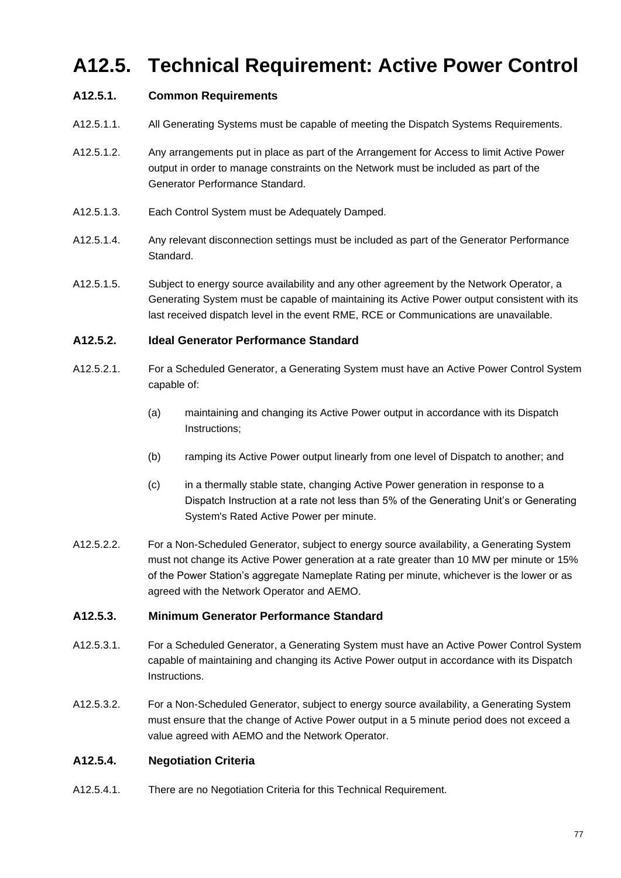# A12.5. Technical Requirement: Active Power Control

### A12.5.1. Common Requirements

A12.5.1.1. All Generating Systems must be capable of meeting the Dispatch Systems Requirements.

A12.5.1.2. Any arrangements put in place as part of the Arrangement for Access to limit Active Power output in order to manage constraints on the Network must be included as part of the Generator Performance Standard.

A12.5.1.3. Each Control System must be Adequately Damped.

A12.5.1.4. Any relevant disconnection settings must be included as part of the Generator Performance Standard.

A12.5.1.5. Subject to energy source availability and any other agreement by the Network Operator, a Generating System must be capable of maintaining its Active Power output consistent with its last received dispatch level in the event RME, RCE or Communications are unavailable.

### A12.5.2. Ideal Generator Performance Standard

A12.5.2.1. For a Scheduled Generator, a Generating System must have an Active Power Control System capable of:

(a) maintaining and changing its Active Power output in accordance with its Dispatch Instructions;

(b) ramping its Active Power output linearly from one level of Dispatch to another; and

(c) in a thermally stable state, changing Active Power generation in response to a Dispatch Instruction at a rate not less than 5% of the Generating Unit's or Generating System's Rated Active Power per minute.

A12.5.2.2. For a Non-Scheduled Generator, subject to energy source availability, a Generating System must not change its Active Power generation at a rate greater than 10 MW per minute or 15% of the Power Station's aggregate Nameplate Rating per minute, whichever is the lower or as agreed with the Network Operator and AEMO.

### A12.5.3. Minimum Generator Performance Standard

A12.5.3.1. For a Scheduled Generator, a Generating System must have an Active Power Control System capable of maintaining and changing its Active Power output in accordance with its Dispatch Instructions.

A12.5.3.2. For a Non-Scheduled Generator, subject to energy source availability, a Generating System must ensure that the change of Active Power output in a 5 minute period does not exceed a value agreed with AEMO and the Network Operator.

### A12.5.4. Negotiation Criteria

A12.5.4.1. There are no Negotiation Criteria for this Technical Requirement.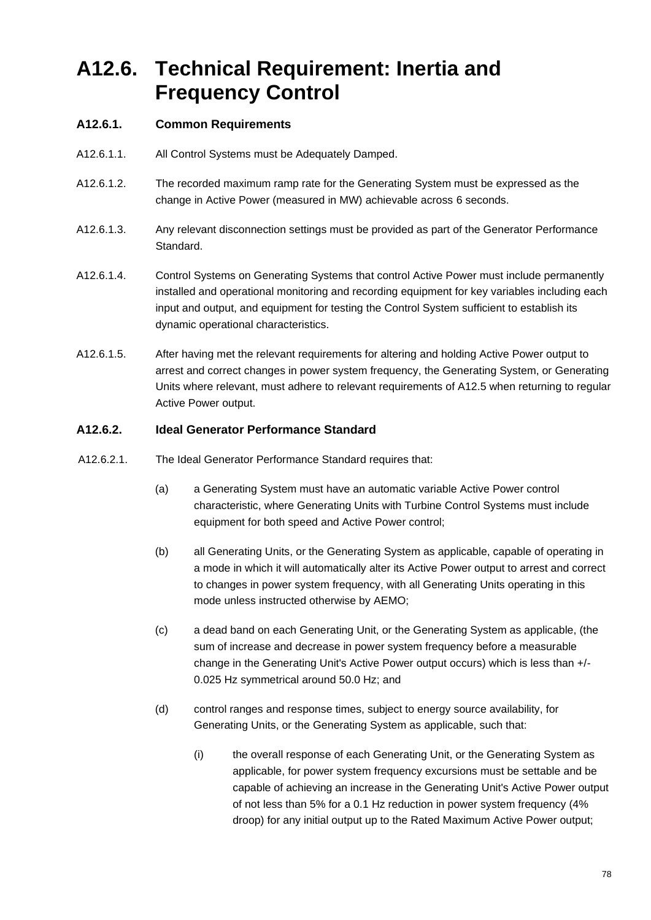# A12.6. Technical Requirement: Inertia and Frequency Control

### A12.6.1. Common Requirements

A12.6.1.1. All Control Systems must be Adequately Damped.

A12.6.1.2. The recorded maximum ramp rate for the Generating System must be expressed as the change in Active Power (measured in MW) achievable across 6 seconds.

A12.6.1.3. Any relevant disconnection settings must be provided as part of the Generator Performance Standard.

A12.6.1.4. Control Systems on Generating Systems that control Active Power must include permanently installed and operational monitoring and recording equipment for key variables including each input and output, and equipment for testing the Control System sufficient to establish its dynamic operational characteristics.

A12.6.1.5. After having met the relevant requirements for altering and holding Active Power output to arrest and correct changes in power system frequency, the Generating System, or Generating Units where relevant, must adhere to relevant requirements of A12.5 when returning to regular Active Power output.

### A12.6.2. Ideal Generator Performance Standard

A12.6.2.1. The Ideal Generator Performance Standard requires that:

(a) a Generating System must have an automatic variable Active Power control characteristic, where Generating Units with Turbine Control Systems must include equipment for both speed and Active Power control;

(b) all Generating Units, or the Generating System as applicable, capable of operating in a mode in which it will automatically alter its Active Power output to arrest and correct to changes in power system frequency, with all Generating Units operating in this mode unless instructed otherwise by AEMO;

(c) a dead band on each Generating Unit, or the Generating System as applicable, (the sum of increase and decrease in power system frequency before a measurable change in the Generating Unit's Active Power output occurs) which is less than +/- 0.025 Hz symmetrical around 50.0 Hz; and

(d) control ranges and response times, subject to energy source availability, for Generating Units, or the Generating System as applicable, such that:

(i) the overall response of each Generating Unit, or the Generating System as applicable, for power system frequency excursions must be settable and be capable of achieving an increase in the Generating Unit's Active Power output of not less than 5% for a 0.1 Hz reduction in power system frequency (4% droop) for any initial output up to the Rated Maximum Active Power output;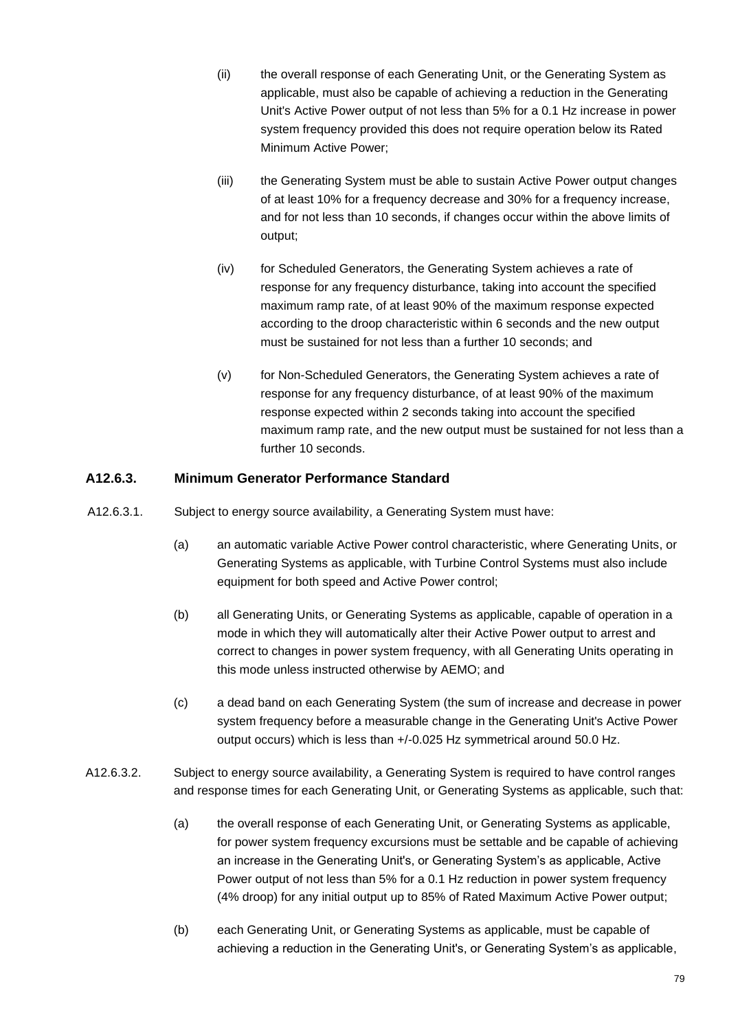(ii) the overall response of each Generating Unit, or the Generating System as applicable, must also be capable of achieving a reduction in the Generating Unit's Active Power output of not less than 5% for a 0.1 Hz increase in power system frequency provided this does not require operation below its Rated Minimum Active Power;

(iii) the Generating System must be able to sustain Active Power output changes of at least 10% for a frequency decrease and 30% for a frequency increase, and for not less than 10 seconds, if changes occur within the above limits of output;

(iv) for Scheduled Generators, the Generating System achieves a rate of response for any frequency disturbance, taking into account the specified maximum ramp rate, of at least 90% of the maximum response expected according to the droop characteristic within 6 seconds and the new output must be sustained for not less than a further 10 seconds; and

(v) for Non-Scheduled Generators, the Generating System achieves a rate of response for any frequency disturbance, of at least 90% of the maximum response expected within 2 seconds taking into account the specified maximum ramp rate, and the new output must be sustained for not less than a further 10 seconds.

### A12.6.3. Minimum Generator Performance Standard

A12.6.3.1. Subject to energy source availability, a Generating System must have:

(a) an automatic variable Active Power control characteristic, where Generating Units, or Generating Systems as applicable, with Turbine Control Systems must also include equipment for both speed and Active Power control;

(b) all Generating Units, or Generating Systems as applicable, capable of operation in a mode in which they will automatically alter their Active Power output to arrest and correct to changes in power system frequency, with all Generating Units operating in this mode unless instructed otherwise by AEMO; and

(c) a dead band on each Generating System (the sum of increase and decrease in power system frequency before a measurable change in the Generating Unit's Active Power output occurs) which is less than +/-0.025 Hz symmetrical around 50.0 Hz.

A12.6.3.2. Subject to energy source availability, a Generating System is required to have control ranges and response times for each Generating Unit, or Generating Systems as applicable, such that:

(a) the overall response of each Generating Unit, or Generating Systems as applicable, for power system frequency excursions must be settable and be capable of achieving an increase in the Generating Unit's, or Generating System's as applicable, Active Power output of not less than 5% for a 0.1 Hz reduction in power system frequency (4% droop) for any initial output up to 85% of Rated Maximum Active Power output;

(b) each Generating Unit, or Generating Systems as applicable, must be capable of achieving a reduction in the Generating Unit's, or Generating System's as applicable,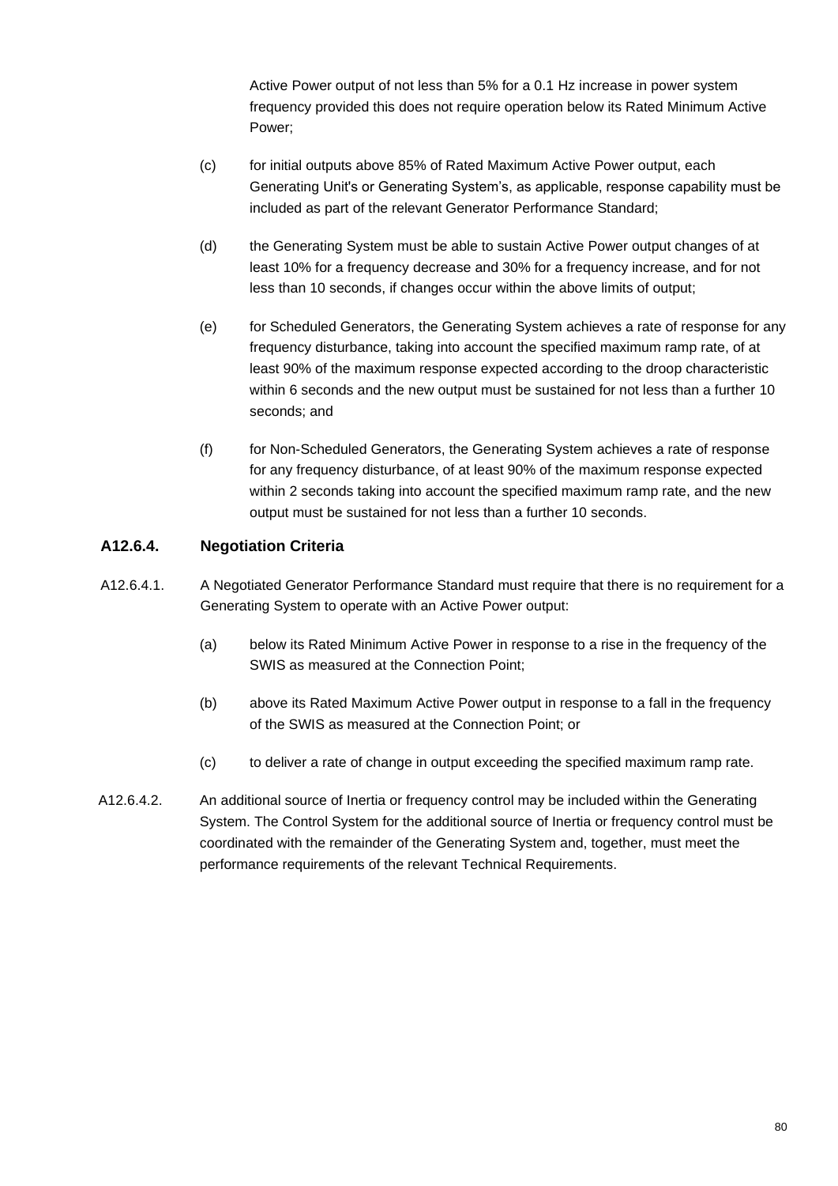Active Power output of not less than 5% for a 0.1 Hz increase in power system frequency provided this does not require operation below its Rated Minimum Active Power;

(c) for initial outputs above 85% of Rated Maximum Active Power output, each Generating Unit's or Generating System's, as applicable, response capability must be included as part of the relevant Generator Performance Standard;

(d) the Generating System must be able to sustain Active Power output changes of at least 10% for a frequency decrease and 30% for a frequency increase, and for not less than 10 seconds, if changes occur within the above limits of output;

(e) for Scheduled Generators, the Generating System achieves a rate of response for any frequency disturbance, taking into account the specified maximum ramp rate, of at least 90% of the maximum response expected according to the droop characteristic within 6 seconds and the new output must be sustained for not less than a further 10 seconds; and

(f) for Non-Scheduled Generators, the Generating System achieves a rate of response for any frequency disturbance, of at least 90% of the maximum response expected within 2 seconds taking into account the specified maximum ramp rate, and the new output must be sustained for not less than a further 10 seconds.

### A12.6.4. Negotiation Criteria

A12.6.4.1. A Negotiated Generator Performance Standard must require that there is no requirement for a Generating System to operate with an Active Power output:

(a) below its Rated Minimum Active Power in response to a rise in the frequency of the SWIS as measured at the Connection Point;

(b) above its Rated Maximum Active Power output in response to a fall in the frequency of the SWIS as measured at the Connection Point; or

(c) to deliver a rate of change in output exceeding the specified maximum ramp rate.

A12.6.4.2. An additional source of Inertia or frequency control may be included within the Generating System. The Control System for the additional source of Inertia or frequency control must be coordinated with the remainder of the Generating System and, together, must meet the performance requirements of the relevant Technical Requirements.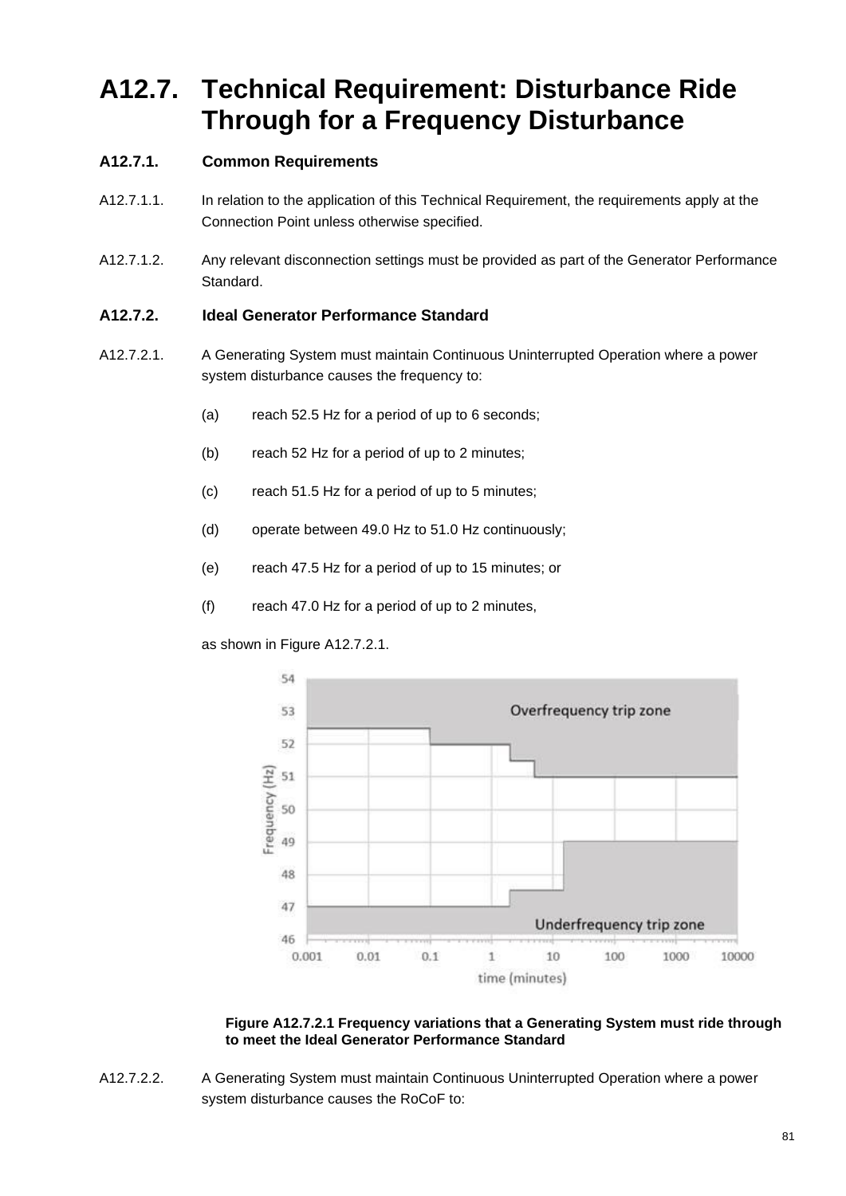# A12.7. Technical Requirement: Disturbance Ride Through for a Frequency Disturbance

### A12.7.1. Common Requirements

A12.7.1.1. In relation to the application of this Technical Requirement, the requirements apply at the Connection Point unless otherwise specified.

A12.7.1.2. Any relevant disconnection settings must be provided as part of the Generator Performance Standard.

### A12.7.2. Ideal Generator Performance Standard

A12.7.2.1. A Generating System must maintain Continuous Uninterrupted Operation where a power system disturbance causes the frequency to:

(a) reach 52.5 Hz for a period of up to 6 seconds;

(b) reach 52 Hz for a period of up to 2 minutes;

(c) reach 51.5 Hz for a period of up to 5 minutes;

(d) operate between 49.0 Hz to 51.0 Hz continuously;

(e) reach 47.5 Hz for a period of up to 15 minutes; or

(f) reach 47.0 Hz for a period of up to 2 minutes,

as shown in Figure A12.7.2.1.

**Figure A12.7.2.1 Frequency variations that a Generating System must ride through to meet the Ideal Generator Performance Standard**

A12.7.2.2. A Generating System must maintain Continuous Uninterrupted Operation where a power system disturbance causes the RoCoF to: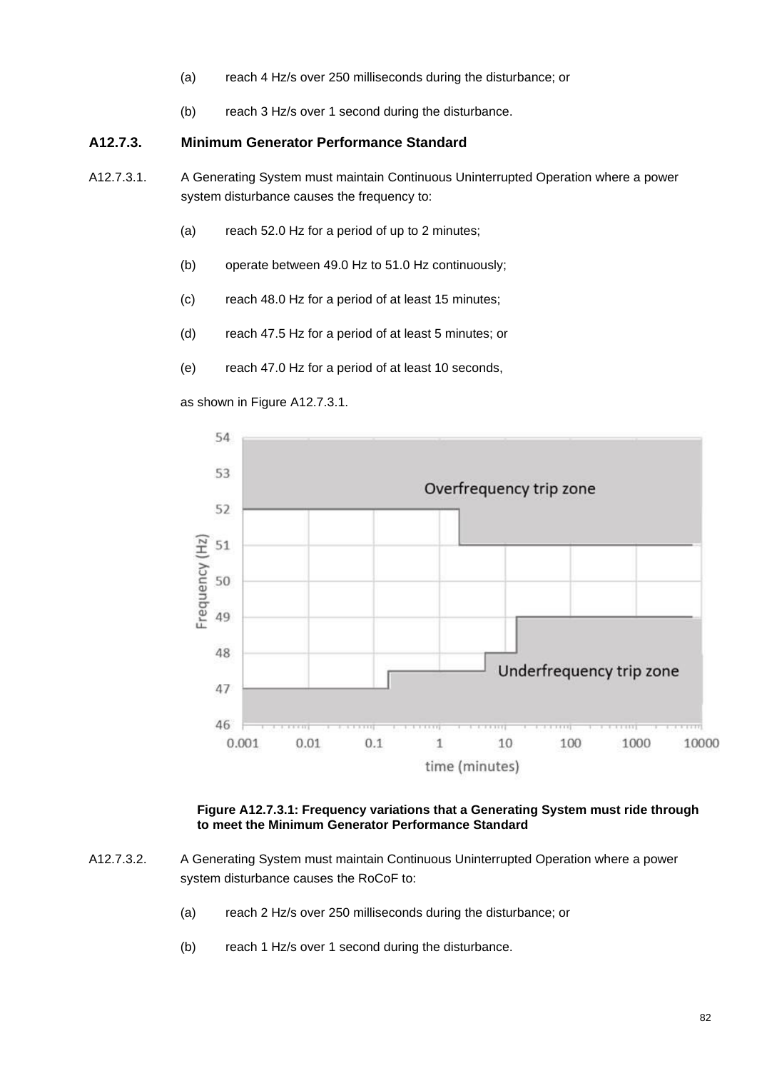(a) reach 4 Hz/s over 250 milliseconds during the disturbance; or

(b) reach 3 Hz/s over 1 second during the disturbance.

### A12.7.3. Minimum Generator Performance Standard

A12.7.3.1. A Generating System must maintain Continuous Uninterrupted Operation where a power system disturbance causes the frequency to:

(a) reach 52.0 Hz for a period of up to 2 minutes;

(b) operate between 49.0 Hz to 51.0 Hz continuously;

(c) reach 48.0 Hz for a period of at least 15 minutes;

(d) reach 47.5 Hz for a period of at least 5 minutes; or

(e) reach 47.0 Hz for a period of at least 10 seconds,

as shown in Figure A12.7.3.1.

**Figure A12.7.3.1: Frequency variations that a Generating System must ride through to meet the Minimum Generator Performance Standard**

A12.7.3.2. A Generating System must maintain Continuous Uninterrupted Operation where a power system disturbance causes the RoCoF to:

(a) reach 2 Hz/s over 250 milliseconds during the disturbance; or

(b) reach 1 Hz/s over 1 second during the disturbance.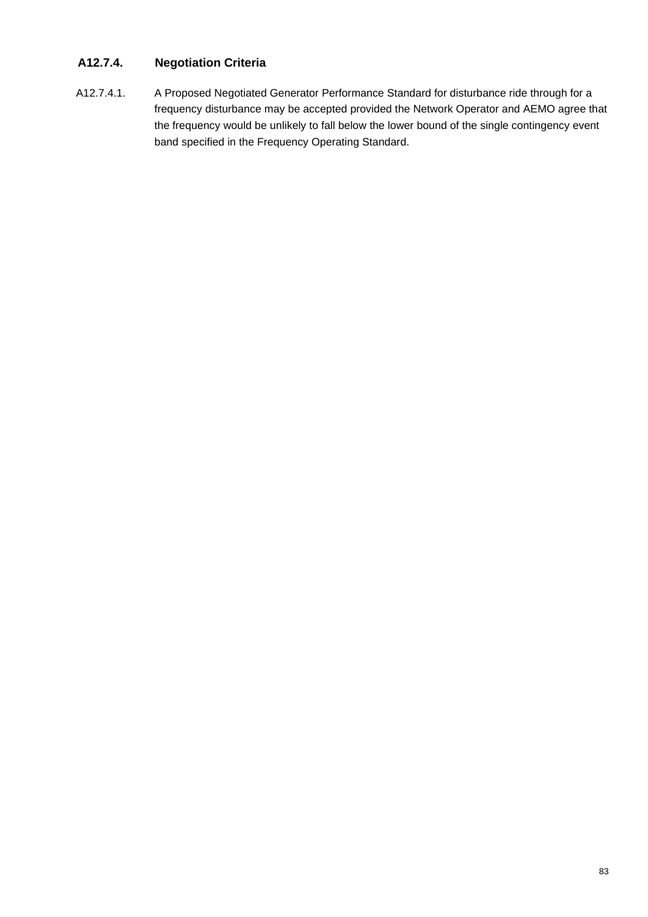### A12.7.4. Negotiation Criteria

A12.7.4.1. A Proposed Negotiated Generator Performance Standard for disturbance ride through for a frequency disturbance may be accepted provided the Network Operator and AEMO agree that the frequency would be unlikely to fall below the lower bound of the single contingency event band specified in the Frequency Operating Standard.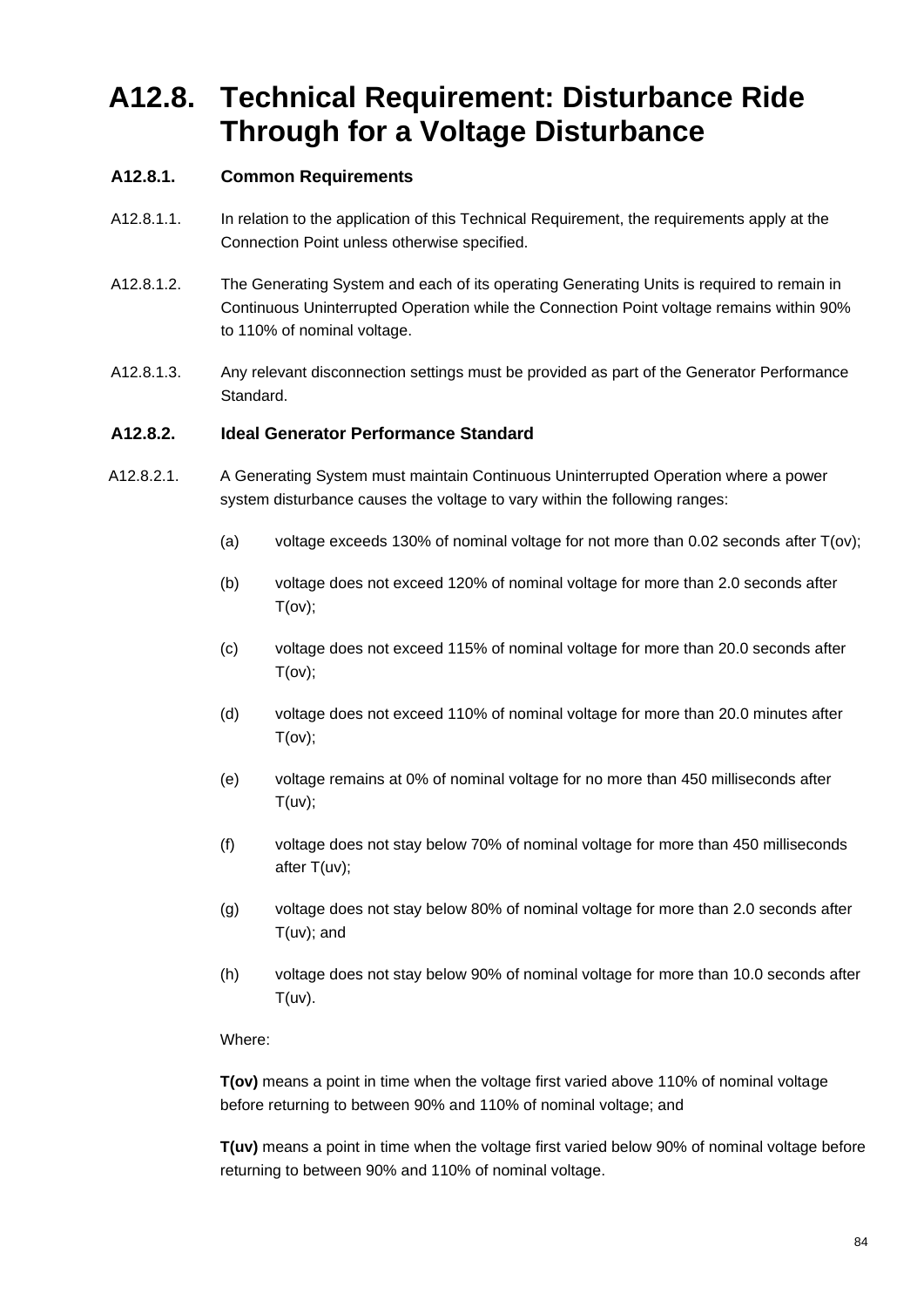# A12.8. Technical Requirement: Disturbance Ride Through for a Voltage Disturbance

### A12.8.1. Common Requirements

A12.8.1.1. In relation to the application of this Technical Requirement, the requirements apply at the Connection Point unless otherwise specified.

A12.8.1.2. The Generating System and each of its operating Generating Units is required to remain in Continuous Uninterrupted Operation while the Connection Point voltage remains within 90% to 110% of nominal voltage.

A12.8.1.3. Any relevant disconnection settings must be provided as part of the Generator Performance Standard.

### A12.8.2. Ideal Generator Performance Standard

A12.8.2.1. A Generating System must maintain Continuous Uninterrupted Operation where a power system disturbance causes the voltage to vary within the following ranges:

(a) voltage exceeds 130% of nominal voltage for not more than 0.02 seconds after T(ov);

(b) voltage does not exceed 120% of nominal voltage for more than 2.0 seconds after T(ov);

(c) voltage does not exceed 115% of nominal voltage for more than 20.0 seconds after T(ov);

(d) voltage does not exceed 110% of nominal voltage for more than 20.0 minutes after T(ov);

(e) voltage remains at 0% of nominal voltage for no more than 450 milliseconds after T(uv);

(f) voltage does not stay below 70% of nominal voltage for more than 450 milliseconds after T(uv);

(g) voltage does not stay below 80% of nominal voltage for more than 2.0 seconds after T(uv); and

(h) voltage does not stay below 90% of nominal voltage for more than 10.0 seconds after T(uv).

Where:

**T(ov)** means a point in time when the voltage first varied above 110% of nominal voltage before returning to between 90% and 110% of nominal voltage; and

**T(uv)** means a point in time when the voltage first varied below 90% of nominal voltage before returning to between 90% and 110% of nominal voltage.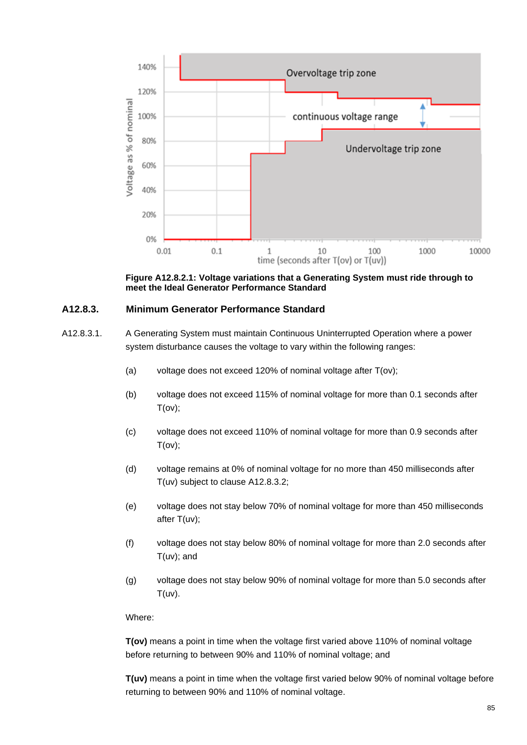**Figure A12.8.2.1: Voltage variations that a Generating System must ride through to meet the Ideal Generator Performance Standard**

### A12.8.3. Minimum Generator Performance Standard

A12.8.3.1. A Generating System must maintain Continuous Uninterrupted Operation where a power system disturbance causes the voltage to vary within the following ranges:

(a) voltage does not exceed 120% of nominal voltage after T(ov);

(b) voltage does not exceed 115% of nominal voltage for more than 0.1 seconds after T(ov);

(c) voltage does not exceed 110% of nominal voltage for more than 0.9 seconds after T(ov);

(d) voltage remains at 0% of nominal voltage for no more than 450 milliseconds after T(uv) subject to clause A12.8.3.2;

(e) voltage does not stay below 70% of nominal voltage for more than 450 milliseconds after T(uv);

(f) voltage does not stay below 80% of nominal voltage for more than 2.0 seconds after T(uv); and

(g) voltage does not stay below 90% of nominal voltage for more than 5.0 seconds after T(uv).

Where:

**T(ov)** means a point in time when the voltage first varied above 110% of nominal voltage before returning to between 90% and 110% of nominal voltage; and

**T(uv)** means a point in time when the voltage first varied below 90% of nominal voltage before returning to between 90% and 110% of nominal voltage.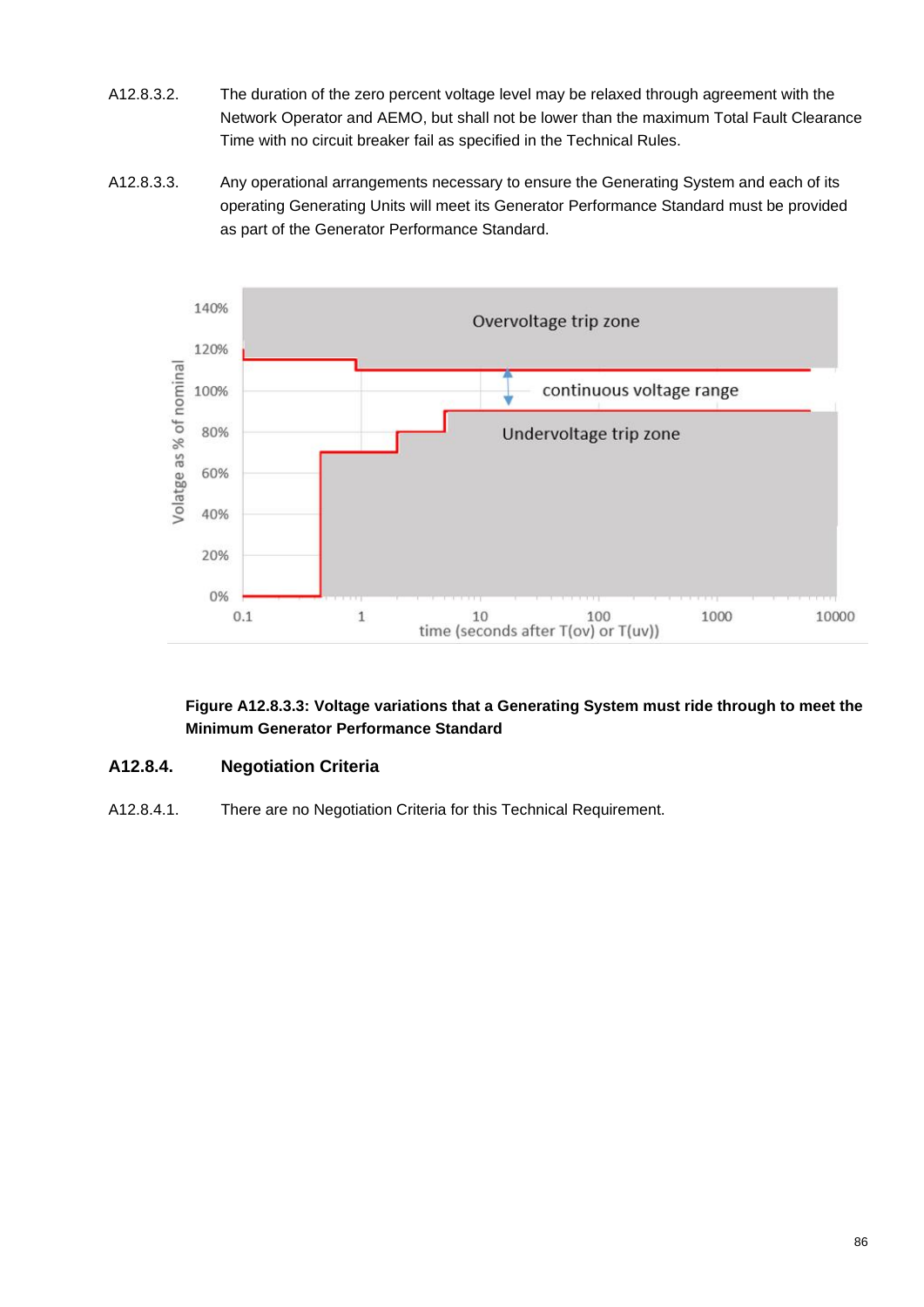A12.8.3.2. The duration of the zero percent voltage level may be relaxed through agreement with the Network Operator and AEMO, but shall not be lower than the maximum Total Fault Clearance Time with no circuit breaker fail as specified in the Technical Rules.

A12.8.3.3. Any operational arrangements necessary to ensure the Generating System and each of its operating Generating Units will meet its Generator Performance Standard must be provided as part of the Generator Performance Standard.

**Figure A12.8.3.3: Voltage variations that a Generating System must ride through to meet the Minimum Generator Performance Standard**

## A12.8.4. Negotiation Criteria

A12.8.4.1. There are no Negotiation Criteria for this Technical Requirement.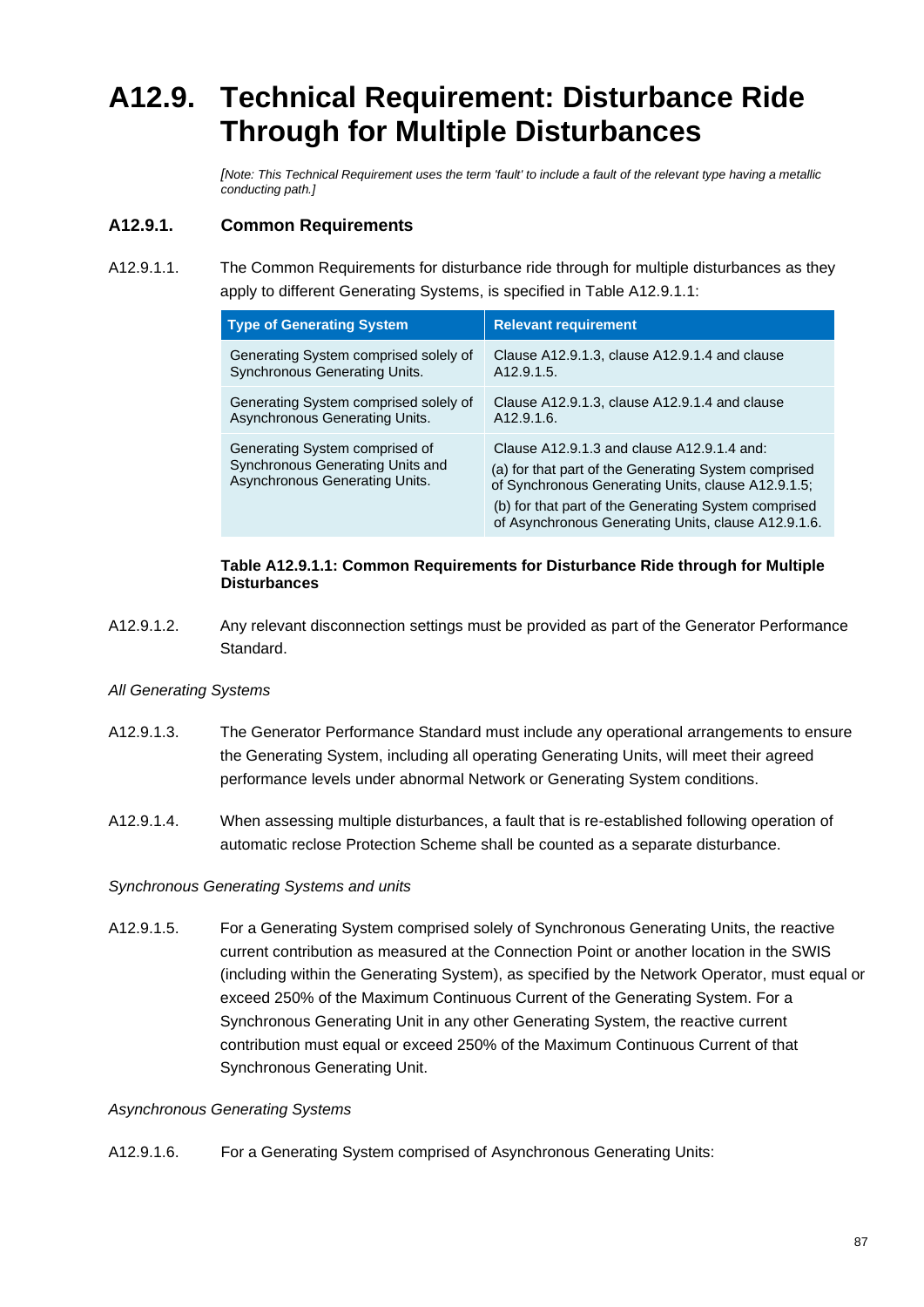# A12.9. Technical Requirement: Disturbance Ride Through for Multiple Disturbances

*[Note: This Technical Requirement uses the term 'fault' to include a fault of the relevant type having a metallic conducting path.]*

## A12.9.1. Common Requirements

A12.9.1.1. The Common Requirements for disturbance ride through for multiple disturbances as they apply to different Generating Systems, is specified in Table A12.9.1.1:

| Type of Generating System | Relevant requirement |
|---|---|
| Generating System comprised solely of Synchronous Generating Units. | Clause A12.9.1.3, clause A12.9.1.4 and clause A12.9.1.5. |
| Generating System comprised solely of Asynchronous Generating Units. | Clause A12.9.1.3, clause A12.9.1.4 and clause A12.9.1.6. |
| Generating System comprised of Synchronous Generating Units and Asynchronous Generating Units. | Clause A12.9.1.3 and clause A12.9.1.4 and: (a) for that part of the Generating System comprised of Synchronous Generating Units, clause A12.9.1.5; (b) for that part of the Generating System comprised of Asynchronous Generating Units, clause A12.9.1.6. |

**Table A12.9.1.1: Common Requirements for Disturbance Ride through for Multiple Disturbances**

A12.9.1.2. Any relevant disconnection settings must be provided as part of the Generator Performance Standard.

*All Generating Systems*

A12.9.1.3. The Generator Performance Standard must include any operational arrangements to ensure the Generating System, including all operating Generating Units, will meet their agreed performance levels under abnormal Network or Generating System conditions.

A12.9.1.4. When assessing multiple disturbances, a fault that is re-established following operation of automatic reclose Protection Scheme shall be counted as a separate disturbance.

*Synchronous Generating Systems and units*

A12.9.1.5. For a Generating System comprised solely of Synchronous Generating Units, the reactive current contribution as measured at the Connection Point or another location in the SWIS (including within the Generating System), as specified by the Network Operator, must equal or exceed 250% of the Maximum Continuous Current of the Generating System. For a Synchronous Generating Unit in any other Generating System, the reactive current contribution must equal or exceed 250% of the Maximum Continuous Current of that Synchronous Generating Unit.

*Asynchronous Generating Systems*

A12.9.1.6. For a Generating System comprised of Asynchronous Generating Units: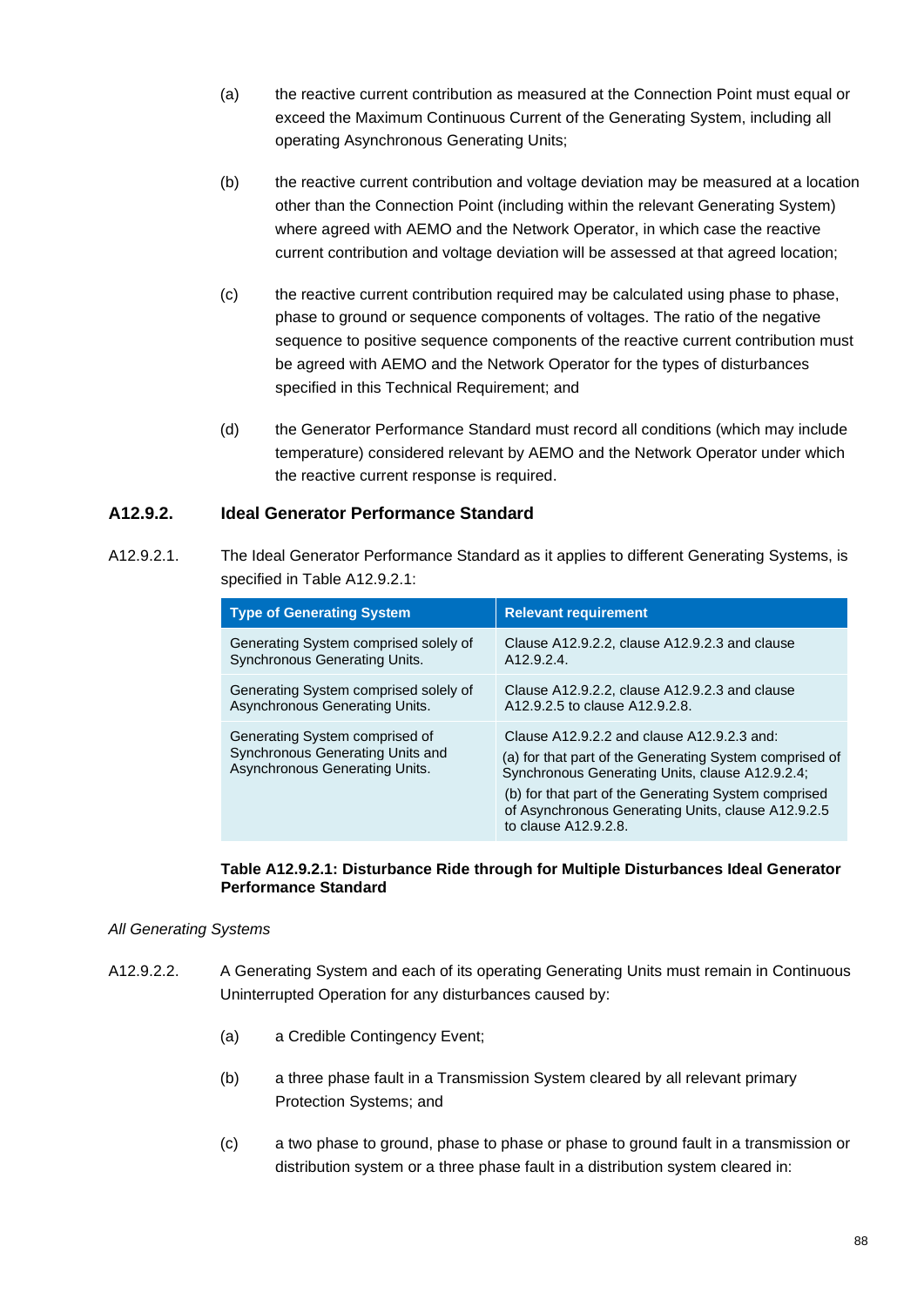(a) the reactive current contribution as measured at the Connection Point must equal or exceed the Maximum Continuous Current of the Generating System, including all operating Asynchronous Generating Units;

(b) the reactive current contribution and voltage deviation may be measured at a location other than the Connection Point (including within the relevant Generating System) where agreed with AEMO and the Network Operator, in which case the reactive current contribution and voltage deviation will be assessed at that agreed location;

(c) the reactive current contribution required may be calculated using phase to phase, phase to ground or sequence components of voltages. The ratio of the negative sequence to positive sequence components of the reactive current contribution must be agreed with AEMO and the Network Operator for the types of disturbances specified in this Technical Requirement; and

(d) the Generator Performance Standard must record all conditions (which may include temperature) considered relevant by AEMO and the Network Operator under which the reactive current response is required.

### A12.9.2. Ideal Generator Performance Standard

A12.9.2.1. The Ideal Generator Performance Standard as it applies to different Generating Systems, is specified in Table A12.9.2.1:

| Type of Generating System | Relevant requirement |
| --- | --- |
| Generating System comprised solely of Synchronous Generating Units. | Clause A12.9.2.2, clause A12.9.2.3 and clause A12.9.2.4. |
| Generating System comprised solely of Asynchronous Generating Units. | Clause A12.9.2.2, clause A12.9.2.3 and clause A12.9.2.5 to clause A12.9.2.8. |
| Generating System comprised of Synchronous Generating Units and Asynchronous Generating Units. | Clause A12.9.2.2 and clause A12.9.2.3 and: (a) for that part of the Generating System comprised of Synchronous Generating Units, clause A12.9.2.4; (b) for that part of the Generating System comprised of Asynchronous Generating Units, clause A12.9.2.5 to clause A12.9.2.8. |

**Table A12.9.2.1: Disturbance Ride through for Multiple Disturbances Ideal Generator Performance Standard**

*All Generating Systems*

A12.9.2.2. A Generating System and each of its operating Generating Units must remain in Continuous Uninterrupted Operation for any disturbances caused by:

(a) a Credible Contingency Event;

(b) a three phase fault in a Transmission System cleared by all relevant primary Protection Systems; and

(c) a two phase to ground, phase to phase or phase to ground fault in a transmission or distribution system or a three phase fault in a distribution system cleared in: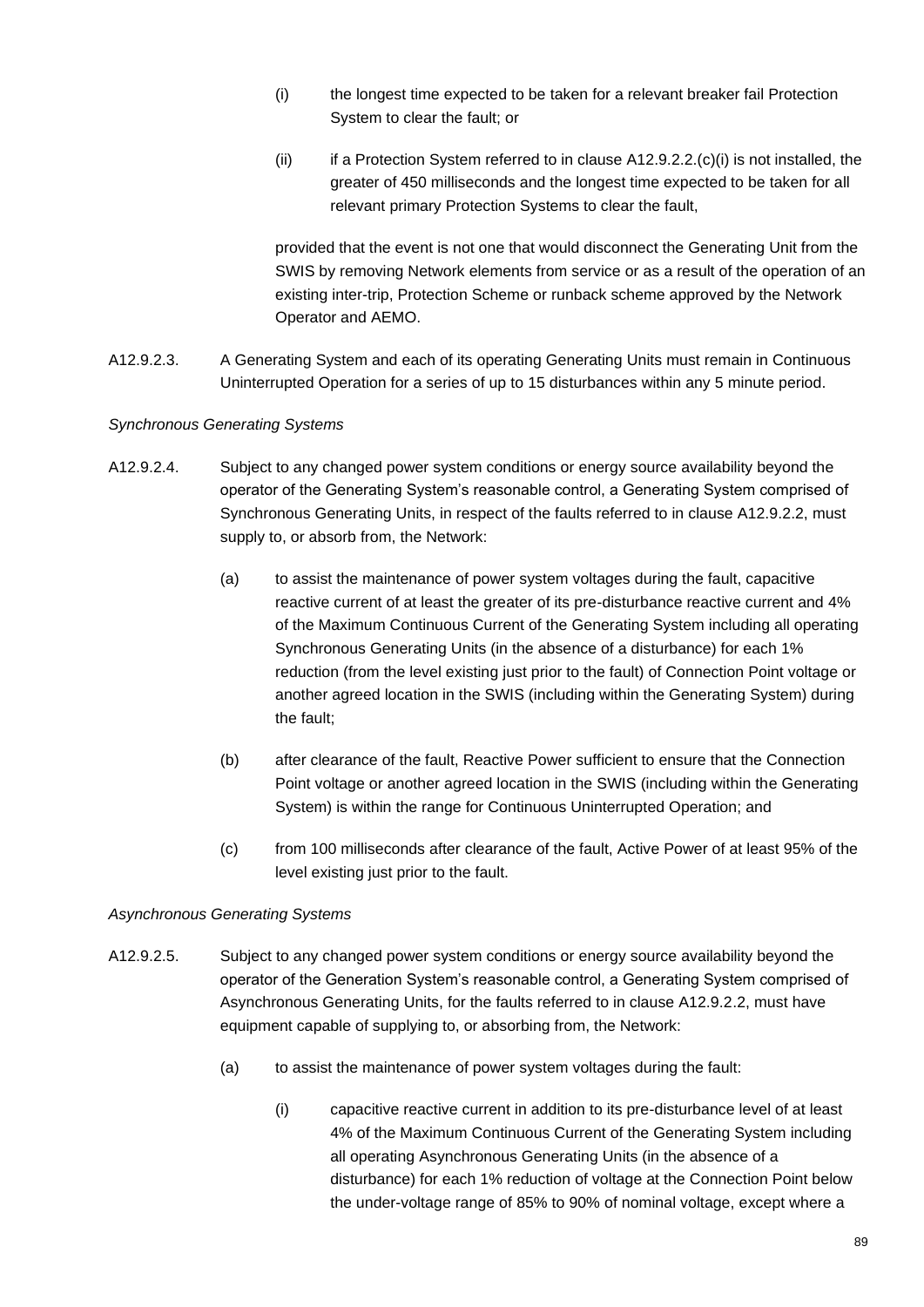(i) the longest time expected to be taken for a relevant breaker fail Protection System to clear the fault; or

(ii) if a Protection System referred to in clause A12.9.2.2.(c)(i) is not installed, the greater of 450 milliseconds and the longest time expected to be taken for all relevant primary Protection Systems to clear the fault,

provided that the event is not one that would disconnect the Generating Unit from the SWIS by removing Network elements from service or as a result of the operation of an existing inter-trip, Protection Scheme or runback scheme approved by the Network Operator and AEMO.

A12.9.2.3. A Generating System and each of its operating Generating Units must remain in Continuous Uninterrupted Operation for a series of up to 15 disturbances within any 5 minute period.

*Synchronous Generating Systems*

A12.9.2.4. Subject to any changed power system conditions or energy source availability beyond the operator of the Generating System's reasonable control, a Generating System comprised of Synchronous Generating Units, in respect of the faults referred to in clause A12.9.2.2, must supply to, or absorb from, the Network:

(a) to assist the maintenance of power system voltages during the fault, capacitive reactive current of at least the greater of its pre-disturbance reactive current and 4% of the Maximum Continuous Current of the Generating System including all operating Synchronous Generating Units (in the absence of a disturbance) for each 1% reduction (from the level existing just prior to the fault) of Connection Point voltage or another agreed location in the SWIS (including within the Generating System) during the fault;

(b) after clearance of the fault, Reactive Power sufficient to ensure that the Connection Point voltage or another agreed location in the SWIS (including within the Generating System) is within the range for Continuous Uninterrupted Operation; and

(c) from 100 milliseconds after clearance of the fault, Active Power of at least 95% of the level existing just prior to the fault.

*Asynchronous Generating Systems*

A12.9.2.5. Subject to any changed power system conditions or energy source availability beyond the operator of the Generation System's reasonable control, a Generating System comprised of Asynchronous Generating Units, for the faults referred to in clause A12.9.2.2, must have equipment capable of supplying to, or absorbing from, the Network:

(a) to assist the maintenance of power system voltages during the fault:

(i) capacitive reactive current in addition to its pre-disturbance level of at least 4% of the Maximum Continuous Current of the Generating System including all operating Asynchronous Generating Units (in the absence of a disturbance) for each 1% reduction of voltage at the Connection Point below the under-voltage range of 85% to 90% of nominal voltage, except where a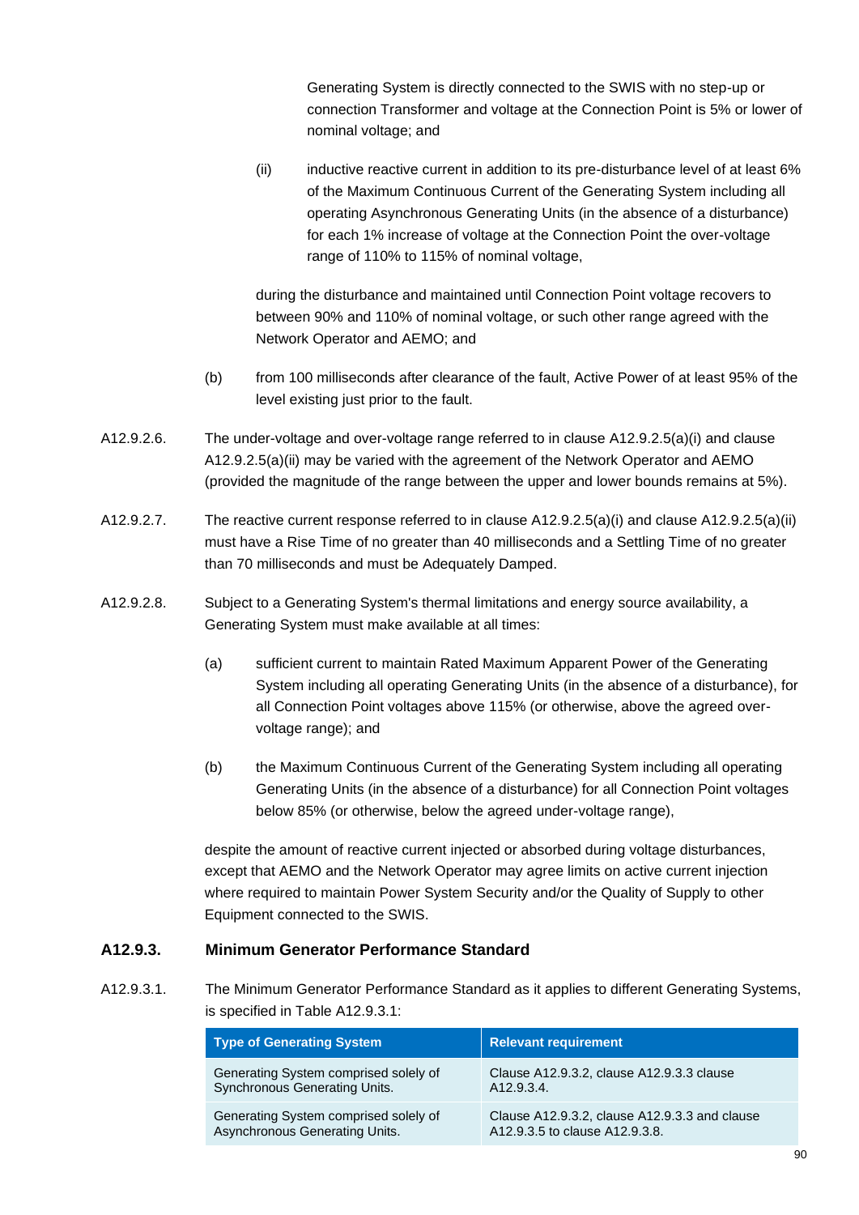Generating System is directly connected to the SWIS with no step-up or connection Transformer and voltage at the Connection Point is 5% or lower of nominal voltage; and

(ii) inductive reactive current in addition to its pre-disturbance level of at least 6% of the Maximum Continuous Current of the Generating System including all operating Asynchronous Generating Units (in the absence of a disturbance) for each 1% increase of voltage at the Connection Point the over-voltage range of 110% to 115% of nominal voltage,

during the disturbance and maintained until Connection Point voltage recovers to between 90% and 110% of nominal voltage, or such other range agreed with the Network Operator and AEMO; and

(b) from 100 milliseconds after clearance of the fault, Active Power of at least 95% of the level existing just prior to the fault.

A12.9.2.6. The under-voltage and over-voltage range referred to in clause A12.9.2.5(a)(i) and clause A12.9.2.5(a)(ii) may be varied with the agreement of the Network Operator and AEMO (provided the magnitude of the range between the upper and lower bounds remains at 5%).

A12.9.2.7. The reactive current response referred to in clause A12.9.2.5(a)(i) and clause A12.9.2.5(a)(ii) must have a Rise Time of no greater than 40 milliseconds and a Settling Time of no greater than 70 milliseconds and must be Adequately Damped.

A12.9.2.8. Subject to a Generating System's thermal limitations and energy source availability, a Generating System must make available at all times:

(a) sufficient current to maintain Rated Maximum Apparent Power of the Generating System including all operating Generating Units (in the absence of a disturbance), for all Connection Point voltages above 115% (or otherwise, above the agreed over-voltage range); and

(b) the Maximum Continuous Current of the Generating System including all operating Generating Units (in the absence of a disturbance) for all Connection Point voltages below 85% (or otherwise, below the agreed under-voltage range),

despite the amount of reactive current injected or absorbed during voltage disturbances, except that AEMO and the Network Operator may agree limits on active current injection where required to maintain Power System Security and/or the Quality of Supply to other Equipment connected to the SWIS.

### A12.9.3. Minimum Generator Performance Standard

A12.9.3.1. The Minimum Generator Performance Standard as it applies to different Generating Systems, is specified in Table A12.9.3.1:

| Type of Generating System | Relevant requirement |
|---|---|
| Generating System comprised solely of Synchronous Generating Units. | Clause A12.9.3.2, clause A12.9.3.3 clause A12.9.3.4. |
| Generating System comprised solely of Asynchronous Generating Units. | Clause A12.9.3.2, clause A12.9.3.3 and clause A12.9.3.5 to clause A12.9.3.8. |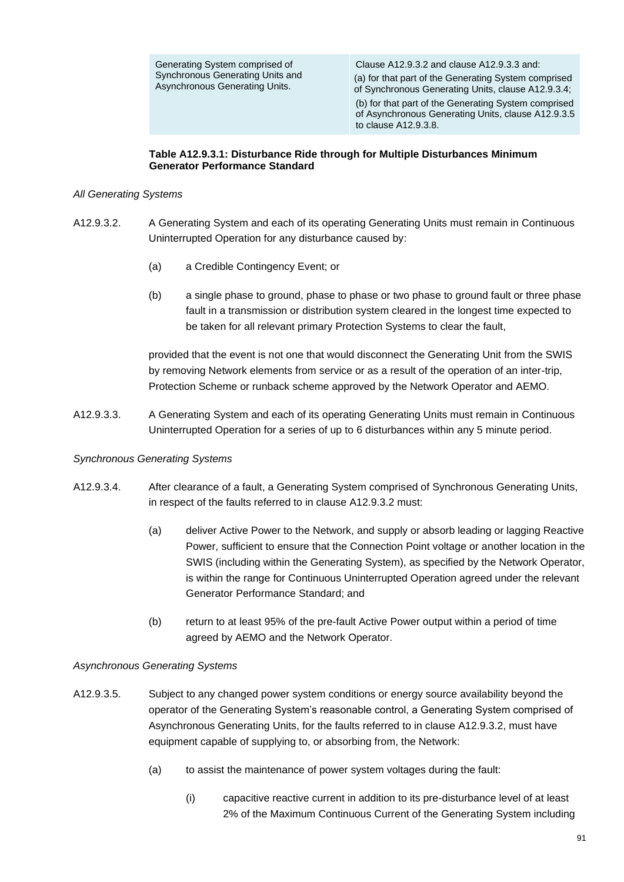| Generating System comprised of Synchronous Generating Units and Asynchronous Generating Units. | Clause A12.9.3.2 and clause A12.9.3.3 and: (a) for that part of the Generating System comprised of Synchronous Generating Units, clause A12.9.3.4; (b) for that part of the Generating System comprised of Asynchronous Generating Units, clause A12.9.3.5 to clause A12.9.3.8. |
|---|---|

**Table A12.9.3.1: Disturbance Ride through for Multiple Disturbances Minimum Generator Performance Standard**

*All Generating Systems*

A12.9.3.2. A Generating System and each of its operating Generating Units must remain in Continuous Uninterrupted Operation for any disturbance caused by:

(a) a Credible Contingency Event; or

(b) a single phase to ground, phase to phase or two phase to ground fault or three phase fault in a transmission or distribution system cleared in the longest time expected to be taken for all relevant primary Protection Systems to clear the fault,

provided that the event is not one that would disconnect the Generating Unit from the SWIS by removing Network elements from service or as a result of the operation of an inter-trip, Protection Scheme or runback scheme approved by the Network Operator and AEMO.

A12.9.3.3. A Generating System and each of its operating Generating Units must remain in Continuous Uninterrupted Operation for a series of up to 6 disturbances within any 5 minute period.

*Synchronous Generating Systems*

A12.9.3.4. After clearance of a fault, a Generating System comprised of Synchronous Generating Units, in respect of the faults referred to in clause A12.9.3.2 must:

(a) deliver Active Power to the Network, and supply or absorb leading or lagging Reactive Power, sufficient to ensure that the Connection Point voltage or another location in the SWIS (including within the Generating System), as specified by the Network Operator, is within the range for Continuous Uninterrupted Operation agreed under the relevant Generator Performance Standard; and

(b) return to at least 95% of the pre-fault Active Power output within a period of time agreed by AEMO and the Network Operator.

*Asynchronous Generating Systems*

A12.9.3.5. Subject to any changed power system conditions or energy source availability beyond the operator of the Generating System's reasonable control, a Generating System comprised of Asynchronous Generating Units, for the faults referred to in clause A12.9.3.2, must have equipment capable of supplying to, or absorbing from, the Network:

(a) to assist the maintenance of power system voltages during the fault:

(i) capacitive reactive current in addition to its pre-disturbance level of at least 2% of the Maximum Continuous Current of the Generating System including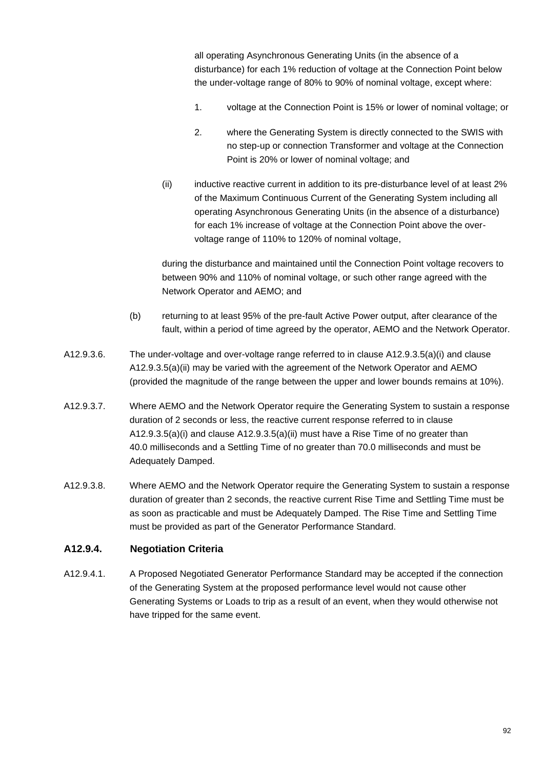all operating Asynchronous Generating Units (in the absence of a disturbance) for each 1% reduction of voltage at the Connection Point below the under-voltage range of 80% to 90% of nominal voltage, except where:

1. voltage at the Connection Point is 15% or lower of nominal voltage; or

2. where the Generating System is directly connected to the SWIS with no step-up or connection Transformer and voltage at the Connection Point is 20% or lower of nominal voltage; and

(ii) inductive reactive current in addition to its pre-disturbance level of at least 2% of the Maximum Continuous Current of the Generating System including all operating Asynchronous Generating Units (in the absence of a disturbance) for each 1% increase of voltage at the Connection Point above the over-voltage range of 110% to 120% of nominal voltage,

during the disturbance and maintained until the Connection Point voltage recovers to between 90% and 110% of nominal voltage, or such other range agreed with the Network Operator and AEMO; and

(b) returning to at least 95% of the pre-fault Active Power output, after clearance of the fault, within a period of time agreed by the operator, AEMO and the Network Operator.

A12.9.3.6. The under-voltage and over-voltage range referred to in clause A12.9.3.5(a)(i) and clause A12.9.3.5(a)(ii) may be varied with the agreement of the Network Operator and AEMO (provided the magnitude of the range between the upper and lower bounds remains at 10%).

A12.9.3.7. Where AEMO and the Network Operator require the Generating System to sustain a response duration of 2 seconds or less, the reactive current response referred to in clause A12.9.3.5(a)(i) and clause A12.9.3.5(a)(ii) must have a Rise Time of no greater than 40.0 milliseconds and a Settling Time of no greater than 70.0 milliseconds and must be Adequately Damped.

A12.9.3.8. Where AEMO and the Network Operator require the Generating System to sustain a response duration of greater than 2 seconds, the reactive current Rise Time and Settling Time must be as soon as practicable and must be Adequately Damped. The Rise Time and Settling Time must be provided as part of the Generator Performance Standard.

### A12.9.4. Negotiation Criteria

A12.9.4.1. A Proposed Negotiated Generator Performance Standard may be accepted if the connection of the Generating System at the proposed performance level would not cause other Generating Systems or Loads to trip as a result of an event, when they would otherwise not have tripped for the same event.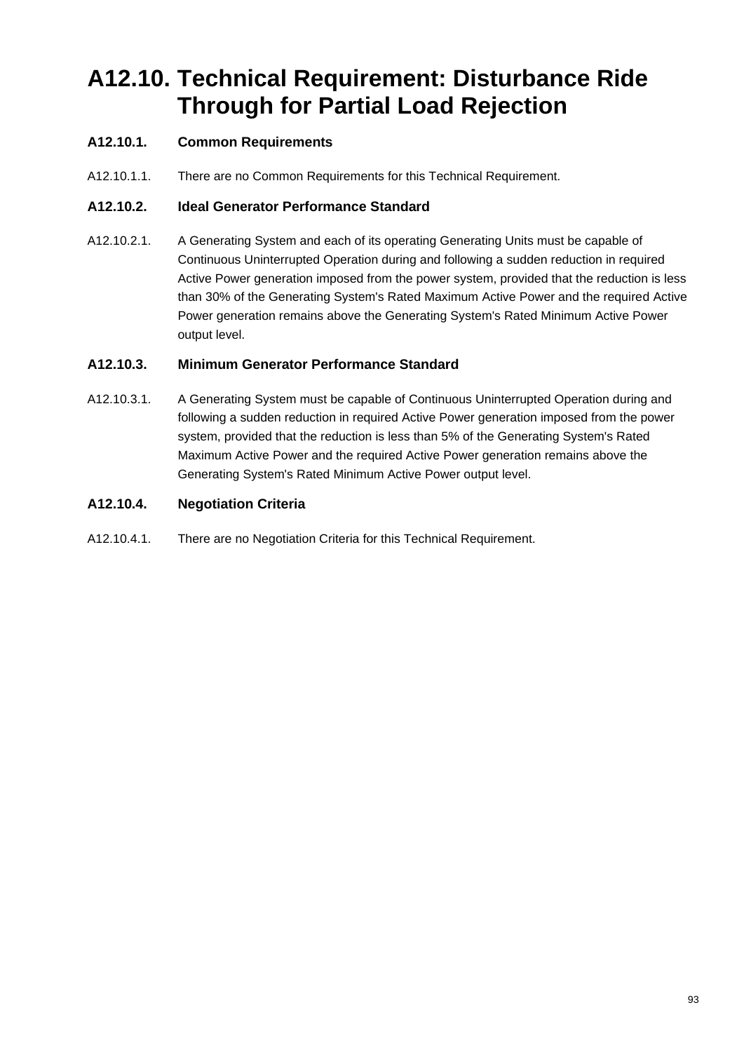# A12.10. Technical Requirement: Disturbance Ride Through for Partial Load Rejection

## A12.10.1. Common Requirements

A12.10.1.1. There are no Common Requirements for this Technical Requirement.

## A12.10.2. Ideal Generator Performance Standard

A12.10.2.1. A Generating System and each of its operating Generating Units must be capable of Continuous Uninterrupted Operation during and following a sudden reduction in required Active Power generation imposed from the power system, provided that the reduction is less than 30% of the Generating System's Rated Maximum Active Power and the required Active Power generation remains above the Generating System's Rated Minimum Active Power output level.

## A12.10.3. Minimum Generator Performance Standard

A12.10.3.1. A Generating System must be capable of Continuous Uninterrupted Operation during and following a sudden reduction in required Active Power generation imposed from the power system, provided that the reduction is less than 5% of the Generating System's Rated Maximum Active Power and the required Active Power generation remains above the Generating System's Rated Minimum Active Power output level.

## A12.10.4. Negotiation Criteria

A12.10.4.1. There are no Negotiation Criteria for this Technical Requirement.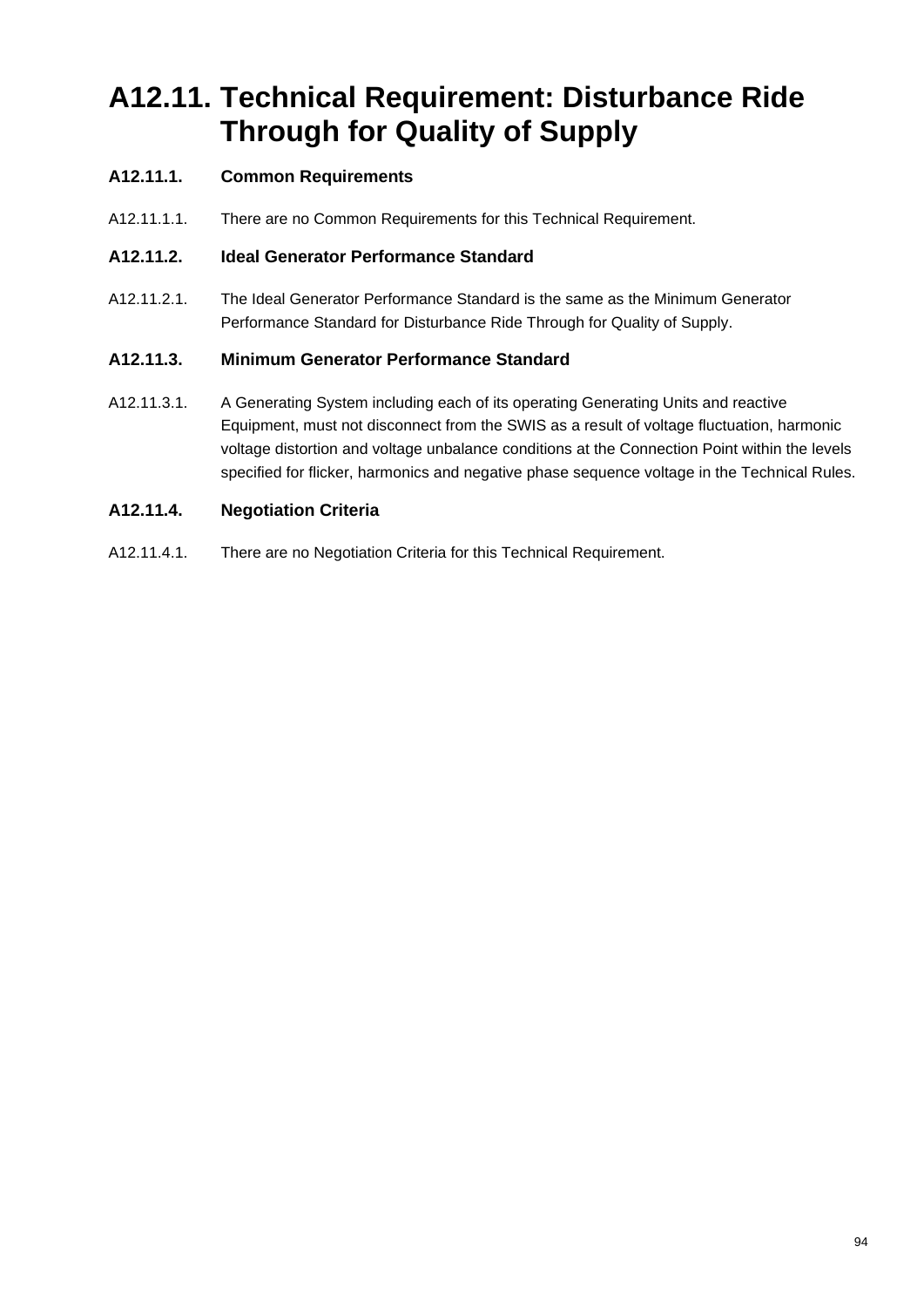# A12.11. Technical Requirement: Disturbance Ride Through for Quality of Supply

### A12.11.1. Common Requirements

A12.11.1.1. There are no Common Requirements for this Technical Requirement.

### A12.11.2. Ideal Generator Performance Standard

A12.11.2.1. The Ideal Generator Performance Standard is the same as the Minimum Generator Performance Standard for Disturbance Ride Through for Quality of Supply.

### A12.11.3. Minimum Generator Performance Standard

A12.11.3.1. A Generating System including each of its operating Generating Units and reactive Equipment, must not disconnect from the SWIS as a result of voltage fluctuation, harmonic voltage distortion and voltage unbalance conditions at the Connection Point within the levels specified for flicker, harmonics and negative phase sequence voltage in the Technical Rules.

### A12.11.4. Negotiation Criteria

A12.11.4.1. There are no Negotiation Criteria for this Technical Requirement.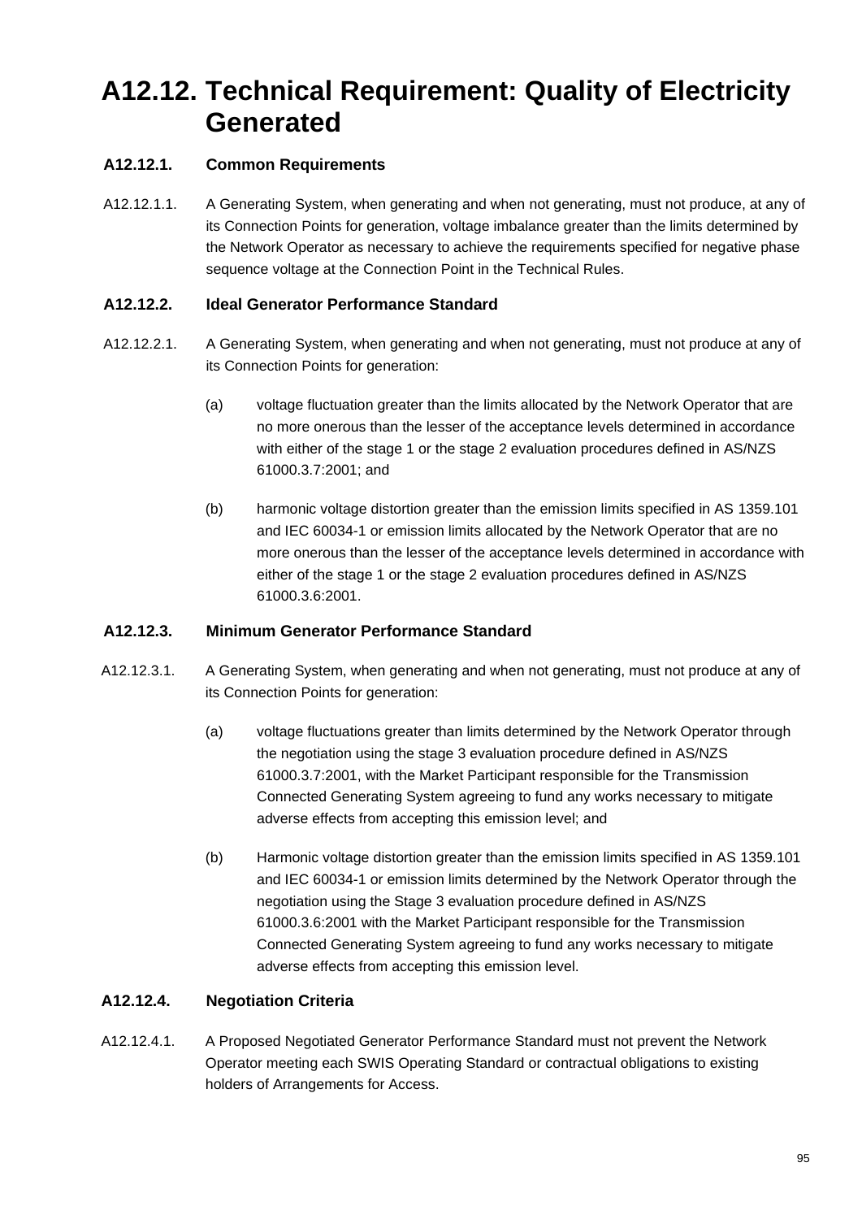# A12.12. Technical Requirement: Quality of Electricity Generated

## A12.12.1. Common Requirements

A12.12.1.1. A Generating System, when generating and when not generating, must not produce, at any of its Connection Points for generation, voltage imbalance greater than the limits determined by the Network Operator as necessary to achieve the requirements specified for negative phase sequence voltage at the Connection Point in the Technical Rules.

## A12.12.2. Ideal Generator Performance Standard

A12.12.2.1. A Generating System, when generating and when not generating, must not produce at any of its Connection Points for generation:

(a) voltage fluctuation greater than the limits allocated by the Network Operator that are no more onerous than the lesser of the acceptance levels determined in accordance with either of the stage 1 or the stage 2 evaluation procedures defined in AS/NZS 61000.3.7:2001; and

(b) harmonic voltage distortion greater than the emission limits specified in AS 1359.101 and IEC 60034-1 or emission limits allocated by the Network Operator that are no more onerous than the lesser of the acceptance levels determined in accordance with either of the stage 1 or the stage 2 evaluation procedures defined in AS/NZS 61000.3.6:2001.

## A12.12.3. Minimum Generator Performance Standard

A12.12.3.1. A Generating System, when generating and when not generating, must not produce at any of its Connection Points for generation:

(a) voltage fluctuations greater than limits determined by the Network Operator through the negotiation using the stage 3 evaluation procedure defined in AS/NZS 61000.3.7:2001, with the Market Participant responsible for the Transmission Connected Generating System agreeing to fund any works necessary to mitigate adverse effects from accepting this emission level; and

(b) Harmonic voltage distortion greater than the emission limits specified in AS 1359.101 and IEC 60034-1 or emission limits determined by the Network Operator through the negotiation using the Stage 3 evaluation procedure defined in AS/NZS 61000.3.6:2001 with the Market Participant responsible for the Transmission Connected Generating System agreeing to fund any works necessary to mitigate adverse effects from accepting this emission level.

## A12.12.4. Negotiation Criteria

A12.12.4.1. A Proposed Negotiated Generator Performance Standard must not prevent the Network Operator meeting each SWIS Operating Standard or contractual obligations to existing holders of Arrangements for Access.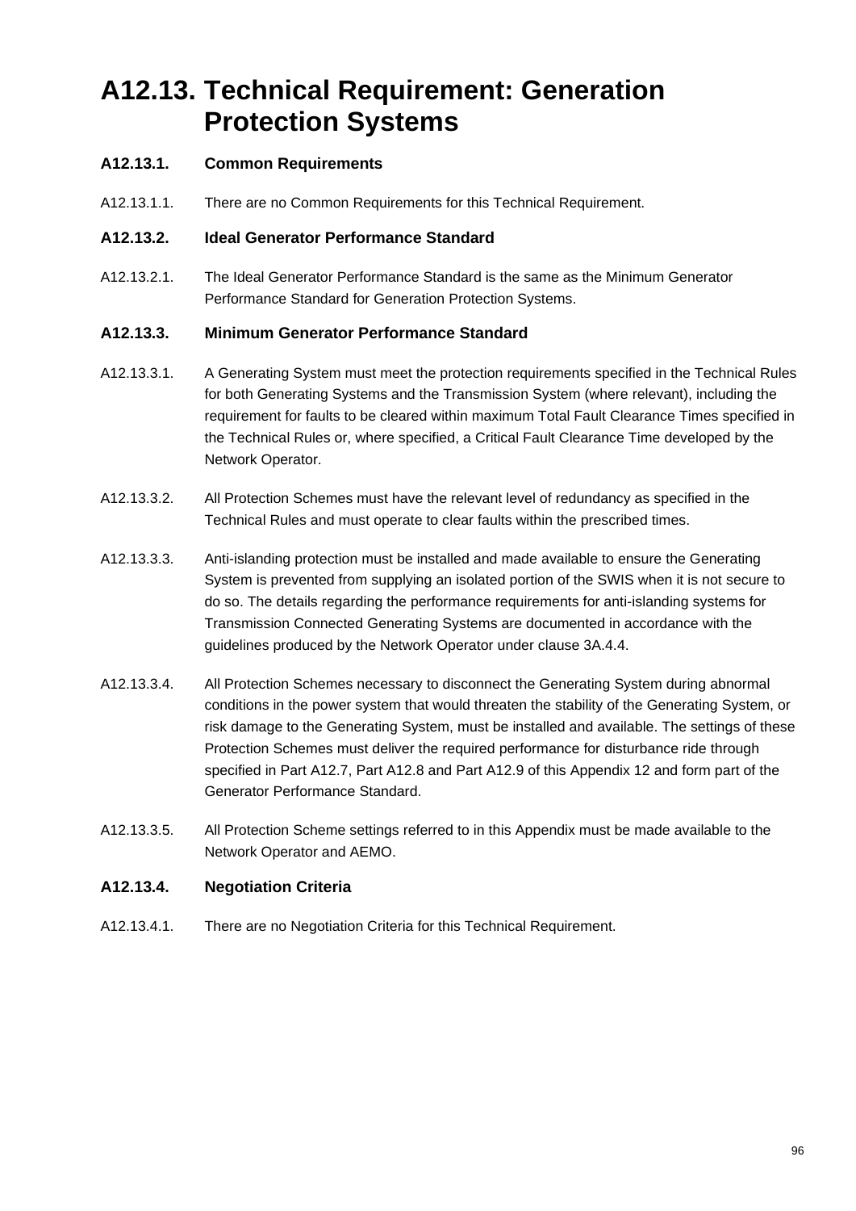# A12.13. Technical Requirement: Generation Protection Systems

### A12.13.1. Common Requirements

A12.13.1.1. There are no Common Requirements for this Technical Requirement.

### A12.13.2. Ideal Generator Performance Standard

A12.13.2.1. The Ideal Generator Performance Standard is the same as the Minimum Generator Performance Standard for Generation Protection Systems.

### A12.13.3. Minimum Generator Performance Standard

A12.13.3.1. A Generating System must meet the protection requirements specified in the Technical Rules for both Generating Systems and the Transmission System (where relevant), including the requirement for faults to be cleared within maximum Total Fault Clearance Times specified in the Technical Rules or, where specified, a Critical Fault Clearance Time developed by the Network Operator.

A12.13.3.2. All Protection Schemes must have the relevant level of redundancy as specified in the Technical Rules and must operate to clear faults within the prescribed times.

A12.13.3.3. Anti-islanding protection must be installed and made available to ensure the Generating System is prevented from supplying an isolated portion of the SWIS when it is not secure to do so. The details regarding the performance requirements for anti-islanding systems for Transmission Connected Generating Systems are documented in accordance with the guidelines produced by the Network Operator under clause 3A.4.4.

A12.13.3.4. All Protection Schemes necessary to disconnect the Generating System during abnormal conditions in the power system that would threaten the stability of the Generating System, or risk damage to the Generating System, must be installed and available. The settings of these Protection Schemes must deliver the required performance for disturbance ride through specified in Part A12.7, Part A12.8 and Part A12.9 of this Appendix 12 and form part of the Generator Performance Standard.

A12.13.3.5. All Protection Scheme settings referred to in this Appendix must be made available to the Network Operator and AEMO.

### A12.13.4. Negotiation Criteria

A12.13.4.1. There are no Negotiation Criteria for this Technical Requirement.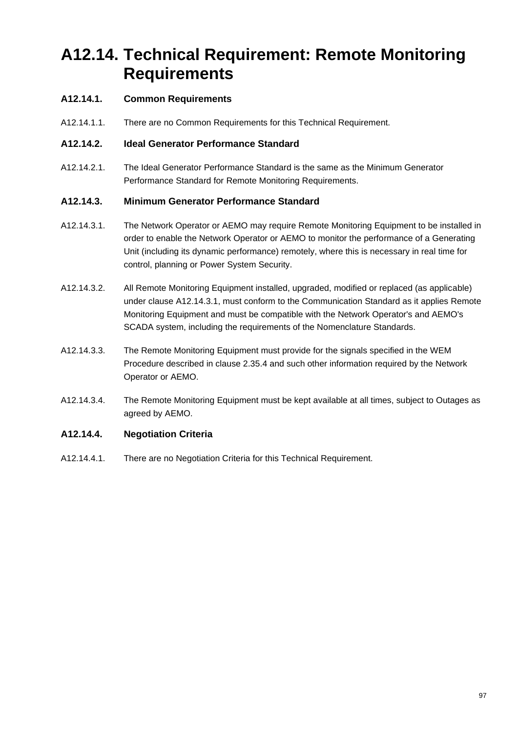# A12.14. Technical Requirement: Remote Monitoring Requirements

### A12.14.1. Common Requirements

A12.14.1.1. There are no Common Requirements for this Technical Requirement.

### A12.14.2. Ideal Generator Performance Standard

A12.14.2.1. The Ideal Generator Performance Standard is the same as the Minimum Generator Performance Standard for Remote Monitoring Requirements.

### A12.14.3. Minimum Generator Performance Standard

A12.14.3.1. The Network Operator or AEMO may require Remote Monitoring Equipment to be installed in order to enable the Network Operator or AEMO to monitor the performance of a Generating Unit (including its dynamic performance) remotely, where this is necessary in real time for control, planning or Power System Security.

A12.14.3.2. All Remote Monitoring Equipment installed, upgraded, modified or replaced (as applicable) under clause A12.14.3.1, must conform to the Communication Standard as it applies Remote Monitoring Equipment and must be compatible with the Network Operator's and AEMO's SCADA system, including the requirements of the Nomenclature Standards.

A12.14.3.3. The Remote Monitoring Equipment must provide for the signals specified in the WEM Procedure described in clause 2.35.4 and such other information required by the Network Operator or AEMO.

A12.14.3.4. The Remote Monitoring Equipment must be kept available at all times, subject to Outages as agreed by AEMO.

### A12.14.4. Negotiation Criteria

A12.14.4.1. There are no Negotiation Criteria for this Technical Requirement.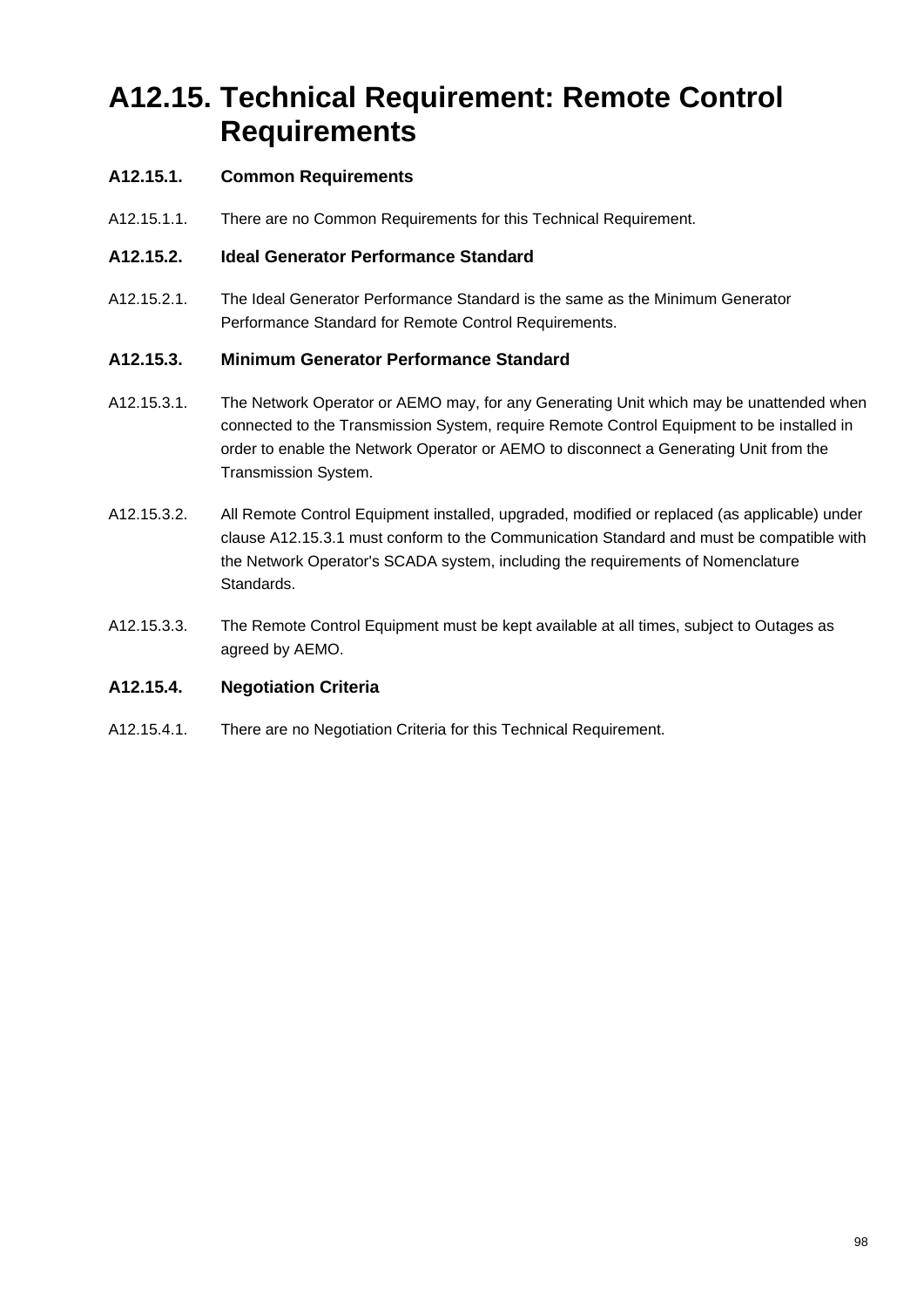# A12.15. Technical Requirement: Remote Control Requirements

## A12.15.1. Common Requirements

A12.15.1.1. There are no Common Requirements for this Technical Requirement.

## A12.15.2. Ideal Generator Performance Standard

A12.15.2.1. The Ideal Generator Performance Standard is the same as the Minimum Generator Performance Standard for Remote Control Requirements.

## A12.15.3. Minimum Generator Performance Standard

A12.15.3.1. The Network Operator or AEMO may, for any Generating Unit which may be unattended when connected to the Transmission System, require Remote Control Equipment to be installed in order to enable the Network Operator or AEMO to disconnect a Generating Unit from the Transmission System.

A12.15.3.2. All Remote Control Equipment installed, upgraded, modified or replaced (as applicable) under clause A12.15.3.1 must conform to the Communication Standard and must be compatible with the Network Operator's SCADA system, including the requirements of Nomenclature Standards.

A12.15.3.3. The Remote Control Equipment must be kept available at all times, subject to Outages as agreed by AEMO.

## A12.15.4. Negotiation Criteria

A12.15.4.1. There are no Negotiation Criteria for this Technical Requirement.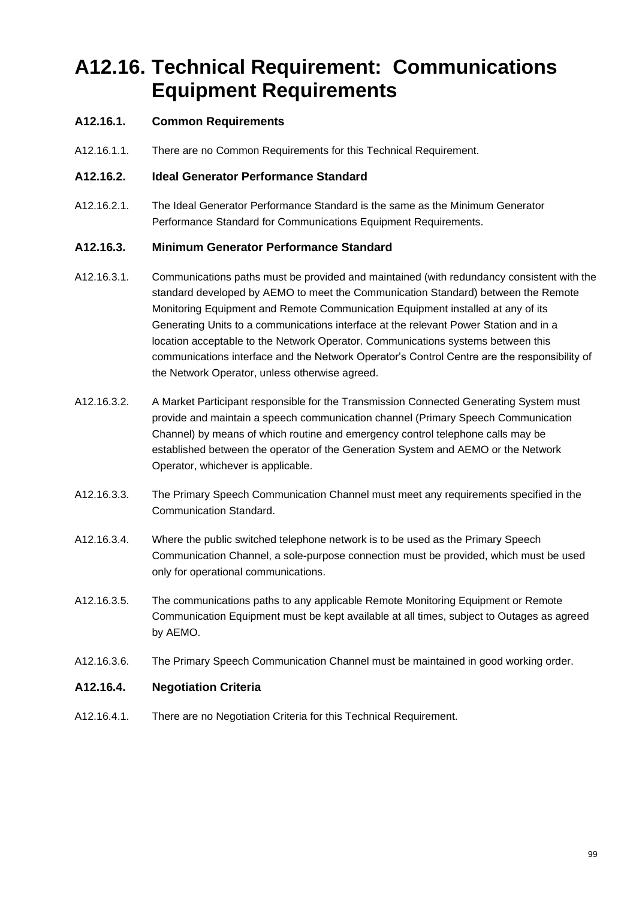# A12.16. Technical Requirement: Communications Equipment Requirements

### A12.16.1. Common Requirements

A12.16.1.1. There are no Common Requirements for this Technical Requirement.

### A12.16.2. Ideal Generator Performance Standard

A12.16.2.1. The Ideal Generator Performance Standard is the same as the Minimum Generator Performance Standard for Communications Equipment Requirements.

### A12.16.3. Minimum Generator Performance Standard

A12.16.3.1. Communications paths must be provided and maintained (with redundancy consistent with the standard developed by AEMO to meet the Communication Standard) between the Remote Monitoring Equipment and Remote Communication Equipment installed at any of its Generating Units to a communications interface at the relevant Power Station and in a location acceptable to the Network Operator. Communications systems between this communications interface and the Network Operator's Control Centre are the responsibility of the Network Operator, unless otherwise agreed.

A12.16.3.2. A Market Participant responsible for the Transmission Connected Generating System must provide and maintain a speech communication channel (Primary Speech Communication Channel) by means of which routine and emergency control telephone calls may be established between the operator of the Generation System and AEMO or the Network Operator, whichever is applicable.

A12.16.3.3. The Primary Speech Communication Channel must meet any requirements specified in the Communication Standard.

A12.16.3.4. Where the public switched telephone network is to be used as the Primary Speech Communication Channel, a sole-purpose connection must be provided, which must be used only for operational communications.

A12.16.3.5. The communications paths to any applicable Remote Monitoring Equipment or Remote Communication Equipment must be kept available at all times, subject to Outages as agreed by AEMO.

A12.16.3.6. The Primary Speech Communication Channel must be maintained in good working order.

### A12.16.4. Negotiation Criteria

A12.16.4.1. There are no Negotiation Criteria for this Technical Requirement.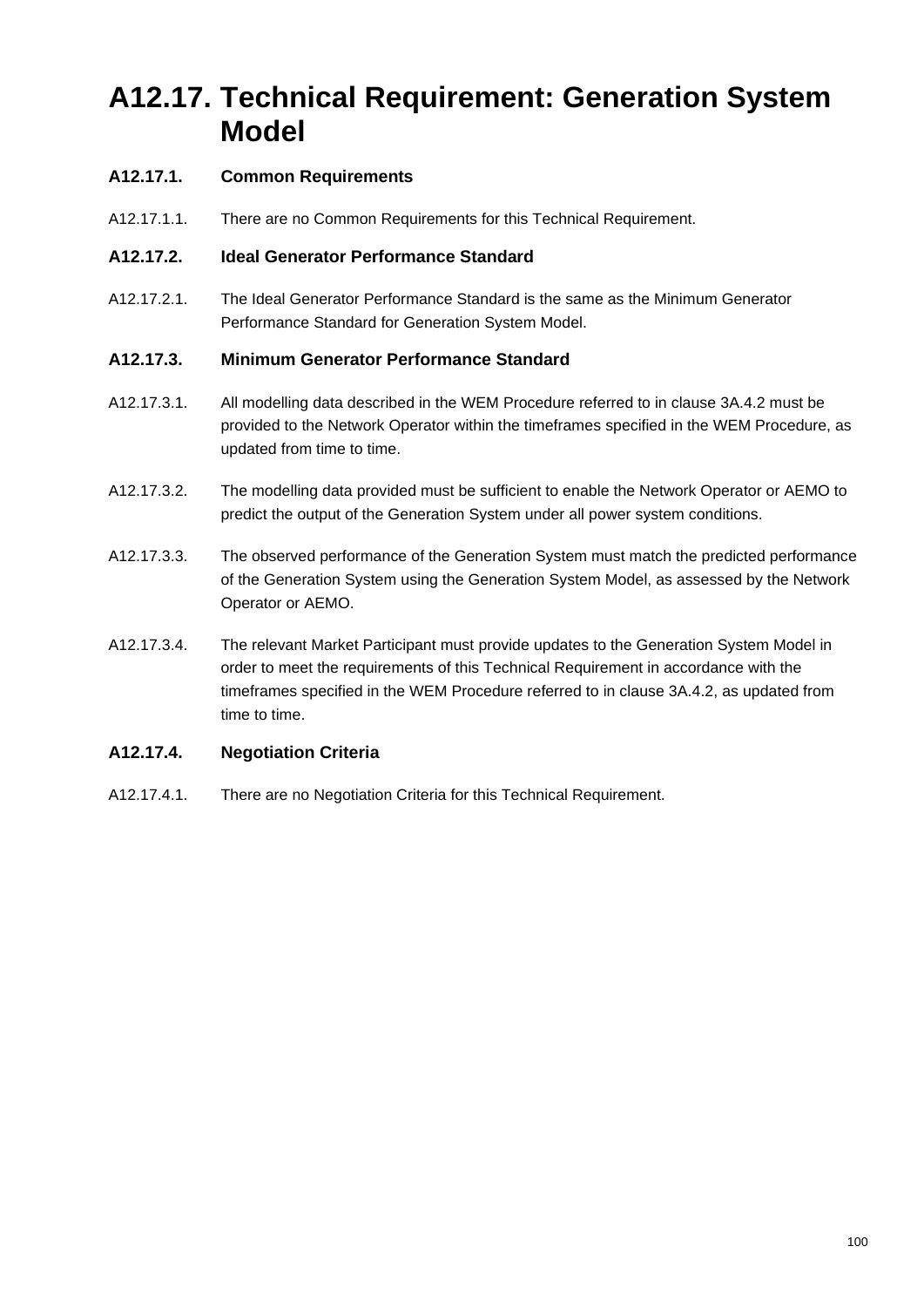# A12.17. Technical Requirement: Generation System Model

### A12.17.1. Common Requirements

A12.17.1.1. There are no Common Requirements for this Technical Requirement.

### A12.17.2. Ideal Generator Performance Standard

A12.17.2.1. The Ideal Generator Performance Standard is the same as the Minimum Generator Performance Standard for Generation System Model.

### A12.17.3. Minimum Generator Performance Standard

A12.17.3.1. All modelling data described in the WEM Procedure referred to in clause 3A.4.2 must be provided to the Network Operator within the timeframes specified in the WEM Procedure, as updated from time to time.

A12.17.3.2. The modelling data provided must be sufficient to enable the Network Operator or AEMO to predict the output of the Generation System under all power system conditions.

A12.17.3.3. The observed performance of the Generation System must match the predicted performance of the Generation System using the Generation System Model, as assessed by the Network Operator or AEMO.

A12.17.3.4. The relevant Market Participant must provide updates to the Generation System Model in order to meet the requirements of this Technical Requirement in accordance with the timeframes specified in the WEM Procedure referred to in clause 3A.4.2, as updated from time to time.

### A12.17.4. Negotiation Criteria

A12.17.4.1. There are no Negotiation Criteria for this Technical Requirement.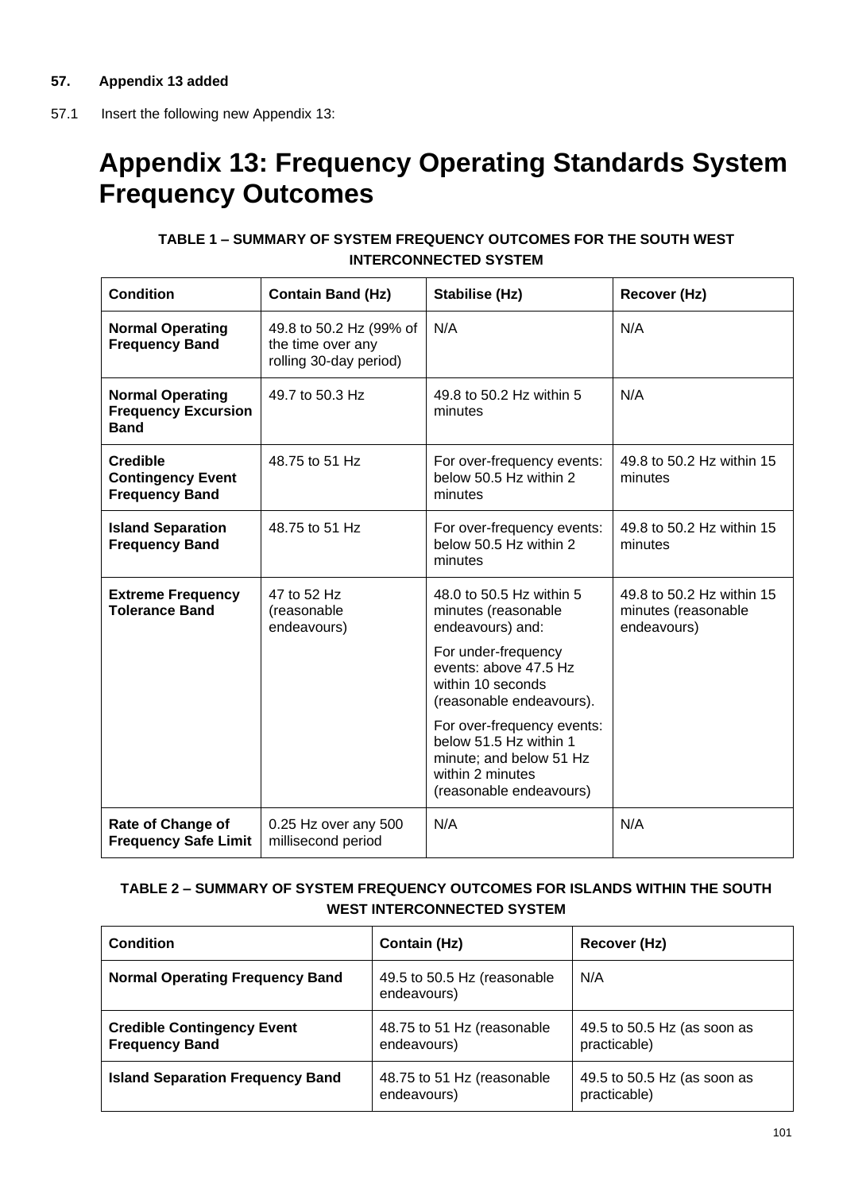**57. Appendix 13 added**

57.1 Insert the following new Appendix 13:

# Appendix 13: Frequency Operating Standards System Frequency Outcomes

**TABLE 1 – SUMMARY OF SYSTEM FREQUENCY OUTCOMES FOR THE SOUTH WEST INTERCONNECTED SYSTEM**

| Condition | Contain Band (Hz) | Stabilise (Hz) | Recover (Hz) |
|---|---|---|---|
| **Normal Operating Frequency Band** | 49.8 to 50.2 Hz (99% of the time over any rolling 30-day period) | N/A | N/A |
| **Normal Operating Frequency Excursion Band** | 49.7 to 50.3 Hz | 49.8 to 50.2 Hz within 5 minutes | N/A |
| **Credible Contingency Event Frequency Band** | 48.75 to 51 Hz | For over-frequency events: below 50.5 Hz within 2 minutes | 49.8 to 50.2 Hz within 15 minutes |
| **Island Separation Frequency Band** | 48.75 to 51 Hz | For over-frequency events: below 50.5 Hz within 2 minutes | 49.8 to 50.2 Hz within 15 minutes |
| **Extreme Frequency Tolerance Band** | 47 to 52 Hz (reasonable endeavours) | 48.0 to 50.5 Hz within 5 minutes (reasonable endeavours) and: For under-frequency events: above 47.5 Hz within 10 seconds (reasonable endeavours). For over-frequency events: below 51.5 Hz within 1 minute; and below 51 Hz within 2 minutes (reasonable endeavours) | 49.8 to 50.2 Hz within 15 minutes (reasonable endeavours) |
| **Rate of Change of Frequency Safe Limit** | 0.25 Hz over any 500 millisecond period | N/A | N/A |

**TABLE 2 – SUMMARY OF SYSTEM FREQUENCY OUTCOMES FOR ISLANDS WITHIN THE SOUTH WEST INTERCONNECTED SYSTEM**

| Condition | Contain (Hz) | Recover (Hz) |
|---|---|---|
| **Normal Operating Frequency Band** | 49.5 to 50.5 Hz (reasonable endeavours) | N/A |
| **Credible Contingency Event Frequency Band** | 48.75 to 51 Hz (reasonable endeavours) | 49.5 to 50.5 Hz (as soon as practicable) |
| **Island Separation Frequency Band** | 48.75 to 51 Hz (reasonable endeavours) | 49.5 to 50.5 Hz (as soon as practicable) |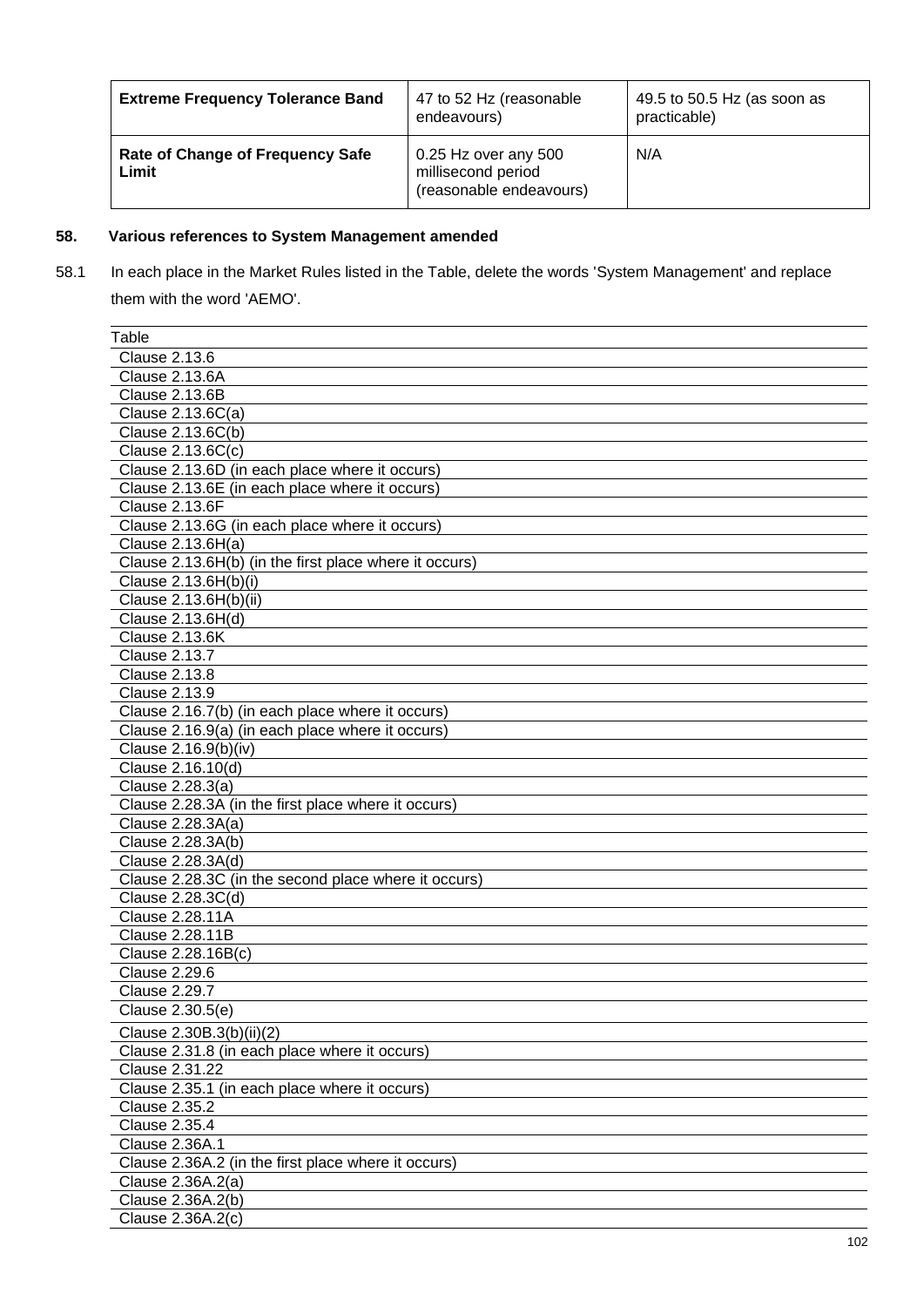| **Extreme Frequency Tolerance Band** | 47 to 52 Hz (reasonable endeavours) | 49.5 to 50.5 Hz (as soon as practicable) |
|---|---|---|
| **Rate of Change of Frequency Safe Limit** | 0.25 Hz over any 500 millisecond period (reasonable endeavours) | N/A |

## 58. Various references to System Management amended

58.1 In each place in the Market Rules listed in the Table, delete the words 'System Management' and replace them with the word 'AEMO'.

| Table |
|---|
| Clause 2.13.6 |
| Clause 2.13.6A |
| Clause 2.13.6B |
| Clause 2.13.6C(a) |
| Clause 2.13.6C(b) |
| Clause 2.13.6C(c) |
| Clause 2.13.6D (in each place where it occurs) |
| Clause 2.13.6E (in each place where it occurs) |
| Clause 2.13.6F |
| Clause 2.13.6G (in each place where it occurs) |
| Clause 2.13.6H(a) |
| Clause 2.13.6H(b) (in the first place where it occurs) |
| Clause 2.13.6H(b)(i) |
| Clause 2.13.6H(b)(ii) |
| Clause 2.13.6H(d) |
| Clause 2.13.6K |
| Clause 2.13.7 |
| Clause 2.13.8 |
| Clause 2.13.9 |
| Clause 2.16.7(b) (in each place where it occurs) |
| Clause 2.16.9(a) (in each place where it occurs) |
| Clause 2.16.9(b)(iv) |
| Clause 2.16.10(d) |
| Clause 2.28.3(a) |
| Clause 2.28.3A (in the first place where it occurs) |
| Clause 2.28.3A(a) |
| Clause 2.28.3A(b) |
| Clause 2.28.3A(d) |
| Clause 2.28.3C (in the second place where it occurs) |
| Clause 2.28.3C(d) |
| Clause 2.28.11A |
| Clause 2.28.11B |
| Clause 2.28.16B(c) |
| Clause 2.29.6 |
| Clause 2.29.7 |
| Clause 2.30.5(e) |
| Clause 2.30B.3(b)(ii)(2) |
| Clause 2.31.8 (in each place where it occurs) |
| Clause 2.31.22 |
| Clause 2.35.1 (in each place where it occurs) |
| Clause 2.35.2 |
| Clause 2.35.4 |
| Clause 2.36A.1 |
| Clause 2.36A.2 (in the first place where it occurs) |
| Clause 2.36A.2(a) |
| Clause 2.36A.2(b) |
| Clause 2.36A.2(c) |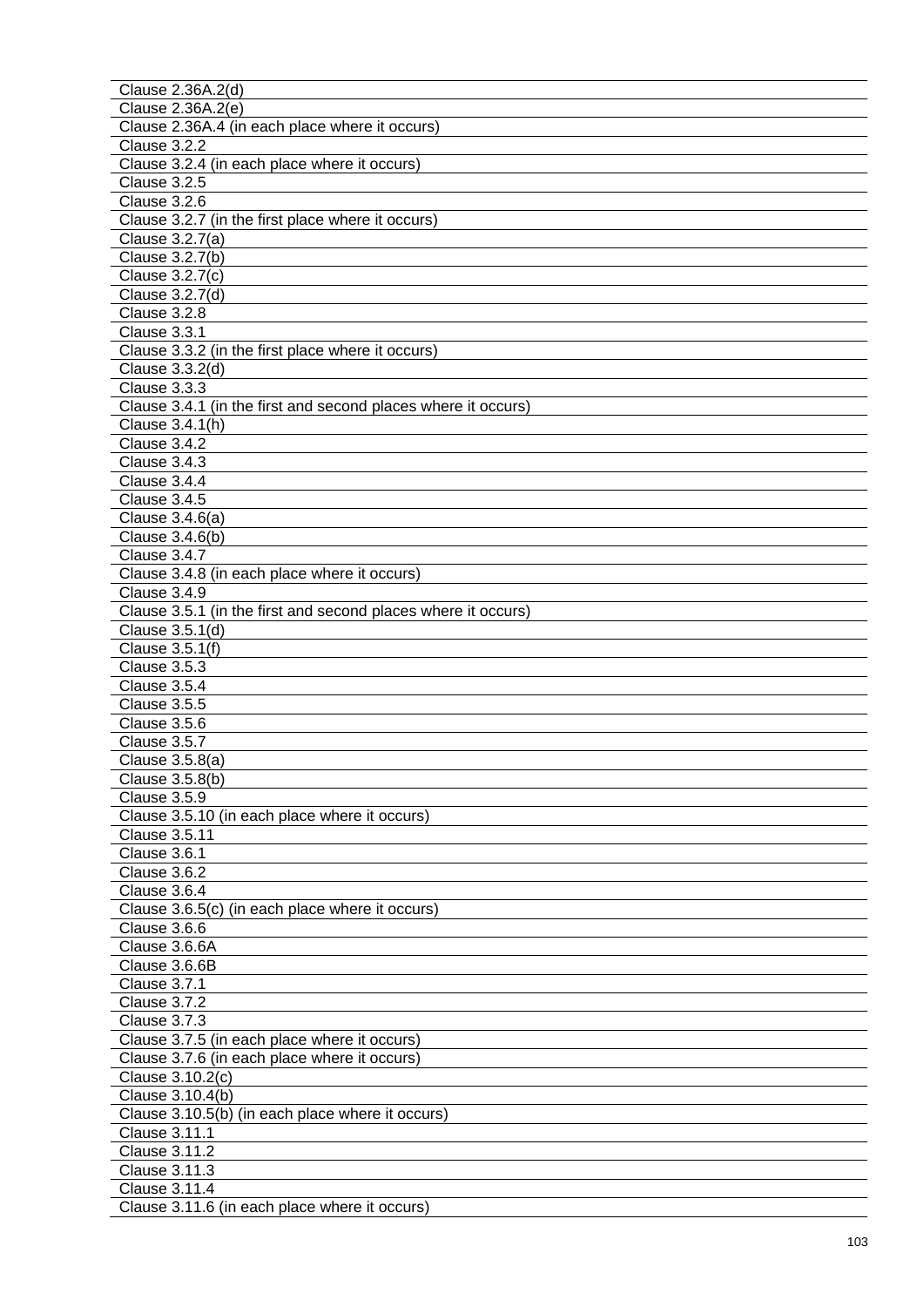| Clause 2.36A.2(d) |
| --- |
| Clause 2.36A.2(e) |
| Clause 2.36A.4 (in each place where it occurs) |
| Clause 3.2.2 |
| Clause 3.2.4 (in each place where it occurs) |
| Clause 3.2.5 |
| Clause 3.2.6 |
| Clause 3.2.7 (in the first place where it occurs) |
| Clause 3.2.7(a) |
| Clause 3.2.7(b) |
| Clause 3.2.7(c) |
| Clause 3.2.7(d) |
| Clause 3.2.8 |
| Clause 3.3.1 |
| Clause 3.3.2 (in the first place where it occurs) |
| Clause 3.3.2(d) |
| Clause 3.3.3 |
| Clause 3.4.1 (in the first and second places where it occurs) |
| Clause 3.4.1(h) |
| Clause 3.4.2 |
| Clause 3.4.3 |
| Clause 3.4.4 |
| Clause 3.4.5 |
| Clause 3.4.6(a) |
| Clause 3.4.6(b) |
| Clause 3.4.7 |
| Clause 3.4.8 (in each place where it occurs) |
| Clause 3.4.9 |
| Clause 3.5.1 (in the first and second places where it occurs) |
| Clause 3.5.1(d) |
| Clause 3.5.1(f) |
| Clause 3.5.3 |
| Clause 3.5.4 |
| Clause 3.5.5 |
| Clause 3.5.6 |
| Clause 3.5.7 |
| Clause 3.5.8(a) |
| Clause 3.5.8(b) |
| Clause 3.5.9 |
| Clause 3.5.10 (in each place where it occurs) |
| Clause 3.5.11 |
| Clause 3.6.1 |
| Clause 3.6.2 |
| Clause 3.6.4 |
| Clause 3.6.5(c) (in each place where it occurs) |
| Clause 3.6.6 |
| Clause 3.6.6A |
| Clause 3.6.6B |
| Clause 3.7.1 |
| Clause 3.7.2 |
| Clause 3.7.3 |
| Clause 3.7.5 (in each place where it occurs) |
| Clause 3.7.6 (in each place where it occurs) |
| Clause 3.10.2(c) |
| Clause 3.10.4(b) |
| Clause 3.10.5(b) (in each place where it occurs) |
| Clause 3.11.1 |
| Clause 3.11.2 |
| Clause 3.11.3 |
| Clause 3.11.4 |
| Clause 3.11.6 (in each place where it occurs) |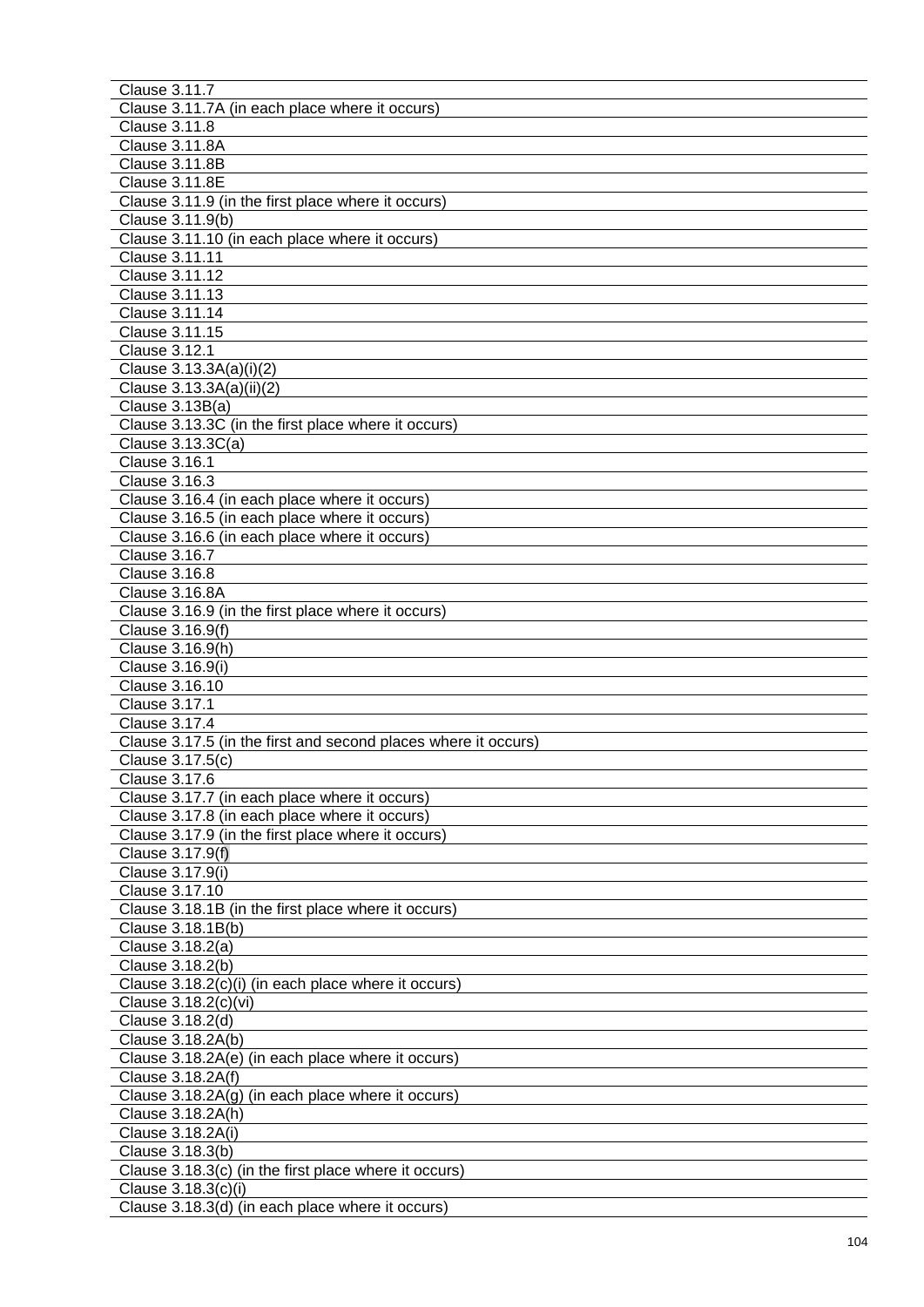| Clause 3.11.7 |
|---|
| Clause 3.11.7A (in each place where it occurs) |
| Clause 3.11.8 |
| Clause 3.11.8A |
| Clause 3.11.8B |
| Clause 3.11.8E |
| Clause 3.11.9 (in the first place where it occurs) |
| Clause 3.11.9(b) |
| Clause 3.11.10 (in each place where it occurs) |
| Clause 3.11.11 |
| Clause 3.11.12 |
| Clause 3.11.13 |
| Clause 3.11.14 |
| Clause 3.11.15 |
| Clause 3.12.1 |
| Clause 3.13.3A(a)(i)(2) |
| Clause 3.13.3A(a)(ii)(2) |
| Clause 3.13B(a) |
| Clause 3.13.3C (in the first place where it occurs) |
| Clause 3.13.3C(a) |
| Clause 3.16.1 |
| Clause 3.16.3 |
| Clause 3.16.4 (in each place where it occurs) |
| Clause 3.16.5 (in each place where it occurs) |
| Clause 3.16.6 (in each place where it occurs) |
| Clause 3.16.7 |
| Clause 3.16.8 |
| Clause 3.16.8A |
| Clause 3.16.9 (in the first place where it occurs) |
| Clause 3.16.9(f) |
| Clause 3.16.9(h) |
| Clause 3.16.9(i) |
| Clause 3.16.10 |
| Clause 3.17.1 |
| Clause 3.17.4 |
| Clause 3.17.5 (in the first and second places where it occurs) |
| Clause 3.17.5(c) |
| Clause 3.17.6 |
| Clause 3.17.7 (in each place where it occurs) |
| Clause 3.17.8 (in each place where it occurs) |
| Clause 3.17.9 (in the first place where it occurs) |
| Clause 3.17.9(f) |
| Clause 3.17.9(i) |
| Clause 3.17.10 |
| Clause 3.18.1B (in the first place where it occurs) |
| Clause 3.18.1B(b) |
| Clause 3.18.2(a) |
| Clause 3.18.2(b) |
| Clause 3.18.2(c)(i) (in each place where it occurs) |
| Clause 3.18.2(c)(vi) |
| Clause 3.18.2(d) |
| Clause 3.18.2A(b) |
| Clause 3.18.2A(e) (in each place where it occurs) |
| Clause 3.18.2A(f) |
| Clause 3.18.2A(g) (in each place where it occurs) |
| Clause 3.18.2A(h) |
| Clause 3.18.2A(i) |
| Clause 3.18.3(b) |
| Clause 3.18.3(c) (in the first place where it occurs) |
| Clause 3.18.3(c)(i) |
| Clause 3.18.3(d) (in each place where it occurs) |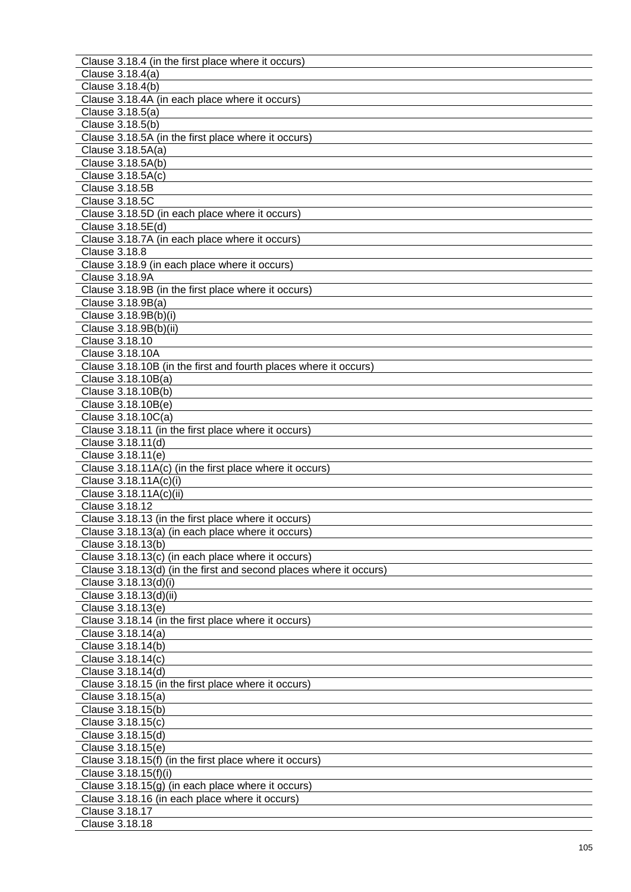| |
|---|
| Clause 3.18.4 (in the first place where it occurs) |
| Clause 3.18.4(a) |
| Clause 3.18.4(b) |
| Clause 3.18.4A (in each place where it occurs) |
| Clause 3.18.5(a) |
| Clause 3.18.5(b) |
| Clause 3.18.5A (in the first place where it occurs) |
| Clause 3.18.5A(a) |
| Clause 3.18.5A(b) |
| Clause 3.18.5A(c) |
| Clause 3.18.5B |
| Clause 3.18.5C |
| Clause 3.18.5D (in each place where it occurs) |
| Clause 3.18.5E(d) |
| Clause 3.18.7A (in each place where it occurs) |
| Clause 3.18.8 |
| Clause 3.18.9 (in each place where it occurs) |
| Clause 3.18.9A |
| Clause 3.18.9B (in the first place where it occurs) |
| Clause 3.18.9B(a) |
| Clause 3.18.9B(b)(i) |
| Clause 3.18.9B(b)(ii) |
| Clause 3.18.10 |
| Clause 3.18.10A |
| Clause 3.18.10B (in the first and fourth places where it occurs) |
| Clause 3.18.10B(a) |
| Clause 3.18.10B(b) |
| Clause 3.18.10B(e) |
| Clause 3.18.10C(a) |
| Clause 3.18.11 (in the first place where it occurs) |
| Clause 3.18.11(d) |
| Clause 3.18.11(e) |
| Clause 3.18.11A(c) (in the first place where it occurs) |
| Clause 3.18.11A(c)(i) |
| Clause 3.18.11A(c)(ii) |
| Clause 3.18.12 |
| Clause 3.18.13 (in the first place where it occurs) |
| Clause 3.18.13(a) (in each place where it occurs) |
| Clause 3.18.13(b) |
| Clause 3.18.13(c) (in each place where it occurs) |
| Clause 3.18.13(d) (in the first and second places where it occurs) |
| Clause 3.18.13(d)(i) |
| Clause 3.18.13(d)(ii) |
| Clause 3.18.13(e) |
| Clause 3.18.14 (in the first place where it occurs) |
| Clause 3.18.14(a) |
| Clause 3.18.14(b) |
| Clause 3.18.14(c) |
| Clause 3.18.14(d) |
| Clause 3.18.15 (in the first place where it occurs) |
| Clause 3.18.15(a) |
| Clause 3.18.15(b) |
| Clause 3.18.15(c) |
| Clause 3.18.15(d) |
| Clause 3.18.15(e) |
| Clause 3.18.15(f) (in the first place where it occurs) |
| Clause 3.18.15(f)(i) |
| Clause 3.18.15(g) (in each place where it occurs) |
| Clause 3.18.16 (in each place where it occurs) |
| Clause 3.18.17 |
| Clause 3.18.18 |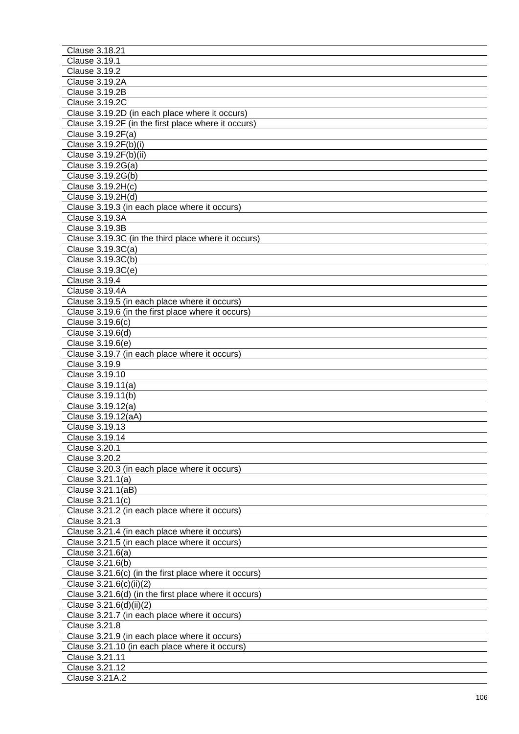| Clause 3.18.21 |
|---|
| Clause 3.19.1 |
| Clause 3.19.2 |
| Clause 3.19.2A |
| Clause 3.19.2B |
| Clause 3.19.2C |
| Clause 3.19.2D (in each place where it occurs) |
| Clause 3.19.2F (in the first place where it occurs) |
| Clause 3.19.2F(a) |
| Clause 3.19.2F(b)(i) |
| Clause 3.19.2F(b)(ii) |
| Clause 3.19.2G(a) |
| Clause 3.19.2G(b) |
| Clause 3.19.2H(c) |
| Clause 3.19.2H(d) |
| Clause 3.19.3 (in each place where it occurs) |
| Clause 3.19.3A |
| Clause 3.19.3B |
| Clause 3.19.3C (in the third place where it occurs) |
| Clause 3.19.3C(a) |
| Clause 3.19.3C(b) |
| Clause 3.19.3C(e) |
| Clause 3.19.4 |
| Clause 3.19.4A |
| Clause 3.19.5 (in each place where it occurs) |
| Clause 3.19.6 (in the first place where it occurs) |
| Clause 3.19.6(c) |
| Clause 3.19.6(d) |
| Clause 3.19.6(e) |
| Clause 3.19.7 (in each place where it occurs) |
| Clause 3.19.9 |
| Clause 3.19.10 |
| Clause 3.19.11(a) |
| Clause 3.19.11(b) |
| Clause 3.19.12(a) |
| Clause 3.19.12(aA) |
| Clause 3.19.13 |
| Clause 3.19.14 |
| Clause 3.20.1 |
| Clause 3.20.2 |
| Clause 3.20.3 (in each place where it occurs) |
| Clause 3.21.1(a) |
| Clause 3.21.1(aB) |
| Clause 3.21.1(c) |
| Clause 3.21.2 (in each place where it occurs) |
| Clause 3.21.3 |
| Clause 3.21.4 (in each place where it occurs) |
| Clause 3.21.5 (in each place where it occurs) |
| Clause 3.21.6(a) |
| Clause 3.21.6(b) |
| Clause 3.21.6(c) (in the first place where it occurs) |
| Clause 3.21.6(c)(ii)(2) |
| Clause 3.21.6(d) (in the first place where it occurs) |
| Clause 3.21.6(d)(ii)(2) |
| Clause 3.21.7 (in each place where it occurs) |
| Clause 3.21.8 |
| Clause 3.21.9 (in each place where it occurs) |
| Clause 3.21.10 (in each place where it occurs) |
| Clause 3.21.11 |
| Clause 3.21.12 |
| Clause 3.21A.2 |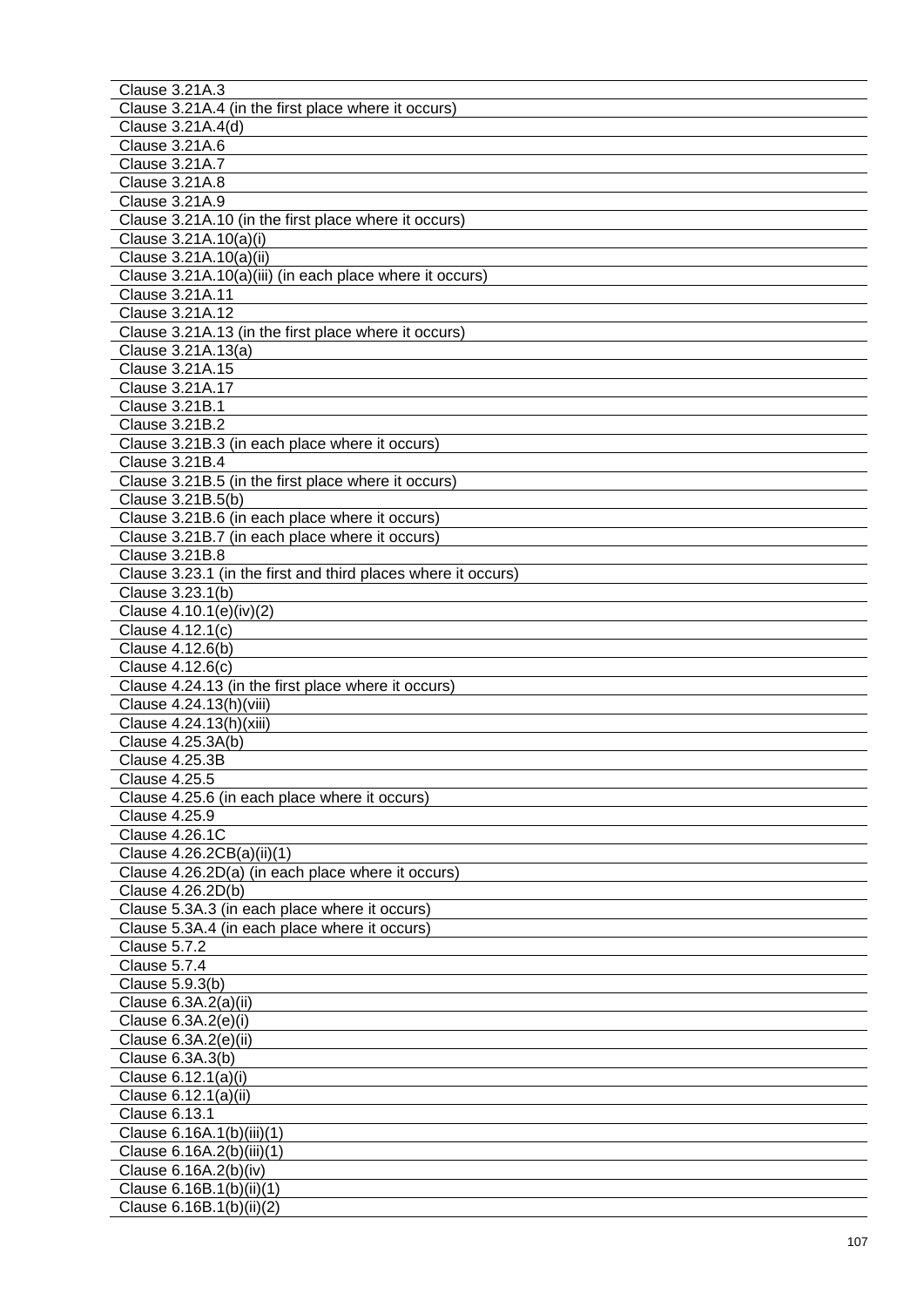| Clause 3.21A.3 |
|---|
| Clause 3.21A.4 (in the first place where it occurs) |
| Clause 3.21A.4(d) |
| Clause 3.21A.6 |
| Clause 3.21A.7 |
| Clause 3.21A.8 |
| Clause 3.21A.9 |
| Clause 3.21A.10 (in the first place where it occurs) |
| Clause 3.21A.10(a)(i) |
| Clause 3.21A.10(a)(ii) |
| Clause 3.21A.10(a)(iii) (in each place where it occurs) |
| Clause 3.21A.11 |
| Clause 3.21A.12 |
| Clause 3.21A.13 (in the first place where it occurs) |
| Clause 3.21A.13(a) |
| Clause 3.21A.15 |
| Clause 3.21A.17 |
| Clause 3.21B.1 |
| Clause 3.21B.2 |
| Clause 3.21B.3 (in each place where it occurs) |
| Clause 3.21B.4 |
| Clause 3.21B.5 (in the first place where it occurs) |
| Clause 3.21B.5(b) |
| Clause 3.21B.6 (in each place where it occurs) |
| Clause 3.21B.7 (in each place where it occurs) |
| Clause 3.21B.8 |
| Clause 3.23.1 (in the first and third places where it occurs) |
| Clause 3.23.1(b) |
| Clause 4.10.1(e)(iv)(2) |
| Clause 4.12.1(c) |
| Clause 4.12.6(b) |
| Clause 4.12.6(c) |
| Clause 4.24.13 (in the first place where it occurs) |
| Clause 4.24.13(h)(viii) |
| Clause 4.24.13(h)(xiii) |
| Clause 4.25.3A(b) |
| Clause 4.25.3B |
| Clause 4.25.5 |
| Clause 4.25.6 (in each place where it occurs) |
| Clause 4.25.9 |
| Clause 4.26.1C |
| Clause 4.26.2CB(a)(ii)(1) |
| Clause 4.26.2D(a) (in each place where it occurs) |
| Clause 4.26.2D(b) |
| Clause 5.3A.3 (in each place where it occurs) |
| Clause 5.3A.4 (in each place where it occurs) |
| Clause 5.7.2 |
| Clause 5.7.4 |
| Clause 5.9.3(b) |
| Clause 6.3A.2(a)(ii) |
| Clause 6.3A.2(e)(i) |
| Clause 6.3A.2(e)(ii) |
| Clause 6.3A.3(b) |
| Clause 6.12.1(a)(i) |
| Clause 6.12.1(a)(ii) |
| Clause 6.13.1 |
| Clause 6.16A.1(b)(iii)(1) |
| Clause 6.16A.2(b)(iii)(1) |
| Clause 6.16A.2(b)(iv) |
| Clause 6.16B.1(b)(ii)(1) |
| Clause 6.16B.1(b)(ii)(2) |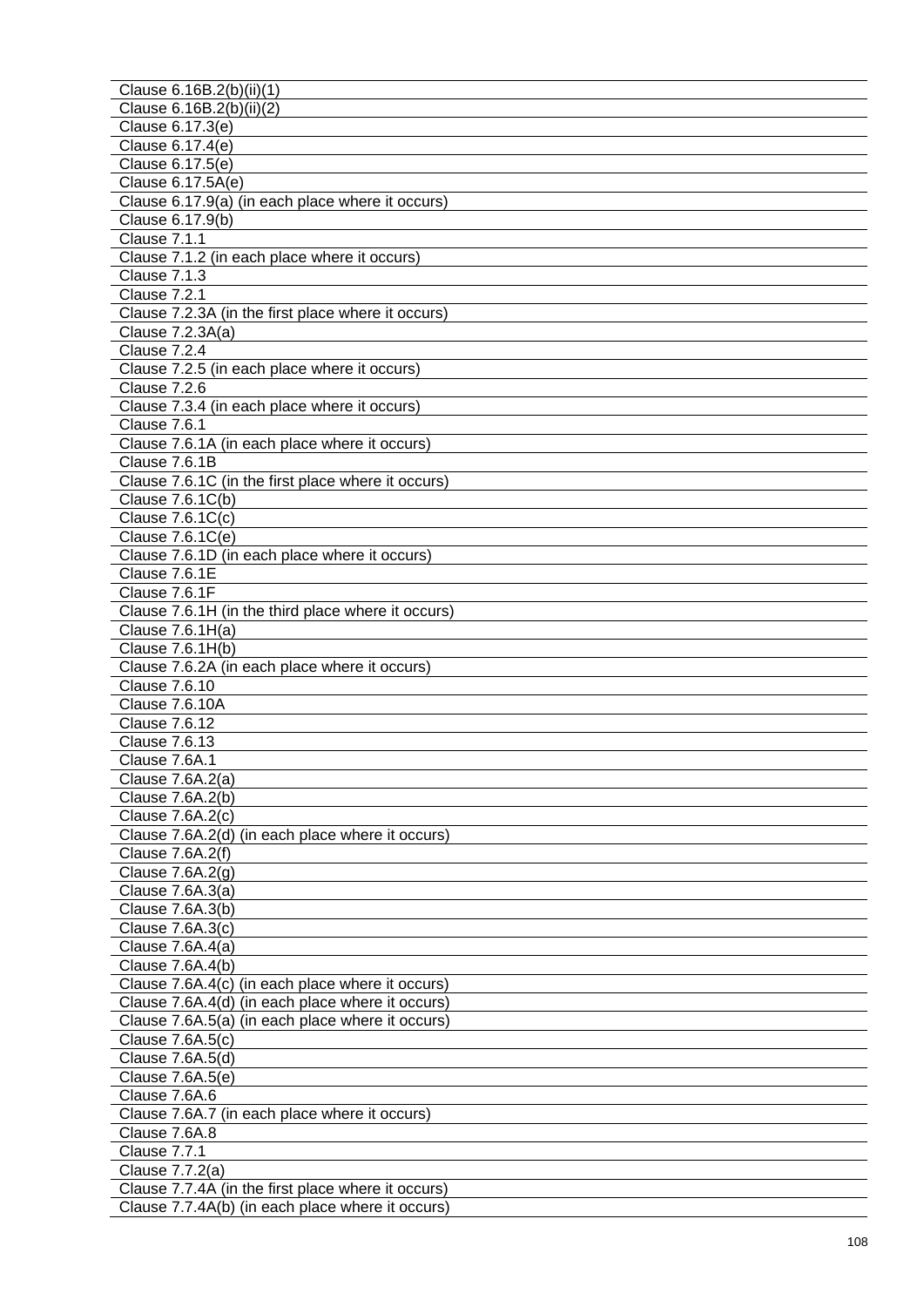| Clause 6.16B.2(b)(ii)(1) |
|---|
| Clause 6.16B.2(b)(ii)(2) |
| Clause 6.17.3(e) |
| Clause 6.17.4(e) |
| Clause 6.17.5(e) |
| Clause 6.17.5A(e) |
| Clause 6.17.9(a) (in each place where it occurs) |
| Clause 6.17.9(b) |
| Clause 7.1.1 |
| Clause 7.1.2 (in each place where it occurs) |
| Clause 7.1.3 |
| Clause 7.2.1 |
| Clause 7.2.3A (in the first place where it occurs) |
| Clause 7.2.3A(a) |
| Clause 7.2.4 |
| Clause 7.2.5 (in each place where it occurs) |
| Clause 7.2.6 |
| Clause 7.3.4 (in each place where it occurs) |
| Clause 7.6.1 |
| Clause 7.6.1A (in each place where it occurs) |
| Clause 7.6.1B |
| Clause 7.6.1C (in the first place where it occurs) |
| Clause 7.6.1C(b) |
| Clause 7.6.1C(c) |
| Clause 7.6.1C(e) |
| Clause 7.6.1D (in each place where it occurs) |
| Clause 7.6.1E |
| Clause 7.6.1F |
| Clause 7.6.1H (in the third place where it occurs) |
| Clause 7.6.1H(a) |
| Clause 7.6.1H(b) |
| Clause 7.6.2A (in each place where it occurs) |
| Clause 7.6.10 |
| Clause 7.6.10A |
| Clause 7.6.12 |
| Clause 7.6.13 |
| Clause 7.6A.1 |
| Clause 7.6A.2(a) |
| Clause 7.6A.2(b) |
| Clause 7.6A.2(c) |
| Clause 7.6A.2(d) (in each place where it occurs) |
| Clause 7.6A.2(f) |
| Clause 7.6A.2(g) |
| Clause 7.6A.3(a) |
| Clause 7.6A.3(b) |
| Clause 7.6A.3(c) |
| Clause 7.6A.4(a) |
| Clause 7.6A.4(b) |
| Clause 7.6A.4(c) (in each place where it occurs) |
| Clause 7.6A.4(d) (in each place where it occurs) |
| Clause 7.6A.5(a) (in each place where it occurs) |
| Clause 7.6A.5(c) |
| Clause 7.6A.5(d) |
| Clause 7.6A.5(e) |
| Clause 7.6A.6 |
| Clause 7.6A.7 (in each place where it occurs) |
| Clause 7.6A.8 |
| Clause 7.7.1 |
| Clause 7.7.2(a) |
| Clause 7.7.4A (in the first place where it occurs) |
| Clause 7.7.4A(b) (in each place where it occurs) |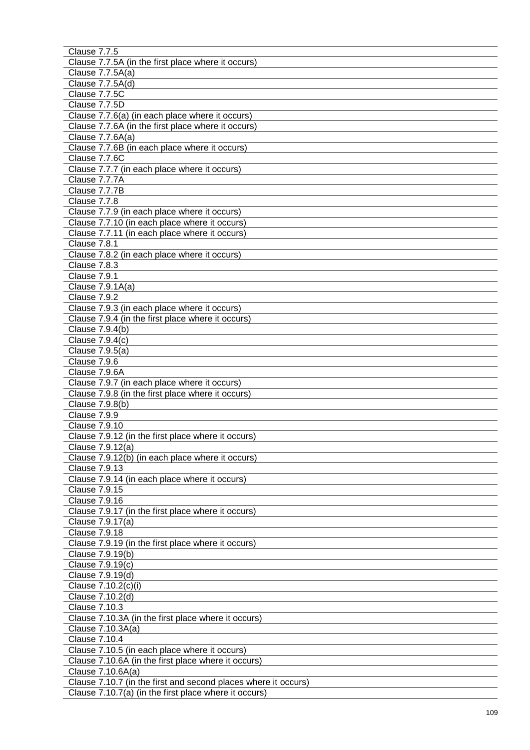| Clause 7.7.5 |
|---|
| Clause 7.7.5A (in the first place where it occurs) |
| Clause 7.7.5A(a) |
| Clause 7.7.5A(d) |
| Clause 7.7.5C |
| Clause 7.7.5D |
| Clause 7.7.6(a) (in each place where it occurs) |
| Clause 7.7.6A (in the first place where it occurs) |
| Clause 7.7.6A(a) |
| Clause 7.7.6B (in each place where it occurs) |
| Clause 7.7.6C |
| Clause 7.7.7 (in each place where it occurs) |
| Clause 7.7.7A |
| Clause 7.7.7B |
| Clause 7.7.8 |
| Clause 7.7.9 (in each place where it occurs) |
| Clause 7.7.10 (in each place where it occurs) |
| Clause 7.7.11 (in each place where it occurs) |
| Clause 7.8.1 |
| Clause 7.8.2 (in each place where it occurs) |
| Clause 7.8.3 |
| Clause 7.9.1 |
| Clause 7.9.1A(a) |
| Clause 7.9.2 |
| Clause 7.9.3 (in each place where it occurs) |
| Clause 7.9.4 (in the first place where it occurs) |
| Clause 7.9.4(b) |
| Clause 7.9.4(c) |
| Clause 7.9.5(a) |
| Clause 7.9.6 |
| Clause 7.9.6A |
| Clause 7.9.7 (in each place where it occurs) |
| Clause 7.9.8 (in the first place where it occurs) |
| Clause 7.9.8(b) |
| Clause 7.9.9 |
| Clause 7.9.10 |
| Clause 7.9.12 (in the first place where it occurs) |
| Clause 7.9.12(a) |
| Clause 7.9.12(b) (in each place where it occurs) |
| Clause 7.9.13 |
| Clause 7.9.14 (in each place where it occurs) |
| Clause 7.9.15 |
| Clause 7.9.16 |
| Clause 7.9.17 (in the first place where it occurs) |
| Clause 7.9.17(a) |
| Clause 7.9.18 |
| Clause 7.9.19 (in the first place where it occurs) |
| Clause 7.9.19(b) |
| Clause 7.9.19(c) |
| Clause 7.9.19(d) |
| Clause 7.10.2(c)(i) |
| Clause 7.10.2(d) |
| Clause 7.10.3 |
| Clause 7.10.3A (in the first place where it occurs) |
| Clause 7.10.3A(a) |
| Clause 7.10.4 |
| Clause 7.10.5 (in each place where it occurs) |
| Clause 7.10.6A (in the first place where it occurs) |
| Clause 7.10.6A(a) |
| Clause 7.10.7 (in the first and second places where it occurs) |
| Clause 7.10.7(a) (in the first place where it occurs) |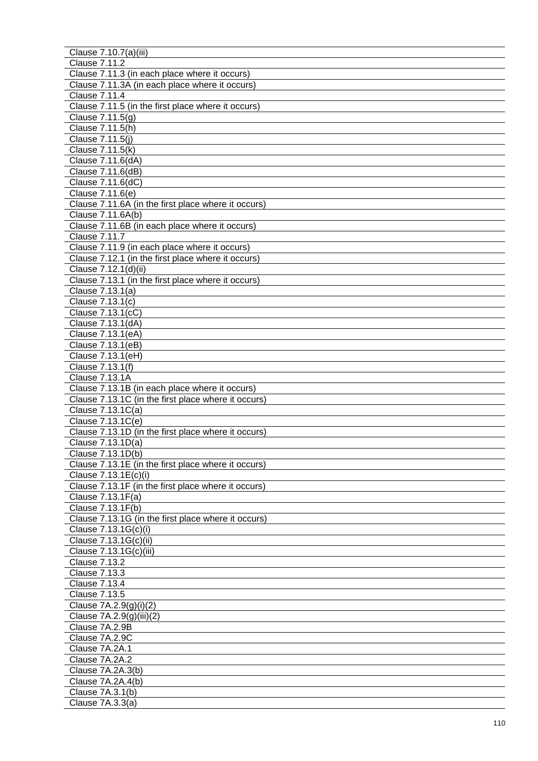| Clause 7.10.7(a)(iii) |
|---|
| Clause 7.11.2 |
| Clause 7.11.3 (in each place where it occurs) |
| Clause 7.11.3A (in each place where it occurs) |
| Clause 7.11.4 |
| Clause 7.11.5 (in the first place where it occurs) |
| Clause 7.11.5(g) |
| Clause 7.11.5(h) |
| Clause 7.11.5(j) |
| Clause 7.11.5(k) |
| Clause 7.11.6(dA) |
| Clause 7.11.6(dB) |
| Clause 7.11.6(dC) |
| Clause 7.11.6(e) |
| Clause 7.11.6A (in the first place where it occurs) |
| Clause 7.11.6A(b) |
| Clause 7.11.6B (in each place where it occurs) |
| Clause 7.11.7 |
| Clause 7.11.9 (in each place where it occurs) |
| Clause 7.12.1 (in the first place where it occurs) |
| Clause 7.12.1(d)(ii) |
| Clause 7.13.1 (in the first place where it occurs) |
| Clause 7.13.1(a) |
| Clause 7.13.1(c) |
| Clause 7.13.1(cC) |
| Clause 7.13.1(dA) |
| Clause 7.13.1(eA) |
| Clause 7.13.1(eB) |
| Clause 7.13.1(eH) |
| Clause 7.13.1(f) |
| Clause 7.13.1A |
| Clause 7.13.1B (in each place where it occurs) |
| Clause 7.13.1C (in the first place where it occurs) |
| Clause 7.13.1C(a) |
| Clause 7.13.1C(e) |
| Clause 7.13.1D (in the first place where it occurs) |
| Clause 7.13.1D(a) |
| Clause 7.13.1D(b) |
| Clause 7.13.1E (in the first place where it occurs) |
| Clause 7.13.1E(c)(i) |
| Clause 7.13.1F (in the first place where it occurs) |
| Clause 7.13.1F(a) |
| Clause 7.13.1F(b) |
| Clause 7.13.1G (in the first place where it occurs) |
| Clause 7.13.1G(c)(i) |
| Clause 7.13.1G(c)(ii) |
| Clause 7.13.1G(c)(iii) |
| Clause 7.13.2 |
| Clause 7.13.3 |
| Clause 7.13.4 |
| Clause 7.13.5 |
| Clause 7A.2.9(g)(i)(2) |
| Clause 7A.2.9(g)(iii)(2) |
| Clause 7A.2.9B |
| Clause 7A.2.9C |
| Clause 7A.2A.1 |
| Clause 7A.2A.2 |
| Clause 7A.2A.3(b) |
| Clause 7A.2A.4(b) |
| Clause 7A.3.1(b) |
| Clause 7A.3.3(a) |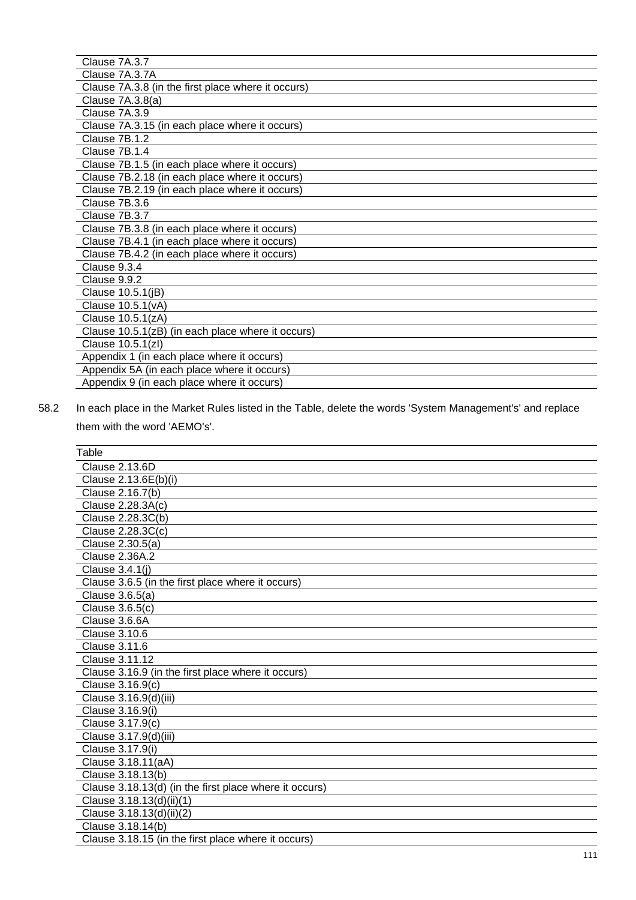| |
|---|
| Clause 7A.3.7 |
| Clause 7A.3.7A |
| Clause 7A.3.8 (in the first place where it occurs) |
| Clause 7A.3.8(a) |
| Clause 7A.3.9 |
| Clause 7A.3.15 (in each place where it occurs) |
| Clause 7B.1.2 |
| Clause 7B.1.4 |
| Clause 7B.1.5 (in each place where it occurs) |
| Clause 7B.2.18 (in each place where it occurs) |
| Clause 7B.2.19 (in each place where it occurs) |
| Clause 7B.3.6 |
| Clause 7B.3.7 |
| Clause 7B.3.8 (in each place where it occurs) |
| Clause 7B.4.1 (in each place where it occurs) |
| Clause 7B.4.2 (in each place where it occurs) |
| Clause 9.3.4 |
| Clause 9.9.2 |
| Clause 10.5.1(jB) |
| Clause 10.5.1(vA) |
| Clause 10.5.1(zA) |
| Clause 10.5.1(zB) (in each place where it occurs) |
| Clause 10.5.1(zI) |
| Appendix 1 (in each place where it occurs) |
| Appendix 5A (in each place where it occurs) |
| Appendix 9 (in each place where it occurs) |

58.2 In each place in the Market Rules listed in the Table, delete the words 'System Management's' and replace them with the word 'AEMO's'.

| Table |
|---|
| Clause 2.13.6D |
| Clause 2.13.6E(b)(i) |
| Clause 2.16.7(b) |
| Clause 2.28.3A(c) |
| Clause 2.28.3C(b) |
| Clause 2.28.3C(c) |
| Clause 2.30.5(a) |
| Clause 2.36A.2 |
| Clause 3.4.1(j) |
| Clause 3.6.5 (in the first place where it occurs) |
| Clause 3.6.5(a) |
| Clause 3.6.5(c) |
| Clause 3.6.6A |
| Clause 3.10.6 |
| Clause 3.11.6 |
| Clause 3.11.12 |
| Clause 3.16.9 (in the first place where it occurs) |
| Clause 3.16.9(c) |
| Clause 3.16.9(d)(iii) |
| Clause 3.16.9(i) |
| Clause 3.17.9(c) |
| Clause 3.17.9(d)(iii) |
| Clause 3.17.9(i) |
| Clause 3.18.11(aA) |
| Clause 3.18.13(b) |
| Clause 3.18.13(d) (in the first place where it occurs) |
| Clause 3.18.13(d)(ii)(1) |
| Clause 3.18.13(d)(ii)(2) |
| Clause 3.18.14(b) |
| Clause 3.18.15 (in the first place where it occurs) |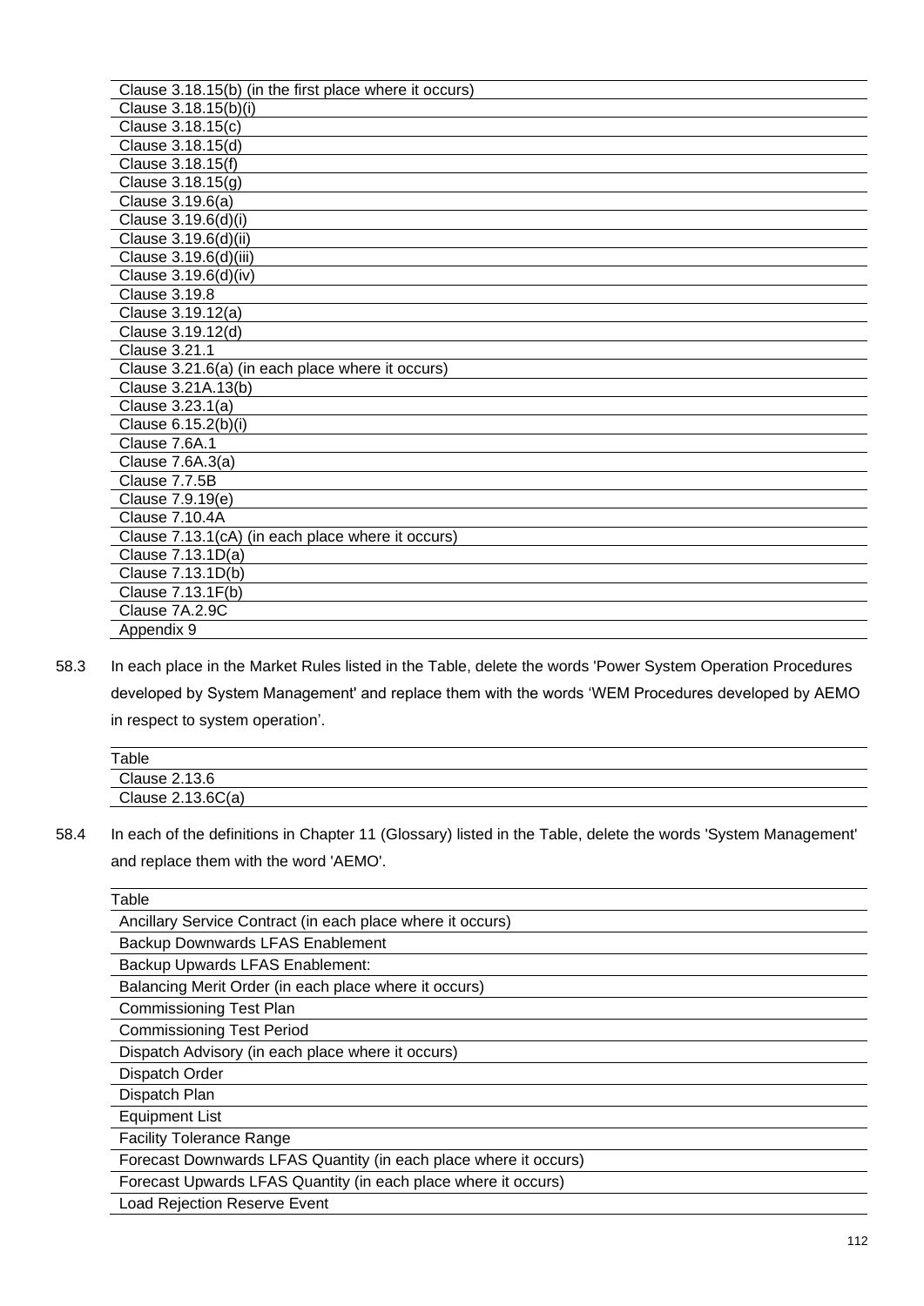| |
|---|
| Clause 3.18.15(b) (in the first place where it occurs) |
| Clause 3.18.15(b)(i) |
| Clause 3.18.15(c) |
| Clause 3.18.15(d) |
| Clause 3.18.15(f) |
| Clause 3.18.15(g) |
| Clause 3.19.6(a) |
| Clause 3.19.6(d)(i) |
| Clause 3.19.6(d)(ii) |
| Clause 3.19.6(d)(iii) |
| Clause 3.19.6(d)(iv) |
| Clause 3.19.8 |
| Clause 3.19.12(a) |
| Clause 3.19.12(d) |
| Clause 3.21.1 |
| Clause 3.21.6(a) (in each place where it occurs) |
| Clause 3.21A.13(b) |
| Clause 3.23.1(a) |
| Clause 6.15.2(b)(i) |
| Clause 7.6A.1 |
| Clause 7.6A.3(a) |
| Clause 7.7.5B |
| Clause 7.9.19(e) |
| Clause 7.10.4A |
| Clause 7.13.1(cA) (in each place where it occurs) |
| Clause 7.13.1D(a) |
| Clause 7.13.1D(b) |
| Clause 7.13.1F(b) |
| Clause 7A.2.9C |
| Appendix 9 |

58.3 In each place in the Market Rules listed in the Table, delete the words 'Power System Operation Procedures developed by System Management' and replace them with the words 'WEM Procedures developed by AEMO in respect to system operation'.

| Table |
|---|
| Clause 2.13.6 |
| Clause 2.13.6C(a) |

58.4 In each of the definitions in Chapter 11 (Glossary) listed in the Table, delete the words 'System Management' and replace them with the word 'AEMO'.

| Table |
|---|
| Ancillary Service Contract (in each place where it occurs) |
| Backup Downwards LFAS Enablement |
| Backup Upwards LFAS Enablement: |
| Balancing Merit Order (in each place where it occurs) |
| Commissioning Test Plan |
| Commissioning Test Period |
| Dispatch Advisory (in each place where it occurs) |
| Dispatch Order |
| Dispatch Plan |
| Equipment List |
| Facility Tolerance Range |
| Forecast Downwards LFAS Quantity (in each place where it occurs) |
| Forecast Upwards LFAS Quantity (in each place where it occurs) |
| Load Rejection Reserve Event |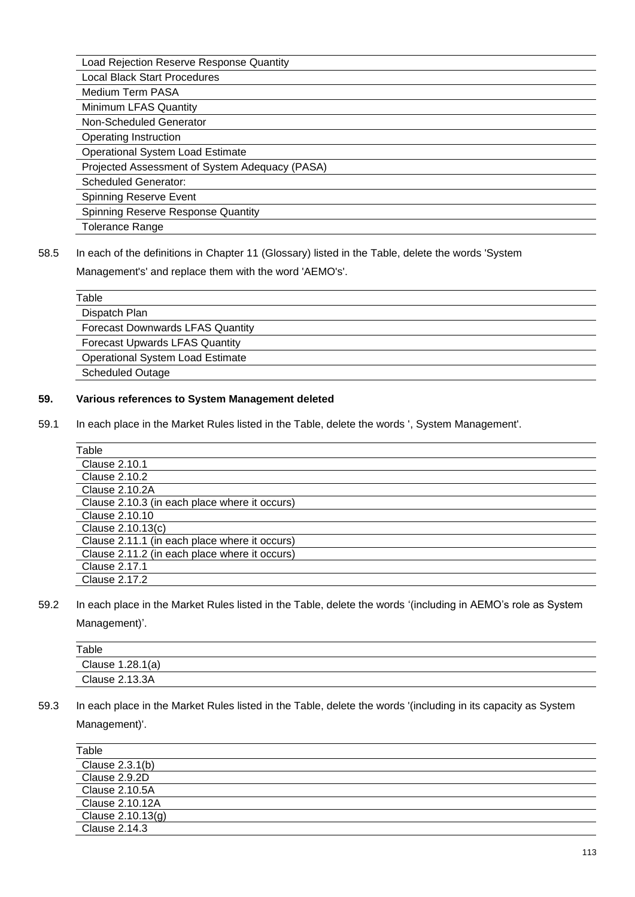| |
|---|
| Load Rejection Reserve Response Quantity |
| Local Black Start Procedures |
| Medium Term PASA |
| Minimum LFAS Quantity |
| Non-Scheduled Generator |
| Operating Instruction |
| Operational System Load Estimate |
| Projected Assessment of System Adequacy (PASA) |
| Scheduled Generator: |
| Spinning Reserve Event |
| Spinning Reserve Response Quantity |
| Tolerance Range |

58.5 In each of the definitions in Chapter 11 (Glossary) listed in the Table, delete the words 'System Management's' and replace them with the word 'AEMO's'.

| Table |
|---|
| Dispatch Plan |
| Forecast Downwards LFAS Quantity |
| Forecast Upwards LFAS Quantity |
| Operational System Load Estimate |
| Scheduled Outage |

**59. Various references to System Management deleted**

59.1 In each place in the Market Rules listed in the Table, delete the words ', System Management'.

| Table |
|---|
| Clause 2.10.1 |
| Clause 2.10.2 |
| Clause 2.10.2A |
| Clause 2.10.3 (in each place where it occurs) |
| Clause 2.10.10 |
| Clause 2.10.13(c) |
| Clause 2.11.1 (in each place where it occurs) |
| Clause 2.11.2 (in each place where it occurs) |
| Clause 2.17.1 |
| Clause 2.17.2 |

59.2 In each place in the Market Rules listed in the Table, delete the words '(including in AEMO's role as System Management)'.

| Table |
|---|
| Clause 1.28.1(a) |
| Clause 2.13.3A |

59.3 In each place in the Market Rules listed in the Table, delete the words '(including in its capacity as System Management)'.

| Table |
|---|
| Clause 2.3.1(b) |
| Clause 2.9.2D |
| Clause 2.10.5A |
| Clause 2.10.12A |
| Clause 2.10.13(g) |
| Clause 2.14.3 |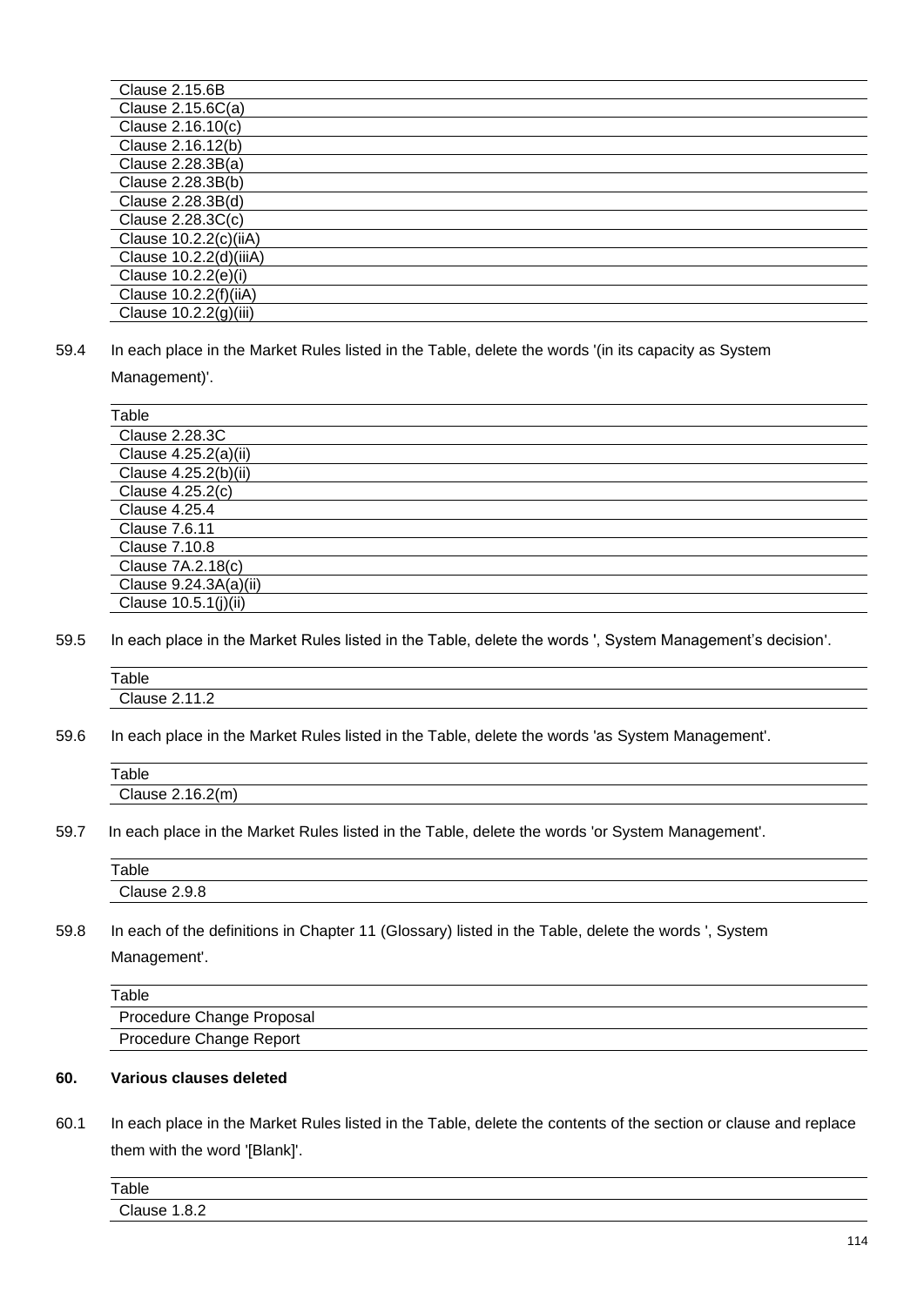| Clause 2.15.6B |
|---|
| Clause 2.15.6C(a) |
| Clause 2.16.10(c) |
| Clause 2.16.12(b) |
| Clause 2.28.3B(a) |
| Clause 2.28.3B(b) |
| Clause 2.28.3B(d) |
| Clause 2.28.3C(c) |
| Clause 10.2.2(c)(iiA) |
| Clause 10.2.2(d)(iiiA) |
| Clause 10.2.2(e)(i) |
| Clause 10.2.2(f)(iiA) |
| Clause 10.2.2(g)(iii) |

59.4 In each place in the Market Rules listed in the Table, delete the words '(in its capacity as System Management)'.

| Table |
|---|
| Clause 2.28.3C |
| Clause 4.25.2(a)(ii) |
| Clause 4.25.2(b)(ii) |
| Clause 4.25.2(c) |
| Clause 4.25.4 |
| Clause 7.6.11 |
| Clause 7.10.8 |
| Clause 7A.2.18(c) |
| Clause 9.24.3A(a)(ii) |
| Clause 10.5.1(j)(ii) |

59.5 In each place in the Market Rules listed in the Table, delete the words ', System Management's decision'.

| Table |
|---|
| Clause 2.11.2 |

59.6 In each place in the Market Rules listed in the Table, delete the words 'as System Management'.

| Table |
|---|
| Clause 2.16.2(m) |

59.7 In each place in the Market Rules listed in the Table, delete the words 'or System Management'.

| Table |
|---|
| Clause 2.9.8 |

59.8 In each of the definitions in Chapter 11 (Glossary) listed in the Table, delete the words ', System Management'.

| Table |
|---|
| Procedure Change Proposal |
| Procedure Change Report |

**60. Various clauses deleted**

60.1 In each place in the Market Rules listed in the Table, delete the contents of the section or clause and replace them with the word '[Blank]'.

| Table |
|---|
| Clause 1.8.2 |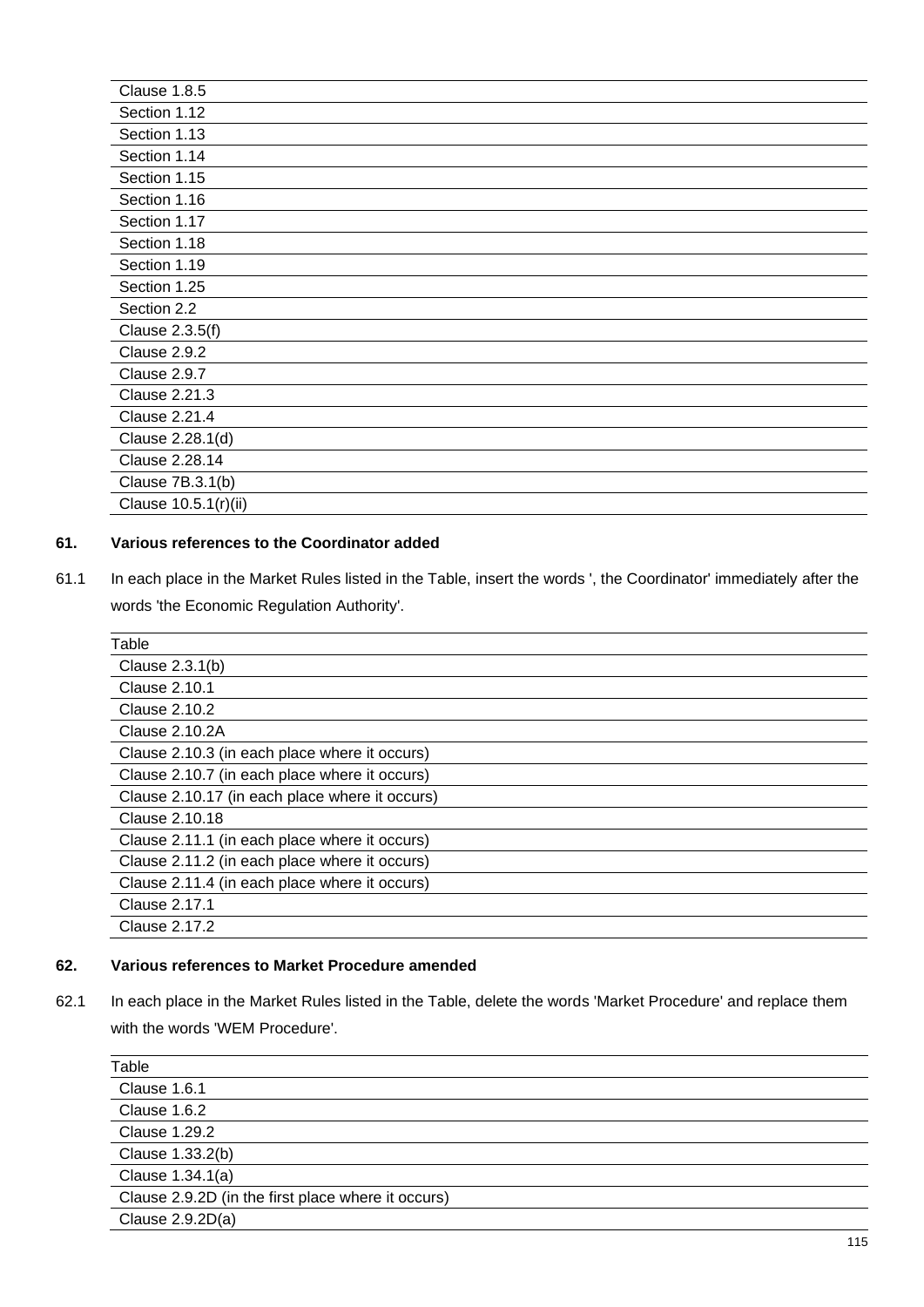| Clause 1.8.5 |
|---|
| Section 1.12 |
| Section 1.13 |
| Section 1.14 |
| Section 1.15 |
| Section 1.16 |
| Section 1.17 |
| Section 1.18 |
| Section 1.19 |
| Section 1.25 |
| Section 2.2 |
| Clause 2.3.5(f) |
| Clause 2.9.2 |
| Clause 2.9.7 |
| Clause 2.21.3 |
| Clause 2.21.4 |
| Clause 2.28.1(d) |
| Clause 2.28.14 |
| Clause 7B.3.1(b) |
| Clause 10.5.1(r)(ii) |

**61. Various references to the Coordinator added**

61.1 In each place in the Market Rules listed in the Table, insert the words ', the Coordinator' immediately after the words 'the Economic Regulation Authority'.

| Table |
|---|
| Clause 2.3.1(b) |
| Clause 2.10.1 |
| Clause 2.10.2 |
| Clause 2.10.2A |
| Clause 2.10.3 (in each place where it occurs) |
| Clause 2.10.7 (in each place where it occurs) |
| Clause 2.10.17 (in each place where it occurs) |
| Clause 2.10.18 |
| Clause 2.11.1 (in each place where it occurs) |
| Clause 2.11.2 (in each place where it occurs) |
| Clause 2.11.4 (in each place where it occurs) |
| Clause 2.17.1 |
| Clause 2.17.2 |

**62. Various references to Market Procedure amended**

62.1 In each place in the Market Rules listed in the Table, delete the words 'Market Procedure' and replace them with the words 'WEM Procedure'.

| Table |
|---|
| Clause 1.6.1 |
| Clause 1.6.2 |
| Clause 1.29.2 |
| Clause 1.33.2(b) |
| Clause 1.34.1(a) |
| Clause 2.9.2D (in the first place where it occurs) |
| Clause 2.9.2D(a) |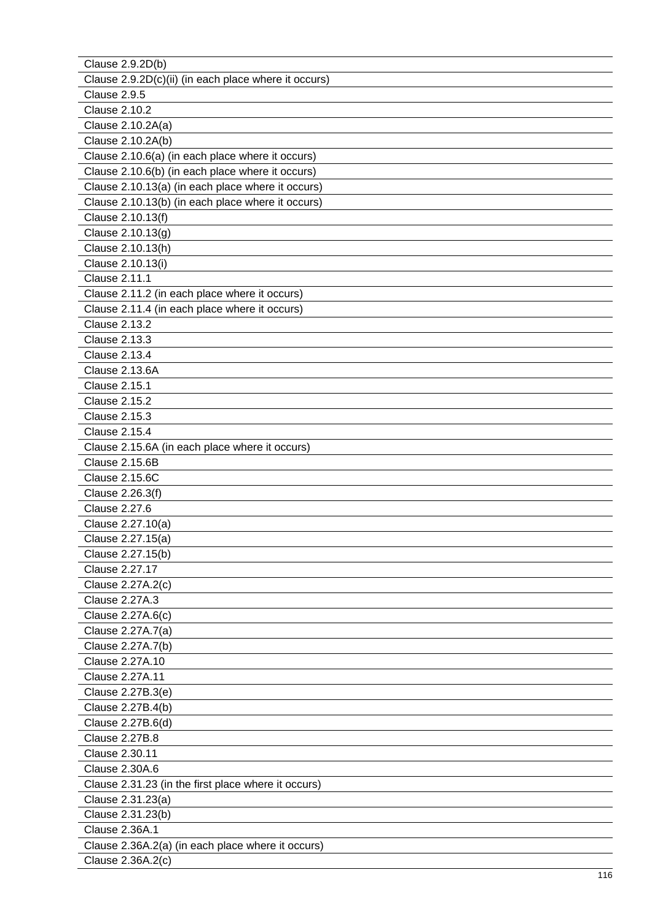| Clause 2.9.2D(b) |
|---|
| Clause 2.9.2D(c)(ii) (in each place where it occurs) |
| Clause 2.9.5 |
| Clause 2.10.2 |
| Clause 2.10.2A(a) |
| Clause 2.10.2A(b) |
| Clause 2.10.6(a) (in each place where it occurs) |
| Clause 2.10.6(b) (in each place where it occurs) |
| Clause 2.10.13(a) (in each place where it occurs) |
| Clause 2.10.13(b) (in each place where it occurs) |
| Clause 2.10.13(f) |
| Clause 2.10.13(g) |
| Clause 2.10.13(h) |
| Clause 2.10.13(i) |
| Clause 2.11.1 |
| Clause 2.11.2 (in each place where it occurs) |
| Clause 2.11.4 (in each place where it occurs) |
| Clause 2.13.2 |
| Clause 2.13.3 |
| Clause 2.13.4 |
| Clause 2.13.6A |
| Clause 2.15.1 |
| Clause 2.15.2 |
| Clause 2.15.3 |
| Clause 2.15.4 |
| Clause 2.15.6A (in each place where it occurs) |
| Clause 2.15.6B |
| Clause 2.15.6C |
| Clause 2.26.3(f) |
| Clause 2.27.6 |
| Clause 2.27.10(a) |
| Clause 2.27.15(a) |
| Clause 2.27.15(b) |
| Clause 2.27.17 |
| Clause 2.27A.2(c) |
| Clause 2.27A.3 |
| Clause 2.27A.6(c) |
| Clause 2.27A.7(a) |
| Clause 2.27A.7(b) |
| Clause 2.27A.10 |
| Clause 2.27A.11 |
| Clause 2.27B.3(e) |
| Clause 2.27B.4(b) |
| Clause 2.27B.6(d) |
| Clause 2.27B.8 |
| Clause 2.30.11 |
| Clause 2.30A.6 |
| Clause 2.31.23 (in the first place where it occurs) |
| Clause 2.31.23(a) |
| Clause 2.31.23(b) |
| Clause 2.36A.1 |
| Clause 2.36A.2(a) (in each place where it occurs) |
| Clause 2.36A.2(c) |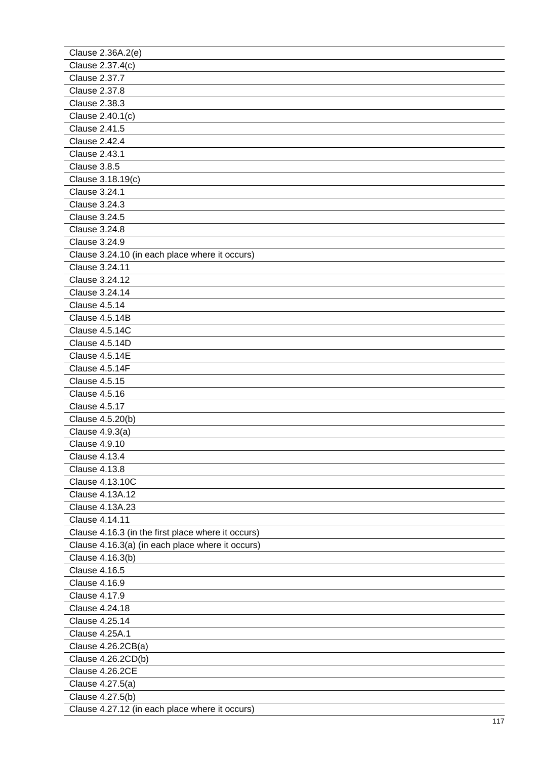| Clause 2.36A.2(e) |
|---|
| Clause 2.37.4(c) |
| Clause 2.37.7 |
| Clause 2.37.8 |
| Clause 2.38.3 |
| Clause 2.40.1(c) |
| Clause 2.41.5 |
| Clause 2.42.4 |
| Clause 2.43.1 |
| Clause 3.8.5 |
| Clause 3.18.19(c) |
| Clause 3.24.1 |
| Clause 3.24.3 |
| Clause 3.24.5 |
| Clause 3.24.8 |
| Clause 3.24.9 |
| Clause 3.24.10 (in each place where it occurs) |
| Clause 3.24.11 |
| Clause 3.24.12 |
| Clause 3.24.14 |
| Clause 4.5.14 |
| Clause 4.5.14B |
| Clause 4.5.14C |
| Clause 4.5.14D |
| Clause 4.5.14E |
| Clause 4.5.14F |
| Clause 4.5.15 |
| Clause 4.5.16 |
| Clause 4.5.17 |
| Clause 4.5.20(b) |
| Clause 4.9.3(a) |
| Clause 4.9.10 |
| Clause 4.13.4 |
| Clause 4.13.8 |
| Clause 4.13.10C |
| Clause 4.13A.12 |
| Clause 4.13A.23 |
| Clause 4.14.11 |
| Clause 4.16.3 (in the first place where it occurs) |
| Clause 4.16.3(a) (in each place where it occurs) |
| Clause 4.16.3(b) |
| Clause 4.16.5 |
| Clause 4.16.9 |
| Clause 4.17.9 |
| Clause 4.24.18 |
| Clause 4.25.14 |
| Clause 4.25A.1 |
| Clause 4.26.2CB(a) |
| Clause 4.26.2CD(b) |
| Clause 4.26.2CE |
| Clause 4.27.5(a) |
| Clause 4.27.5(b) |
| Clause 4.27.12 (in each place where it occurs) |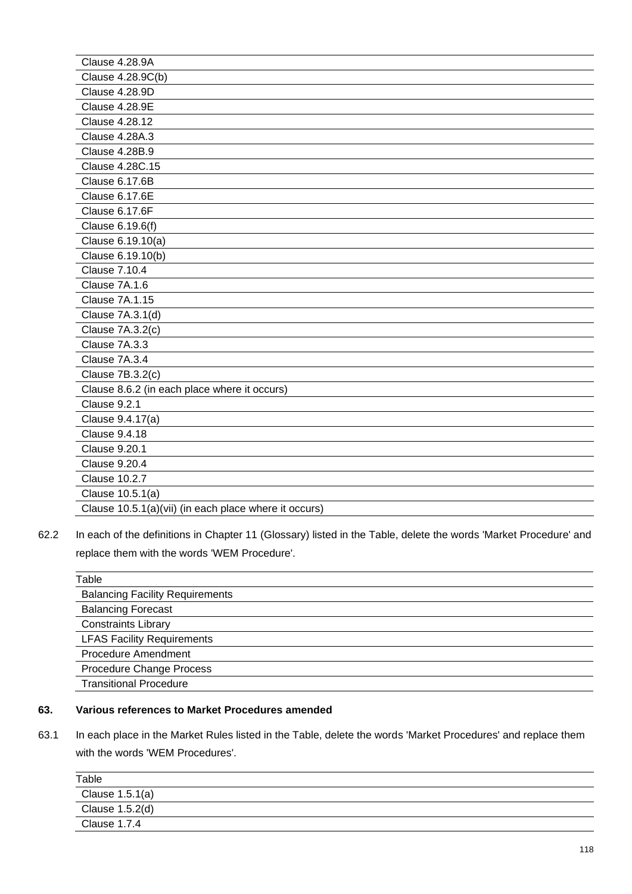| |
|---|
| Clause 4.28.9A |
| Clause 4.28.9C(b) |
| Clause 4.28.9D |
| Clause 4.28.9E |
| Clause 4.28.12 |
| Clause 4.28A.3 |
| Clause 4.28B.9 |
| Clause 4.28C.15 |
| Clause 6.17.6B |
| Clause 6.17.6E |
| Clause 6.17.6F |
| Clause 6.19.6(f) |
| Clause 6.19.10(a) |
| Clause 6.19.10(b) |
| Clause 7.10.4 |
| Clause 7A.1.6 |
| Clause 7A.1.15 |
| Clause 7A.3.1(d) |
| Clause 7A.3.2(c) |
| Clause 7A.3.3 |
| Clause 7A.3.4 |
| Clause 7B.3.2(c) |
| Clause 8.6.2 (in each place where it occurs) |
| Clause 9.2.1 |
| Clause 9.4.17(a) |
| Clause 9.4.18 |
| Clause 9.20.1 |
| Clause 9.20.4 |
| Clause 10.2.7 |
| Clause 10.5.1(a) |
| Clause 10.5.1(a)(vii) (in each place where it occurs) |

62.2 In each of the definitions in Chapter 11 (Glossary) listed in the Table, delete the words 'Market Procedure' and replace them with the words 'WEM Procedure'.

| Table |
|---|
| Balancing Facility Requirements |
| Balancing Forecast |
| Constraints Library |
| LFAS Facility Requirements |
| Procedure Amendment |
| Procedure Change Process |
| Transitional Procedure |

### 63. Various references to Market Procedures amended

63.1 In each place in the Market Rules listed in the Table, delete the words 'Market Procedures' and replace them with the words 'WEM Procedures'.

| Table |
|---|
| Clause 1.5.1(a) |
| Clause 1.5.2(d) |
| Clause 1.7.4 |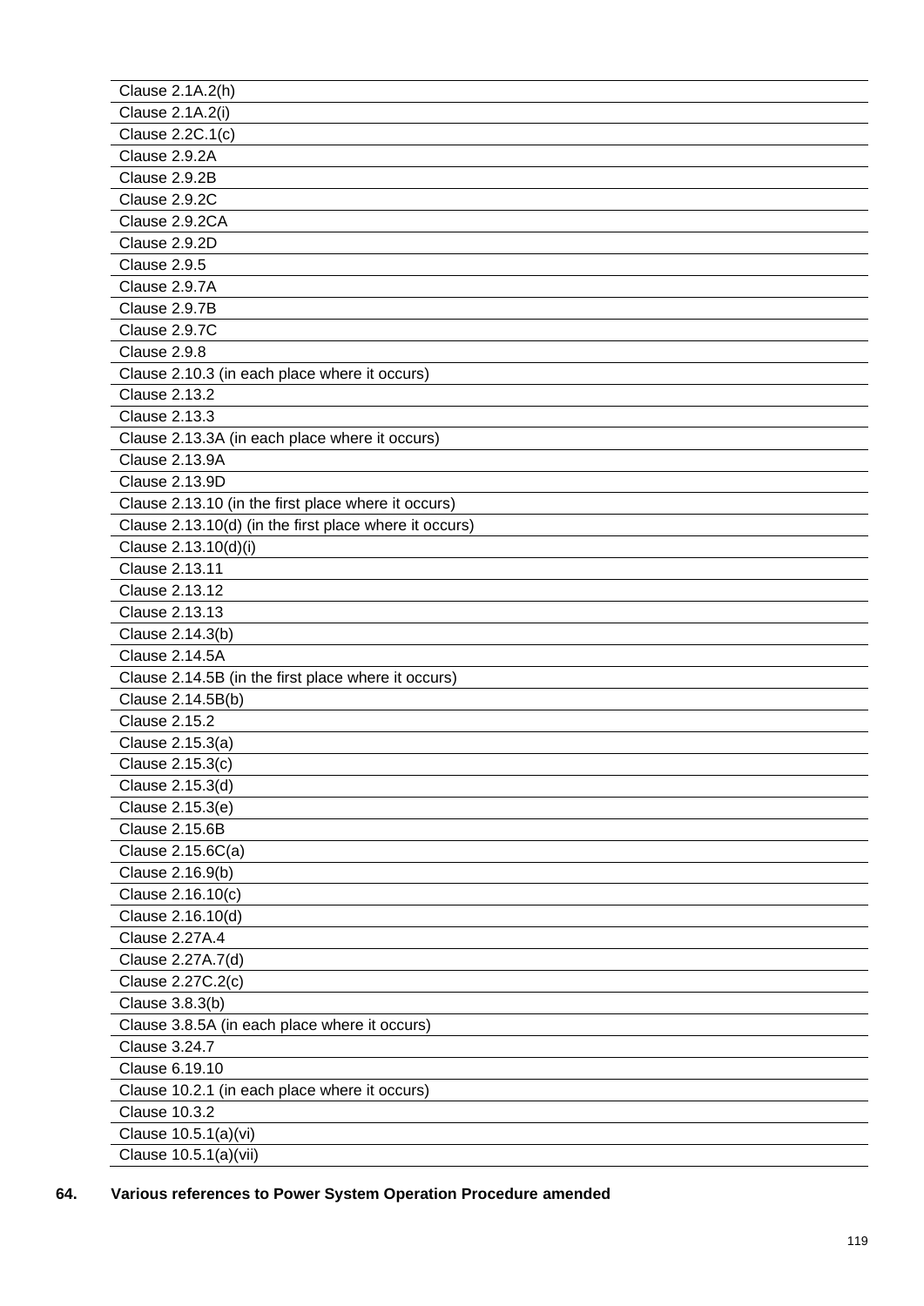| Clause 2.1A.2(h) |
|---|
| Clause 2.1A.2(i) |
| Clause 2.2C.1(c) |
| Clause 2.9.2A |
| Clause 2.9.2B |
| Clause 2.9.2C |
| Clause 2.9.2CA |
| Clause 2.9.2D |
| Clause 2.9.5 |
| Clause 2.9.7A |
| Clause 2.9.7B |
| Clause 2.9.7C |
| Clause 2.9.8 |
| Clause 2.10.3 (in each place where it occurs) |
| Clause 2.13.2 |
| Clause 2.13.3 |
| Clause 2.13.3A (in each place where it occurs) |
| Clause 2.13.9A |
| Clause 2.13.9D |
| Clause 2.13.10 (in the first place where it occurs) |
| Clause 2.13.10(d) (in the first place where it occurs) |
| Clause 2.13.10(d)(i) |
| Clause 2.13.11 |
| Clause 2.13.12 |
| Clause 2.13.13 |
| Clause 2.14.3(b) |
| Clause 2.14.5A |
| Clause 2.14.5B (in the first place where it occurs) |
| Clause 2.14.5B(b) |
| Clause 2.15.2 |
| Clause 2.15.3(a) |
| Clause 2.15.3(c) |
| Clause 2.15.3(d) |
| Clause 2.15.3(e) |
| Clause 2.15.6B |
| Clause 2.15.6C(a) |
| Clause 2.16.9(b) |
| Clause 2.16.10(c) |
| Clause 2.16.10(d) |
| Clause 2.27A.4 |
| Clause 2.27A.7(d) |
| Clause 2.27C.2(c) |
| Clause 3.8.3(b) |
| Clause 3.8.5A (in each place where it occurs) |
| Clause 3.24.7 |
| Clause 6.19.10 |
| Clause 10.2.1 (in each place where it occurs) |
| Clause 10.3.2 |
| Clause 10.5.1(a)(vi) |
| Clause 10.5.1(a)(vii) |

**64. Various references to Power System Operation Procedure amended**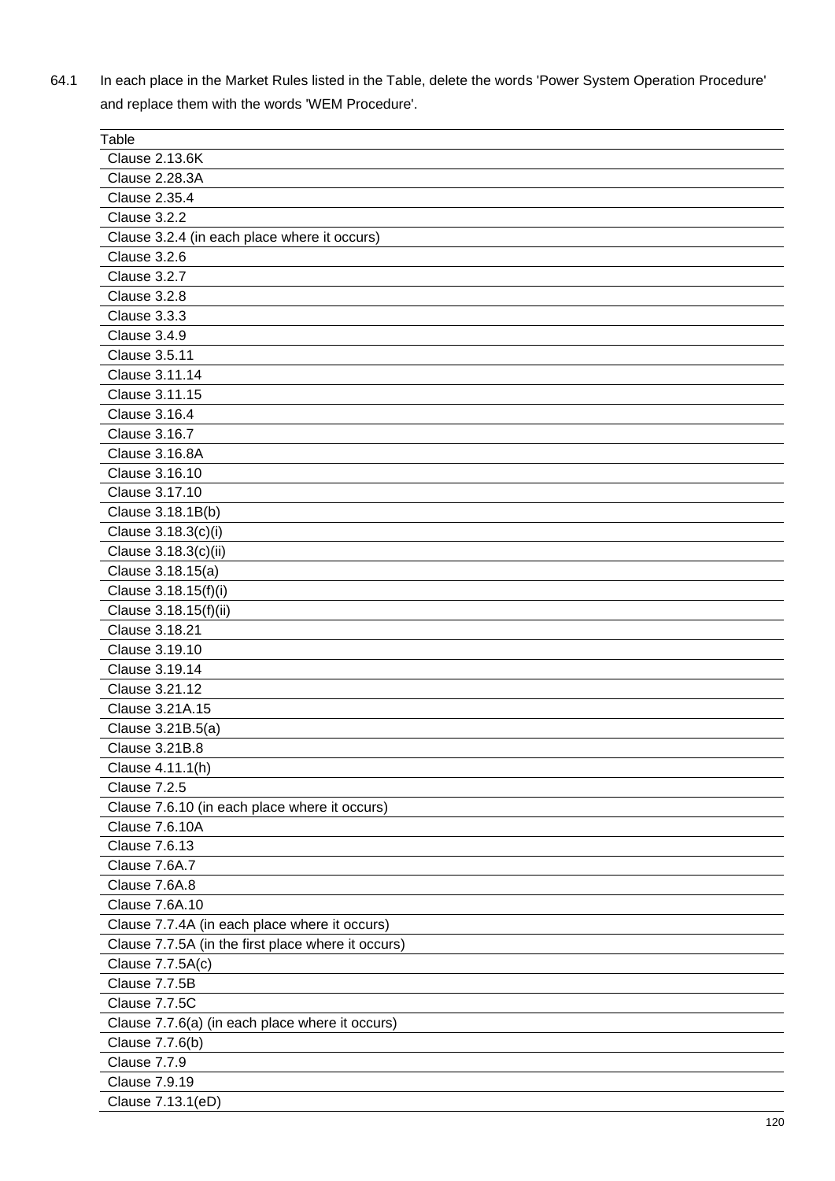64.1 In each place in the Market Rules listed in the Table, delete the words 'Power System Operation Procedure' and replace them with the words 'WEM Procedure'.

| Table |
| --- |
| Clause 2.13.6K |
| Clause 2.28.3A |
| Clause 2.35.4 |
| Clause 3.2.2 |
| Clause 3.2.4 (in each place where it occurs) |
| Clause 3.2.6 |
| Clause 3.2.7 |
| Clause 3.2.8 |
| Clause 3.3.3 |
| Clause 3.4.9 |
| Clause 3.5.11 |
| Clause 3.11.14 |
| Clause 3.11.15 |
| Clause 3.16.4 |
| Clause 3.16.7 |
| Clause 3.16.8A |
| Clause 3.16.10 |
| Clause 3.17.10 |
| Clause 3.18.1B(b) |
| Clause 3.18.3(c)(i) |
| Clause 3.18.3(c)(ii) |
| Clause 3.18.15(a) |
| Clause 3.18.15(f)(i) |
| Clause 3.18.15(f)(ii) |
| Clause 3.18.21 |
| Clause 3.19.10 |
| Clause 3.19.14 |
| Clause 3.21.12 |
| Clause 3.21A.15 |
| Clause 3.21B.5(a) |
| Clause 3.21B.8 |
| Clause 4.11.1(h) |
| Clause 7.2.5 |
| Clause 7.6.10 (in each place where it occurs) |
| Clause 7.6.10A |
| Clause 7.6.13 |
| Clause 7.6A.7 |
| Clause 7.6A.8 |
| Clause 7.6A.10 |
| Clause 7.7.4A (in each place where it occurs) |
| Clause 7.7.5A (in the first place where it occurs) |
| Clause 7.7.5A(c) |
| Clause 7.7.5B |
| Clause 7.7.5C |
| Clause 7.7.6(a) (in each place where it occurs) |
| Clause 7.7.6(b) |
| Clause 7.7.9 |
| Clause 7.9.19 |
| Clause 7.13.1(eD) |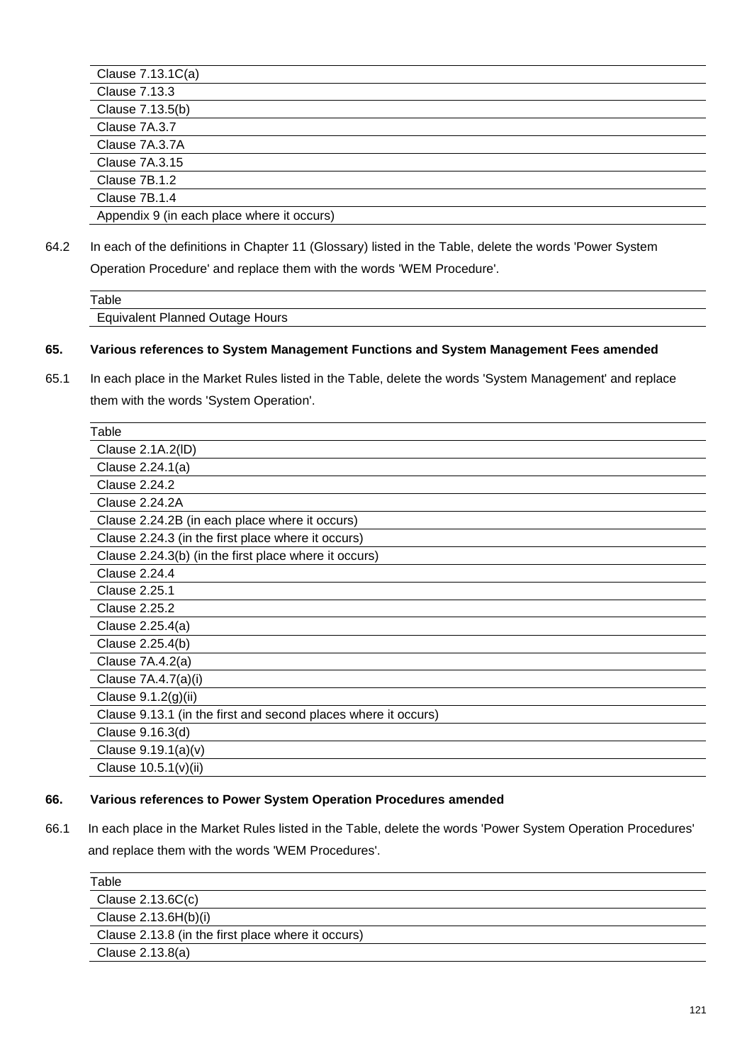| Clause 7.13.1C(a) |
|---|
| Clause 7.13.3 |
| Clause 7.13.5(b) |
| Clause 7A.3.7 |
| Clause 7A.3.7A |
| Clause 7A.3.15 |
| Clause 7B.1.2 |
| Clause 7B.1.4 |
| Appendix 9 (in each place where it occurs) |

64.2 In each of the definitions in Chapter 11 (Glossary) listed in the Table, delete the words 'Power System Operation Procedure' and replace them with the words 'WEM Procedure'.

| Table |
|---|
| Equivalent Planned Outage Hours |

### 65. Various references to System Management Functions and System Management Fees amended

65.1 In each place in the Market Rules listed in the Table, delete the words 'System Management' and replace them with the words 'System Operation'.

| Table |
|---|
| Clause 2.1A.2(lD) |
| Clause 2.24.1(a) |
| Clause 2.24.2 |
| Clause 2.24.2A |
| Clause 2.24.2B (in each place where it occurs) |
| Clause 2.24.3 (in the first place where it occurs) |
| Clause 2.24.3(b) (in the first place where it occurs) |
| Clause 2.24.4 |
| Clause 2.25.1 |
| Clause 2.25.2 |
| Clause 2.25.4(a) |
| Clause 2.25.4(b) |
| Clause 7A.4.2(a) |
| Clause 7A.4.7(a)(i) |
| Clause 9.1.2(g)(ii) |
| Clause 9.13.1 (in the first and second places where it occurs) |
| Clause 9.16.3(d) |
| Clause 9.19.1(a)(v) |
| Clause 10.5.1(v)(ii) |

### 66. Various references to Power System Operation Procedures amended

66.1 In each place in the Market Rules listed in the Table, delete the words 'Power System Operation Procedures' and replace them with the words 'WEM Procedures'.

| Table |
|---|
| Clause 2.13.6C(c) |
| Clause 2.13.6H(b)(i) |
| Clause 2.13.8 (in the first place where it occurs) |
| Clause 2.13.8(a) |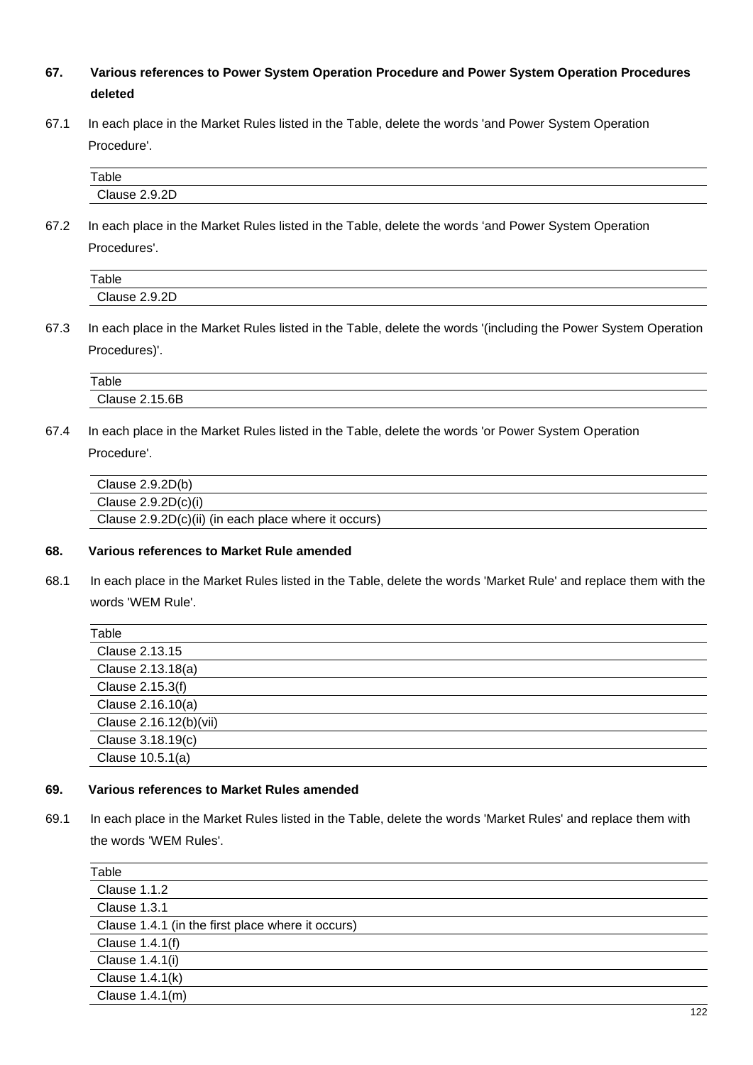### 67. Various references to Power System Operation Procedure and Power System Operation Procedures deleted

67.1 In each place in the Market Rules listed in the Table, delete the words 'and Power System Operation Procedure'.

| Table |
| --- |
| Clause 2.9.2D |

67.2 In each place in the Market Rules listed in the Table, delete the words 'and Power System Operation Procedures'.

| Table |
| --- |
| Clause 2.9.2D |

67.3 In each place in the Market Rules listed in the Table, delete the words '(including the Power System Operation Procedures)'.

| Table |
| --- |
| Clause 2.15.6B |

67.4 In each place in the Market Rules listed in the Table, delete the words 'or Power System Operation Procedure'.

| |
| --- |
| Clause 2.9.2D(b) |
| Clause 2.9.2D(c)(i) |
| Clause 2.9.2D(c)(ii) (in each place where it occurs) |

### 68. Various references to Market Rule amended

68.1 In each place in the Market Rules listed in the Table, delete the words 'Market Rule' and replace them with the words 'WEM Rule'.

| Table |
| --- |
| Clause 2.13.15 |
| Clause 2.13.18(a) |
| Clause 2.15.3(f) |
| Clause 2.16.10(a) |
| Clause 2.16.12(b)(vii) |
| Clause 3.18.19(c) |
| Clause 10.5.1(a) |

### 69. Various references to Market Rules amended

69.1 In each place in the Market Rules listed in the Table, delete the words 'Market Rules' and replace them with the words 'WEM Rules'.

| Table |
| --- |
| Clause 1.1.2 |
| Clause 1.3.1 |
| Clause 1.4.1 (in the first place where it occurs) |
| Clause 1.4.1(f) |
| Clause 1.4.1(i) |
| Clause 1.4.1(k) |
| Clause 1.4.1(m) |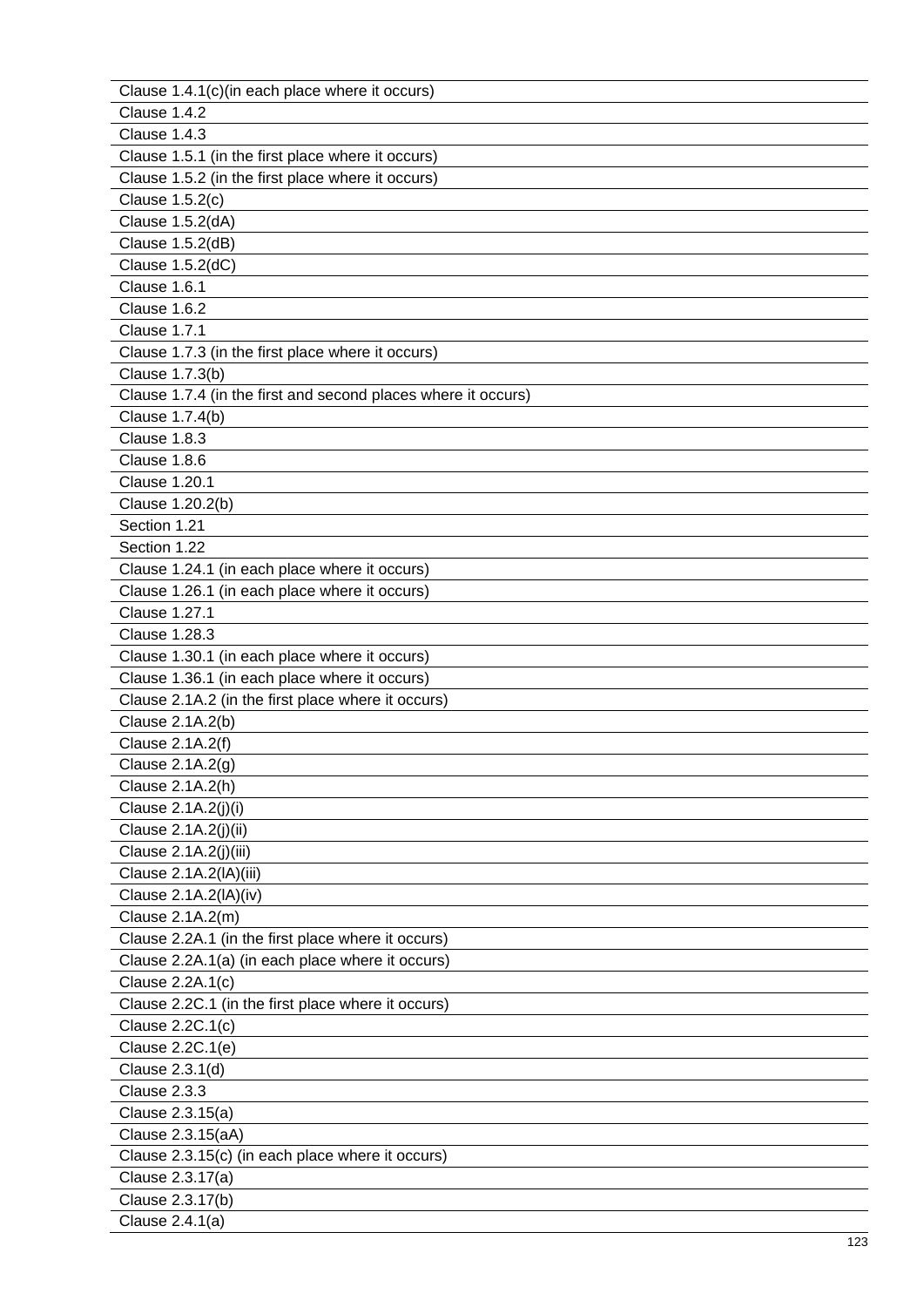| Clause 1.4.1(c)(in each place where it occurs) |
|---|
| Clause 1.4.2 |
| Clause 1.4.3 |
| Clause 1.5.1 (in the first place where it occurs) |
| Clause 1.5.2 (in the first place where it occurs) |
| Clause 1.5.2(c) |
| Clause 1.5.2(dA) |
| Clause 1.5.2(dB) |
| Clause 1.5.2(dC) |
| Clause 1.6.1 |
| Clause 1.6.2 |
| Clause 1.7.1 |
| Clause 1.7.3 (in the first place where it occurs) |
| Clause 1.7.3(b) |
| Clause 1.7.4 (in the first and second places where it occurs) |
| Clause 1.7.4(b) |
| Clause 1.8.3 |
| Clause 1.8.6 |
| Clause 1.20.1 |
| Clause 1.20.2(b) |
| Section 1.21 |
| Section 1.22 |
| Clause 1.24.1 (in each place where it occurs) |
| Clause 1.26.1 (in each place where it occurs) |
| Clause 1.27.1 |
| Clause 1.28.3 |
| Clause 1.30.1 (in each place where it occurs) |
| Clause 1.36.1 (in each place where it occurs) |
| Clause 2.1A.2 (in the first place where it occurs) |
| Clause 2.1A.2(b) |
| Clause 2.1A.2(f) |
| Clause 2.1A.2(g) |
| Clause 2.1A.2(h) |
| Clause 2.1A.2(j)(i) |
| Clause 2.1A.2(j)(ii) |
| Clause 2.1A.2(j)(iii) |
| Clause 2.1A.2(lA)(iii) |
| Clause 2.1A.2(lA)(iv) |
| Clause 2.1A.2(m) |
| Clause 2.2A.1 (in the first place where it occurs) |
| Clause 2.2A.1(a) (in each place where it occurs) |
| Clause 2.2A.1(c) |
| Clause 2.2C.1 (in the first place where it occurs) |
| Clause 2.2C.1(c) |
| Clause 2.2C.1(e) |
| Clause 2.3.1(d) |
| Clause 2.3.3 |
| Clause 2.3.15(a) |
| Clause 2.3.15(aA) |
| Clause 2.3.15(c) (in each place where it occurs) |
| Clause 2.3.17(a) |
| Clause 2.3.17(b) |
| Clause 2.4.1(a) |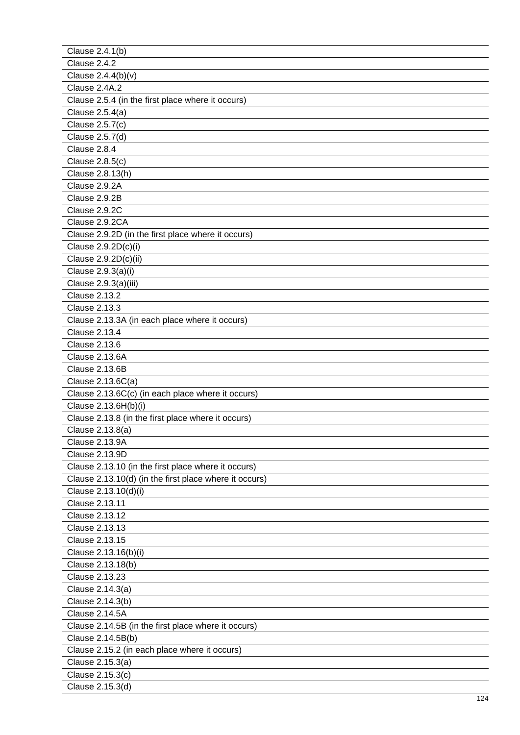| Clause 2.4.1(b) |
|---|
| Clause 2.4.2 |
| Clause 2.4.4(b)(v) |
| Clause 2.4A.2 |
| Clause 2.5.4 (in the first place where it occurs) |
| Clause 2.5.4(a) |
| Clause 2.5.7(c) |
| Clause 2.5.7(d) |
| Clause 2.8.4 |
| Clause 2.8.5(c) |
| Clause 2.8.13(h) |
| Clause 2.9.2A |
| Clause 2.9.2B |
| Clause 2.9.2C |
| Clause 2.9.2CA |
| Clause 2.9.2D (in the first place where it occurs) |
| Clause 2.9.2D(c)(i) |
| Clause 2.9.2D(c)(ii) |
| Clause 2.9.3(a)(i) |
| Clause 2.9.3(a)(iii) |
| Clause 2.13.2 |
| Clause 2.13.3 |
| Clause 2.13.3A (in each place where it occurs) |
| Clause 2.13.4 |
| Clause 2.13.6 |
| Clause 2.13.6A |
| Clause 2.13.6B |
| Clause 2.13.6C(a) |
| Clause 2.13.6C(c) (in each place where it occurs) |
| Clause 2.13.6H(b)(i) |
| Clause 2.13.8 (in the first place where it occurs) |
| Clause 2.13.8(a) |
| Clause 2.13.9A |
| Clause 2.13.9D |
| Clause 2.13.10 (in the first place where it occurs) |
| Clause 2.13.10(d) (in the first place where it occurs) |
| Clause 2.13.10(d)(i) |
| Clause 2.13.11 |
| Clause 2.13.12 |
| Clause 2.13.13 |
| Clause 2.13.15 |
| Clause 2.13.16(b)(i) |
| Clause 2.13.18(b) |
| Clause 2.13.23 |
| Clause 2.14.3(a) |
| Clause 2.14.3(b) |
| Clause 2.14.5A |
| Clause 2.14.5B (in the first place where it occurs) |
| Clause 2.14.5B(b) |
| Clause 2.15.2 (in each place where it occurs) |
| Clause 2.15.3(a) |
| Clause 2.15.3(c) |
| Clause 2.15.3(d) |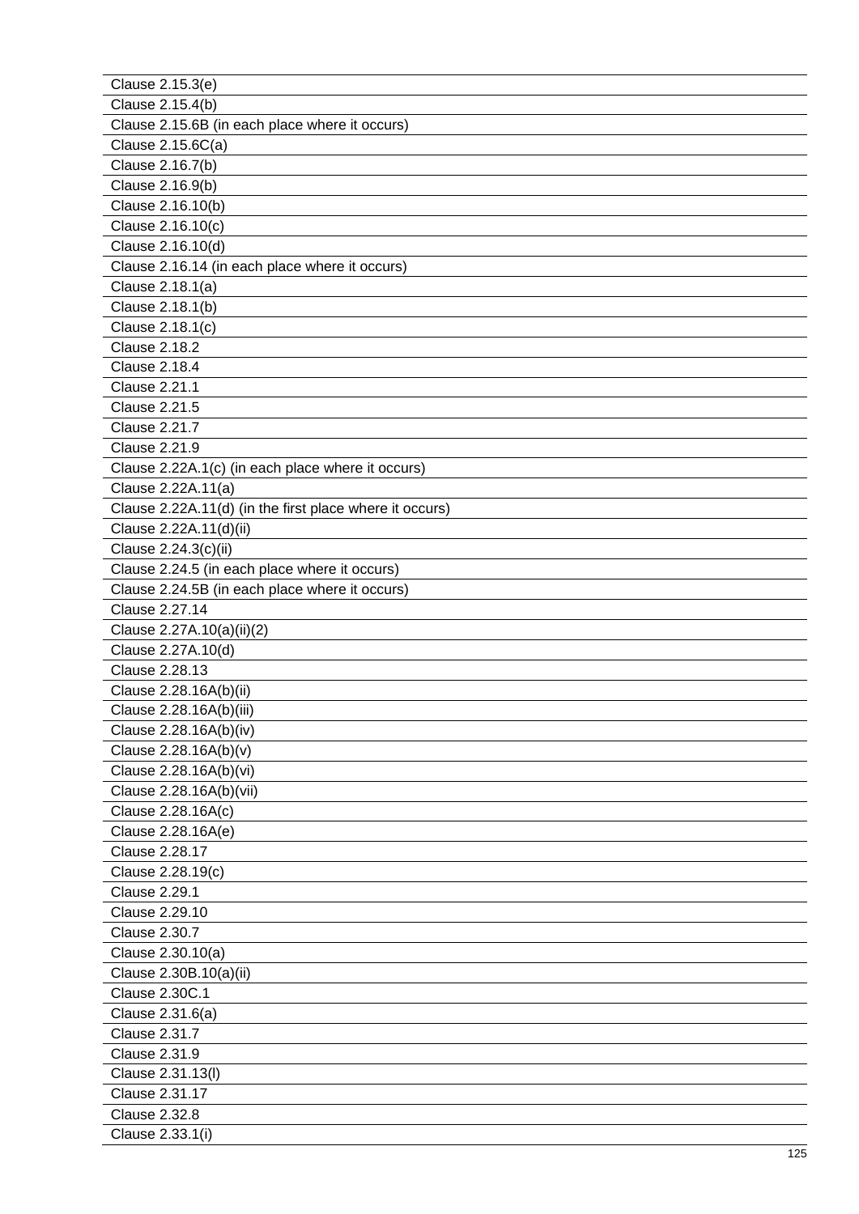| |
|---|
| Clause 2.15.3(e) |
| Clause 2.15.4(b) |
| Clause 2.15.6B (in each place where it occurs) |
| Clause 2.15.6C(a) |
| Clause 2.16.7(b) |
| Clause 2.16.9(b) |
| Clause 2.16.10(b) |
| Clause 2.16.10(c) |
| Clause 2.16.10(d) |
| Clause 2.16.14 (in each place where it occurs) |
| Clause 2.18.1(a) |
| Clause 2.18.1(b) |
| Clause 2.18.1(c) |
| Clause 2.18.2 |
| Clause 2.18.4 |
| Clause 2.21.1 |
| Clause 2.21.5 |
| Clause 2.21.7 |
| Clause 2.21.9 |
| Clause 2.22A.1(c) (in each place where it occurs) |
| Clause 2.22A.11(a) |
| Clause 2.22A.11(d) (in the first place where it occurs) |
| Clause 2.22A.11(d)(ii) |
| Clause 2.24.3(c)(ii) |
| Clause 2.24.5 (in each place where it occurs) |
| Clause 2.24.5B (in each place where it occurs) |
| Clause 2.27.14 |
| Clause 2.27A.10(a)(ii)(2) |
| Clause 2.27A.10(d) |
| Clause 2.28.13 |
| Clause 2.28.16A(b)(ii) |
| Clause 2.28.16A(b)(iii) |
| Clause 2.28.16A(b)(iv) |
| Clause 2.28.16A(b)(v) |
| Clause 2.28.16A(b)(vi) |
| Clause 2.28.16A(b)(vii) |
| Clause 2.28.16A(c) |
| Clause 2.28.16A(e) |
| Clause 2.28.17 |
| Clause 2.28.19(c) |
| Clause 2.29.1 |
| Clause 2.29.10 |
| Clause 2.30.7 |
| Clause 2.30.10(a) |
| Clause 2.30B.10(a)(ii) |
| Clause 2.30C.1 |
| Clause 2.31.6(a) |
| Clause 2.31.7 |
| Clause 2.31.9 |
| Clause 2.31.13(l) |
| Clause 2.31.17 |
| Clause 2.32.8 |
| Clause 2.33.1(i) |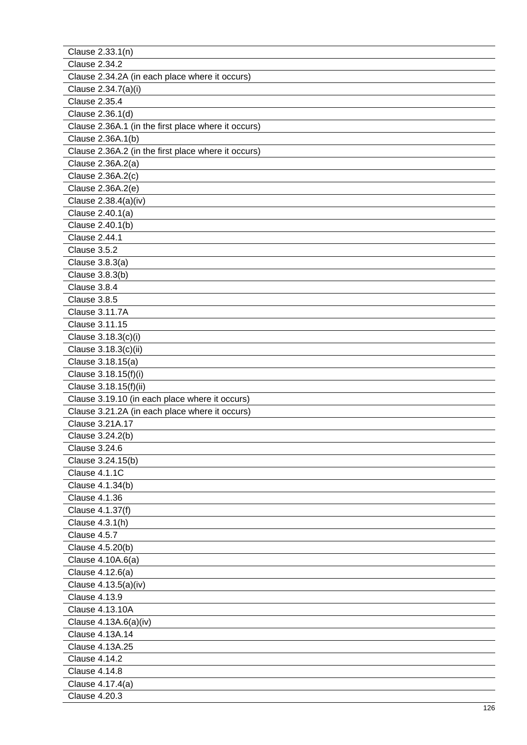| Clause 2.33.1(n) |
|---|
| Clause 2.34.2 |
| Clause 2.34.2A (in each place where it occurs) |
| Clause 2.34.7(a)(i) |
| Clause 2.35.4 |
| Clause 2.36.1(d) |
| Clause 2.36A.1 (in the first place where it occurs) |
| Clause 2.36A.1(b) |
| Clause 2.36A.2 (in the first place where it occurs) |
| Clause 2.36A.2(a) |
| Clause 2.36A.2(c) |
| Clause 2.36A.2(e) |
| Clause 2.38.4(a)(iv) |
| Clause 2.40.1(a) |
| Clause 2.40.1(b) |
| Clause 2.44.1 |
| Clause 3.5.2 |
| Clause 3.8.3(a) |
| Clause 3.8.3(b) |
| Clause 3.8.4 |
| Clause 3.8.5 |
| Clause 3.11.7A |
| Clause 3.11.15 |
| Clause 3.18.3(c)(i) |
| Clause 3.18.3(c)(ii) |
| Clause 3.18.15(a) |
| Clause 3.18.15(f)(i) |
| Clause 3.18.15(f)(ii) |
| Clause 3.19.10 (in each place where it occurs) |
| Clause 3.21.2A (in each place where it occurs) |
| Clause 3.21A.17 |
| Clause 3.24.2(b) |
| Clause 3.24.6 |
| Clause 3.24.15(b) |
| Clause 4.1.1C |
| Clause 4.1.34(b) |
| Clause 4.1.36 |
| Clause 4.1.37(f) |
| Clause 4.3.1(h) |
| Clause 4.5.7 |
| Clause 4.5.20(b) |
| Clause 4.10A.6(a) |
| Clause 4.12.6(a) |
| Clause 4.13.5(a)(iv) |
| Clause 4.13.9 |
| Clause 4.13.10A |
| Clause 4.13A.6(a)(iv) |
| Clause 4.13A.14 |
| Clause 4.13A.25 |
| Clause 4.14.2 |
| Clause 4.14.8 |
| Clause 4.17.4(a) |
| Clause 4.20.3 |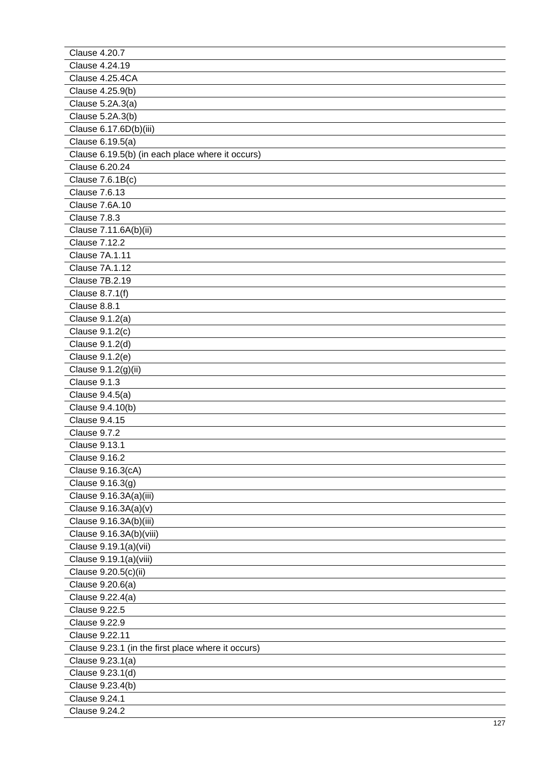| Clause 4.20.7 |
|---|
| Clause 4.24.19 |
| Clause 4.25.4CA |
| Clause 4.25.9(b) |
| Clause 5.2A.3(a) |
| Clause 5.2A.3(b) |
| Clause 6.17.6D(b)(iii) |
| Clause 6.19.5(a) |
| Clause 6.19.5(b) (in each place where it occurs) |
| Clause 6.20.24 |
| Clause 7.6.1B(c) |
| Clause 7.6.13 |
| Clause 7.6A.10 |
| Clause 7.8.3 |
| Clause 7.11.6A(b)(ii) |
| Clause 7.12.2 |
| Clause 7A.1.11 |
| Clause 7A.1.12 |
| Clause 7B.2.19 |
| Clause 8.7.1(f) |
| Clause 8.8.1 |
| Clause 9.1.2(a) |
| Clause 9.1.2(c) |
| Clause 9.1.2(d) |
| Clause 9.1.2(e) |
| Clause 9.1.2(g)(ii) |
| Clause 9.1.3 |
| Clause 9.4.5(a) |
| Clause 9.4.10(b) |
| Clause 9.4.15 |
| Clause 9.7.2 |
| Clause 9.13.1 |
| Clause 9.16.2 |
| Clause 9.16.3(cA) |
| Clause 9.16.3(g) |
| Clause 9.16.3A(a)(iii) |
| Clause 9.16.3A(a)(v) |
| Clause 9.16.3A(b)(iii) |
| Clause 9.16.3A(b)(viii) |
| Clause 9.19.1(a)(vii) |
| Clause 9.19.1(a)(viii) |
| Clause 9.20.5(c)(ii) |
| Clause 9.20.6(a) |
| Clause 9.22.4(a) |
| Clause 9.22.5 |
| Clause 9.22.9 |
| Clause 9.22.11 |
| Clause 9.23.1 (in the first place where it occurs) |
| Clause 9.23.1(a) |
| Clause 9.23.1(d) |
| Clause 9.23.4(b) |
| Clause 9.24.1 |
| Clause 9.24.2 |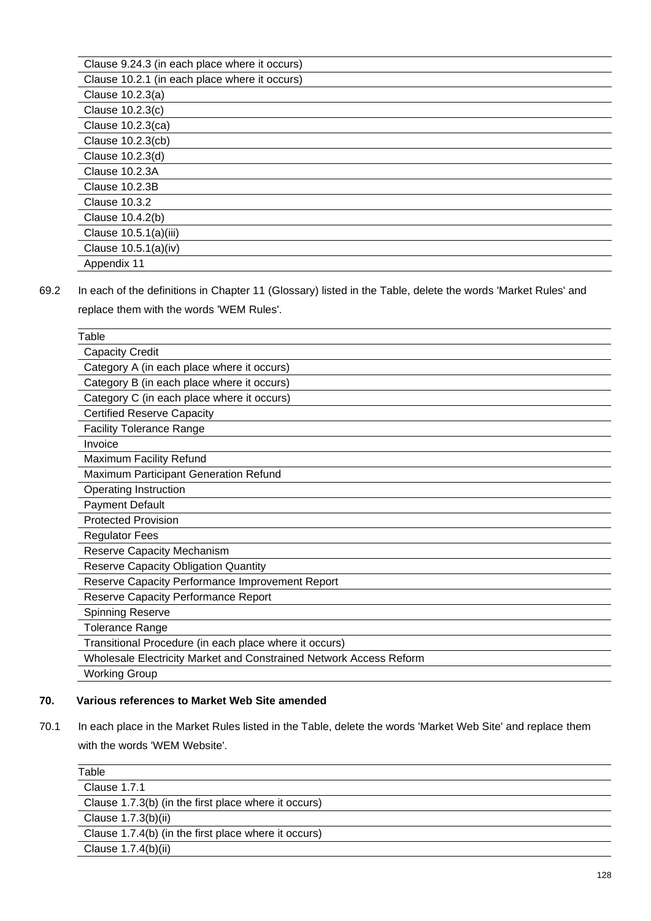| Clause 9.24.3 (in each place where it occurs) |
|---|
| Clause 10.2.1 (in each place where it occurs) |
| Clause 10.2.3(a) |
| Clause 10.2.3(c) |
| Clause 10.2.3(ca) |
| Clause 10.2.3(cb) |
| Clause 10.2.3(d) |
| Clause 10.2.3A |
| Clause 10.2.3B |
| Clause 10.3.2 |
| Clause 10.4.2(b) |
| Clause 10.5.1(a)(iii) |
| Clause 10.5.1(a)(iv) |
| Appendix 11 |

69.2 In each of the definitions in Chapter 11 (Glossary) listed in the Table, delete the words 'Market Rules' and replace them with the words 'WEM Rules'.

| Table |
|---|
| Capacity Credit |
| Category A (in each place where it occurs) |
| Category B (in each place where it occurs) |
| Category C (in each place where it occurs) |
| Certified Reserve Capacity |
| Facility Tolerance Range |
| Invoice |
| Maximum Facility Refund |
| Maximum Participant Generation Refund |
| Operating Instruction |
| Payment Default |
| Protected Provision |
| Regulator Fees |
| Reserve Capacity Mechanism |
| Reserve Capacity Obligation Quantity |
| Reserve Capacity Performance Improvement Report |
| Reserve Capacity Performance Report |
| Spinning Reserve |
| Tolerance Range |
| Transitional Procedure (in each place where it occurs) |
| Wholesale Electricity Market and Constrained Network Access Reform |
| Working Group |

### 70. Various references to Market Web Site amended

70.1 In each place in the Market Rules listed in the Table, delete the words 'Market Web Site' and replace them with the words 'WEM Website'.

| Table |
|---|
| Clause 1.7.1 |
| Clause 1.7.3(b) (in the first place where it occurs) |
| Clause 1.7.3(b)(ii) |
| Clause 1.7.4(b) (in the first place where it occurs) |
| Clause 1.7.4(b)(ii) |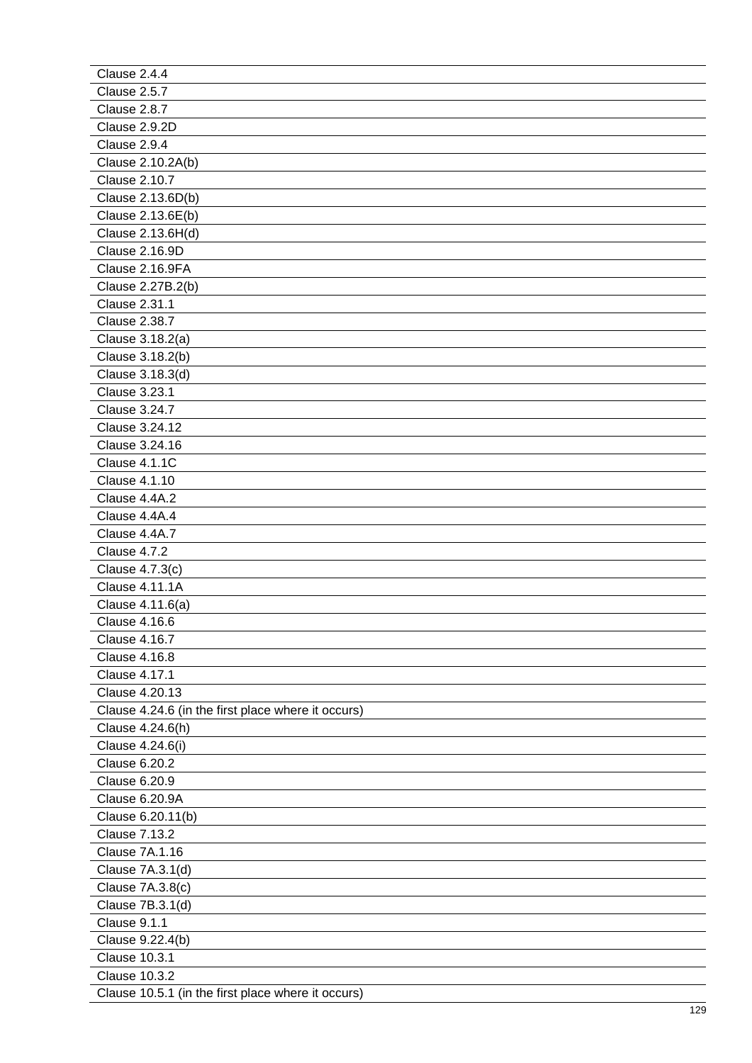| Clause 2.4.4 |
|---|
| Clause 2.5.7 |
| Clause 2.8.7 |
| Clause 2.9.2D |
| Clause 2.9.4 |
| Clause 2.10.2A(b) |
| Clause 2.10.7 |
| Clause 2.13.6D(b) |
| Clause 2.13.6E(b) |
| Clause 2.13.6H(d) |
| Clause 2.16.9D |
| Clause 2.16.9FA |
| Clause 2.27B.2(b) |
| Clause 2.31.1 |
| Clause 2.38.7 |
| Clause 3.18.2(a) |
| Clause 3.18.2(b) |
| Clause 3.18.3(d) |
| Clause 3.23.1 |
| Clause 3.24.7 |
| Clause 3.24.12 |
| Clause 3.24.16 |
| Clause 4.1.1C |
| Clause 4.1.10 |
| Clause 4.4A.2 |
| Clause 4.4A.4 |
| Clause 4.4A.7 |
| Clause 4.7.2 |
| Clause 4.7.3(c) |
| Clause 4.11.1A |
| Clause 4.11.6(a) |
| Clause 4.16.6 |
| Clause 4.16.7 |
| Clause 4.16.8 |
| Clause 4.17.1 |
| Clause 4.20.13 |
| Clause 4.24.6 (in the first place where it occurs) |
| Clause 4.24.6(h) |
| Clause 4.24.6(i) |
| Clause 6.20.2 |
| Clause 6.20.9 |
| Clause 6.20.9A |
| Clause 6.20.11(b) |
| Clause 7.13.2 |
| Clause 7A.1.16 |
| Clause 7A.3.1(d) |
| Clause 7A.3.8(c) |
| Clause 7B.3.1(d) |
| Clause 9.1.1 |
| Clause 9.22.4(b) |
| Clause 10.3.1 |
| Clause 10.3.2 |
| Clause 10.5.1 (in the first place where it occurs) |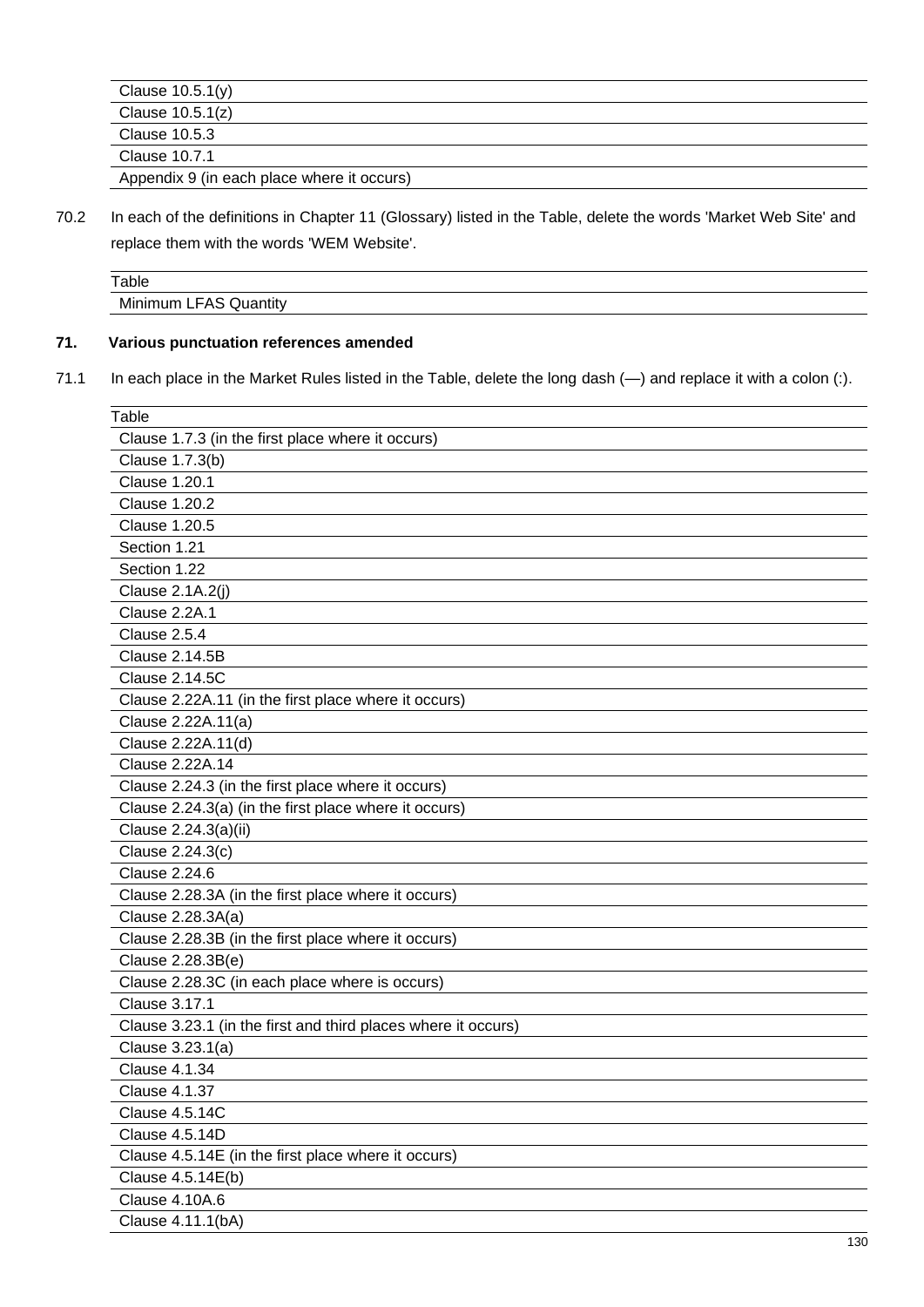| |
|---|
| Clause 10.5.1(y) |
| Clause 10.5.1(z) |
| Clause 10.5.3 |
| Clause 10.7.1 |
| Appendix 9 (in each place where it occurs) |

70.2 In each of the definitions in Chapter 11 (Glossary) listed in the Table, delete the words 'Market Web Site' and replace them with the words 'WEM Website'.

| Table |
|---|
| Minimum LFAS Quantity |

**71. Various punctuation references amended**

71.1 In each place in the Market Rules listed in the Table, delete the long dash (—) and replace it with a colon (:).

| Table |
|---|
| Clause 1.7.3 (in the first place where it occurs) |
| Clause 1.7.3(b) |
| Clause 1.20.1 |
| Clause 1.20.2 |
| Clause 1.20.5 |
| Section 1.21 |
| Section 1.22 |
| Clause 2.1A.2(j) |
| Clause 2.2A.1 |
| Clause 2.5.4 |
| Clause 2.14.5B |
| Clause 2.14.5C |
| Clause 2.22A.11 (in the first place where it occurs) |
| Clause 2.22A.11(a) |
| Clause 2.22A.11(d) |
| Clause 2.22A.14 |
| Clause 2.24.3 (in the first place where it occurs) |
| Clause 2.24.3(a) (in the first place where it occurs) |
| Clause 2.24.3(a)(ii) |
| Clause 2.24.3(c) |
| Clause 2.24.6 |
| Clause 2.28.3A (in the first place where it occurs) |
| Clause 2.28.3A(a) |
| Clause 2.28.3B (in the first place where it occurs) |
| Clause 2.28.3B(e) |
| Clause 2.28.3C (in each place where is occurs) |
| Clause 3.17.1 |
| Clause 3.23.1 (in the first and third places where it occurs) |
| Clause 3.23.1(a) |
| Clause 4.1.34 |
| Clause 4.1.37 |
| Clause 4.5.14C |
| Clause 4.5.14D |
| Clause 4.5.14E (in the first place where it occurs) |
| Clause 4.5.14E(b) |
| Clause 4.10A.6 |
| Clause 4.11.1(bA) |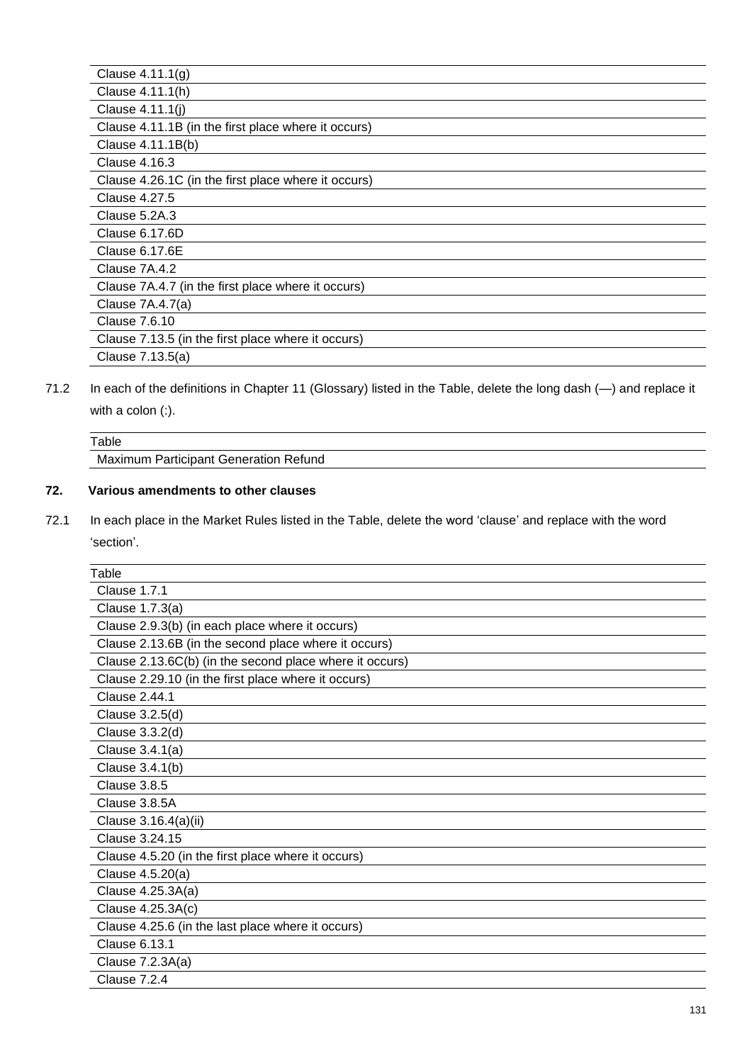| Clause 4.11.1(g) |
|---|
| Clause 4.11.1(h) |
| Clause 4.11.1(j) |
| Clause 4.11.1B (in the first place where it occurs) |
| Clause 4.11.1B(b) |
| Clause 4.16.3 |
| Clause 4.26.1C (in the first place where it occurs) |
| Clause 4.27.5 |
| Clause 5.2A.3 |
| Clause 6.17.6D |
| Clause 6.17.6E |
| Clause 7A.4.2 |
| Clause 7A.4.7 (in the first place where it occurs) |
| Clause 7A.4.7(a) |
| Clause 7.6.10 |
| Clause 7.13.5 (in the first place where it occurs) |
| Clause 7.13.5(a) |

71.2 In each of the definitions in Chapter 11 (Glossary) listed in the Table, delete the long dash (—) and replace it with a colon (:).

| Table |
|---|
| Maximum Participant Generation Refund |

## 72. Various amendments to other clauses

72.1 In each place in the Market Rules listed in the Table, delete the word 'clause' and replace with the word 'section'.

| Table |
|---|
| Clause 1.7.1 |
| Clause 1.7.3(a) |
| Clause 2.9.3(b) (in each place where it occurs) |
| Clause 2.13.6B (in the second place where it occurs) |
| Clause 2.13.6C(b) (in the second place where it occurs) |
| Clause 2.29.10 (in the first place where it occurs) |
| Clause 2.44.1 |
| Clause 3.2.5(d) |
| Clause 3.3.2(d) |
| Clause 3.4.1(a) |
| Clause 3.4.1(b) |
| Clause 3.8.5 |
| Clause 3.8.5A |
| Clause 3.16.4(a)(ii) |
| Clause 3.24.15 |
| Clause 4.5.20 (in the first place where it occurs) |
| Clause 4.5.20(a) |
| Clause 4.25.3A(a) |
| Clause 4.25.3A(c) |
| Clause 4.25.6 (in the last place where it occurs) |
| Clause 6.13.1 |
| Clause 7.2.3A(a) |
| Clause 7.2.4 |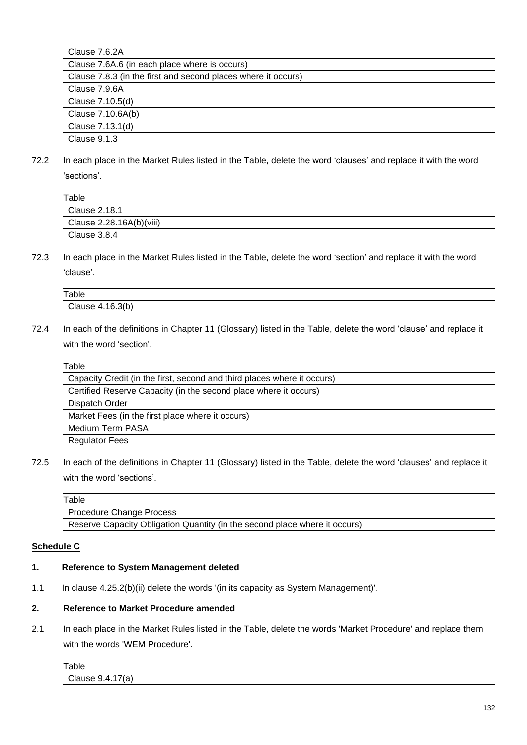| Clause 7.6.2A |
|---|
| Clause 7.6A.6 (in each place where is occurs) |
| Clause 7.8.3 (in the first and second places where it occurs) |
| Clause 7.9.6A |
| Clause 7.10.5(d) |
| Clause 7.10.6A(b) |
| Clause 7.13.1(d) |
| Clause 9.1.3 |

72.2 In each place in the Market Rules listed in the Table, delete the word 'clauses' and replace it with the word 'sections'.

| Table |
|---|
| Clause 2.18.1 |
| Clause 2.28.16A(b)(viii) |
| Clause 3.8.4 |

72.3 In each place in the Market Rules listed in the Table, delete the word 'section' and replace it with the word 'clause'.

| Table |
|---|
| Clause 4.16.3(b) |

72.4 In each of the definitions in Chapter 11 (Glossary) listed in the Table, delete the word 'clause' and replace it with the word 'section'.

| Table |
|---|
| Capacity Credit (in the first, second and third places where it occurs) |
| Certified Reserve Capacity (in the second place where it occurs) |
| Dispatch Order |
| Market Fees (in the first place where it occurs) |
| Medium Term PASA |
| Regulator Fees |

72.5 In each of the definitions in Chapter 11 (Glossary) listed in the Table, delete the word 'clauses' and replace it with the word 'sections'.

| Table |
|---|
| Procedure Change Process |
| Reserve Capacity Obligation Quantity (in the second place where it occurs) |

**Schedule C**

**1. Reference to System Management deleted**

1.1 In clause 4.25.2(b)(ii) delete the words '(in its capacity as System Management)'.

**2. Reference to Market Procedure amended**

2.1 In each place in the Market Rules listed in the Table, delete the words 'Market Procedure' and replace them with the words 'WEM Procedure'.

| Table |
|---|
| Clause 9.4.17(a) |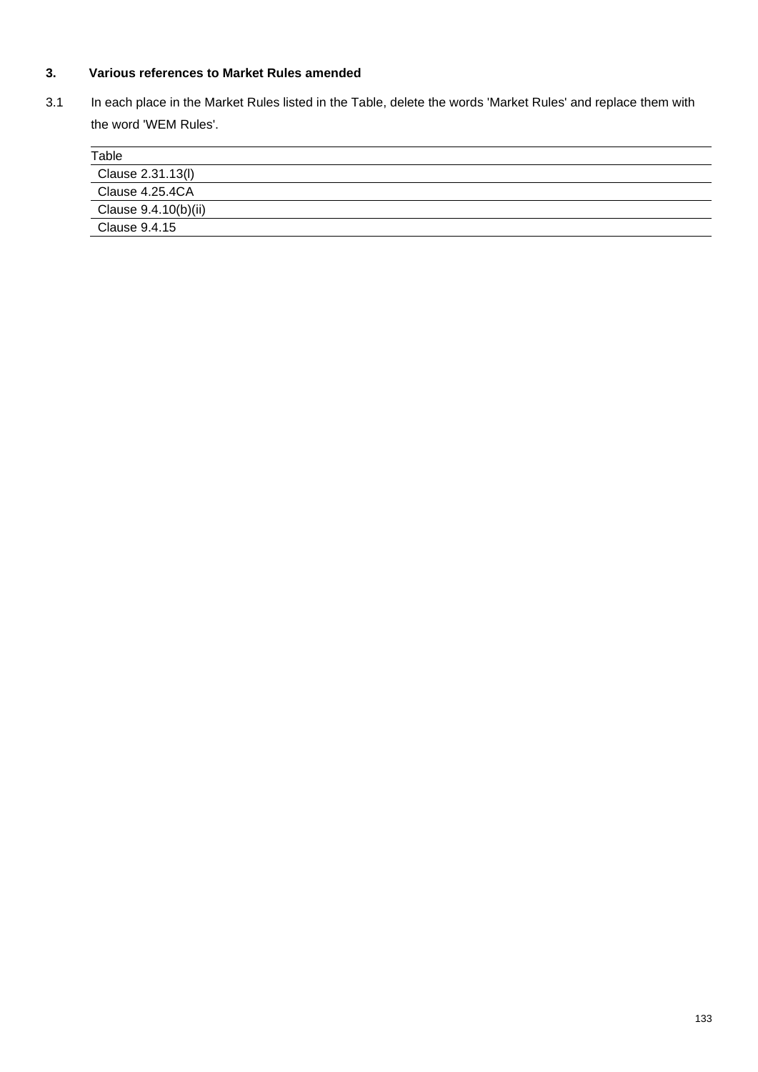### 3. Various references to Market Rules amended

3.1 In each place in the Market Rules listed in the Table, delete the words 'Market Rules' and replace them with the word 'WEM Rules'.

| Table |
|---|
| Clause 2.31.13(l) |
| Clause 4.25.4CA |
| Clause 9.4.10(b)(ii) |
| Clause 9.4.15 |